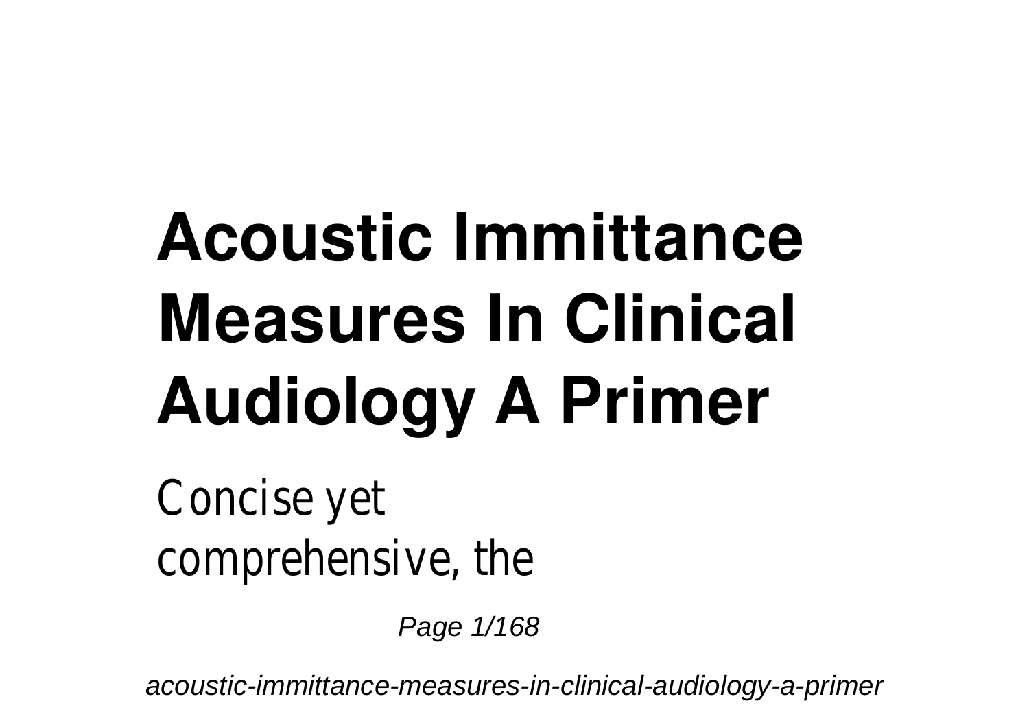# Acoustic Immittance Measures In Clinical Audiology A Primer

Concise yet comprehensive, the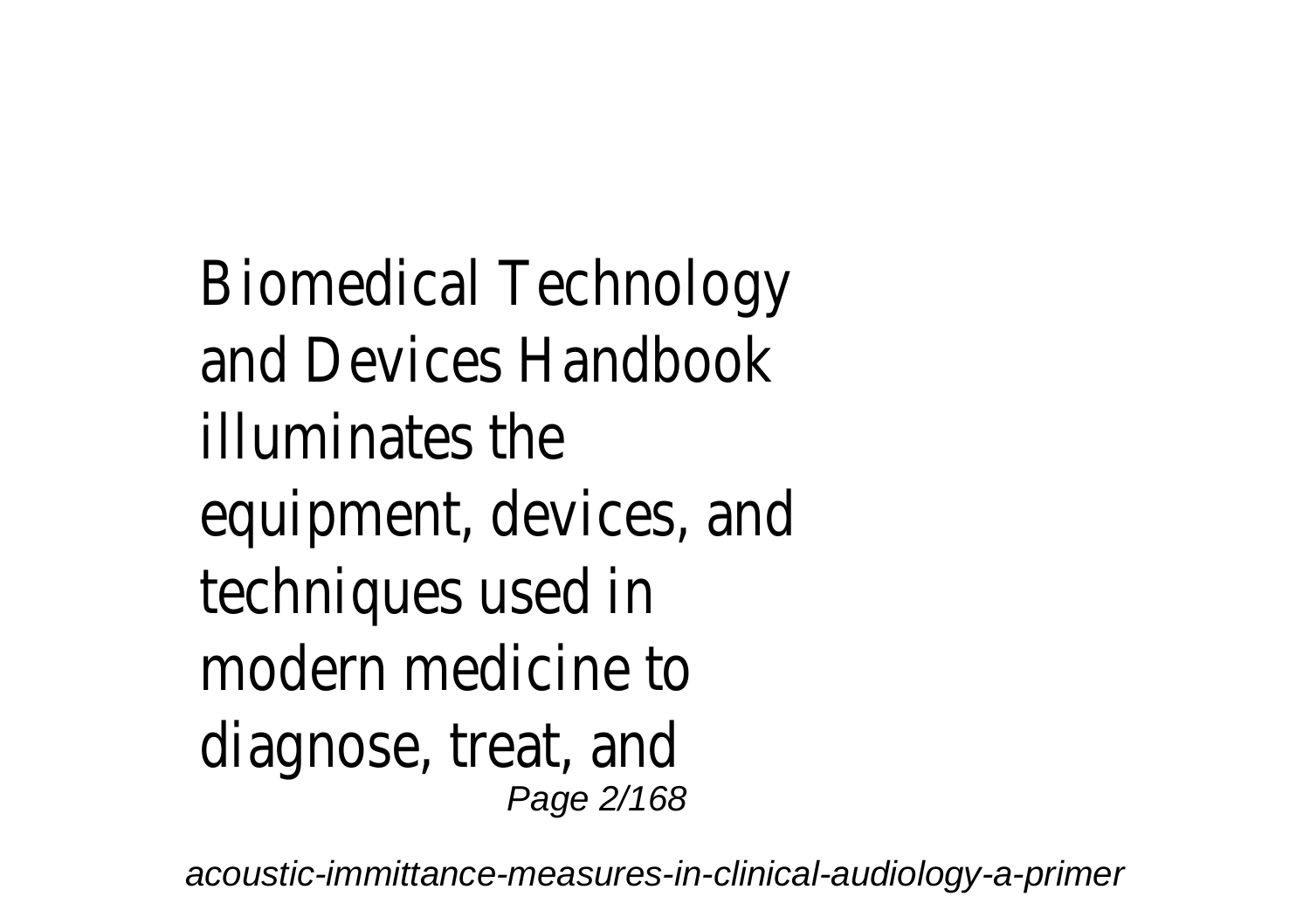Biomedical Technology and Devices Handbook illuminates the equipment, devices, and techniques used in modern medicine to diagnose, treat, and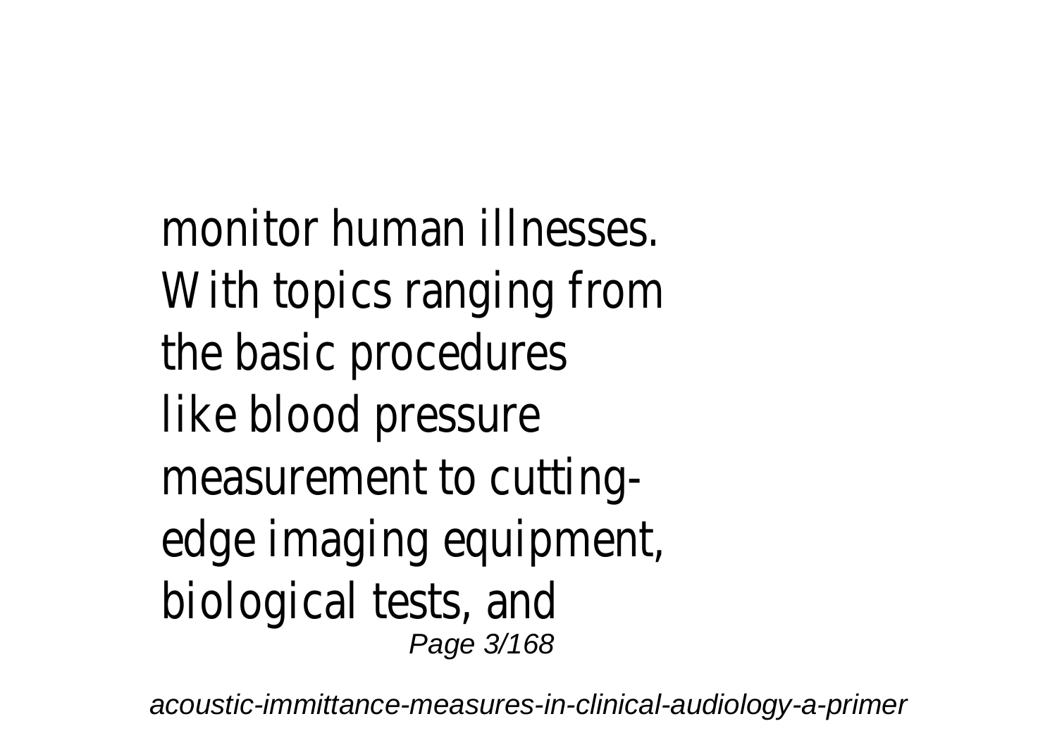monitor human illnesses. With topics ranging from the basic procedures like blood pressure measurement to cutting-edge imaging equipment, biological tests, and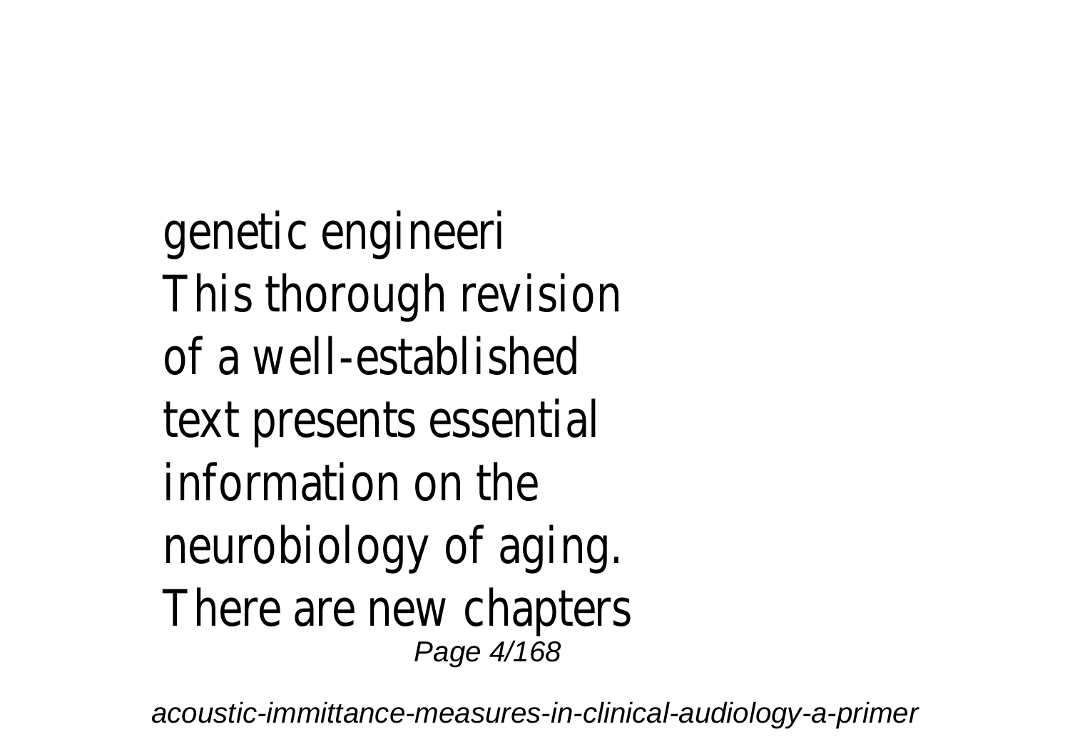genetic engineeri
This thorough revision of a well-established text presents essential information on the neurobiology of aging. There are new chapters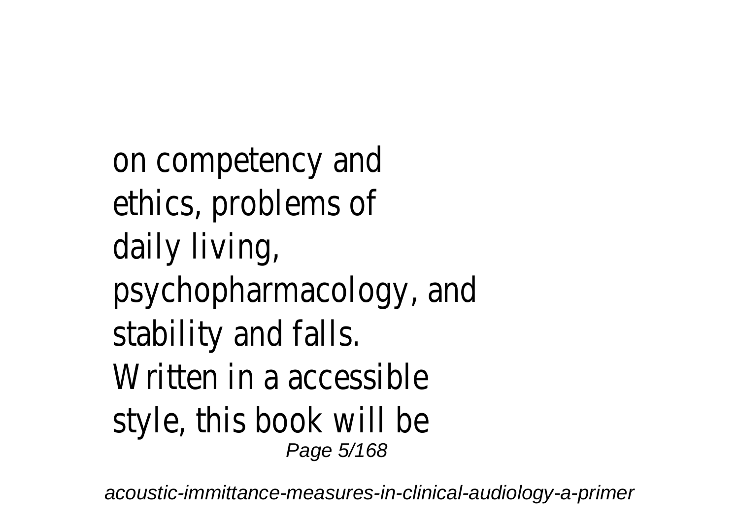on competency and ethics, problems of daily living, psychopharmacology, and stability and falls. Written in a accessible style, this book will be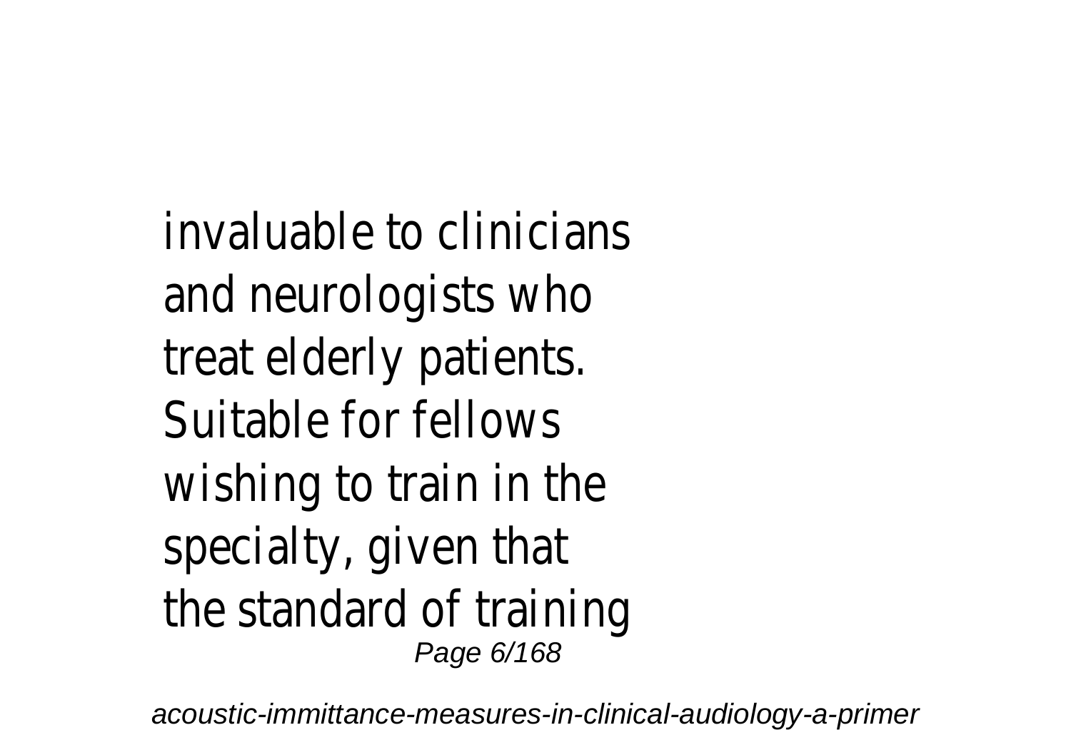invaluable to clinicians and neurologists who treat elderly patients. Suitable for fellows wishing to train in the specialty, given that the standard of training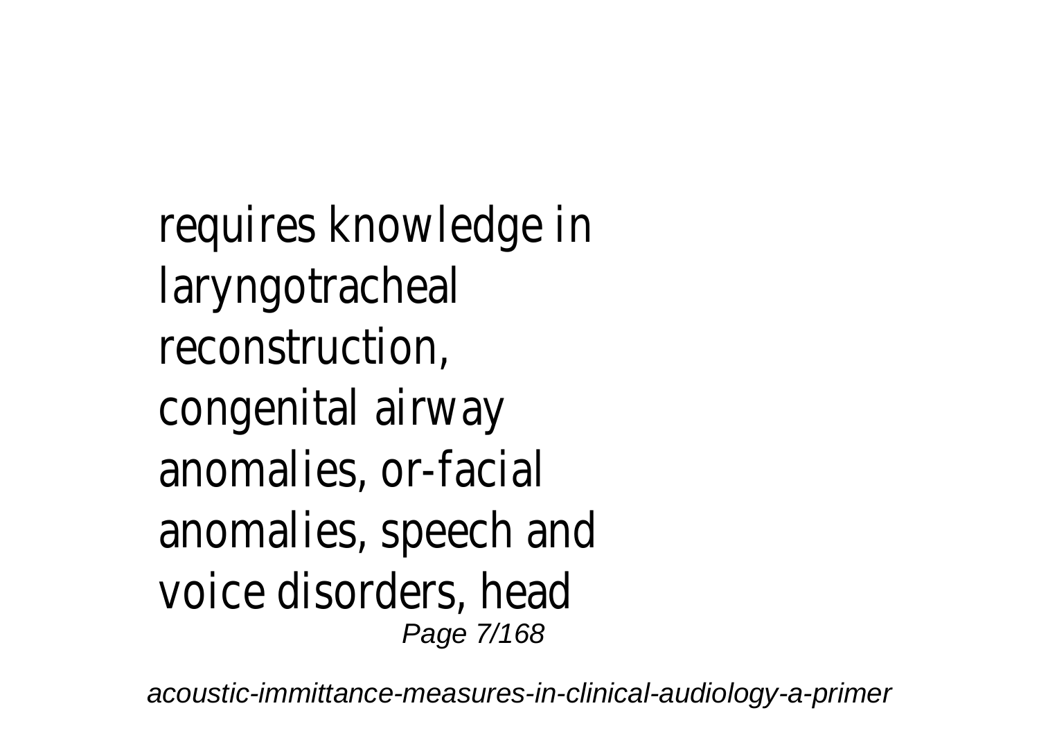requires knowledge in laryngotracheal reconstruction, congenital airway anomalies, or-facial anomalies, speech and voice disorders, head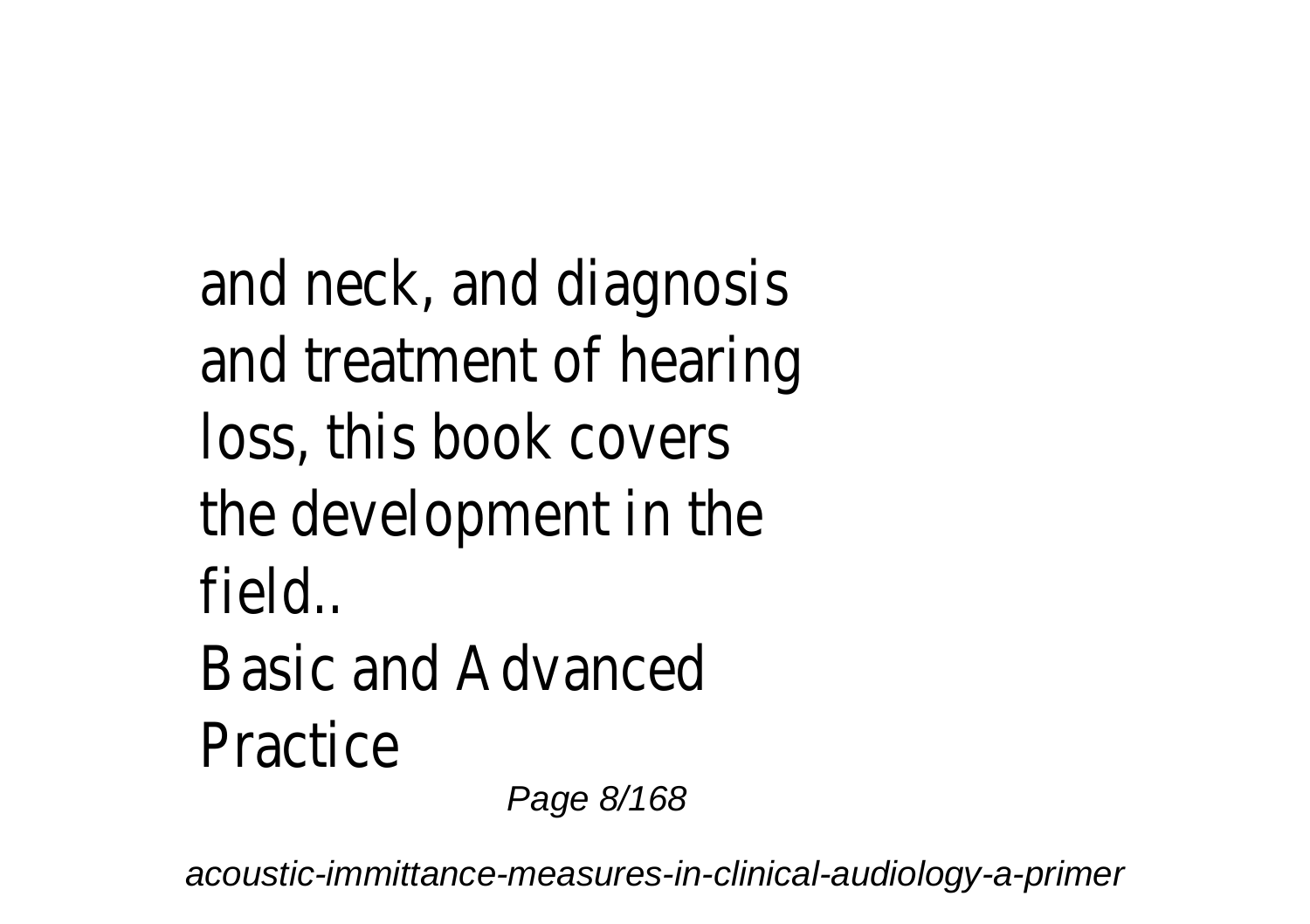and neck, and diagnosis and treatment of hearing loss, this book covers the development in the field..

Basic and Advanced Practice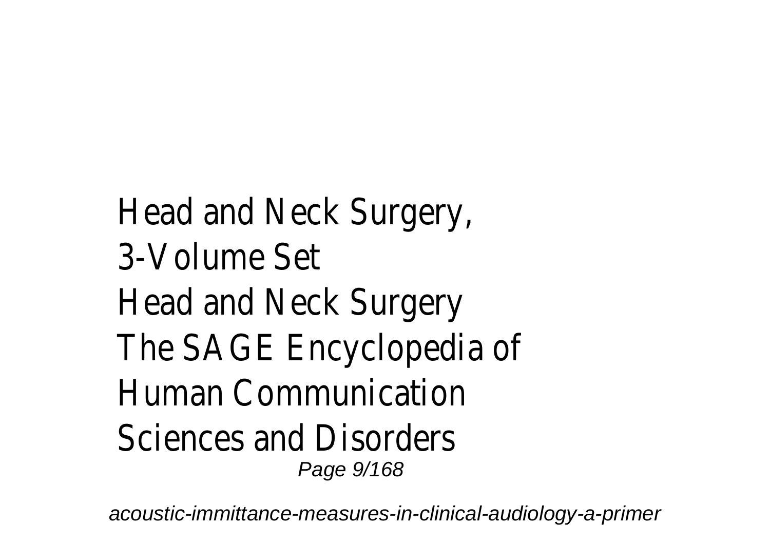Head and Neck Surgery, 3-Volume Set
Head and Neck Surgery
The SAGE Encyclopedia of Human Communication Sciences and Disorders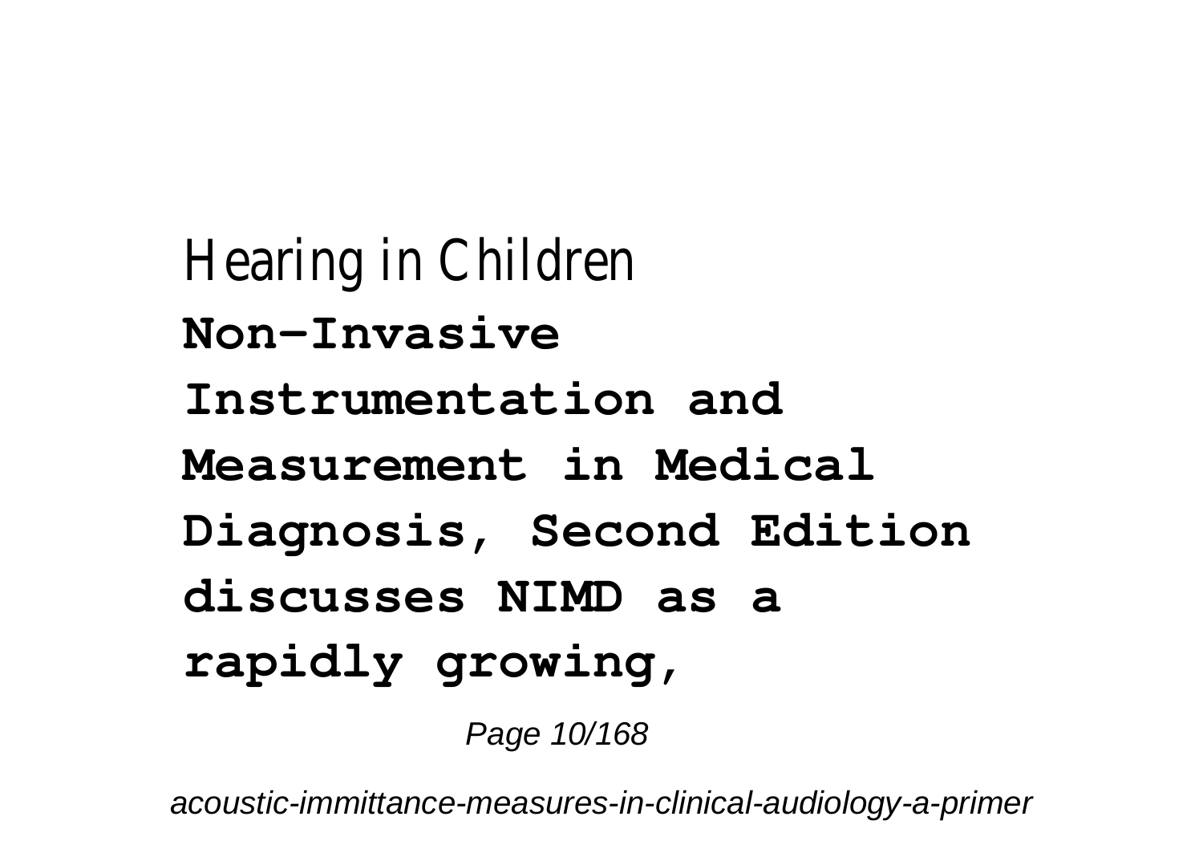Hearing in Children

**Non-Invasive Instrumentation and Measurement in Medical Diagnosis, Second Edition discusses NIMD as a rapidly growing,**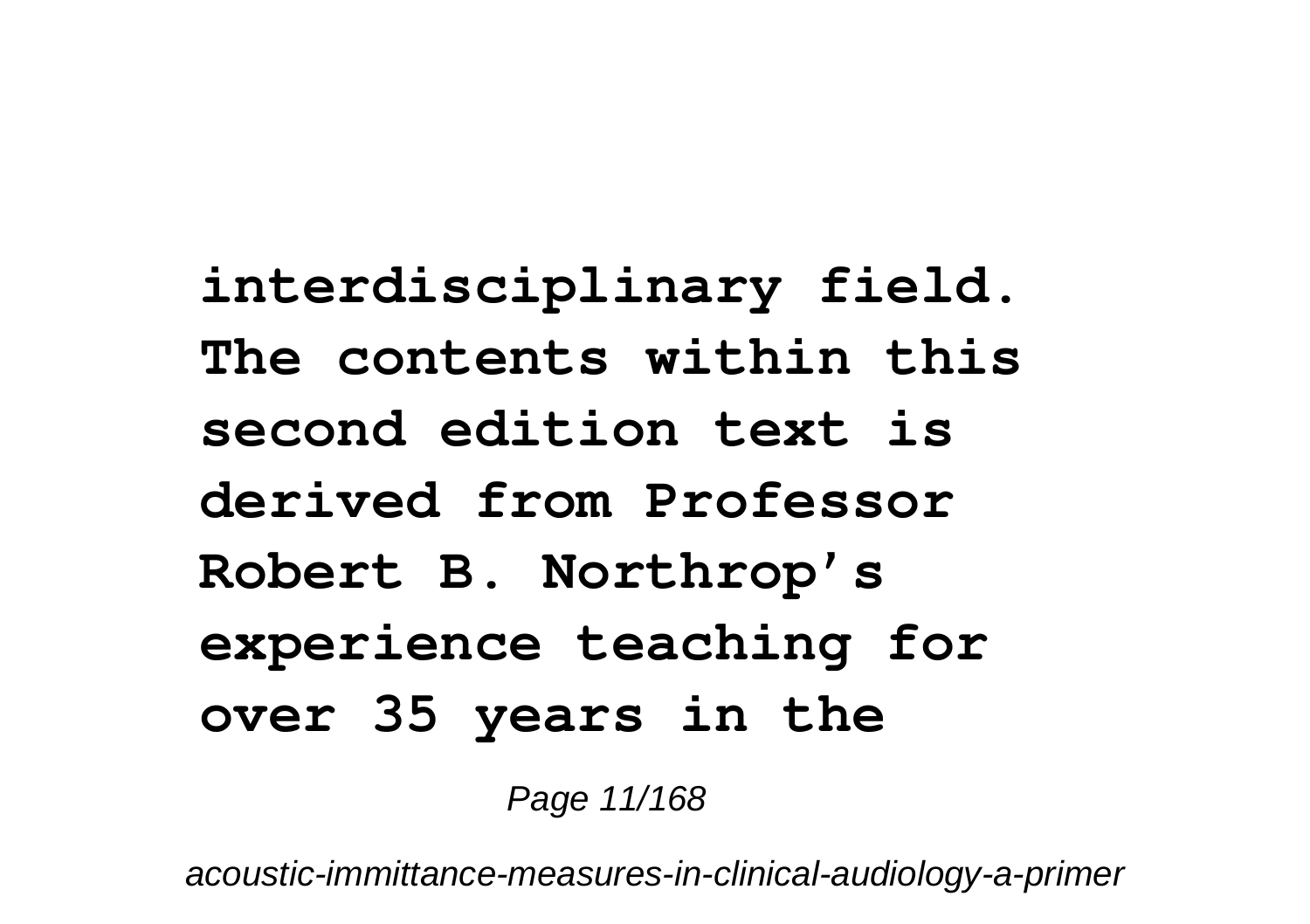**interdisciplinary field. The contents within this second edition text is derived from Professor Robert B. Northrop's experience teaching for over 35 years in the**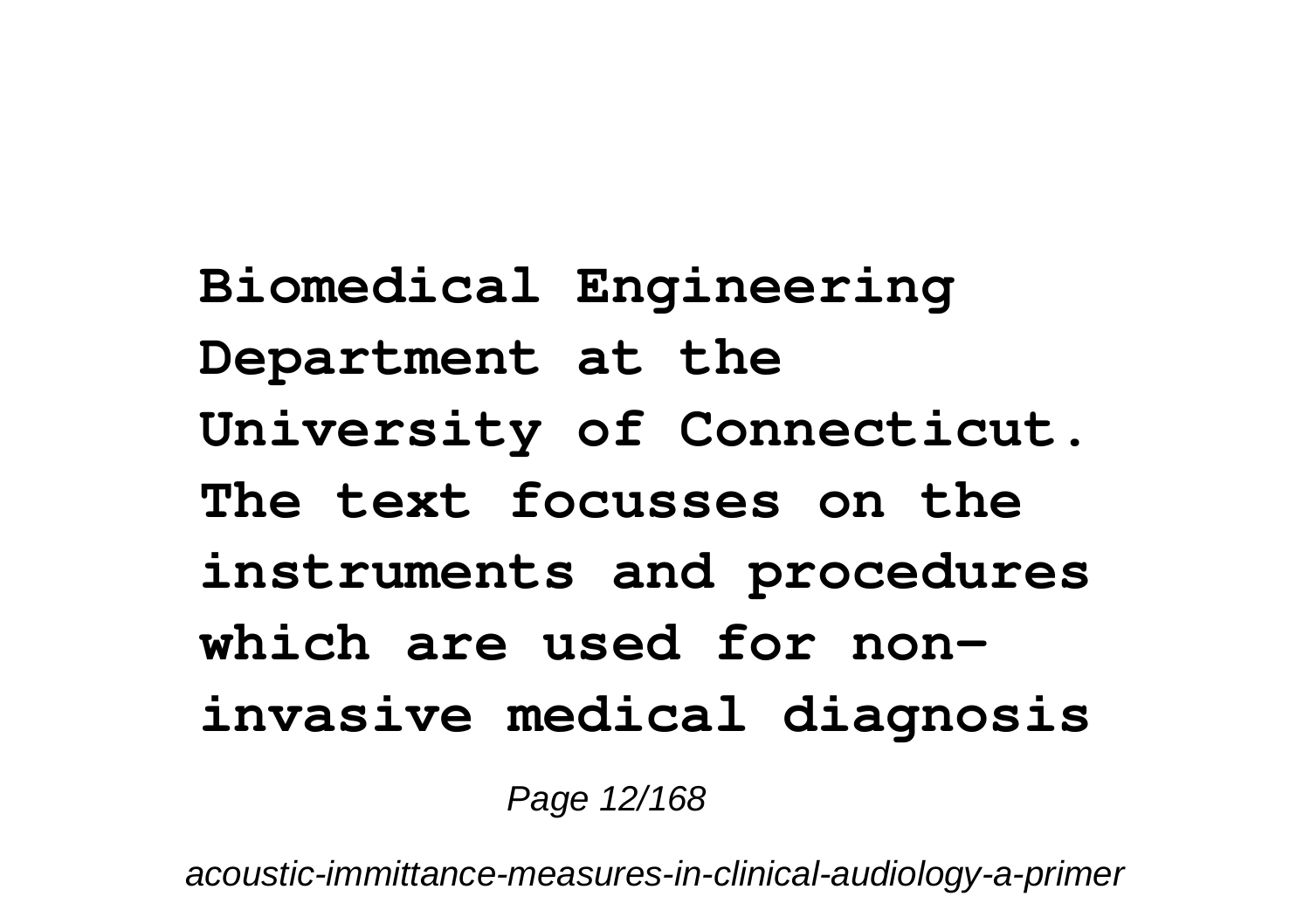**Biomedical Engineering Department at the University of Connecticut. The text focusses on the instruments and procedures which are used for non-invasive medical diagnosis**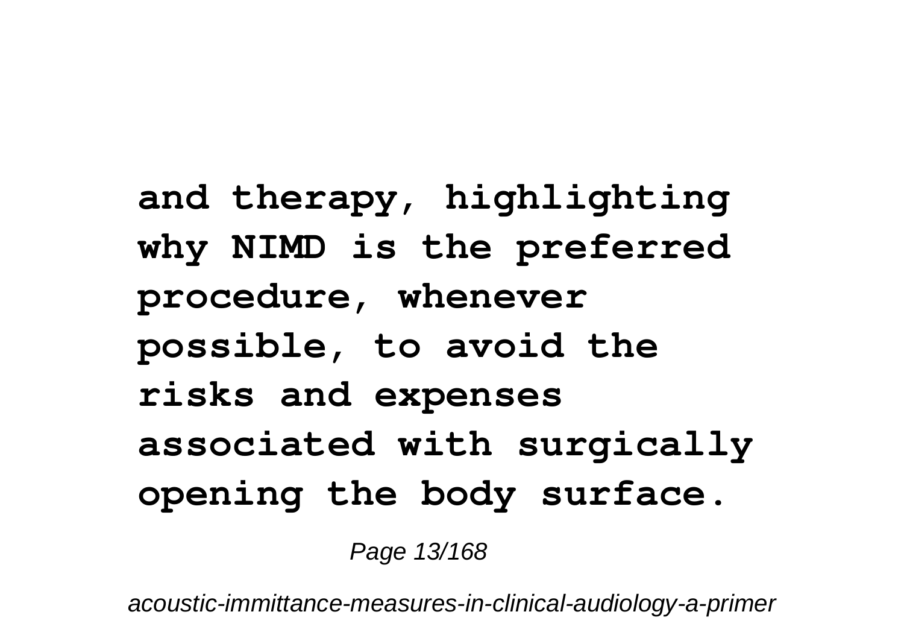**and therapy, highlighting why NIMD is the preferred procedure, whenever possible, to avoid the risks and expenses associated with surgically opening the body surface.**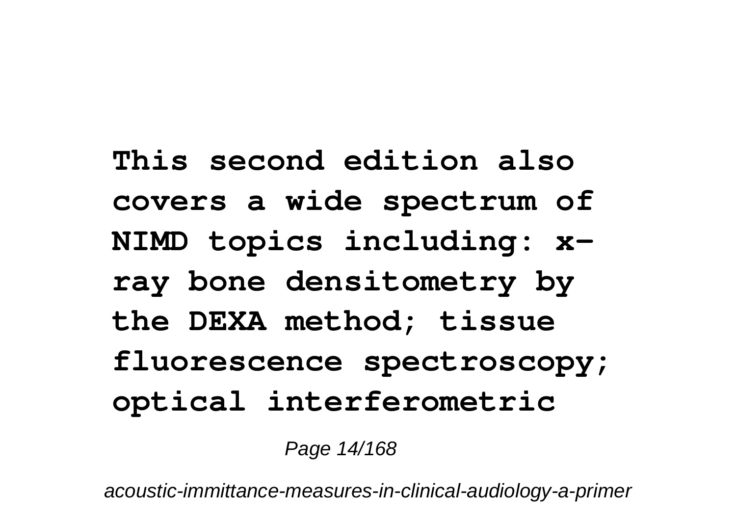**This second edition also covers a wide spectrum of NIMD topics including: x-ray bone densitometry by the DEXA method; tissue fluorescence spectroscopy; optical interferometric**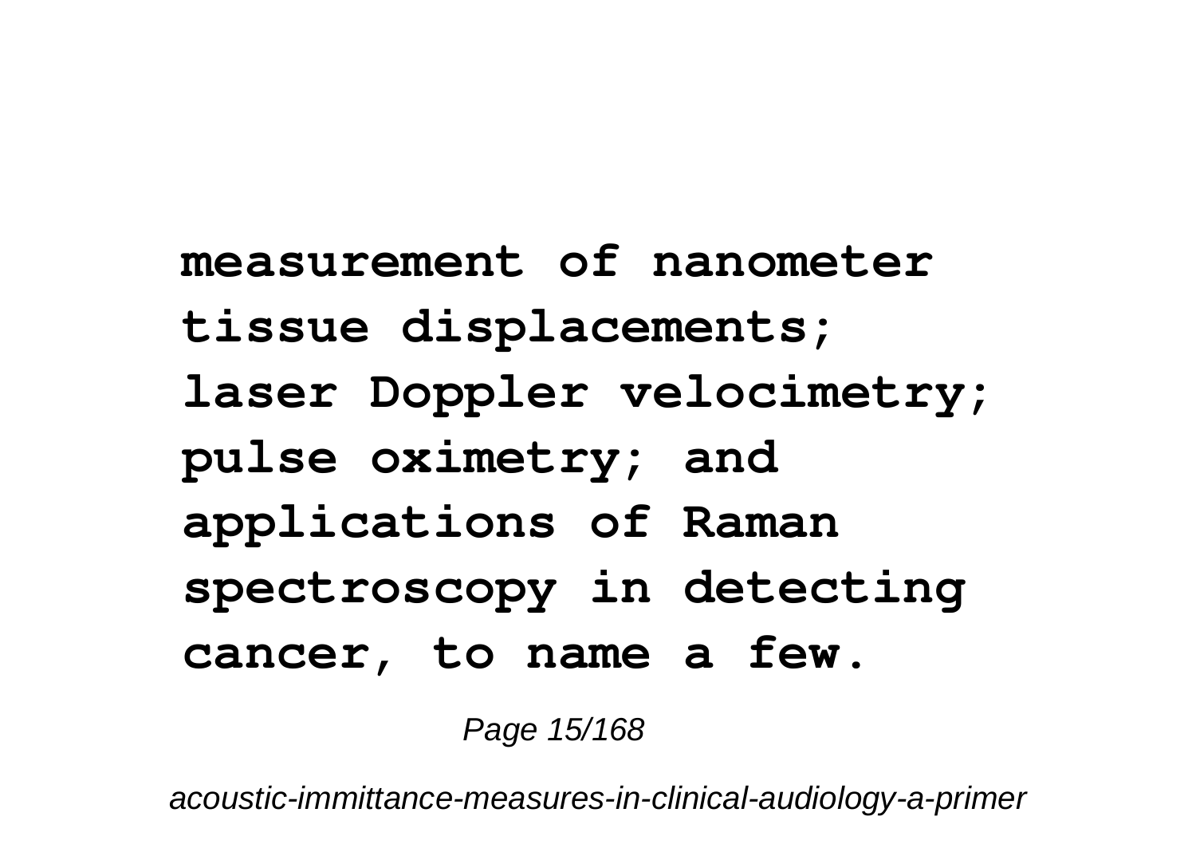**measurement of nanometer tissue displacements; laser Doppler velocimetry; pulse oximetry; and applications of Raman spectroscopy in detecting cancer, to name a few.**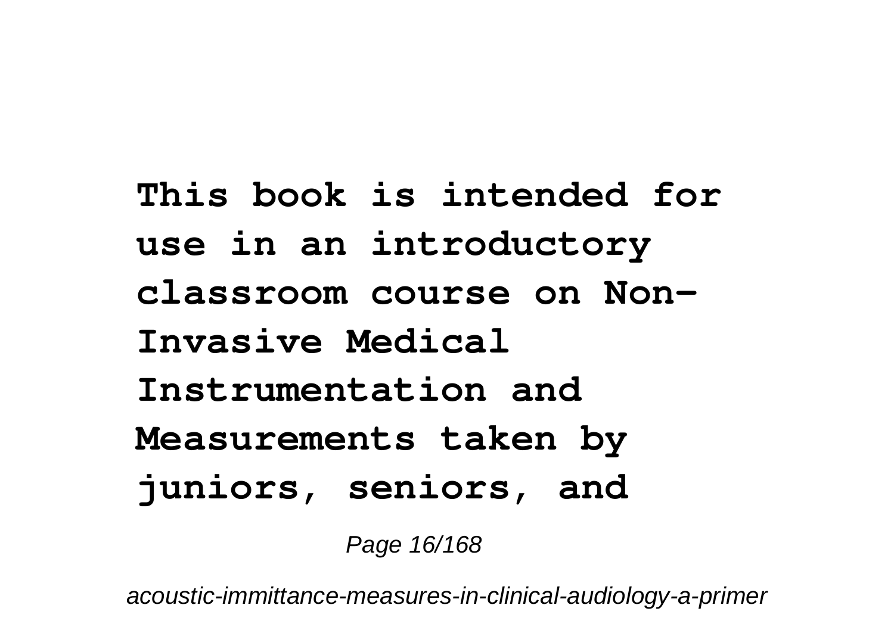**This book is intended for use in an introductory classroom course on Non-Invasive Medical Instrumentation and Measurements taken by juniors, seniors, and**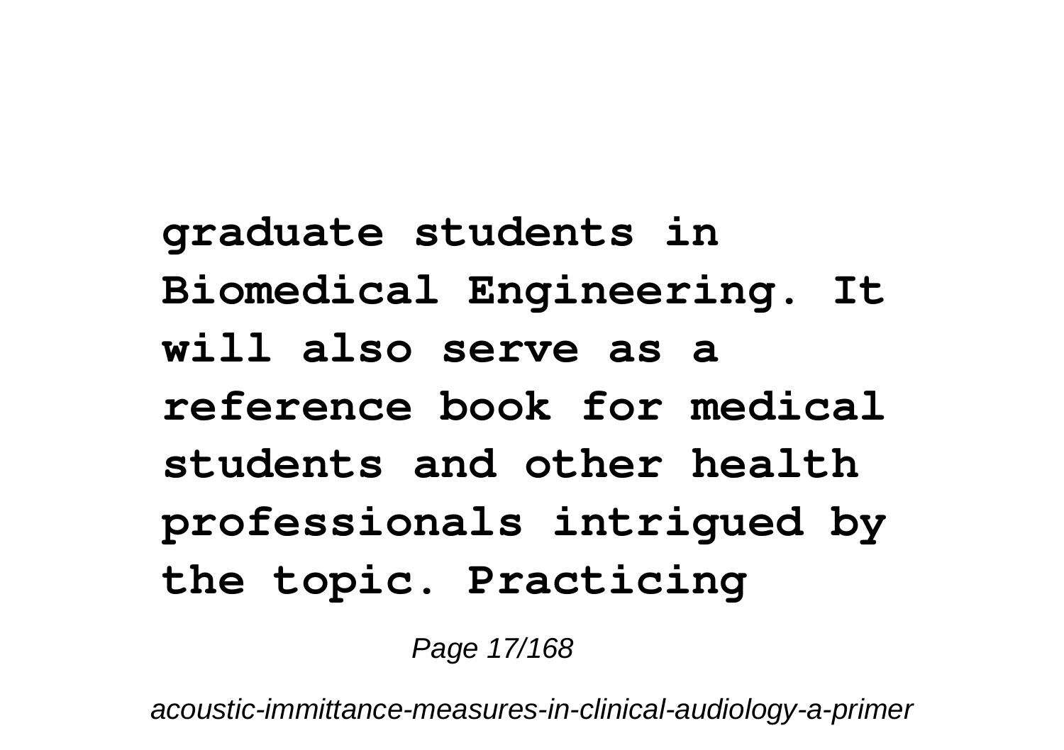**graduate students in Biomedical Engineering. It will also serve as a reference book for medical students and other health professionals intrigued by the topic. Practicing**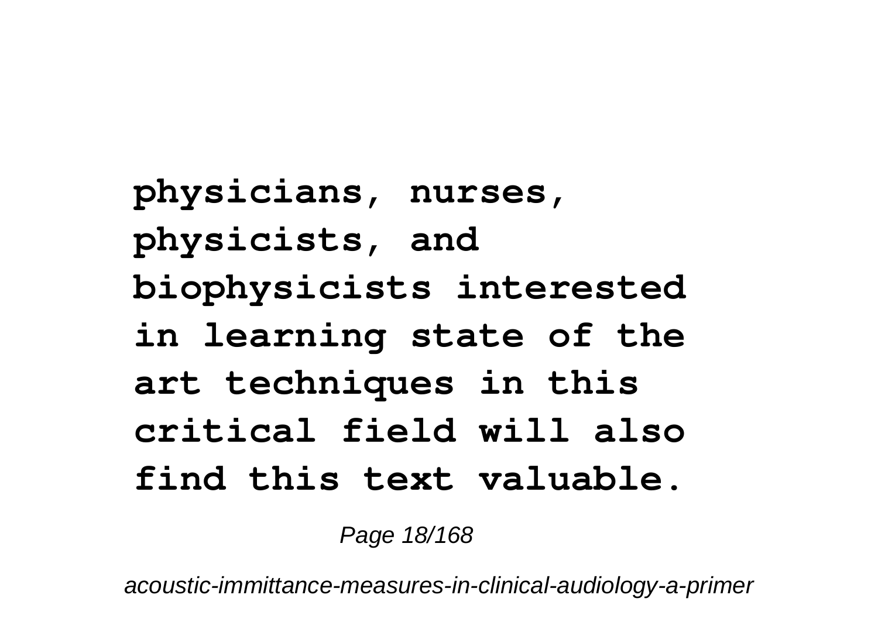**physicians, nurses, physicists, and biophysicists interested in learning state of the art techniques in this critical field will also find this text valuable.**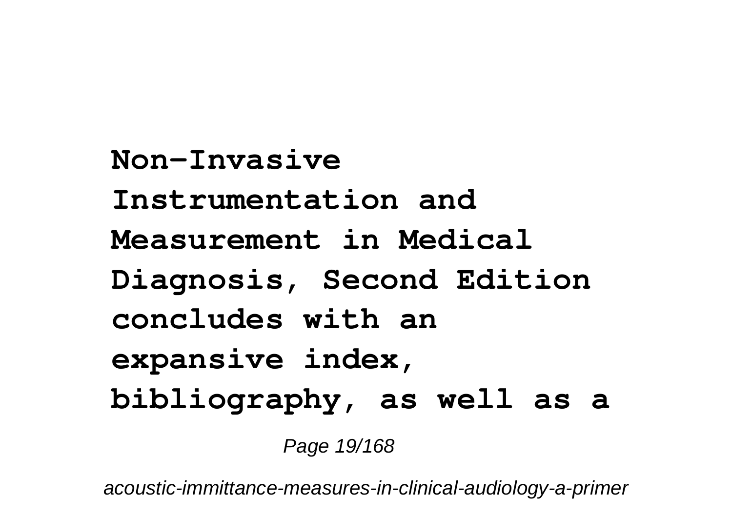**Non-Invasive Instrumentation and Measurement in Medical Diagnosis, Second Edition concludes with an expansive index, bibliography, as well as a**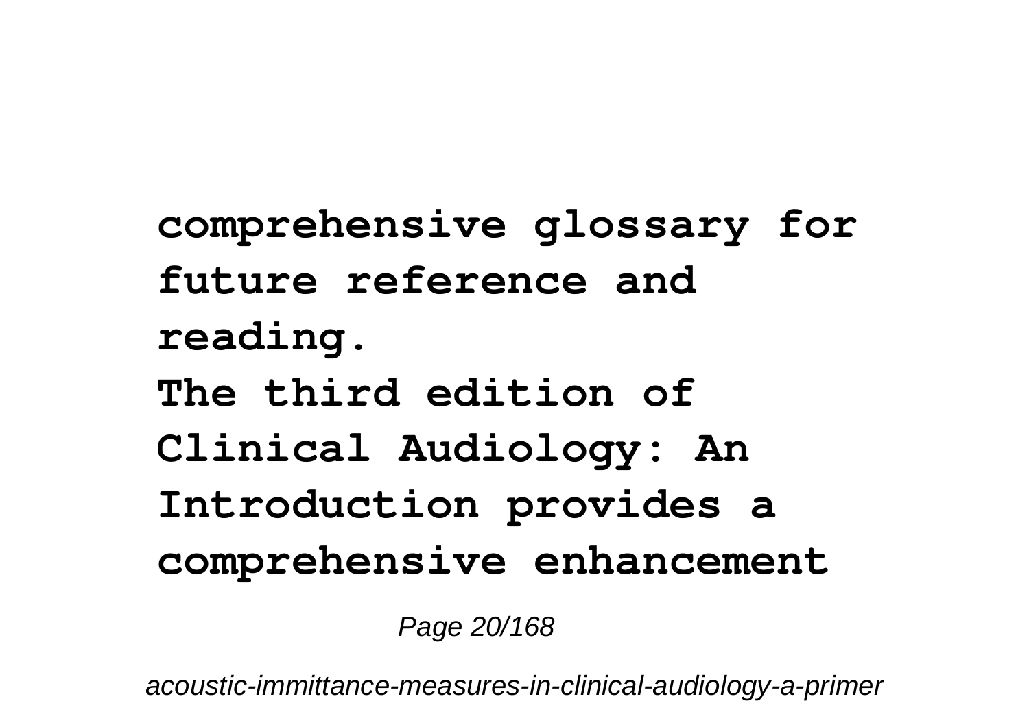**comprehensive glossary for future reference and reading.**
**The third edition of Clinical Audiology: An Introduction provides a comprehensive enhancement**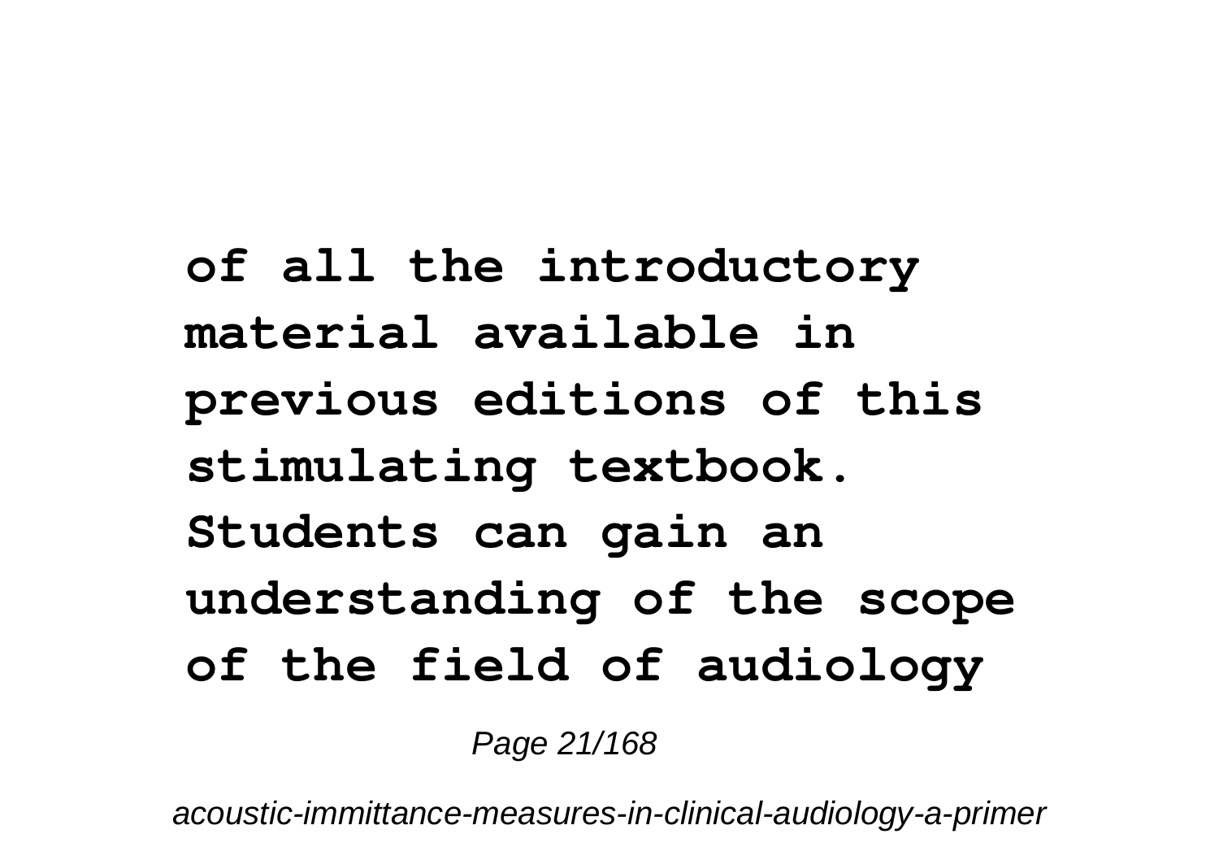**of all the introductory material available in previous editions of this stimulating textbook. Students can gain an understanding of the scope of the field of audiology**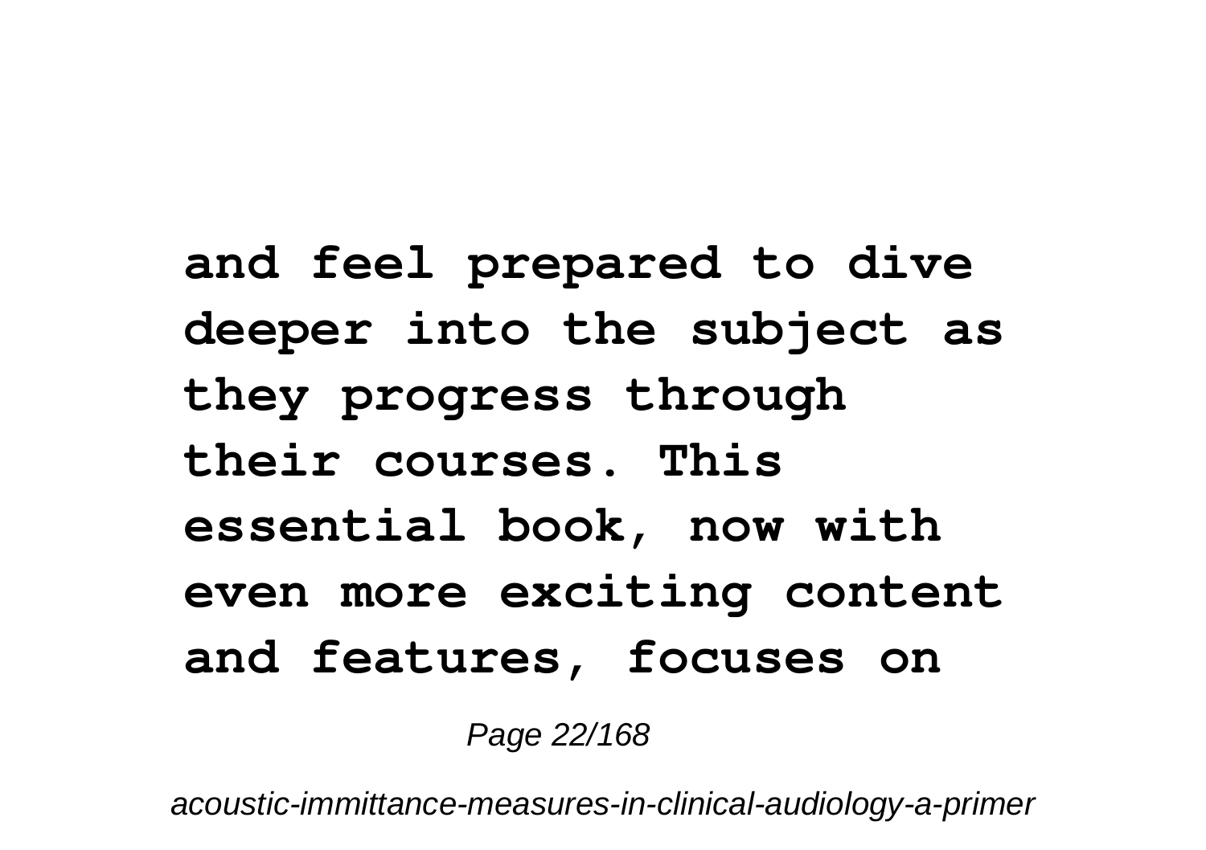**and feel prepared to dive deeper into the subject as they progress through their courses. This essential book, now with even more exciting content and features, focuses on**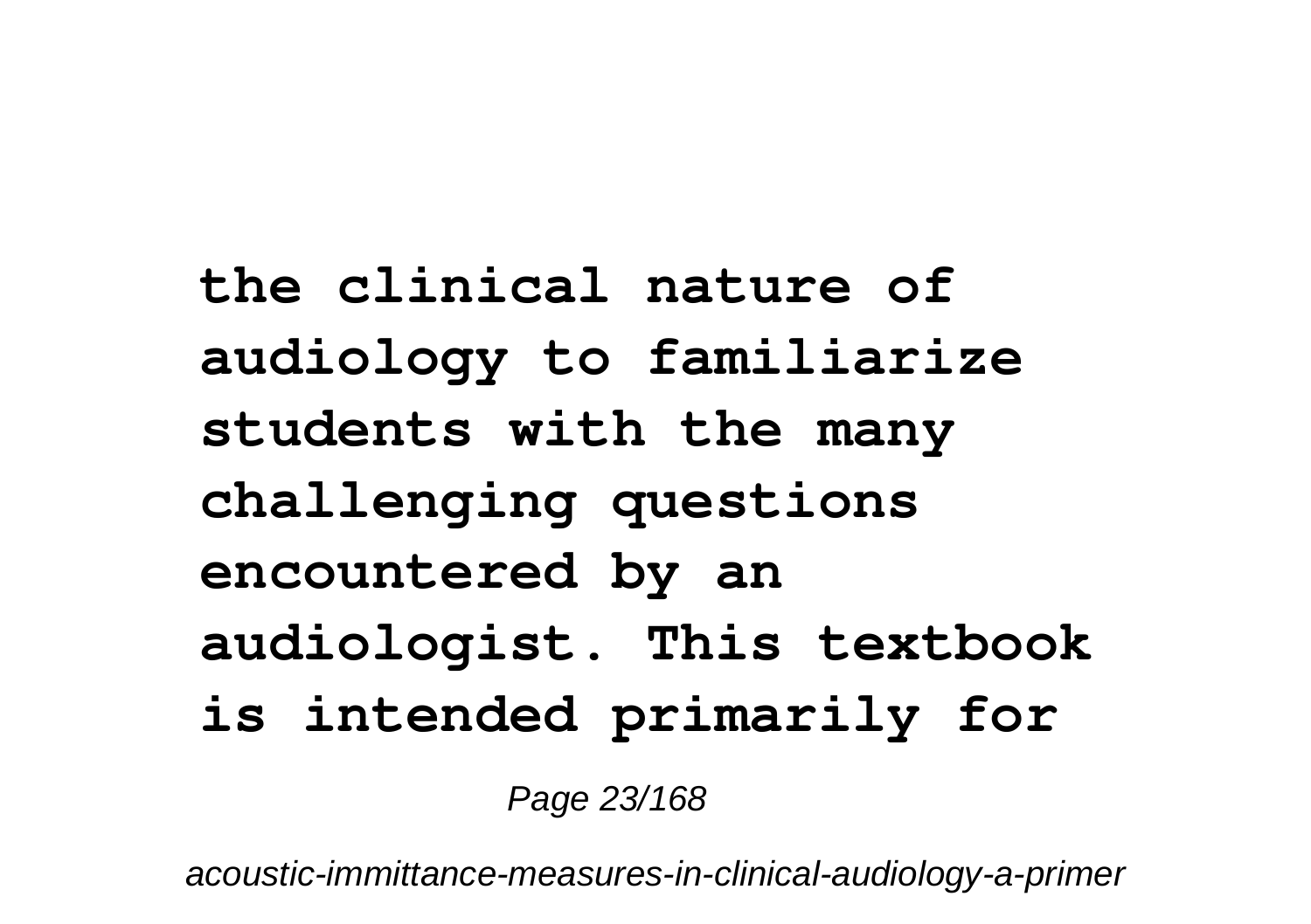**the clinical nature of audiology to familiarize students with the many challenging questions encountered by an audiologist. This textbook is intended primarily for**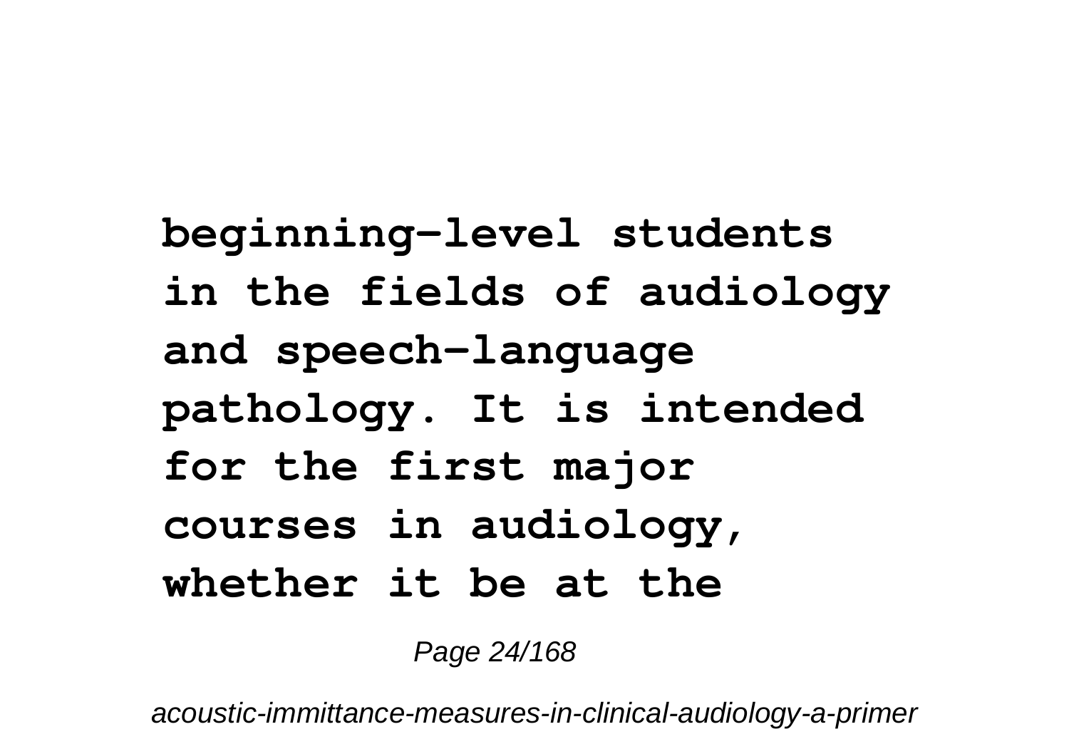**beginning-level students in the fields of audiology and speech-language pathology. It is intended for the first major courses in audiology, whether it be at the**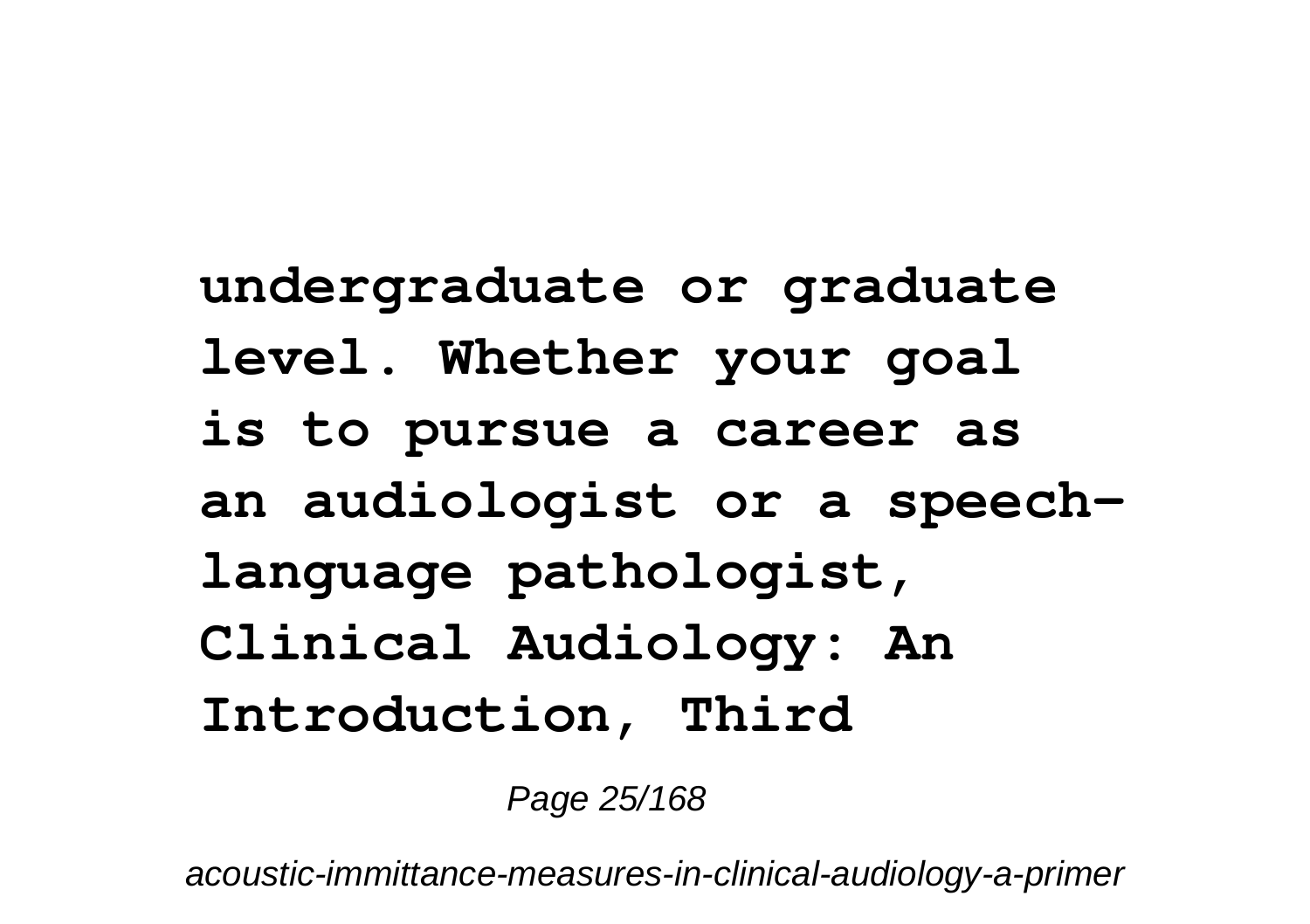**undergraduate or graduate level. Whether your goal is to pursue a career as an audiologist or a speech-language pathologist, Clinical Audiology: An Introduction, Third**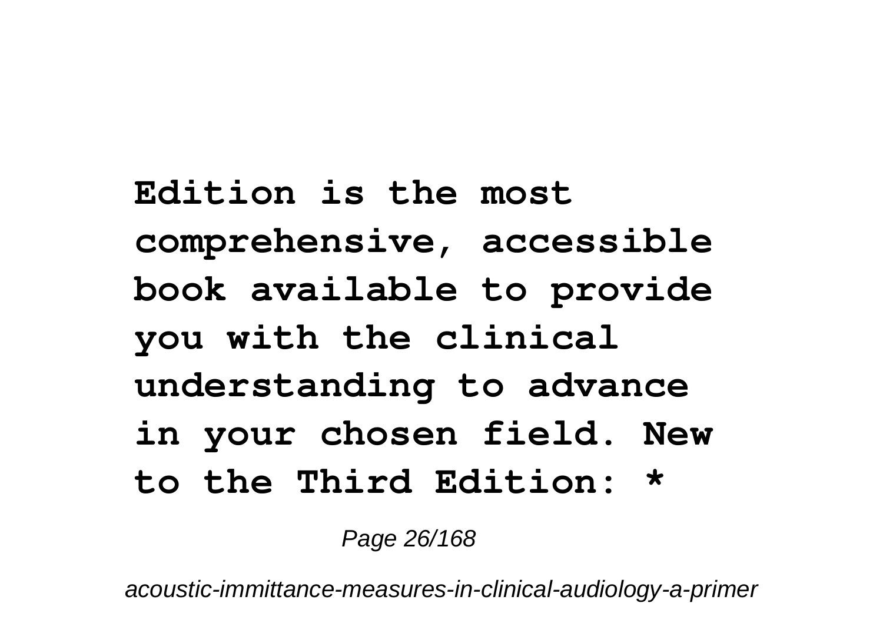**Edition is the most comprehensive, accessible book available to provide you with the clinical understanding to advance in your chosen field. New to the Third Edition: ***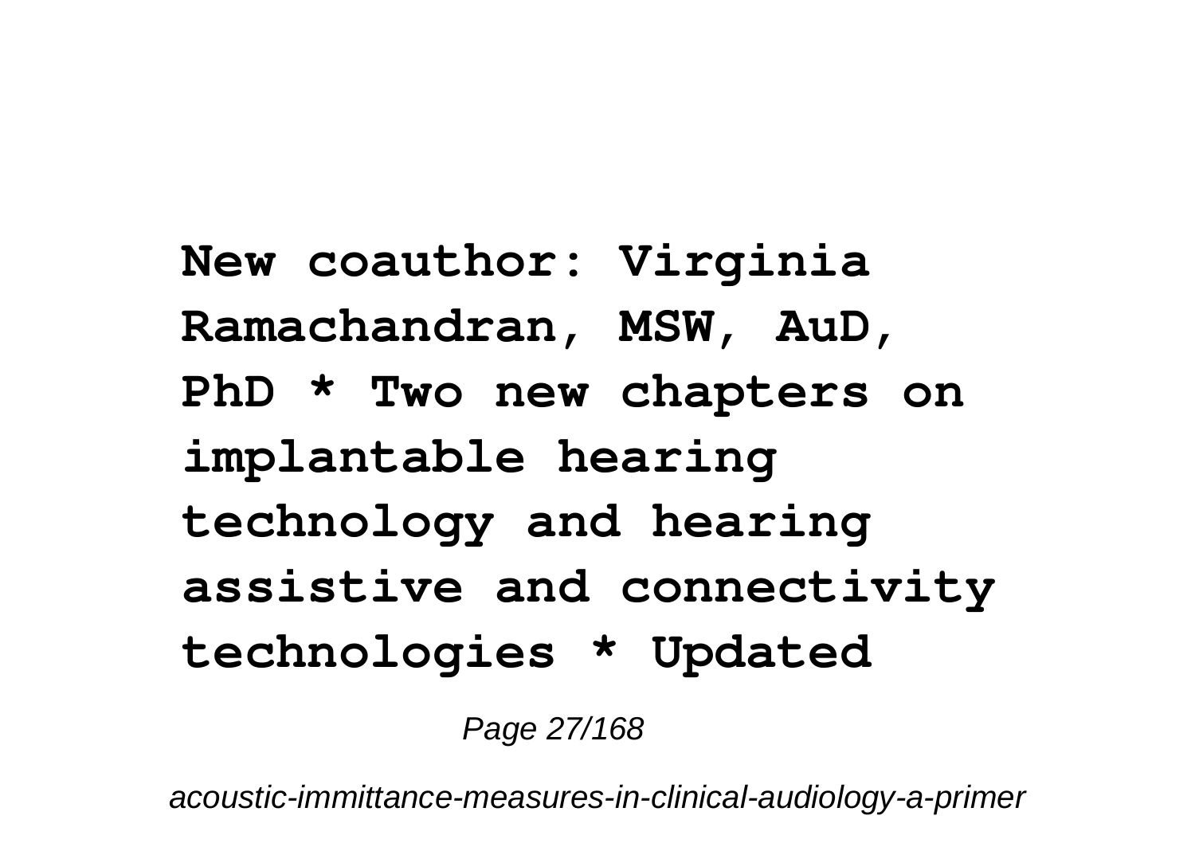**New coauthor: Virginia Ramachandran, MSW, AuD, PhD * Two new chapters on implantable hearing technology and hearing assistive and connectivity technologies * Updated**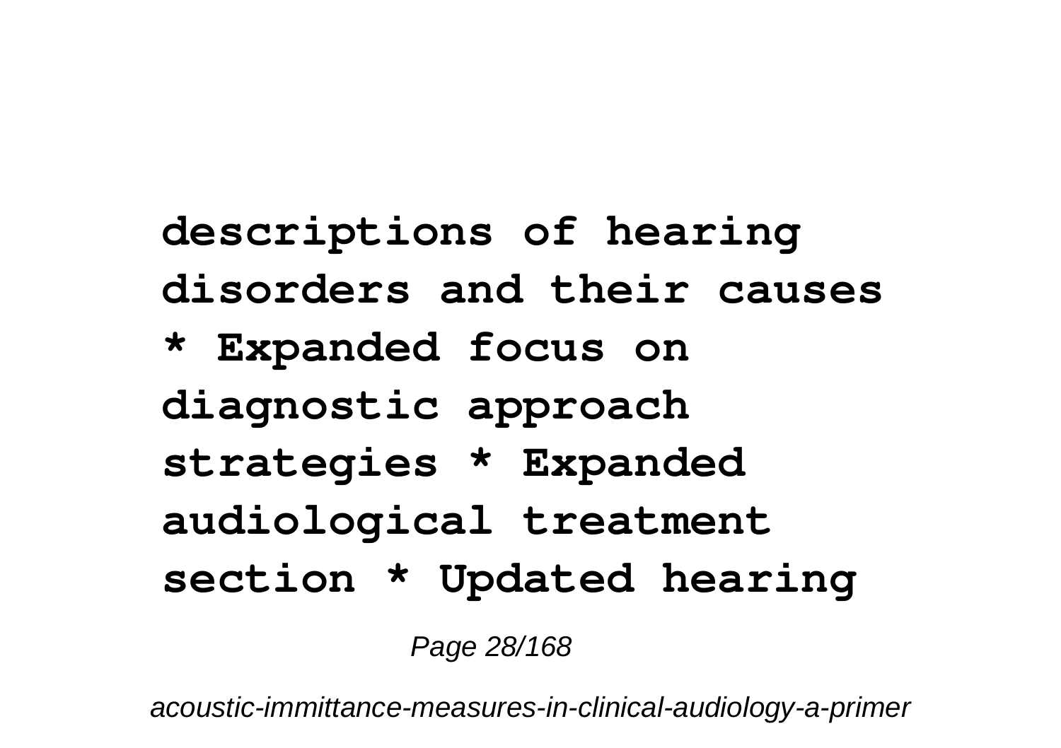**descriptions of hearing disorders and their causes * Expanded focus on diagnostic approach strategies * Expanded audiological treatment section * Updated hearing**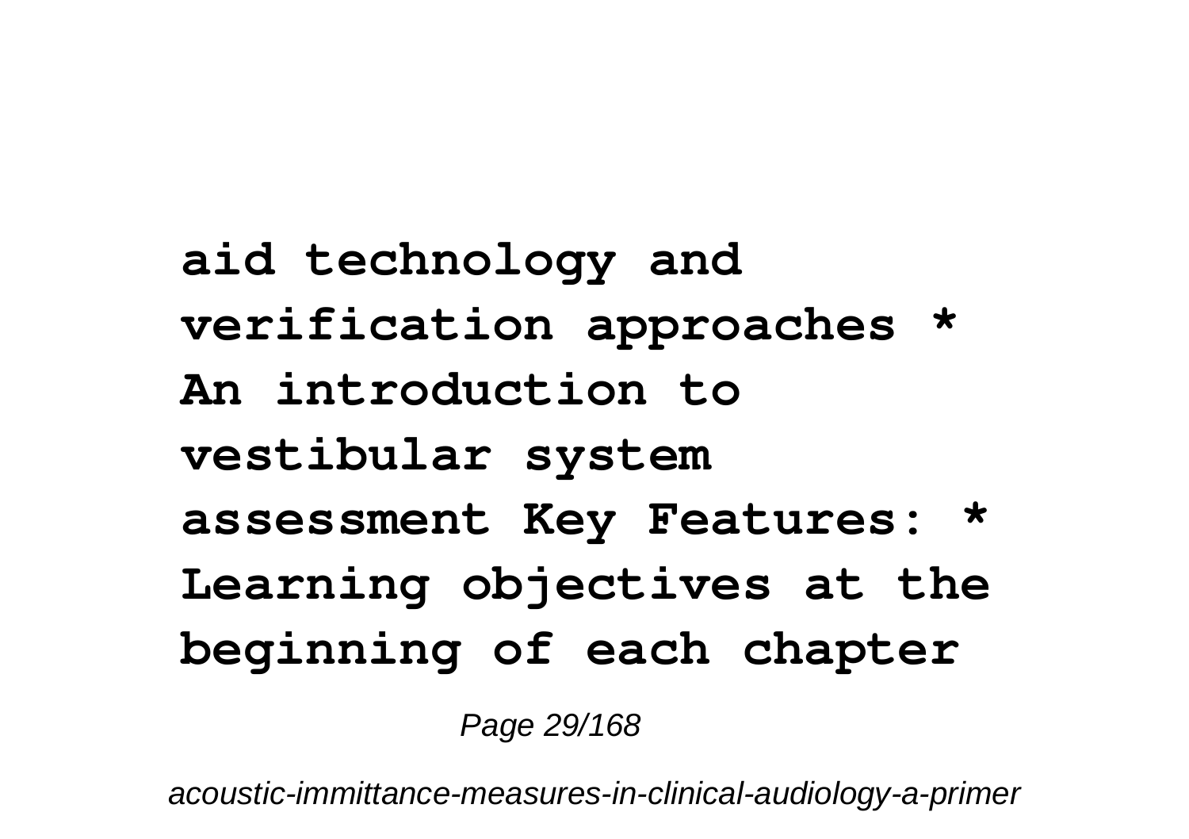**aid technology and verification approaches * An introduction to vestibular system assessment Key Features: * Learning objectives at the beginning of each chapter**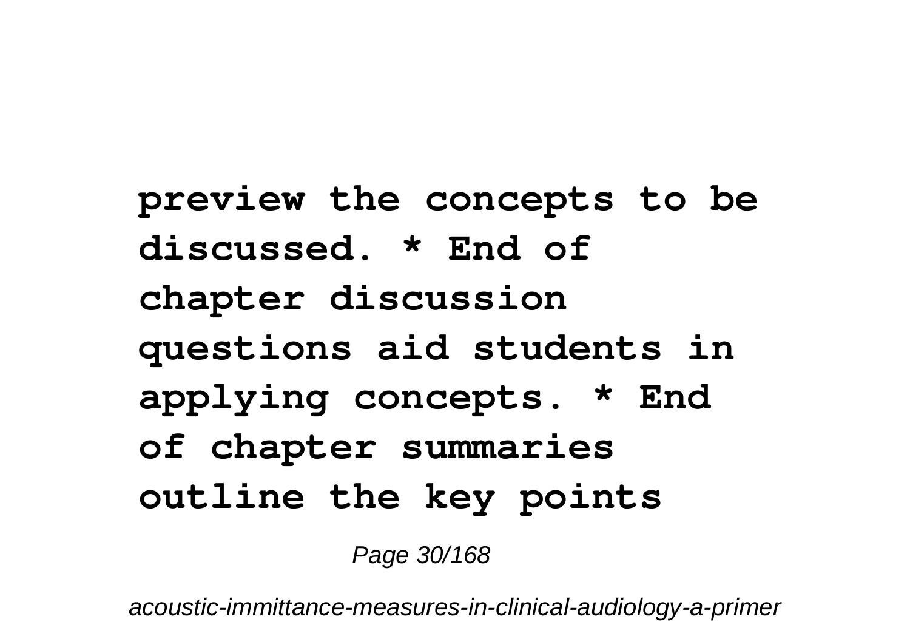**preview the concepts to be discussed. * End of chapter discussion questions aid students in applying concepts. * End of chapter summaries outline the key points**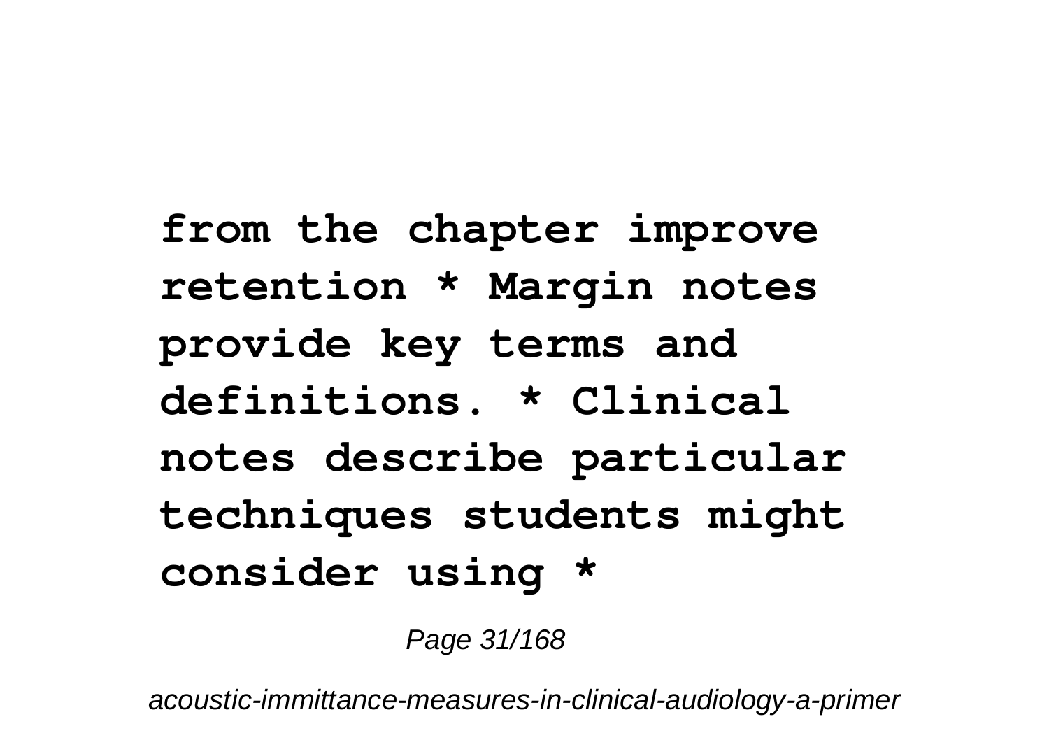**from the chapter improve retention * Margin notes provide key terms and definitions. * Clinical notes describe particular techniques students might consider using ***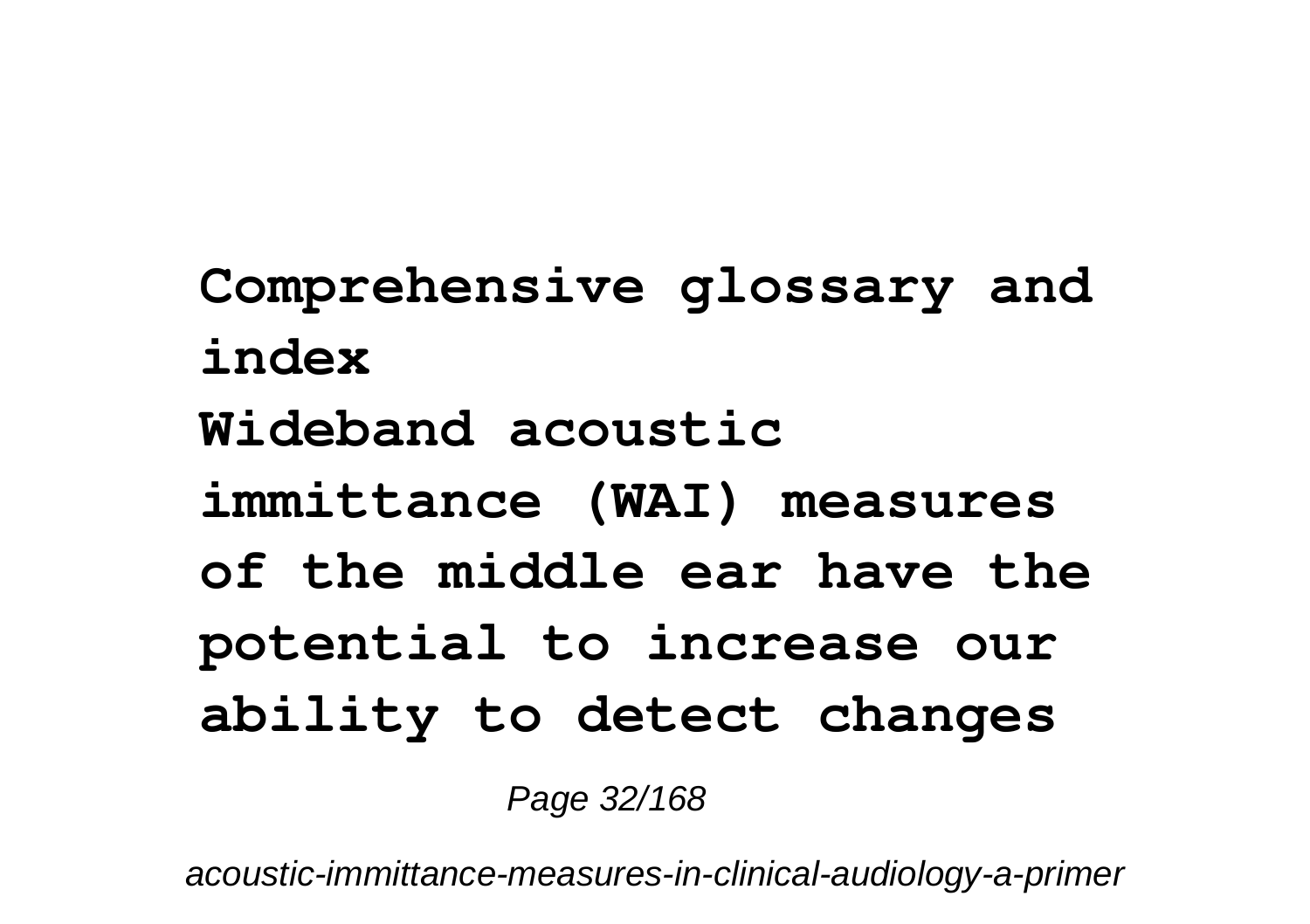**Comprehensive glossary and index**

**Wideband acoustic immittance (WAI) measures of the middle ear have the potential to increase our ability to detect changes**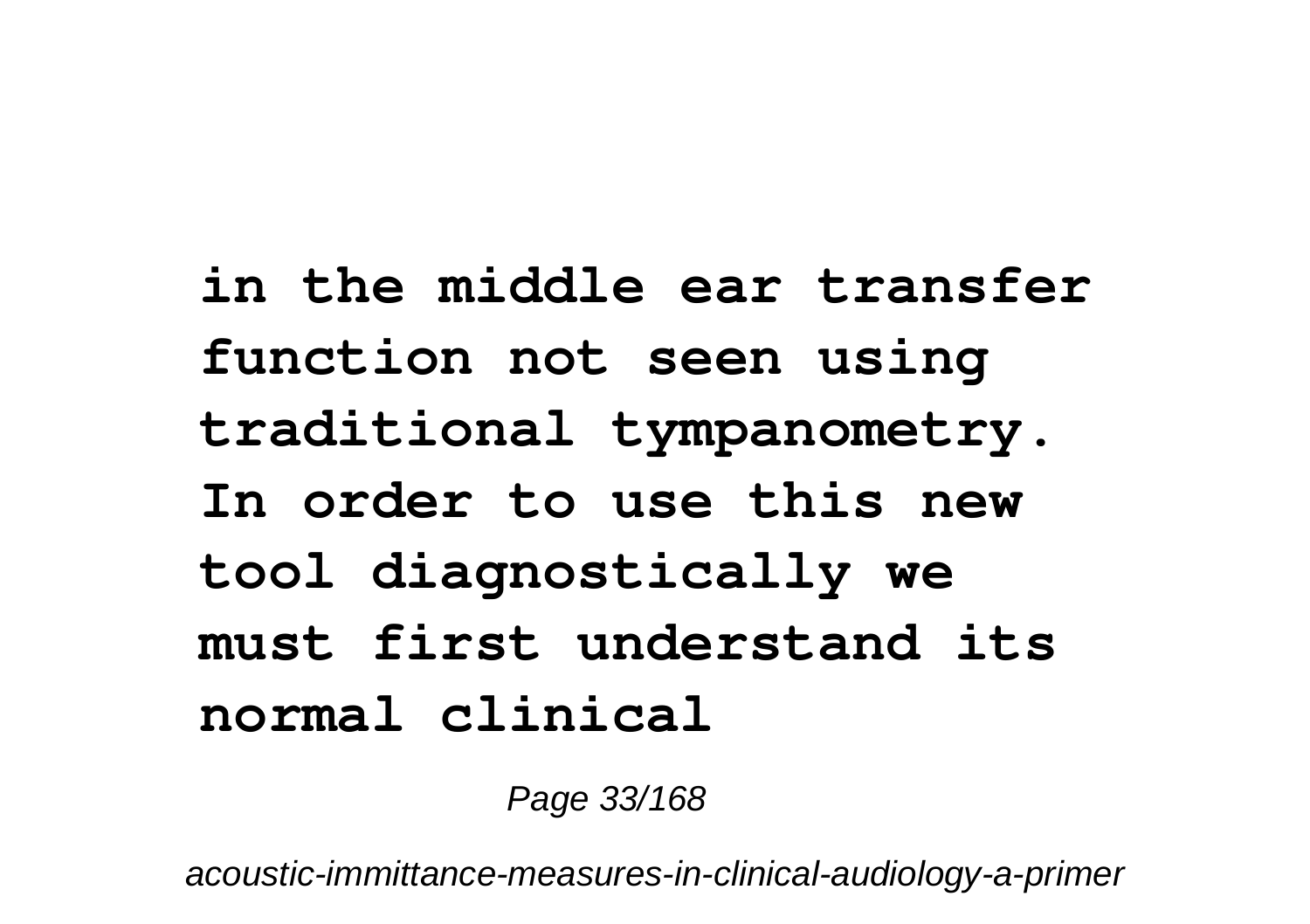**in the middle ear transfer function not seen using traditional tympanometry. In order to use this new tool diagnostically we must first understand its normal clinical**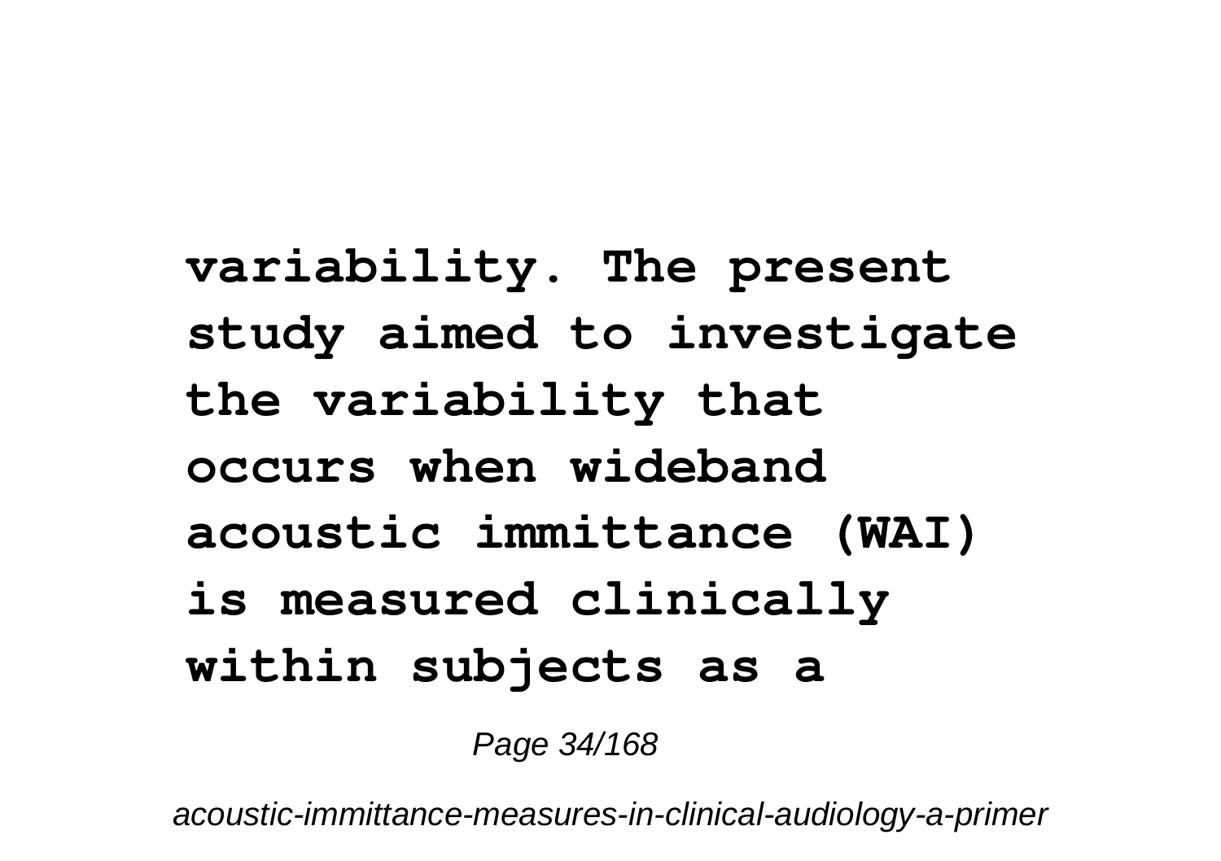**variability. The present study aimed to investigate the variability that occurs when wideband acoustic immittance (WAI) is measured clinically within subjects as a**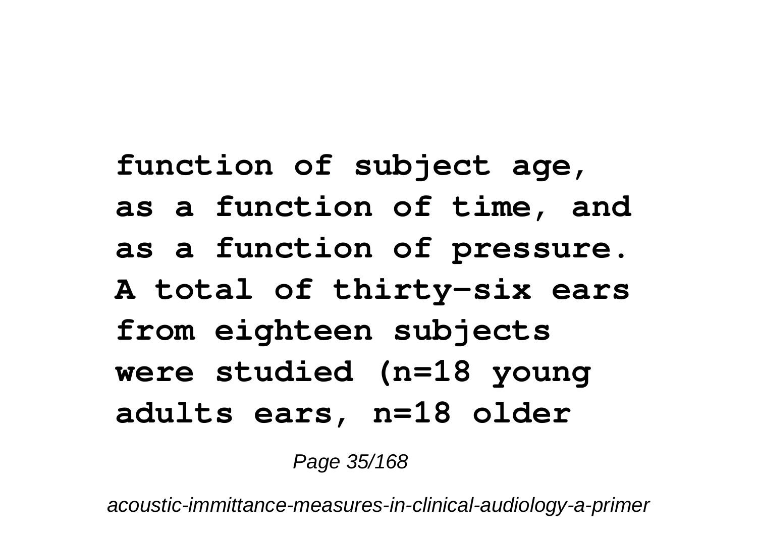**function of subject age, as a function of time, and as a function of pressure. A total of thirty-six ears from eighteen subjects were studied (n=18 young adults ears, n=18 older**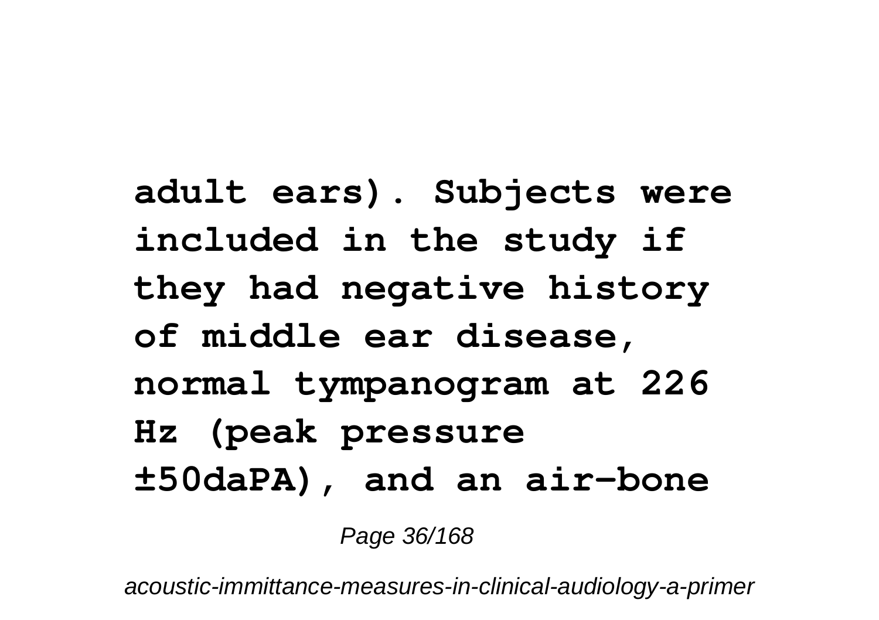**adult ears). Subjects were included in the study if they had negative history of middle ear disease, normal tympanogram at 226 Hz (peak pressure ±50daPA), and an air-bone**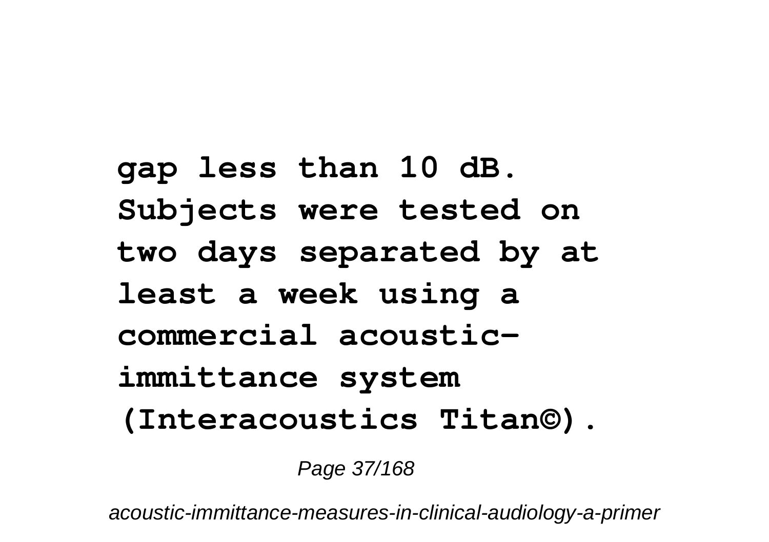**gap less than 10 dB. Subjects were tested on two days separated by at least a week using a commercial acoustic-immittance system (Interacoustics Titan©).**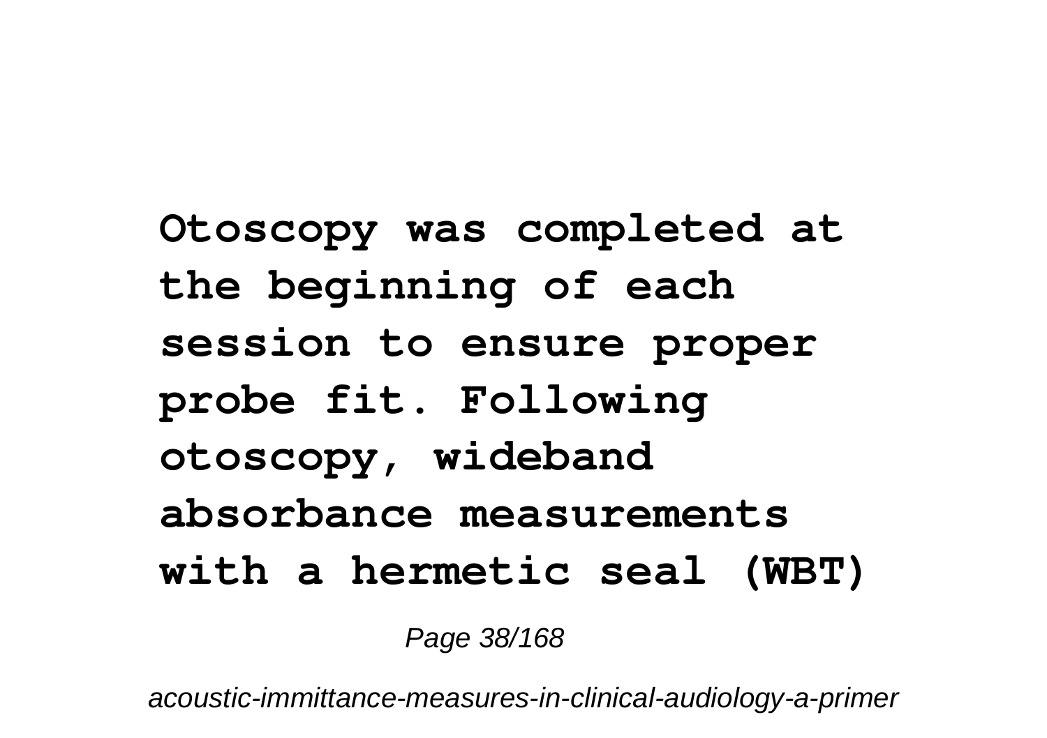**Otoscopy was completed at the beginning of each session to ensure proper probe fit. Following otoscopy, wideband absorbance measurements with a hermetic seal (WBT)**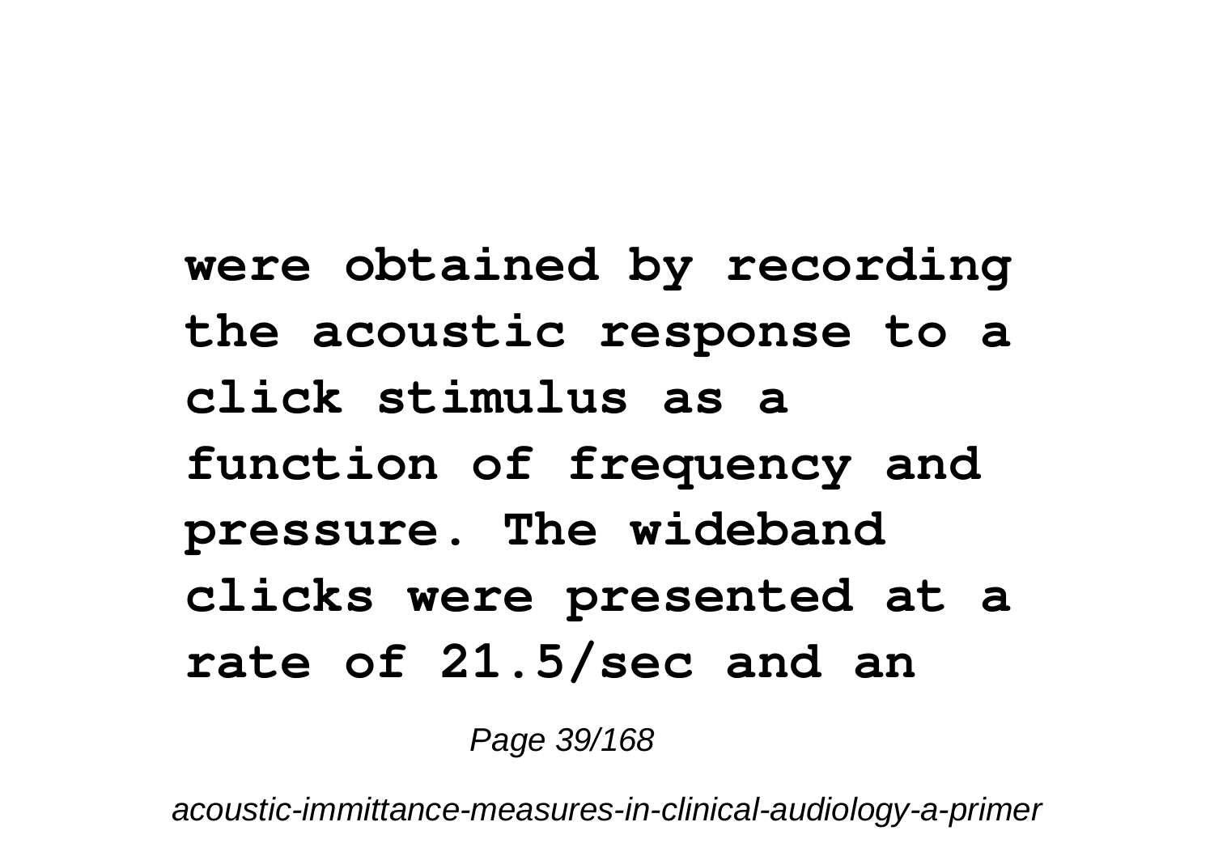**were obtained by recording the acoustic response to a click stimulus as a function of frequency and pressure. The wideband clicks were presented at a rate of 21.5/sec and an**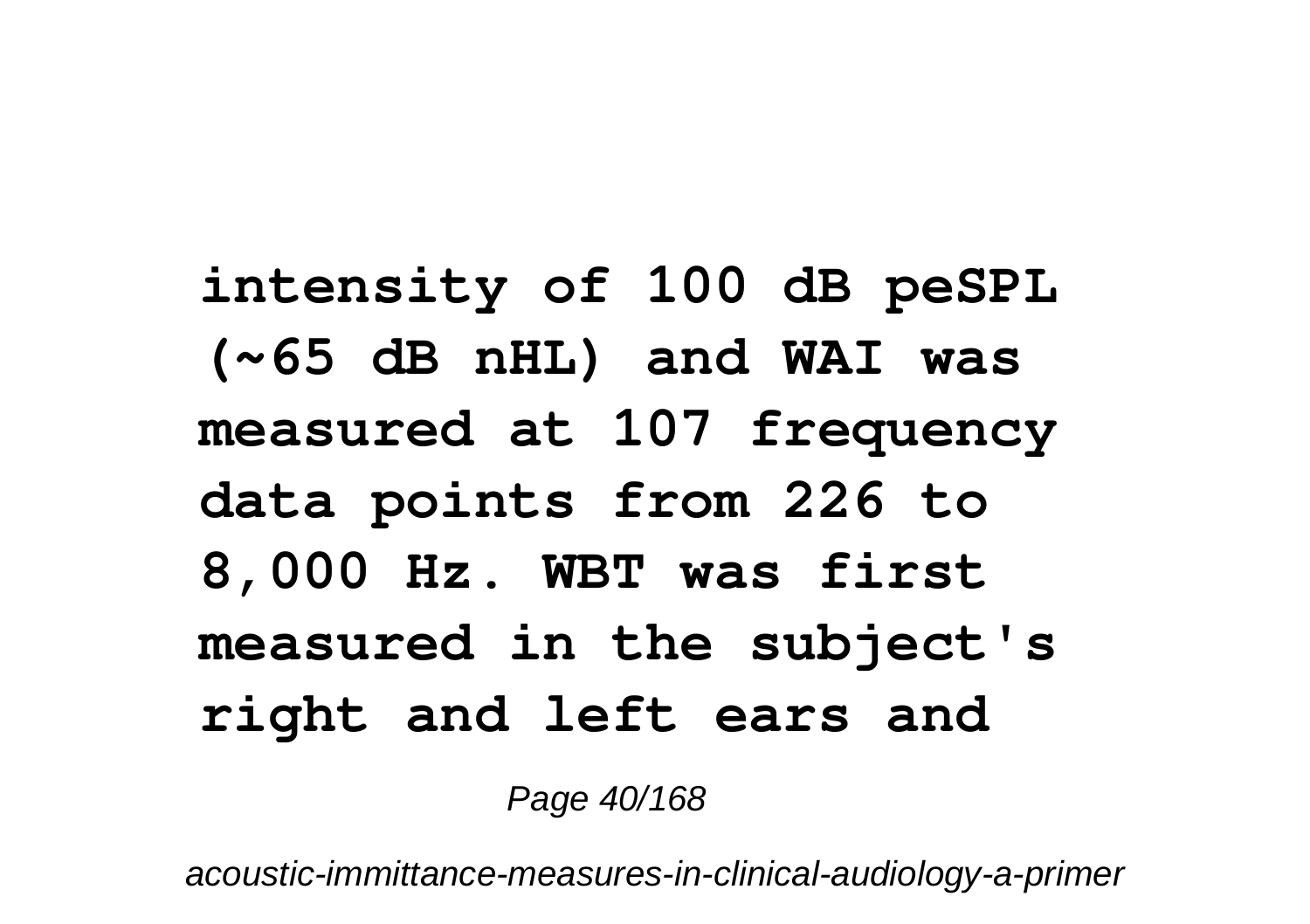**intensity of 100 dB peSPL (~65 dB nHL) and WAI was measured at 107 frequency data points from 226 to 8,000 Hz. WBT was first measured in the subject's right and left ears and**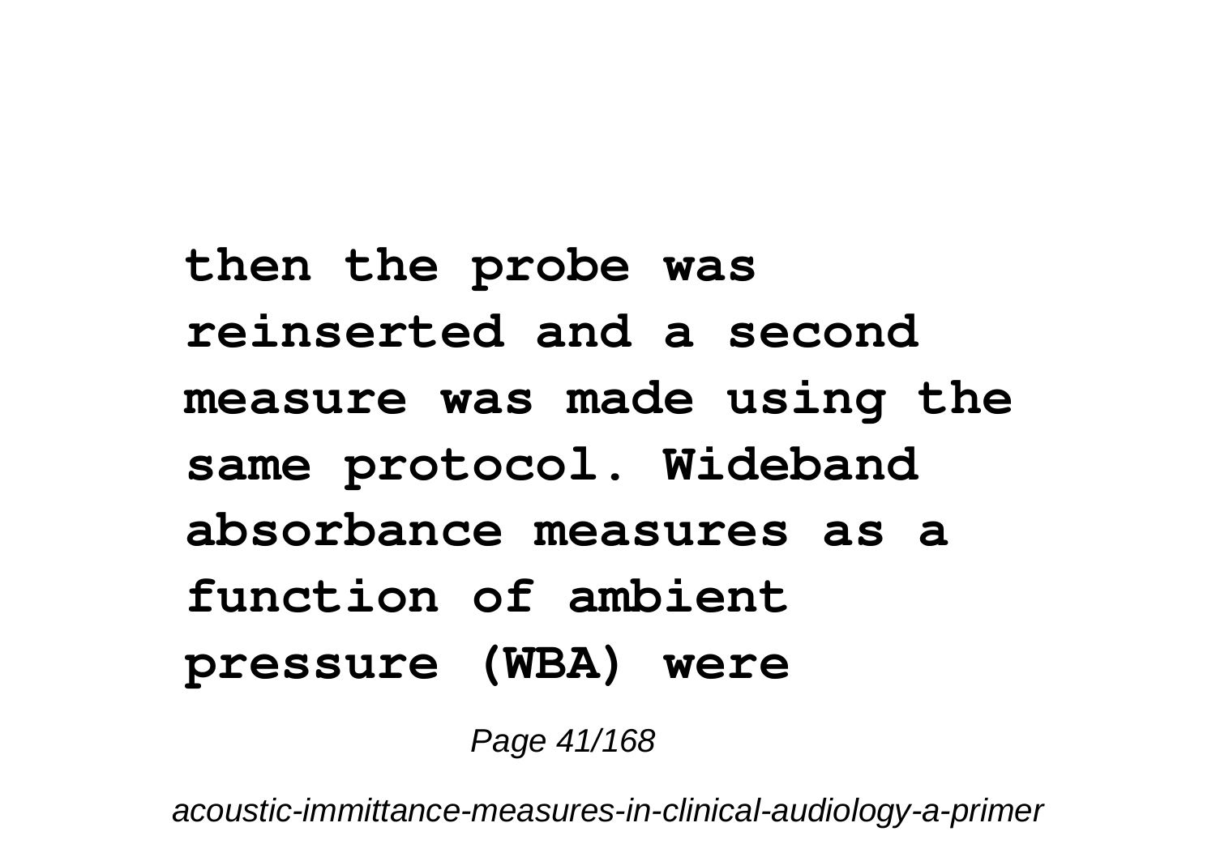**then the probe was reinserted and a second measure was made using the same protocol. Wideband absorbance measures as a function of ambient pressure (WBA) were**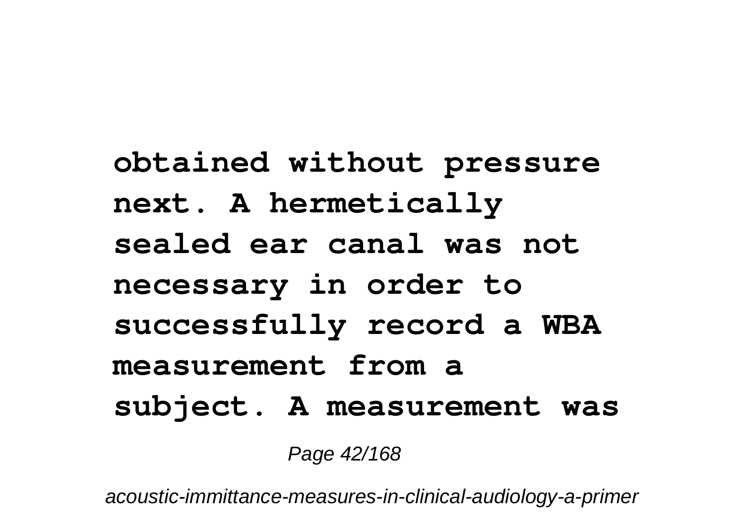**obtained without pressure next. A hermetically sealed ear canal was not necessary in order to successfully record a WBA measurement from a subject. A measurement was**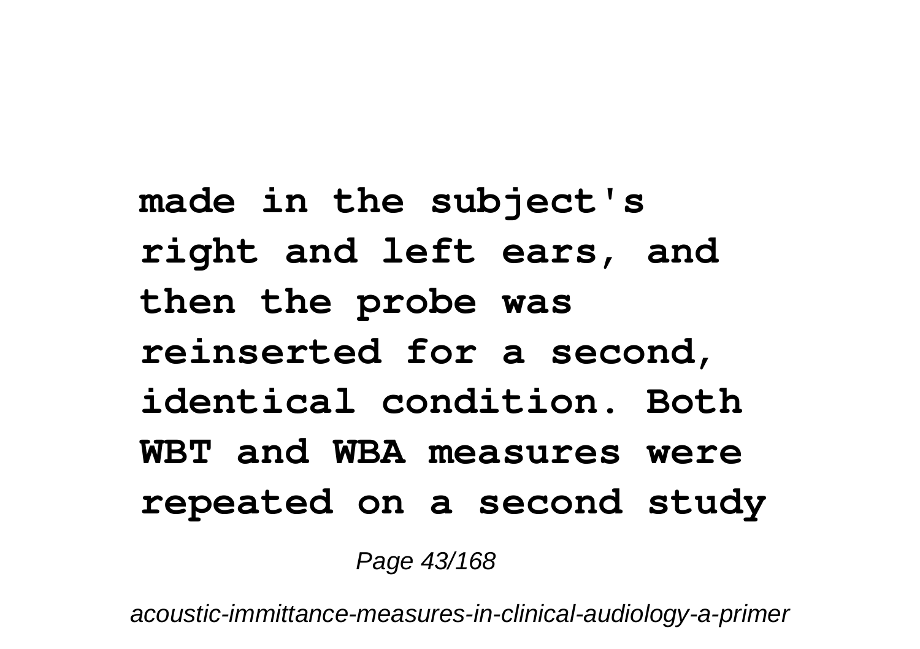**made in the subject's right and left ears, and then the probe was reinserted for a second, identical condition. Both WBT and WBA measures were repeated on a second study**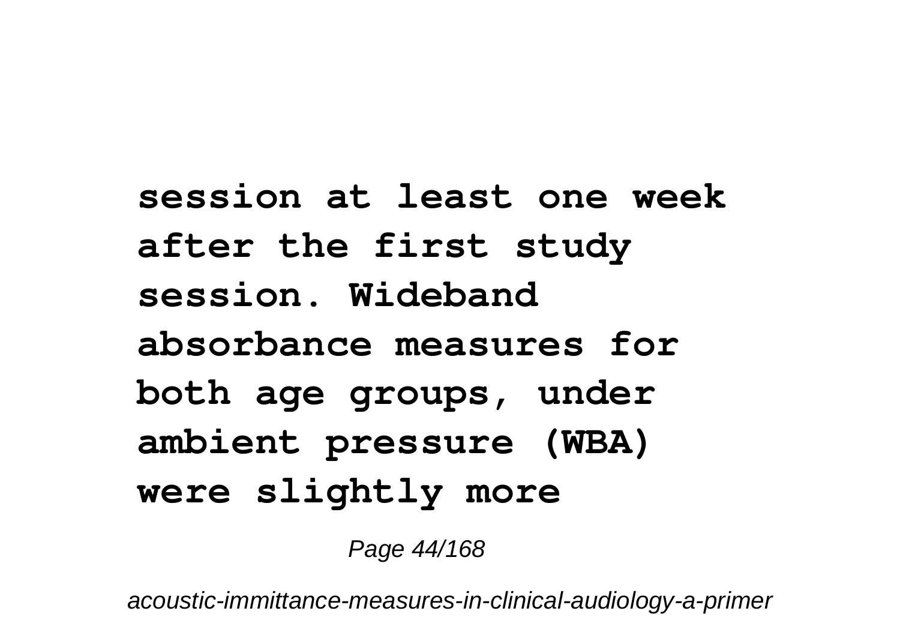**session at least one week after the first study session. Wideband absorbance measures for both age groups, under ambient pressure (WBA) were slightly more**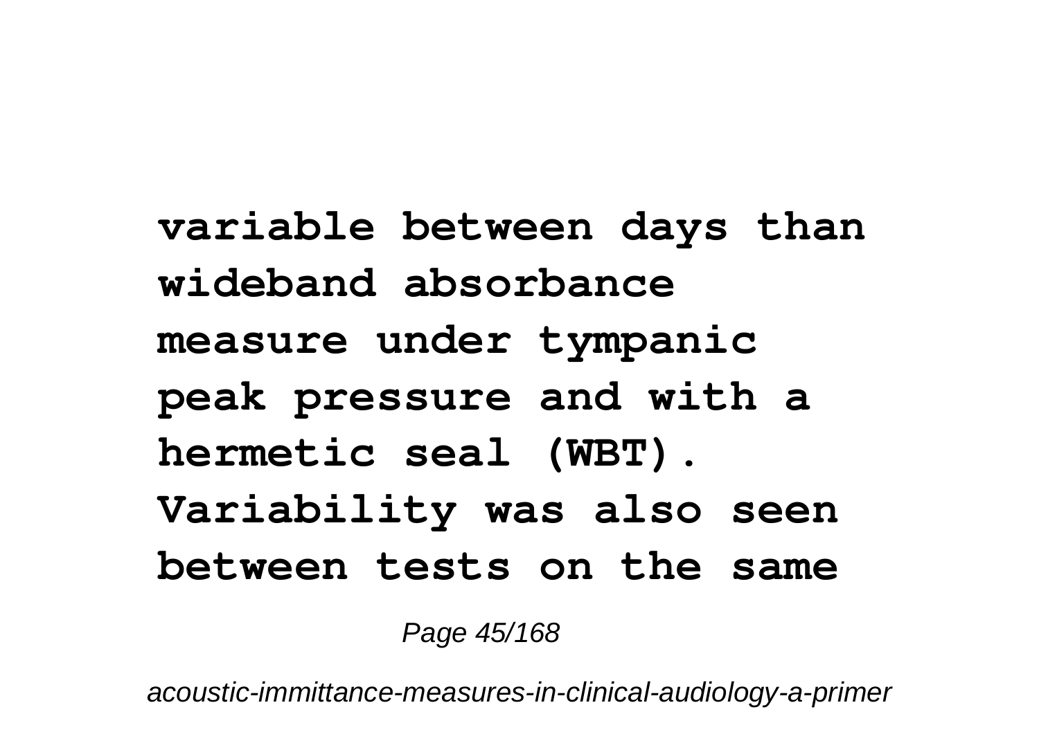**variable between days than wideband absorbance measure under tympanic peak pressure and with a hermetic seal (WBT). Variability was also seen between tests on the same**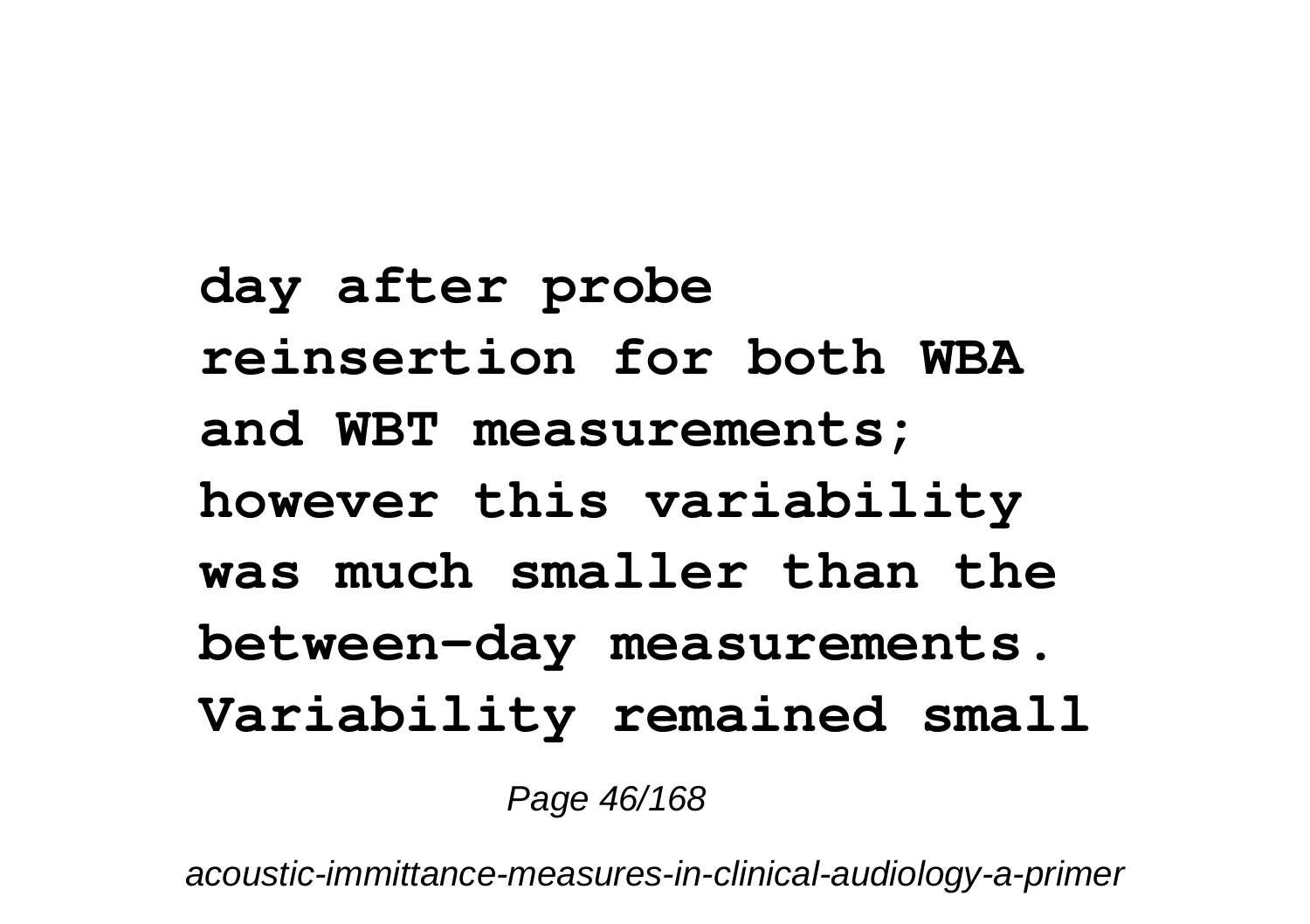**day after probe reinsertion for both WBA and WBT measurements; however this variability was much smaller than the between-day measurements. Variability remained small**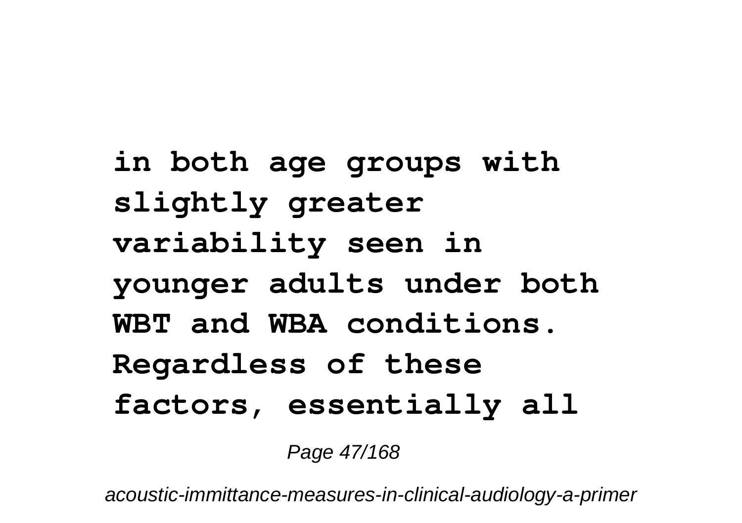**in both age groups with slightly greater variability seen in younger adults under both WBT and WBA conditions. Regardless of these factors, essentially all**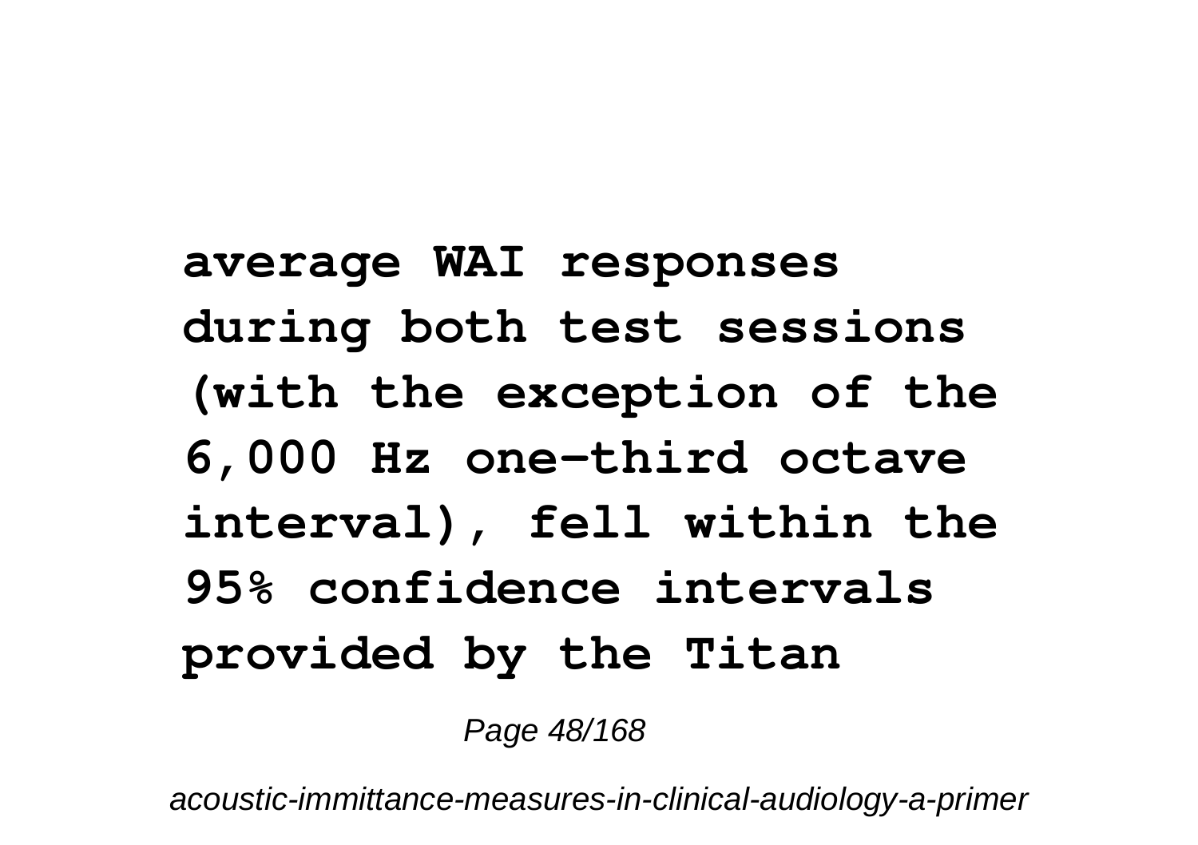**average WAI responses during both test sessions (with the exception of the 6,000 Hz one-third octave interval), fell within the 95% confidence intervals provided by the Titan**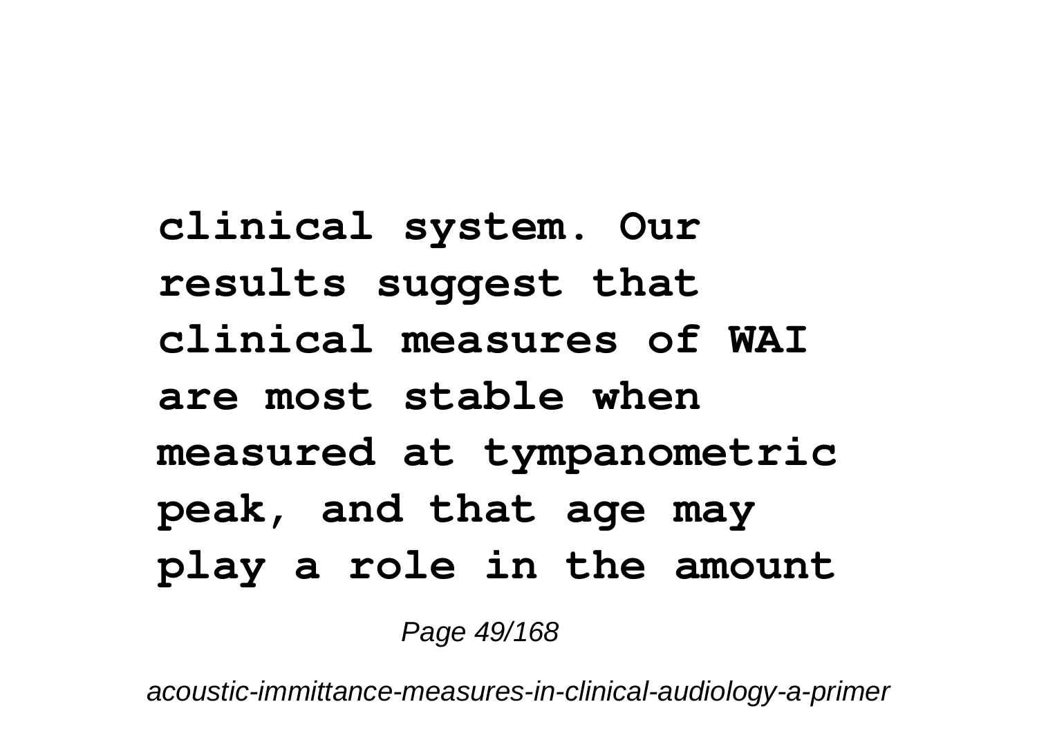**clinical system. Our results suggest that clinical measures of WAI are most stable when measured at tympanometric peak, and that age may play a role in the amount**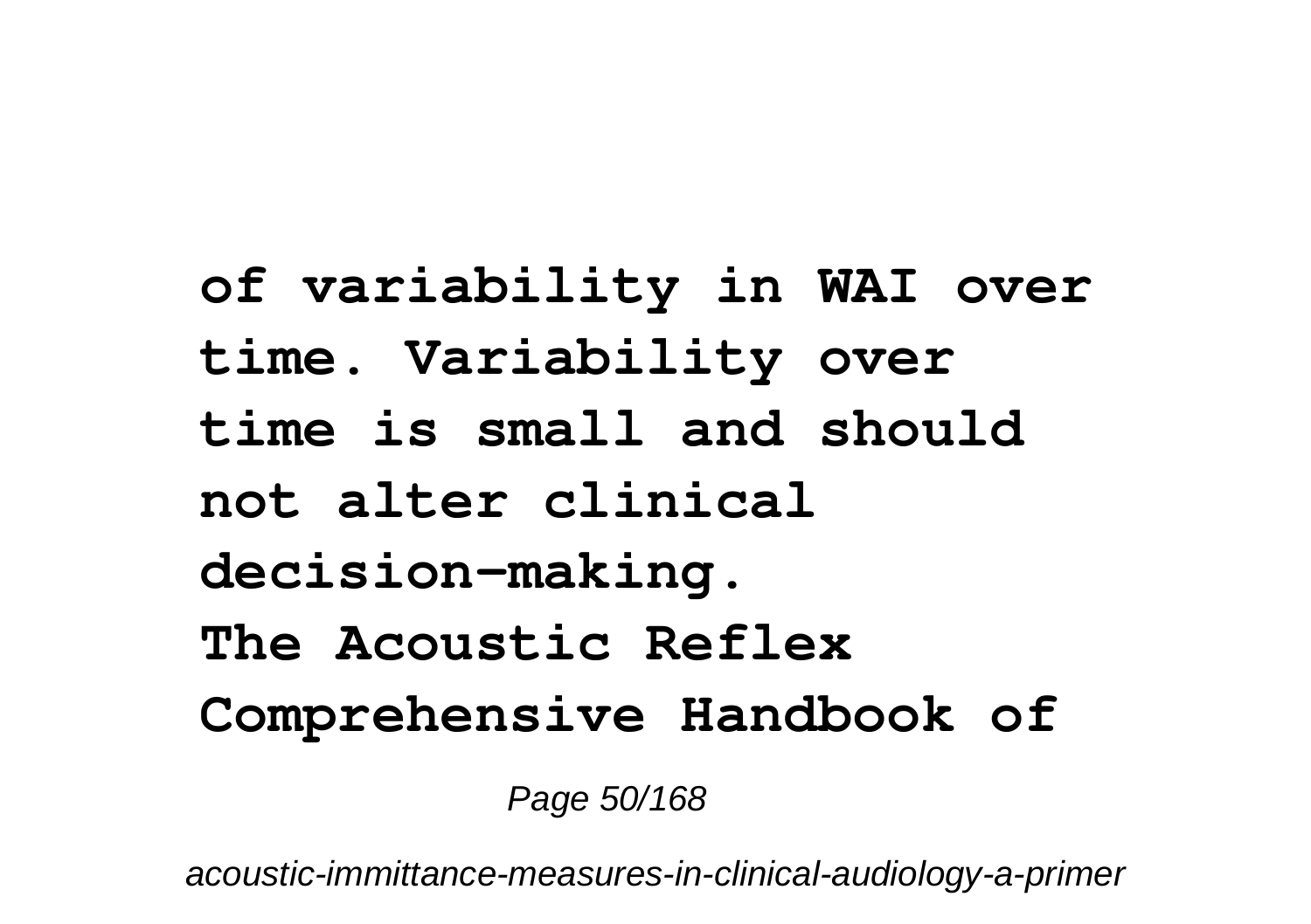**of variability in WAI over time. Variability over time is small and should not alter clinical decision-making.**

**The Acoustic Reflex**

**Comprehensive Handbook of**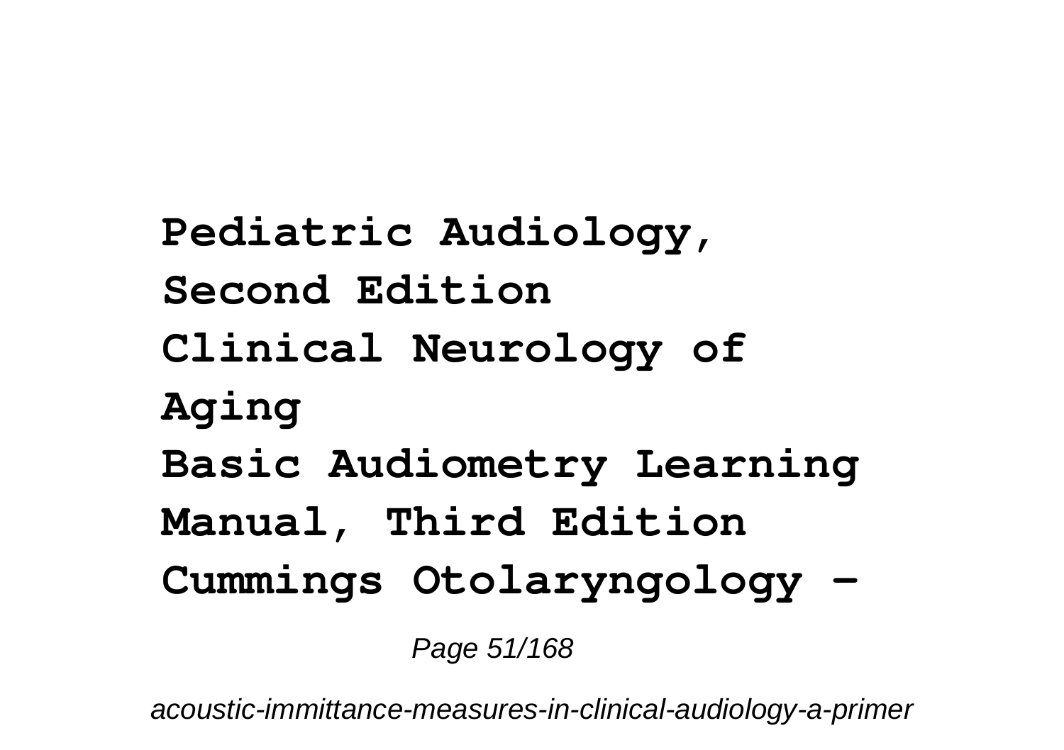**Pediatric Audiology, Second Edition**
**Clinical Neurology of Aging**
**Basic Audiometry Learning Manual, Third Edition**
**Cummings Otolaryngology -**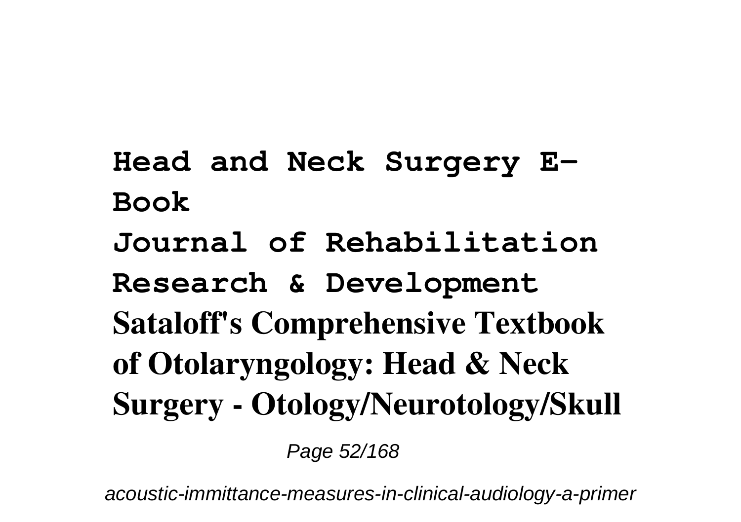**Head and Neck Surgery E-Book**

**Journal of Rehabilitation Research & Development**

**Sataloff's Comprehensive Textbook of Otolaryngology: Head & Neck Surgery - Otology/Neurotology/Skull**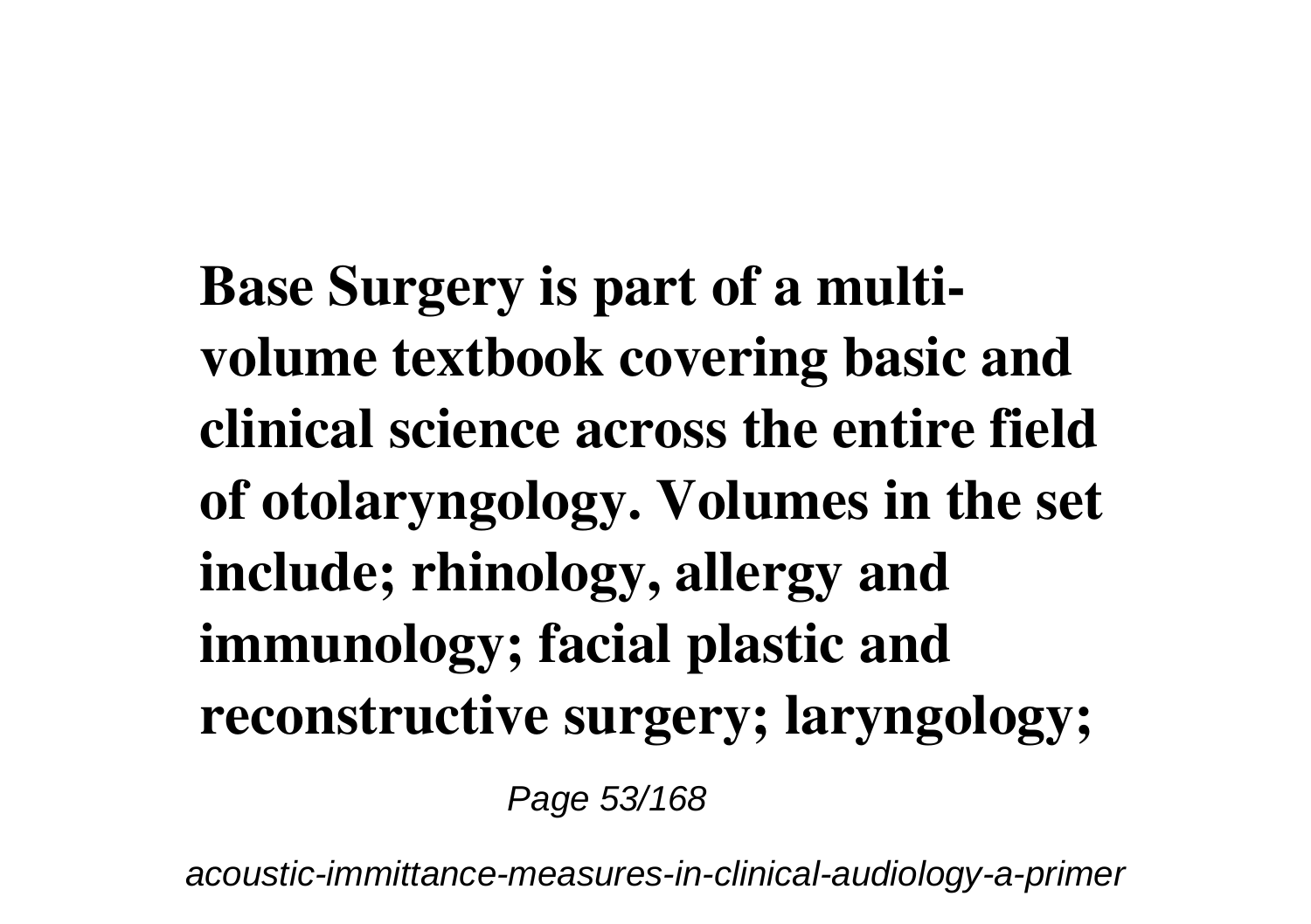**Base Surgery is part of a multi-volume textbook covering basic and clinical science across the entire field of otolaryngology. Volumes in the set include; rhinology, allergy and immunology; facial plastic and reconstructive surgery; laryngology;**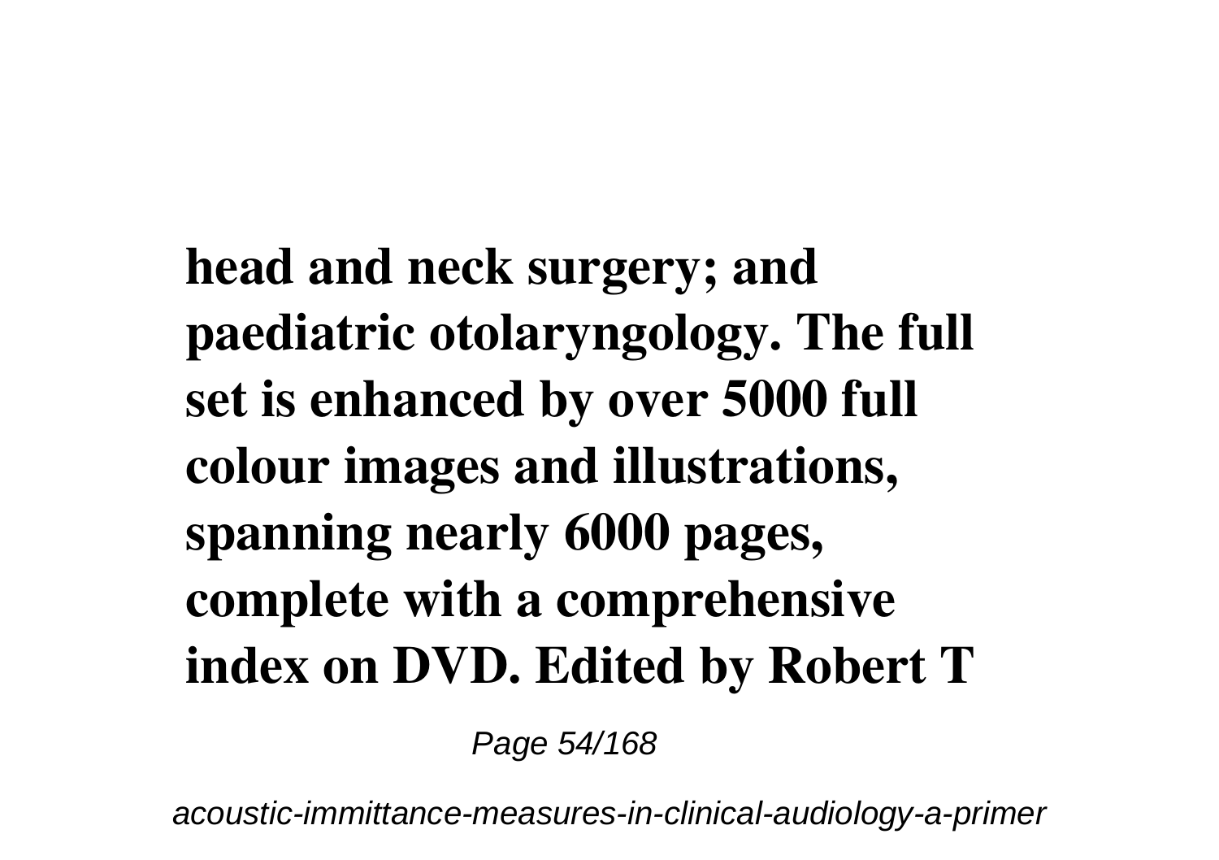**head and neck surgery; and paediatric otolaryngology. The full set is enhanced by over 5000 full colour images and illustrations, spanning nearly 6000 pages, complete with a comprehensive index on DVD. Edited by Robert T**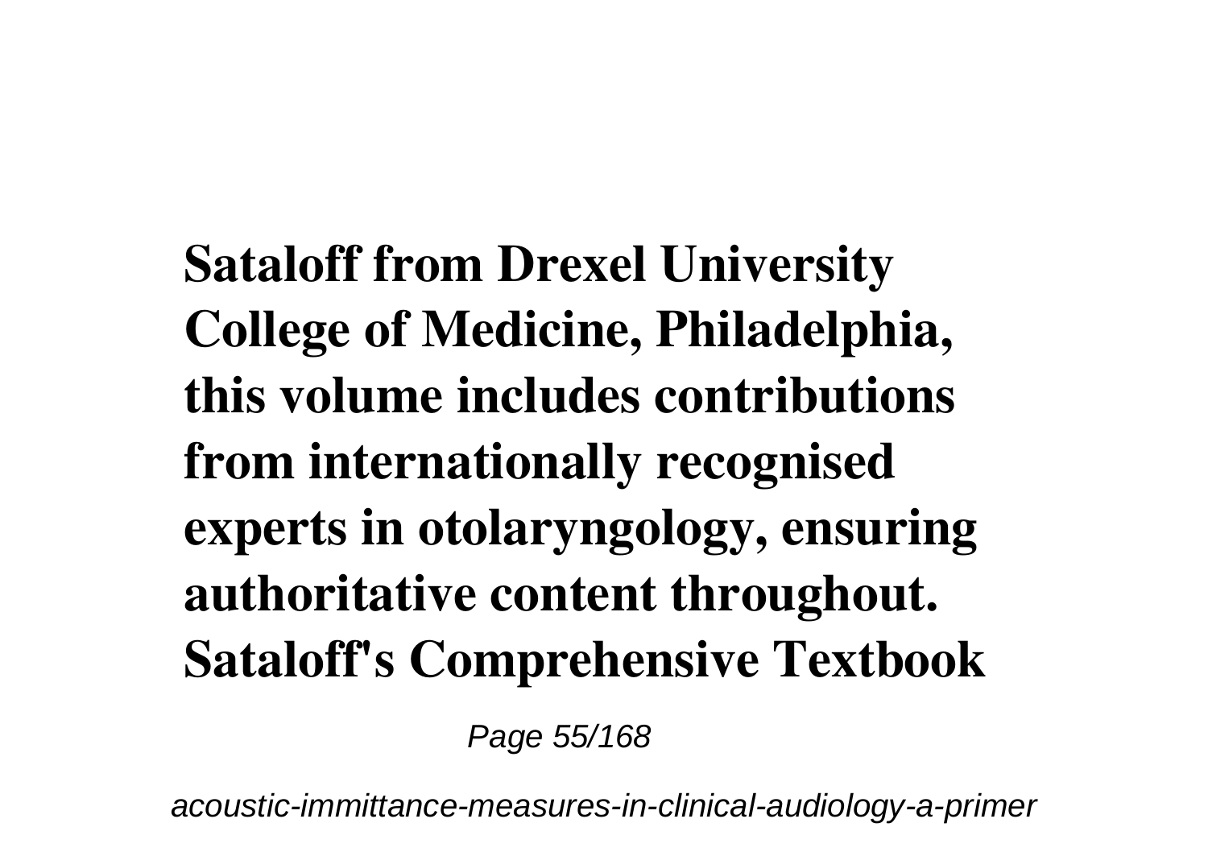**Sataloff from Drexel University College of Medicine, Philadelphia, this volume includes contributions from internationally recognised experts in otolaryngology, ensuring authoritative content throughout. Sataloff's Comprehensive Textbook**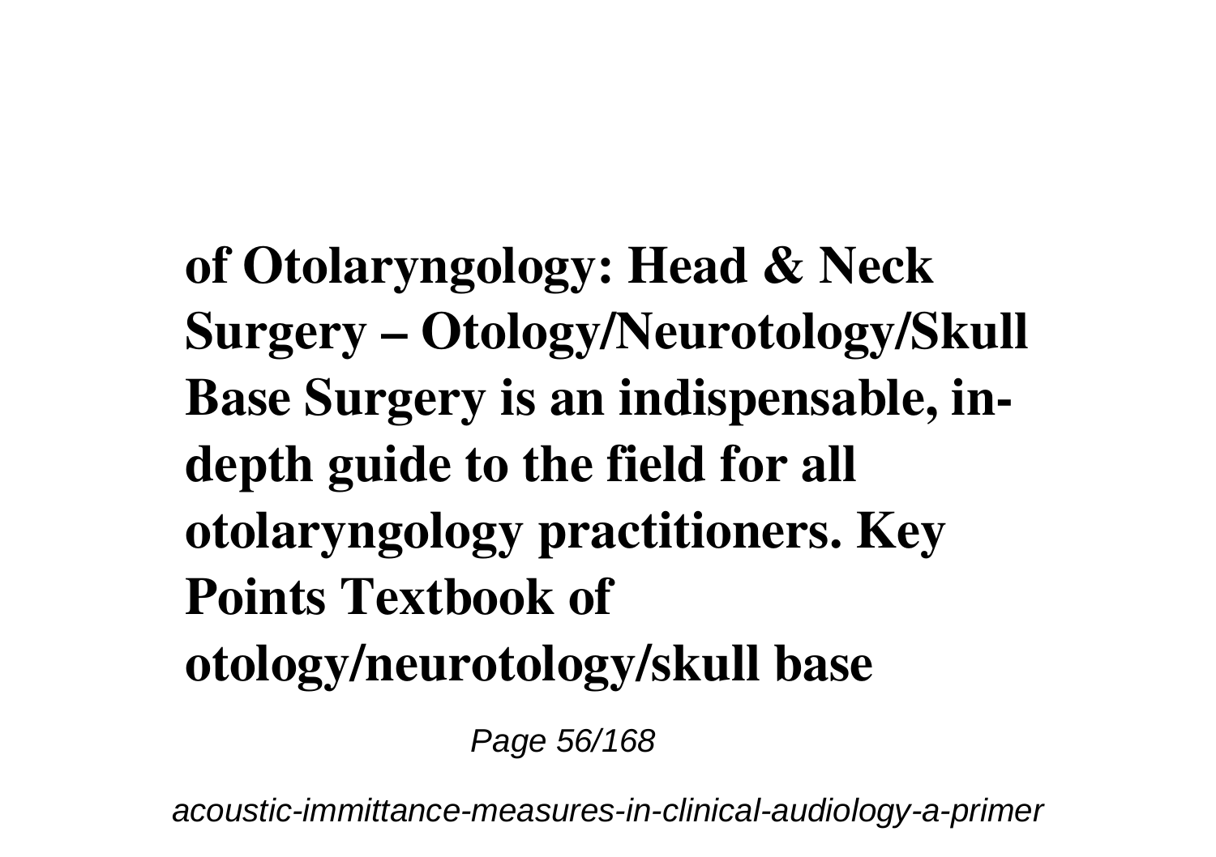**of Otolaryngology: Head & Neck Surgery – Otology/Neurotology/Skull Base Surgery is an indispensable, in-depth guide to the field for all otolaryngology practitioners. Key Points Textbook of otology/neurotology/skull base**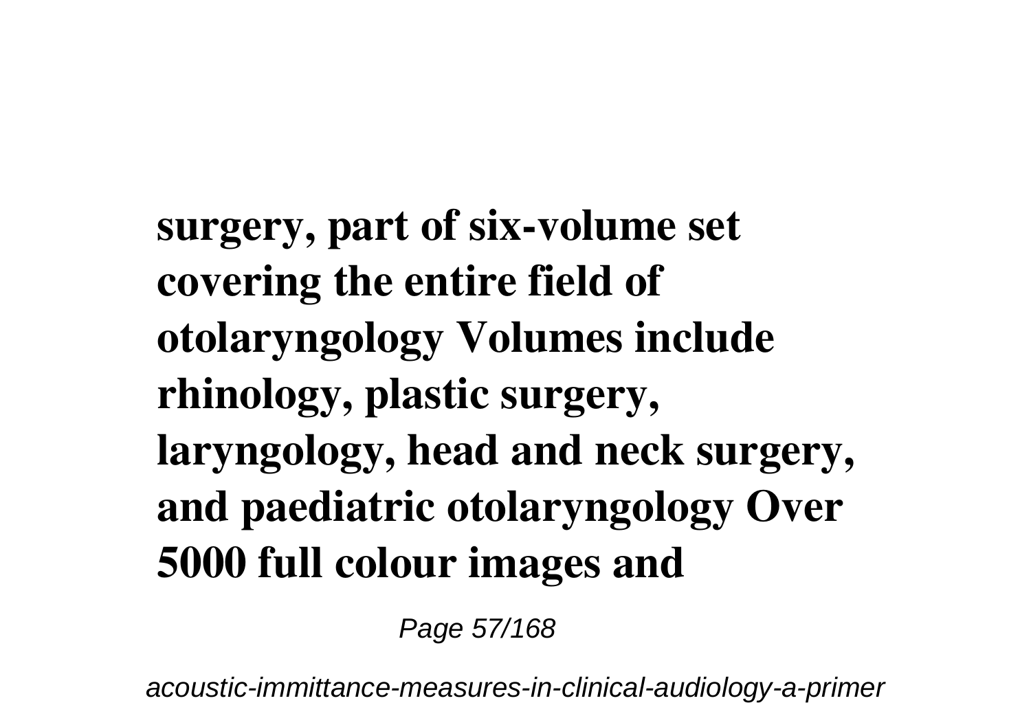**surgery, part of six-volume set covering the entire field of otolaryngology Volumes include rhinology, plastic surgery, laryngology, head and neck surgery, and paediatric otolaryngology Over 5000 full colour images and**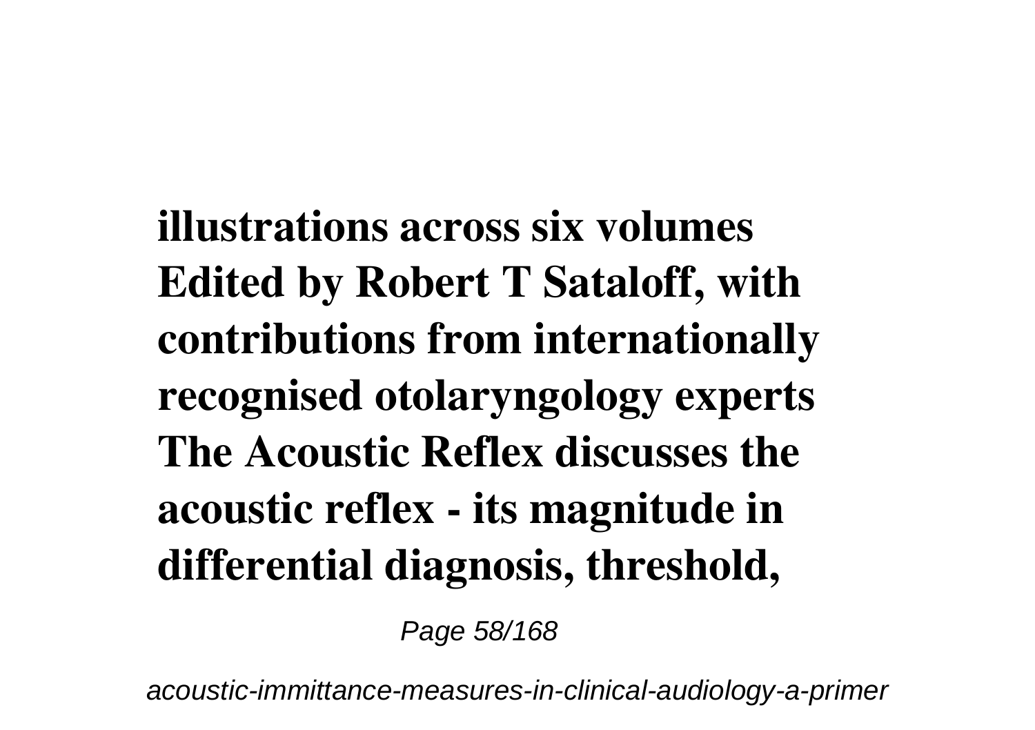**illustrations across six volumes Edited by Robert T Sataloff, with contributions from internationally recognised otolaryngology experts The Acoustic Reflex discusses the acoustic reflex - its magnitude in differential diagnosis, threshold,**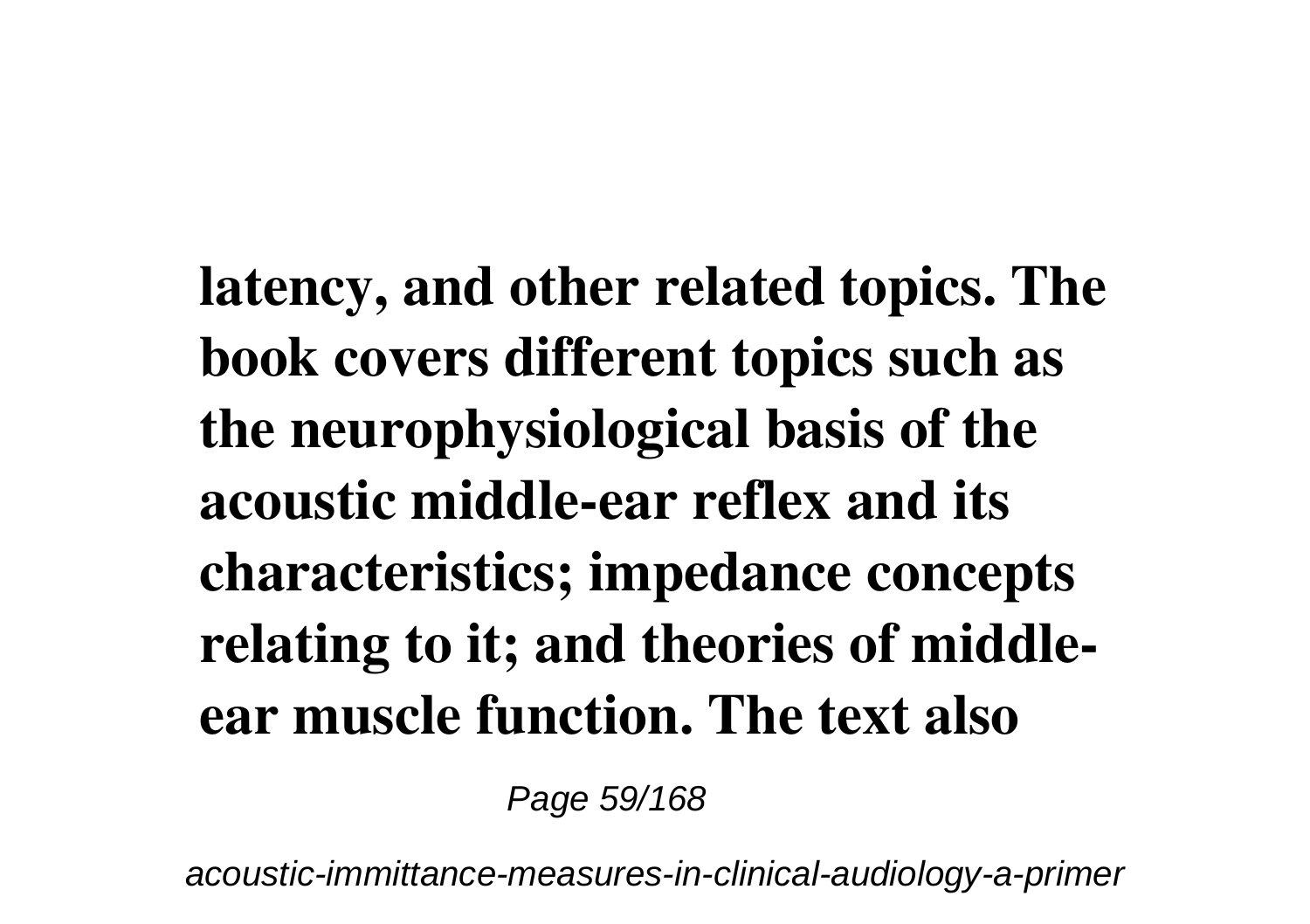**latency, and other related topics. The book covers different topics such as the neurophysiological basis of the acoustic middle-ear reflex and its characteristics; impedance concepts relating to it; and theories of middle-ear muscle function. The text also**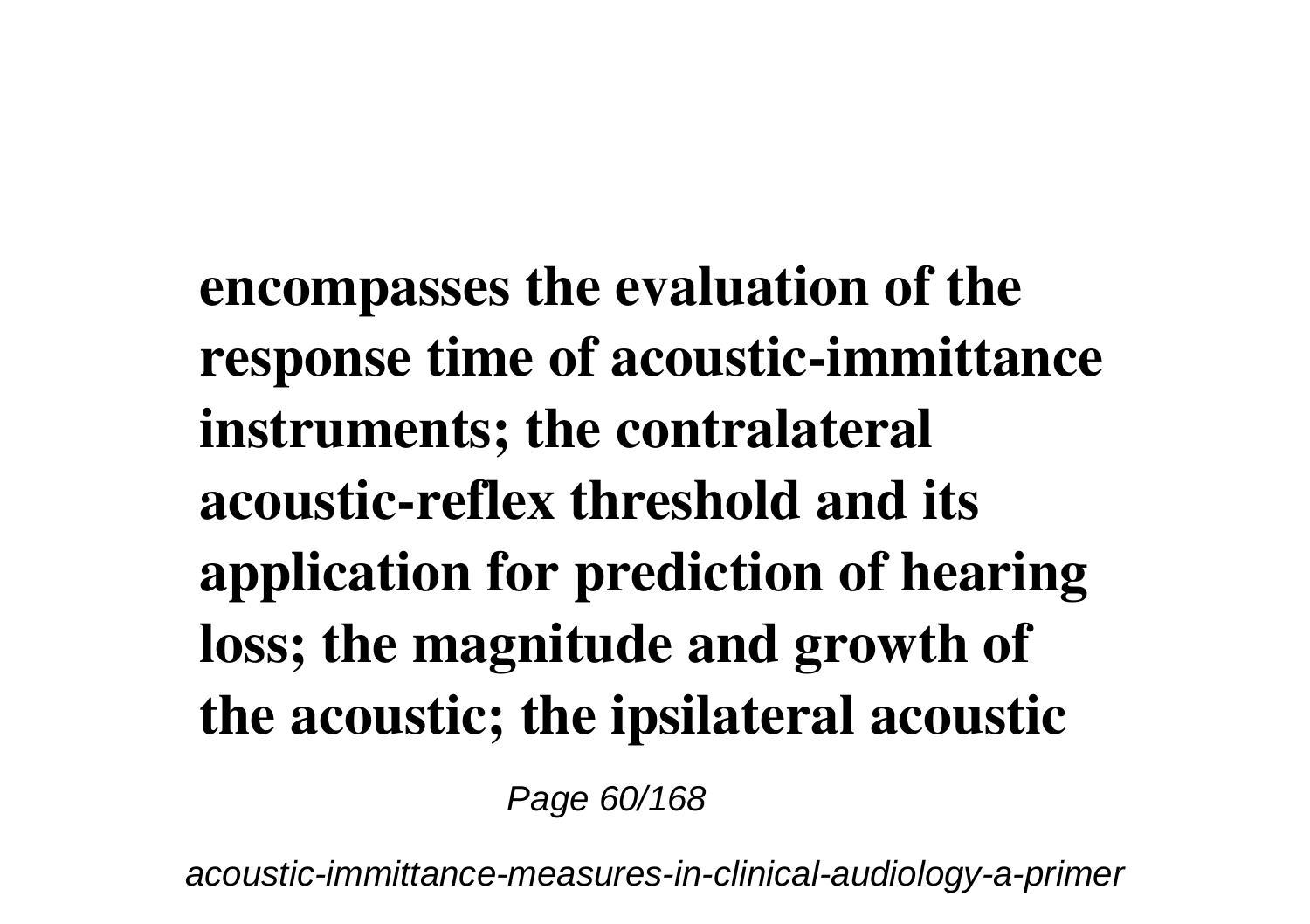**encompasses the evaluation of the response time of acoustic-immittance instruments; the contralateral acoustic-reflex threshold and its application for prediction of hearing loss; the magnitude and growth of the acoustic; the ipsilateral acoustic**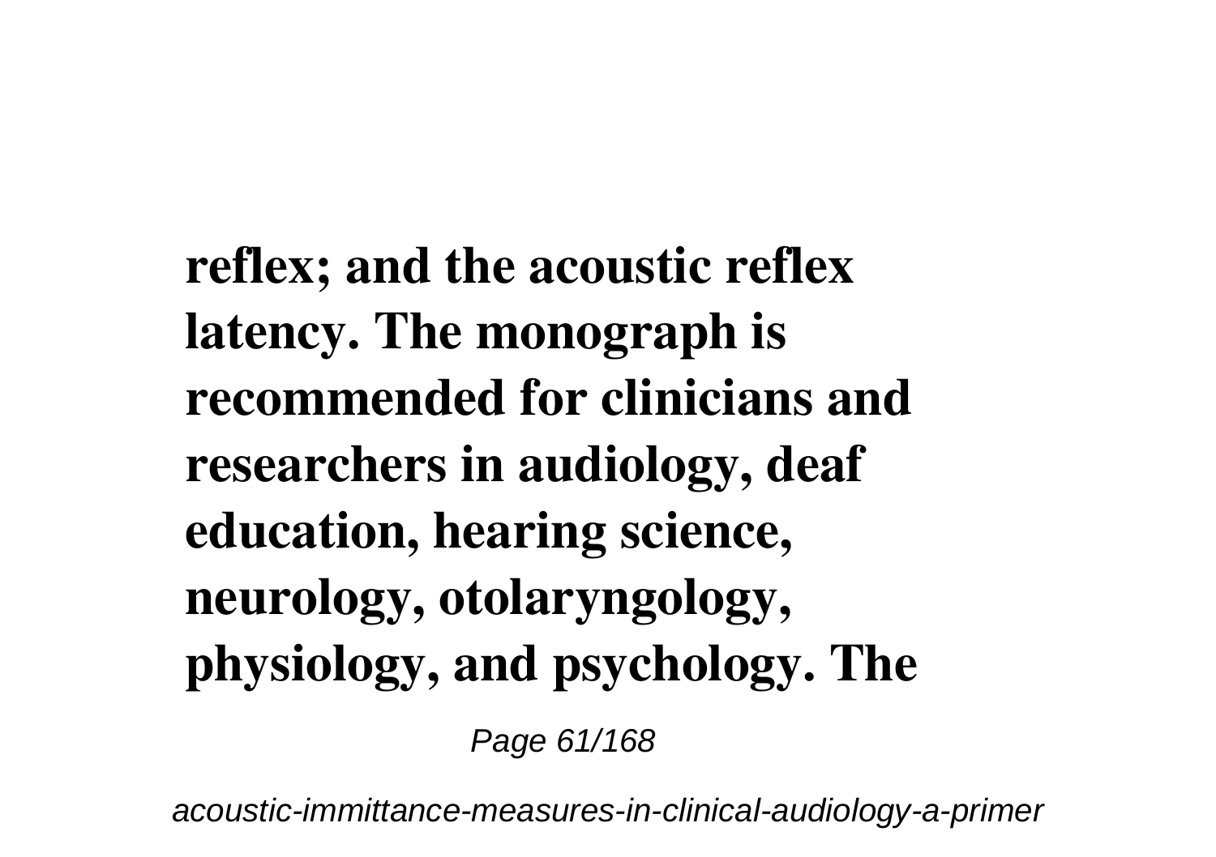**reflex; and the acoustic reflex latency. The monograph is recommended for clinicians and researchers in audiology, deaf education, hearing science, neurology, otolaryngology, physiology, and psychology. The**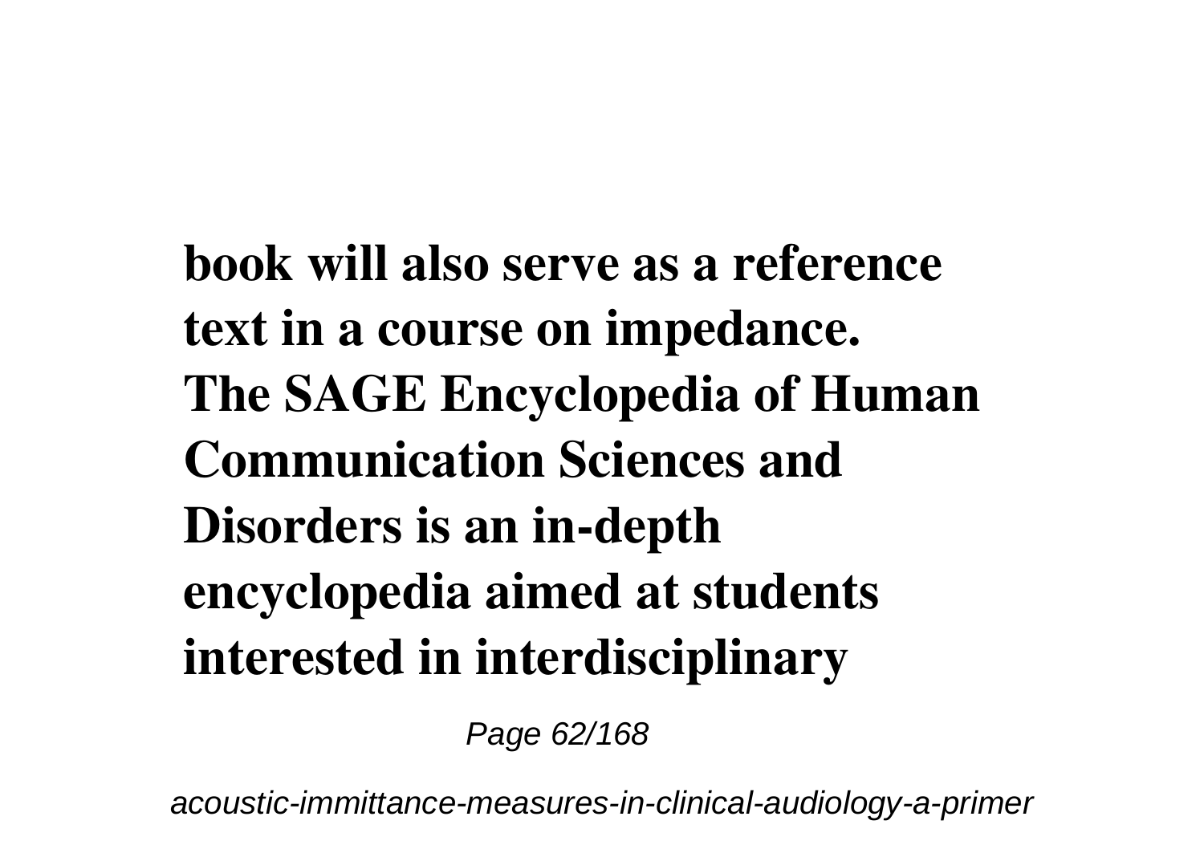**book will also serve as a reference text in a course on impedance.**

**The SAGE Encyclopedia of Human Communication Sciences and Disorders is an in-depth encyclopedia aimed at students interested in interdisciplinary**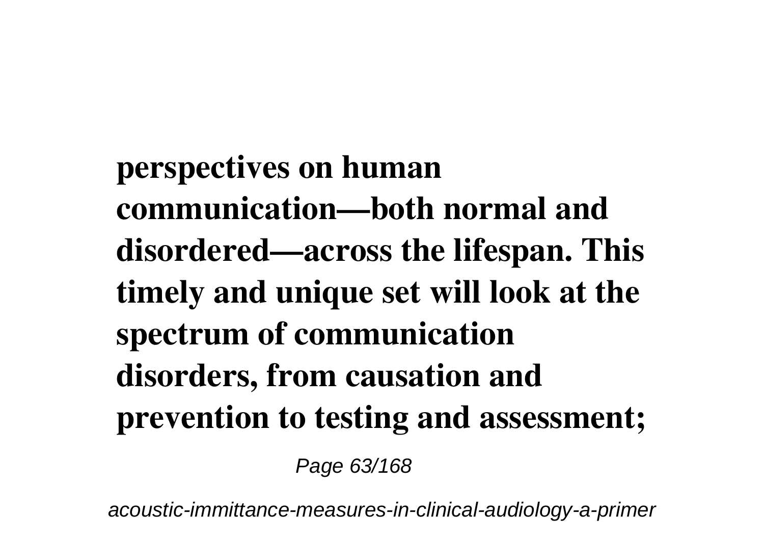**perspectives on human communication—both normal and disordered—across the lifespan. This timely and unique set will look at the spectrum of communication disorders, from causation and prevention to testing and assessment;**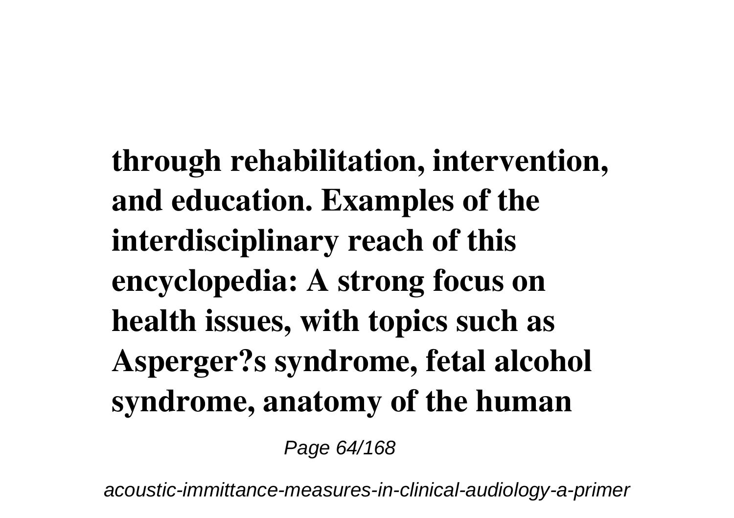**through rehabilitation, intervention, and education. Examples of the interdisciplinary reach of this encyclopedia: A strong focus on health issues, with topics such as Asperger?s syndrome, fetal alcohol syndrome, anatomy of the human**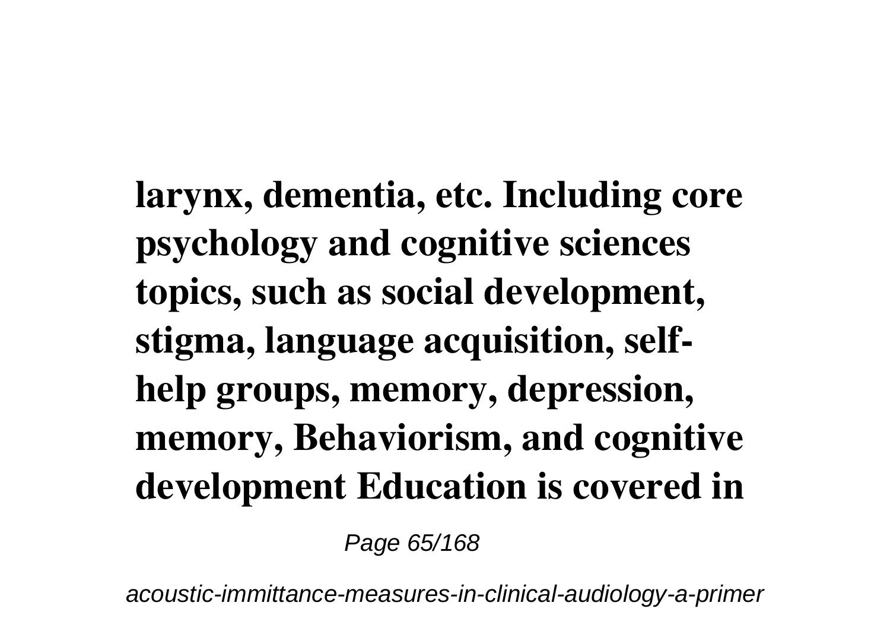**larynx, dementia, etc. Including core psychology and cognitive sciences topics, such as social development, stigma, language acquisition, self-help groups, memory, depression, memory, Behaviorism, and cognitive development Education is covered in**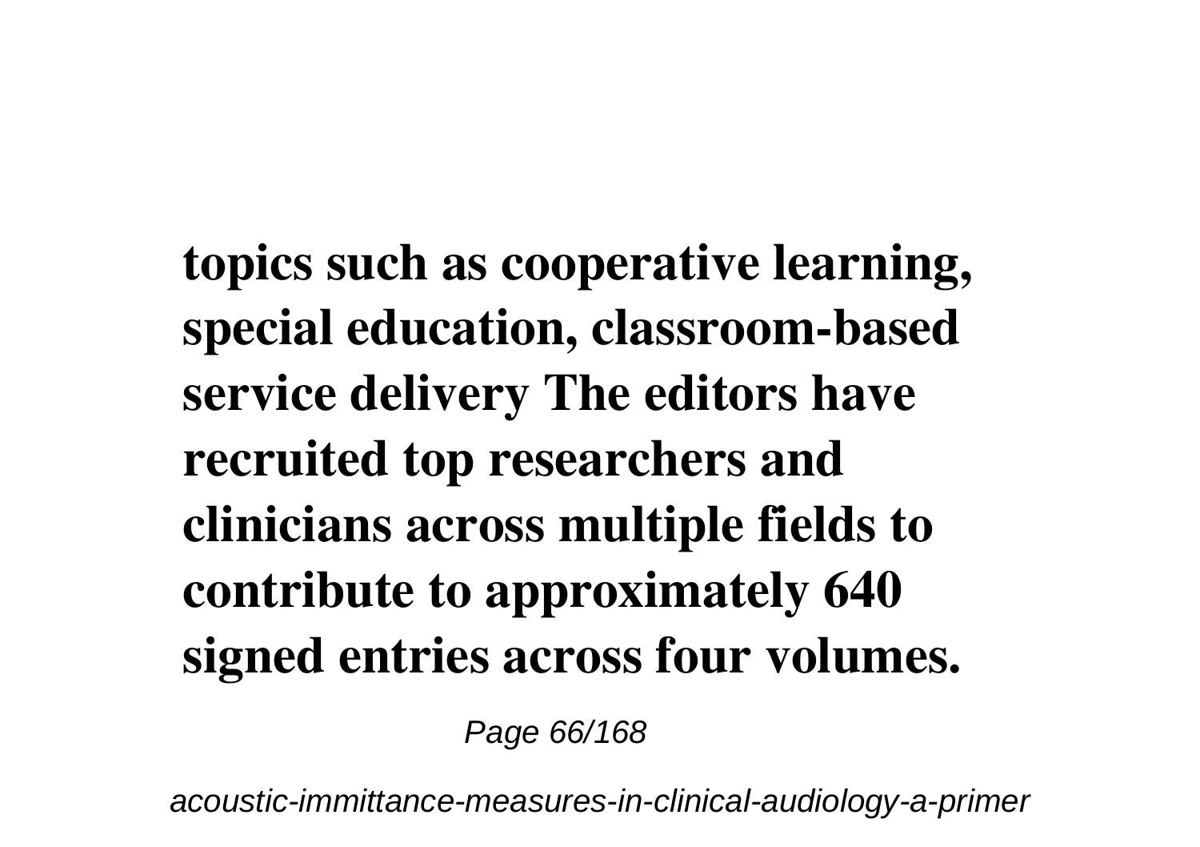**topics such as cooperative learning, special education, classroom-based service delivery The editors have recruited top researchers and clinicians across multiple fields to contribute to approximately 640 signed entries across four volumes.**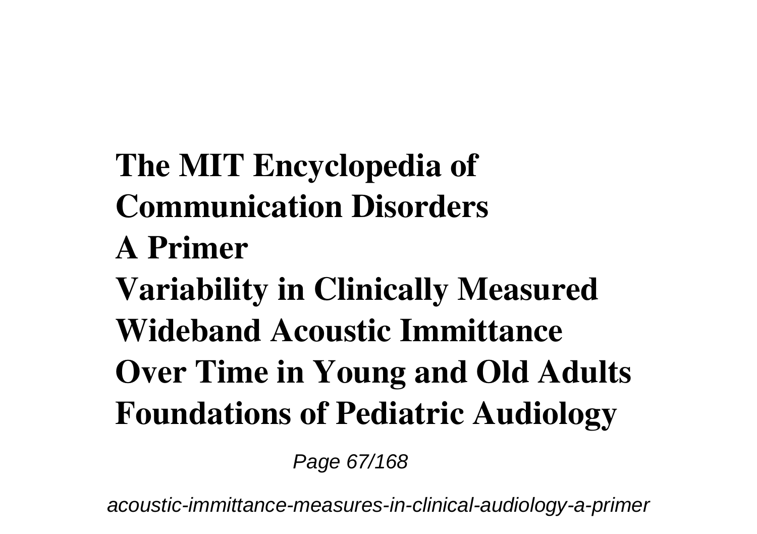**The MIT Encyclopedia of Communication Disorders**

**A Primer**

**Variability in Clinically Measured Wideband Acoustic Immittance Over Time in Young and Old Adults**

**Foundations of Pediatric Audiology**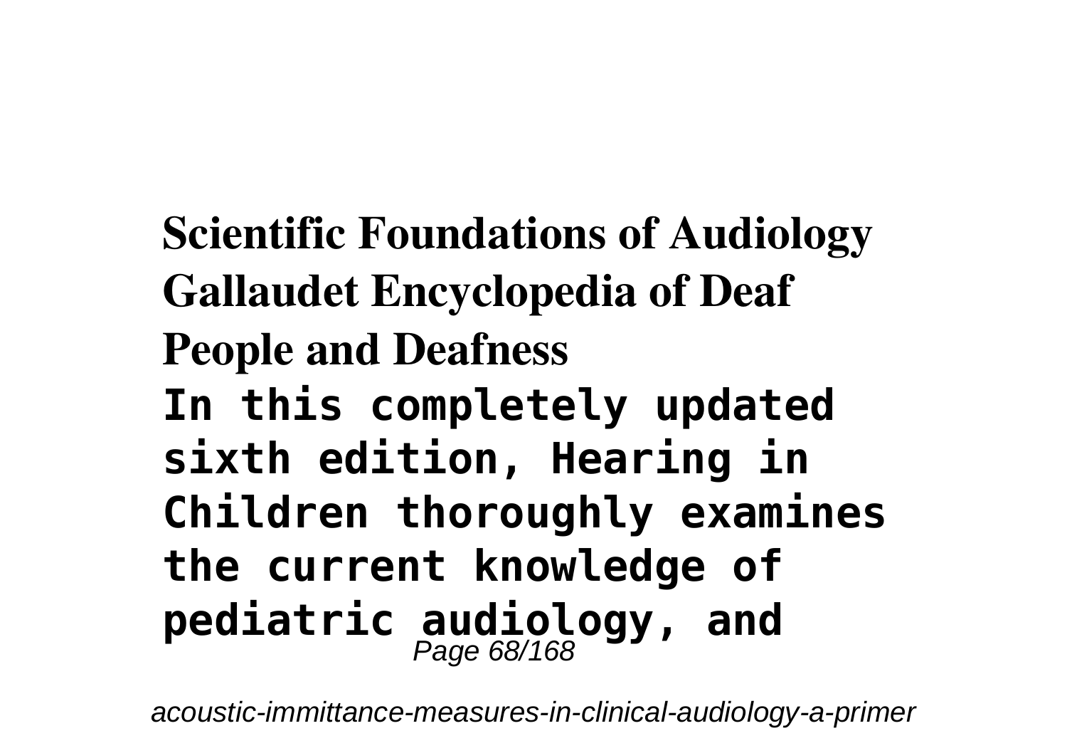**Scientific Foundations of Audiology**

**Gallaudet Encyclopedia of Deaf People and Deafness**

**In this completely updated sixth edition, Hearing in Children thoroughly examines the current knowledge of pediatric audiology, and**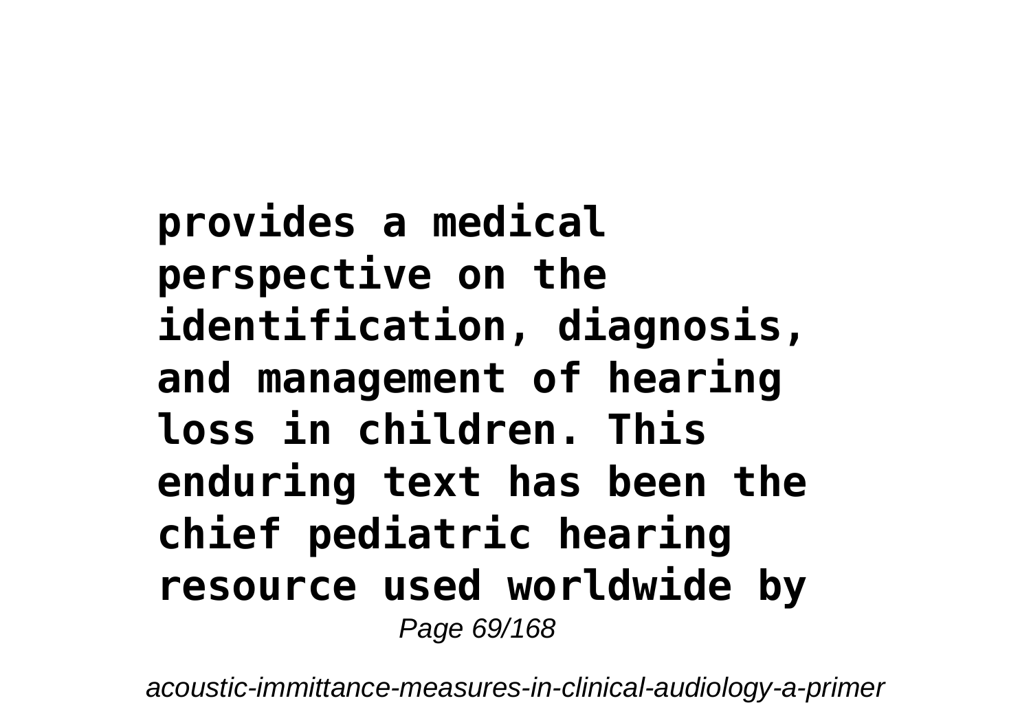**provides a medical perspective on the identification, diagnosis, and management of hearing loss in children. This enduring text has been the chief pediatric hearing resource used worldwide by**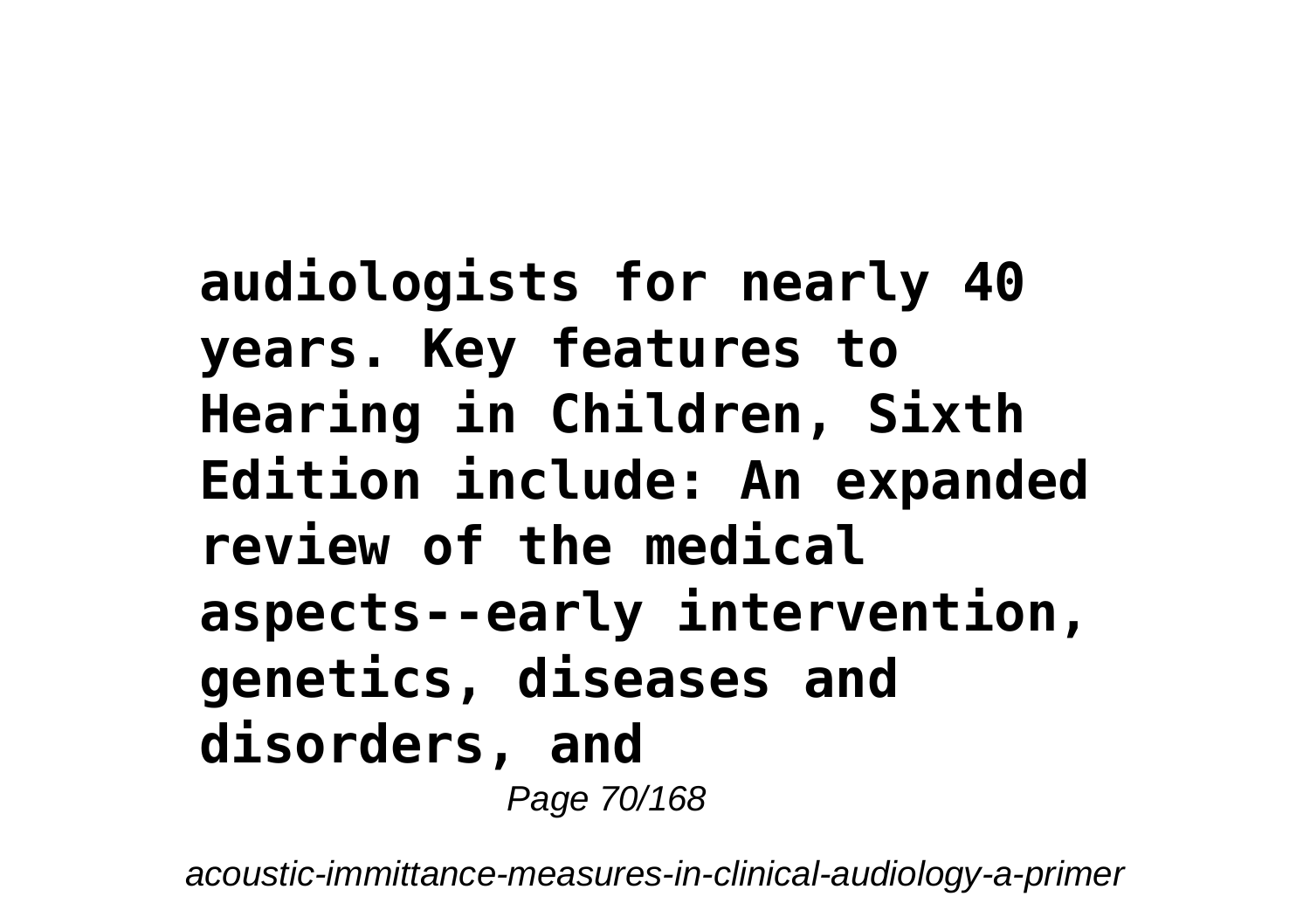**audiologists for nearly 40 years. Key features to Hearing in Children, Sixth Edition include: An expanded review of the medical aspects--early intervention, genetics, diseases and disorders, and**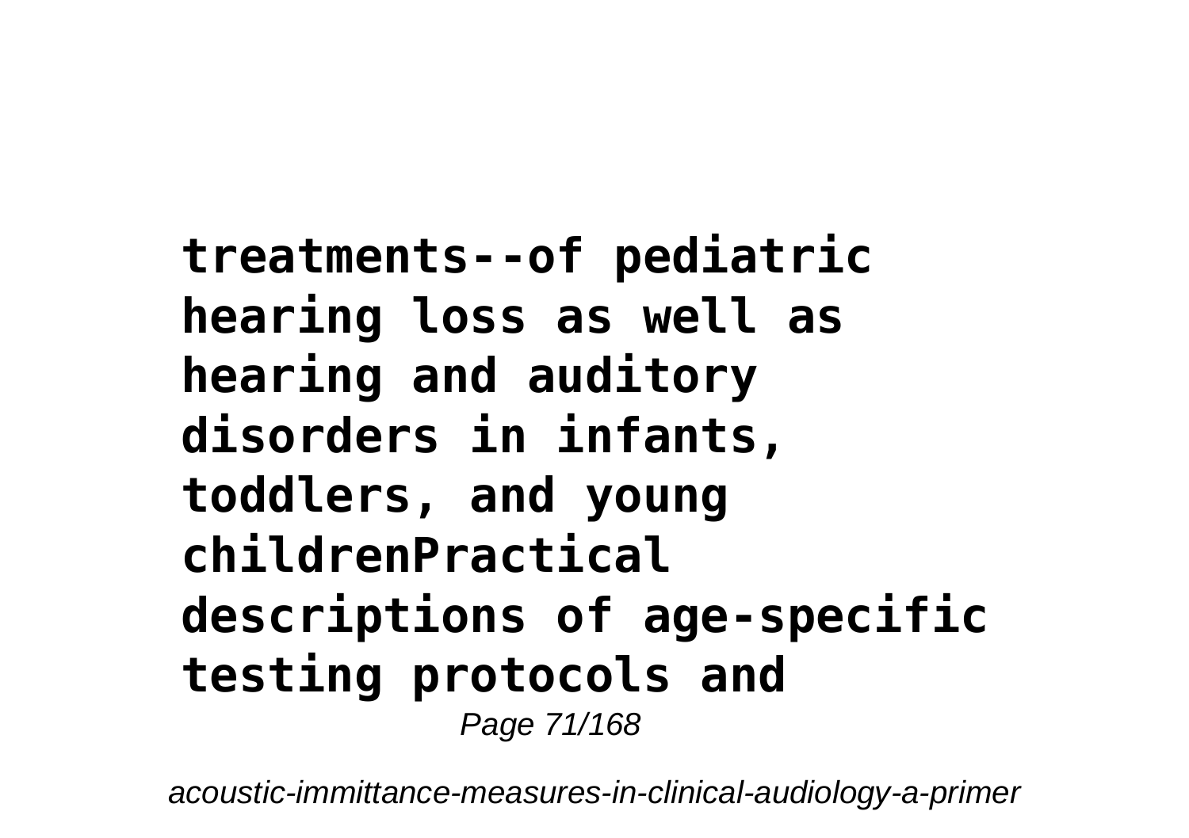**treatments--of pediatric hearing loss as well as hearing and auditory disorders in infants, toddlers, and young childrenPractical descriptions of age-specific testing protocols and**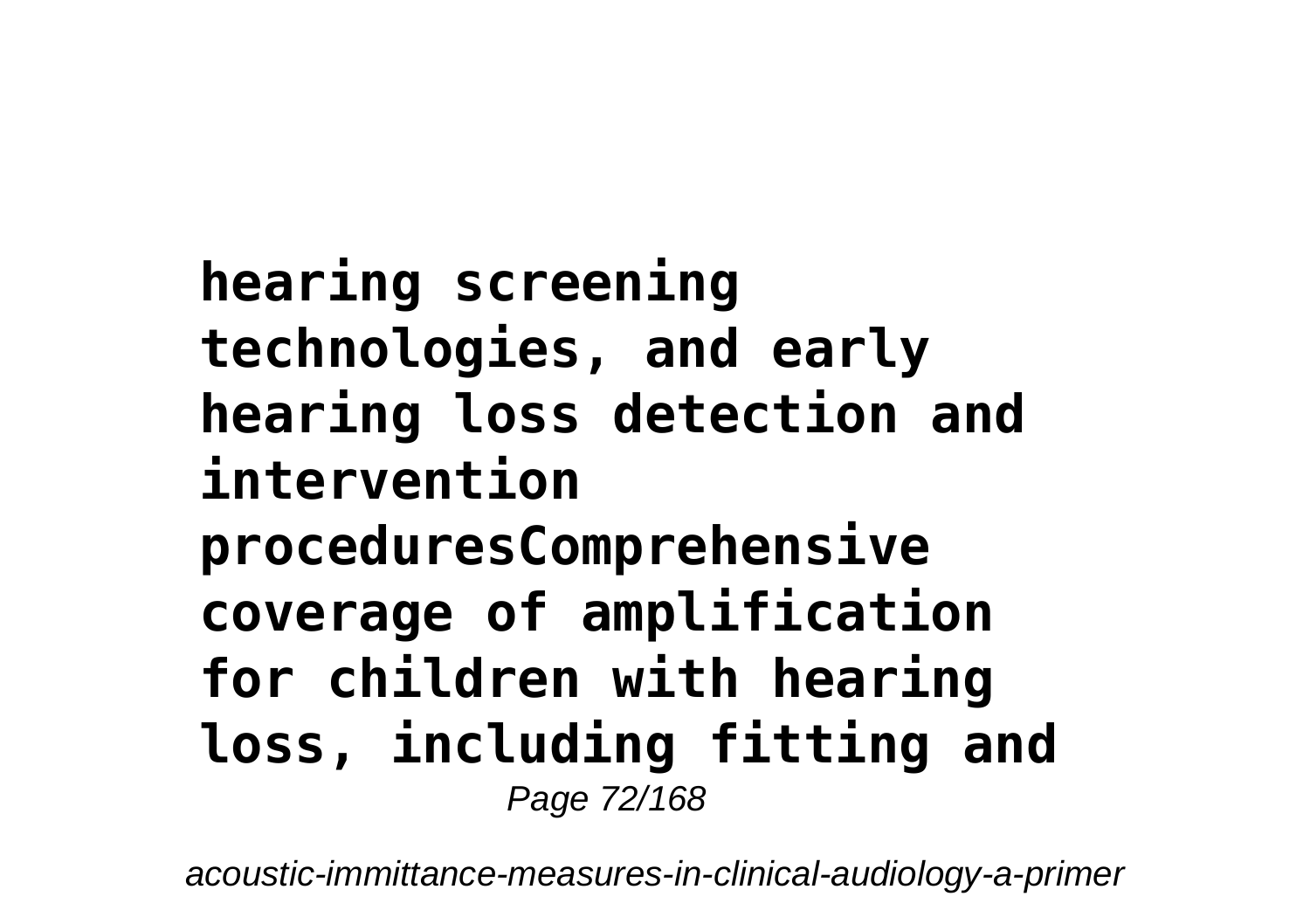**hearing screening technologies, and early hearing loss detection and intervention proceduresComprehensive coverage of amplification for children with hearing loss, including fitting and**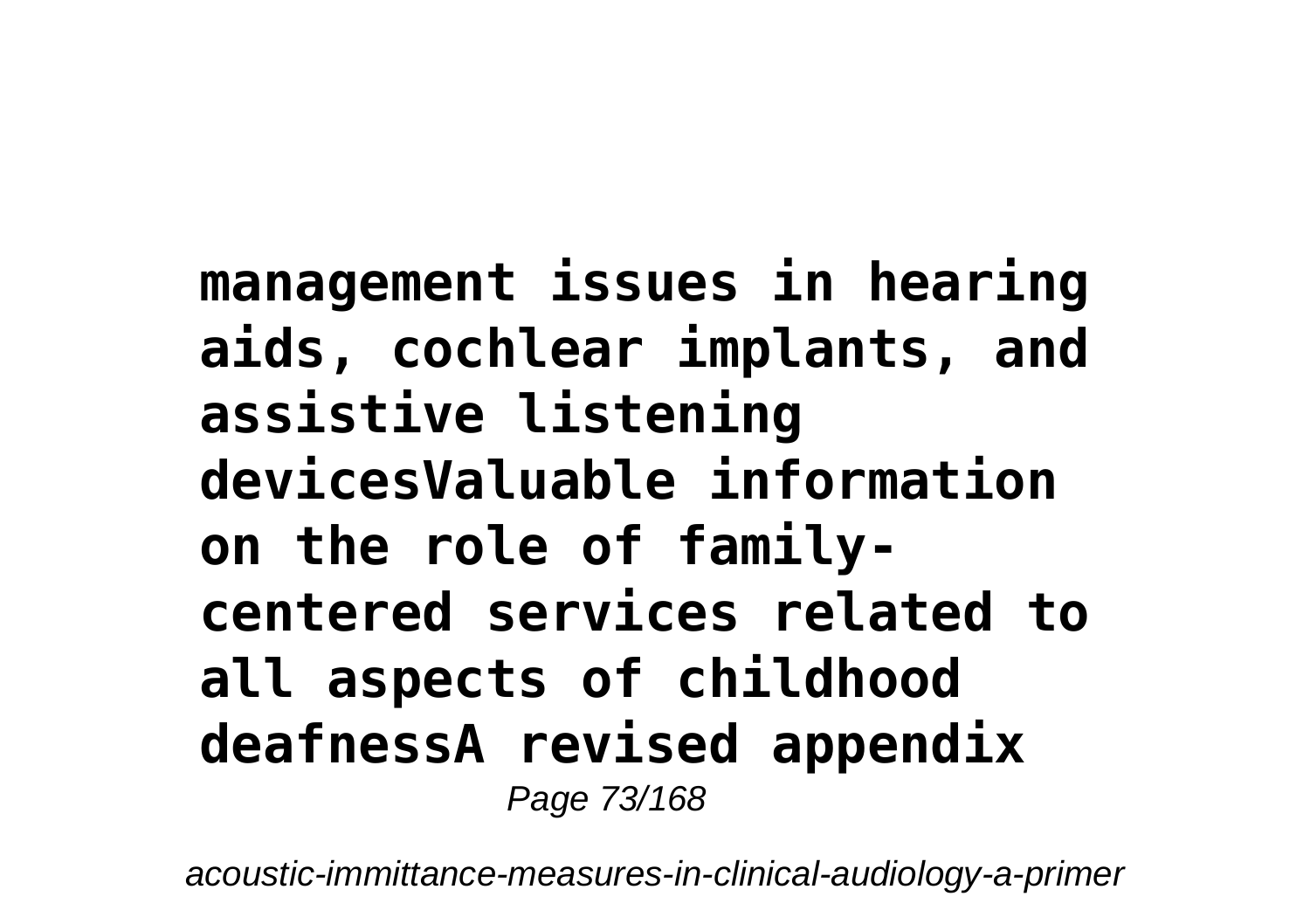**management issues in hearing aids, cochlear implants, and assistive listening devicesValuable information on the role of family-centered services related to all aspects of childhood deafnessA revised appendix**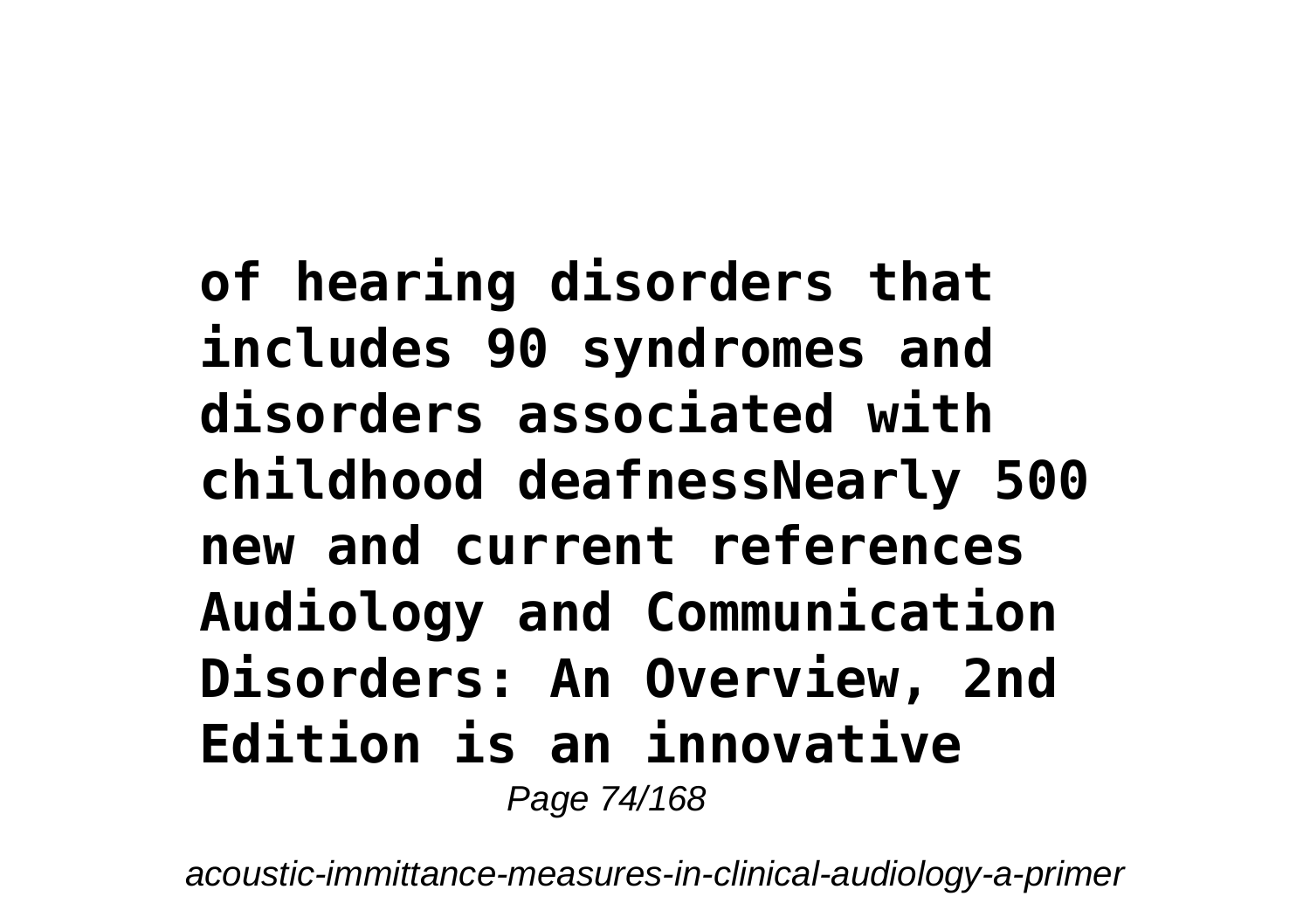**of hearing disorders that includes 90 syndromes and disorders associated with childhood deafnessNearly 500 new and current references Audiology and Communication Disorders: An Overview, 2nd Edition is an innovative**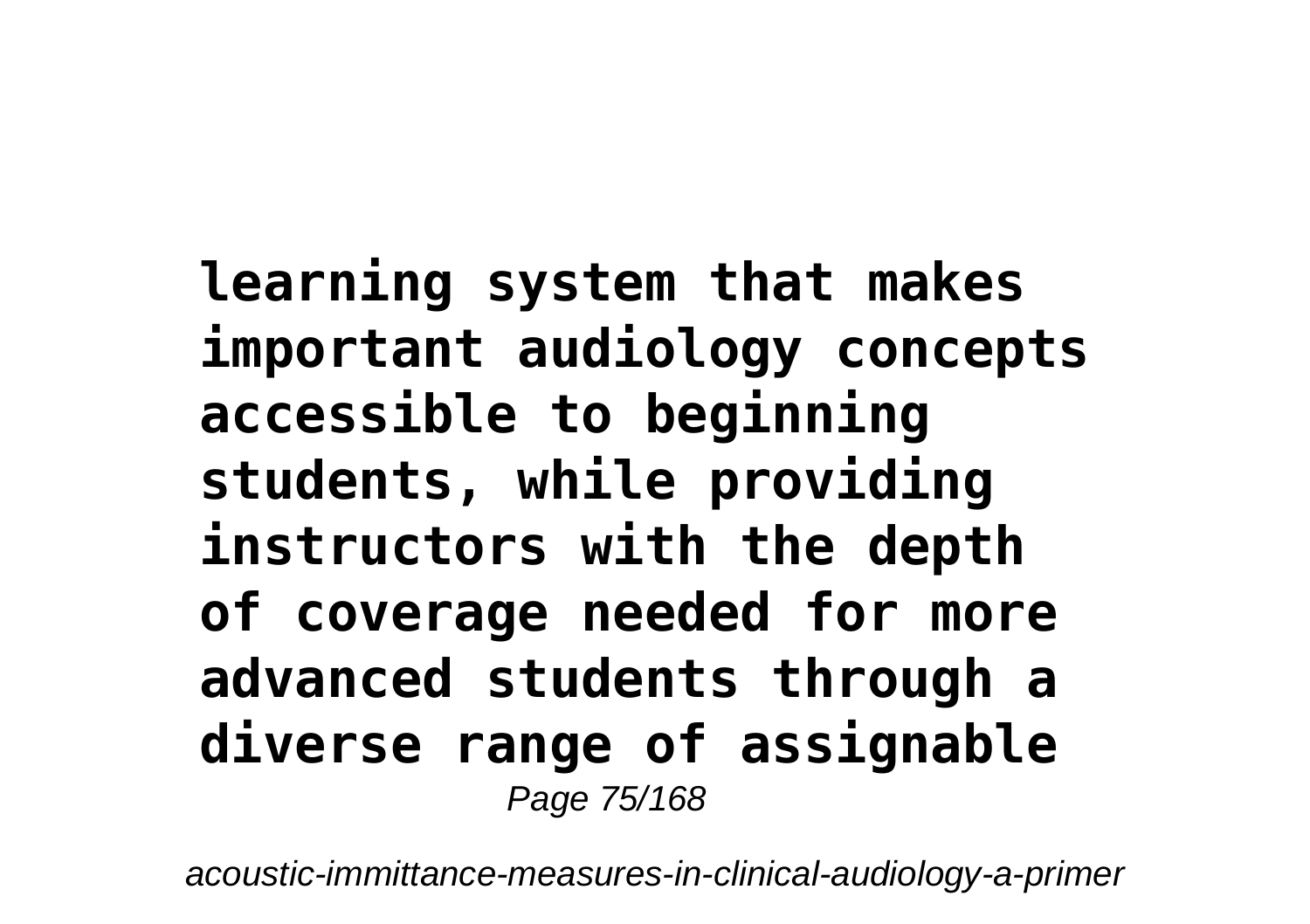**learning system that makes important audiology concepts accessible to beginning students, while providing instructors with the depth of coverage needed for more advanced students through a diverse range of assignable**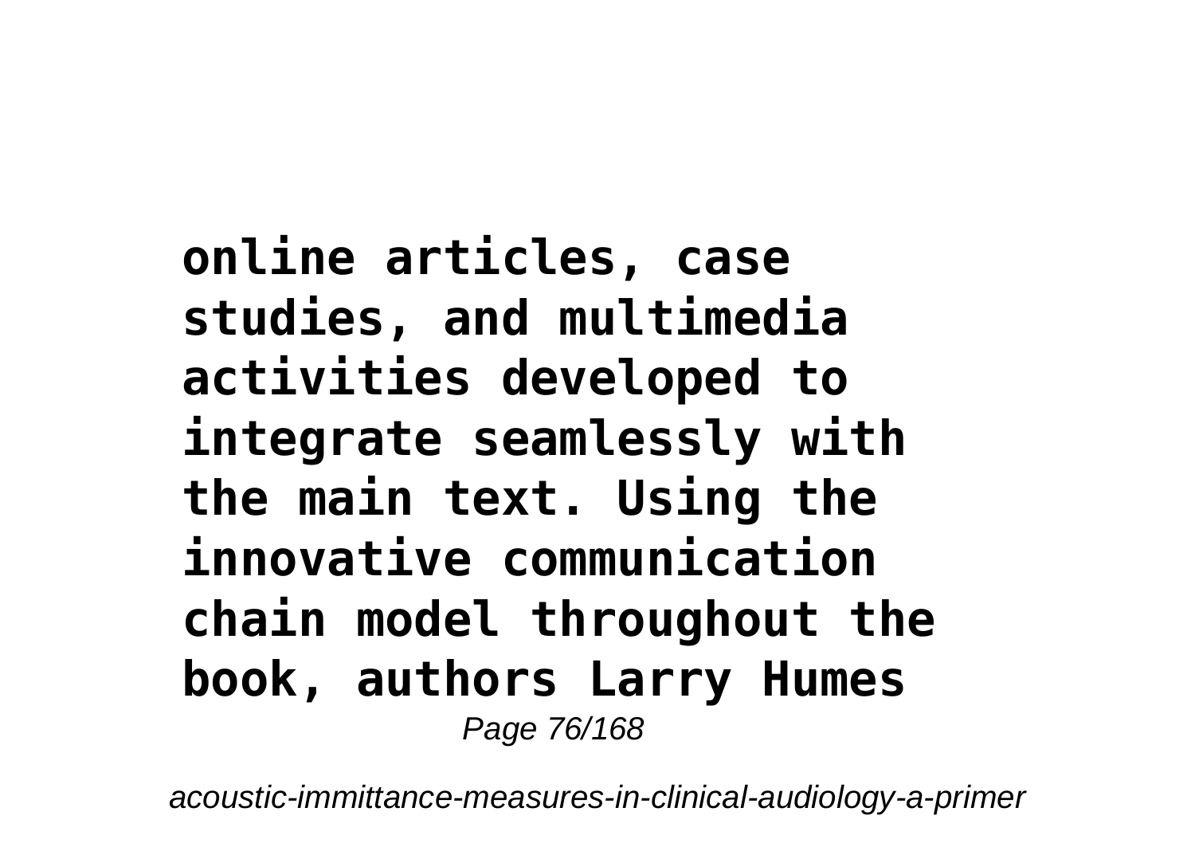**online articles, case studies, and multimedia activities developed to integrate seamlessly with the main text. Using the innovative communication chain model throughout the book, authors Larry Humes**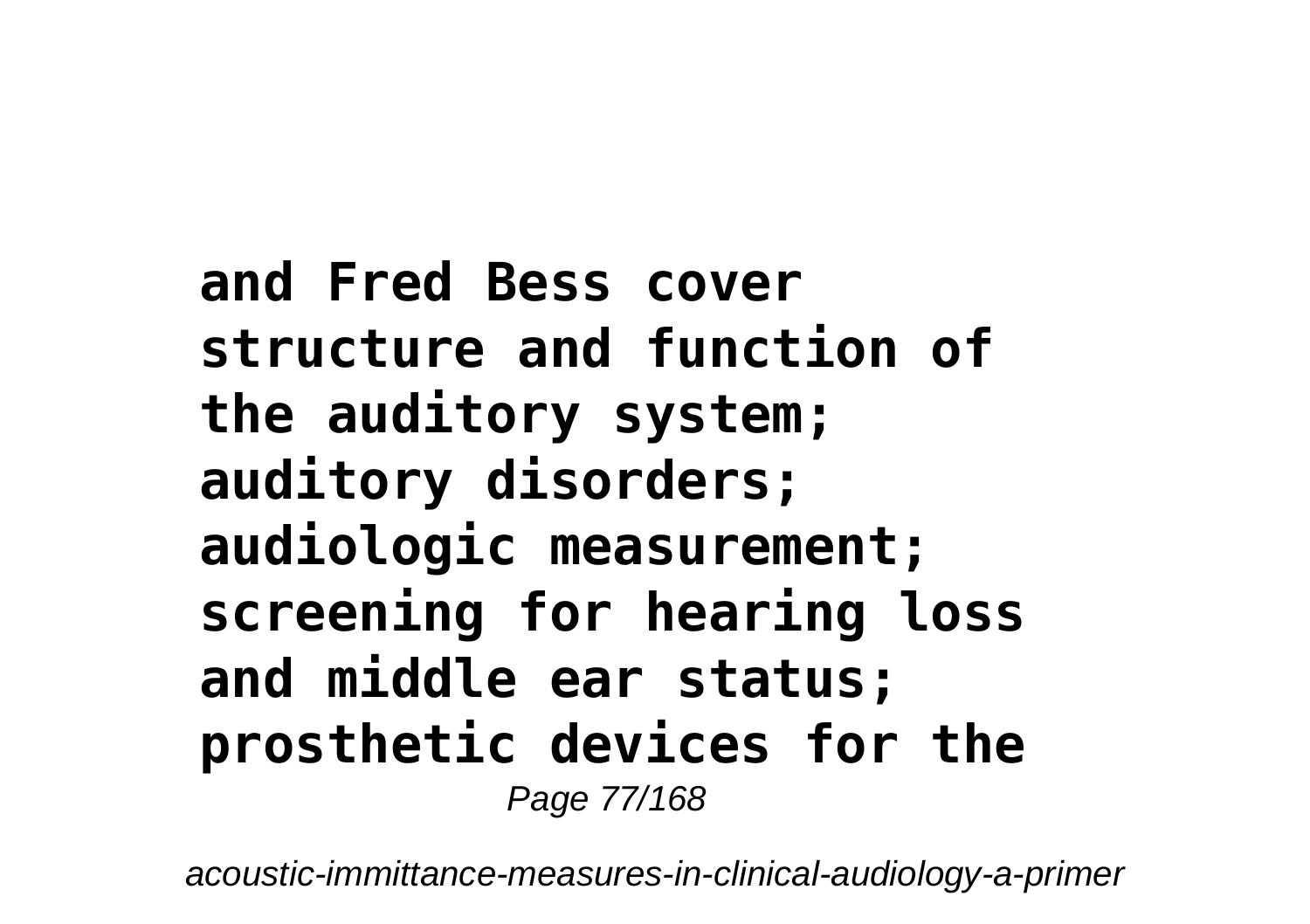**and Fred Bess cover structure and function of the auditory system; auditory disorders; audiologic measurement; screening for hearing loss and middle ear status; prosthetic devices for the**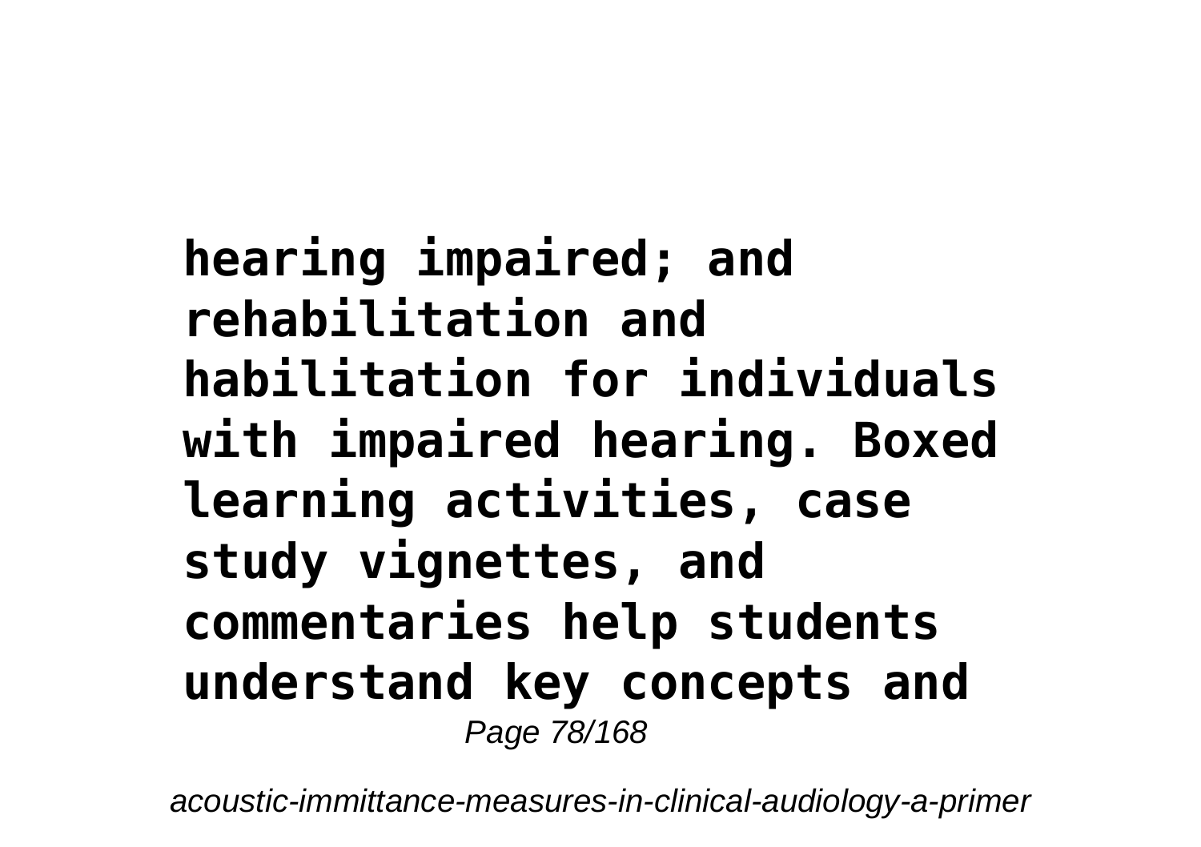**hearing impaired; and rehabilitation and habilitation for individuals with impaired hearing. Boxed learning activities, case study vignettes, and commentaries help students understand key concepts and**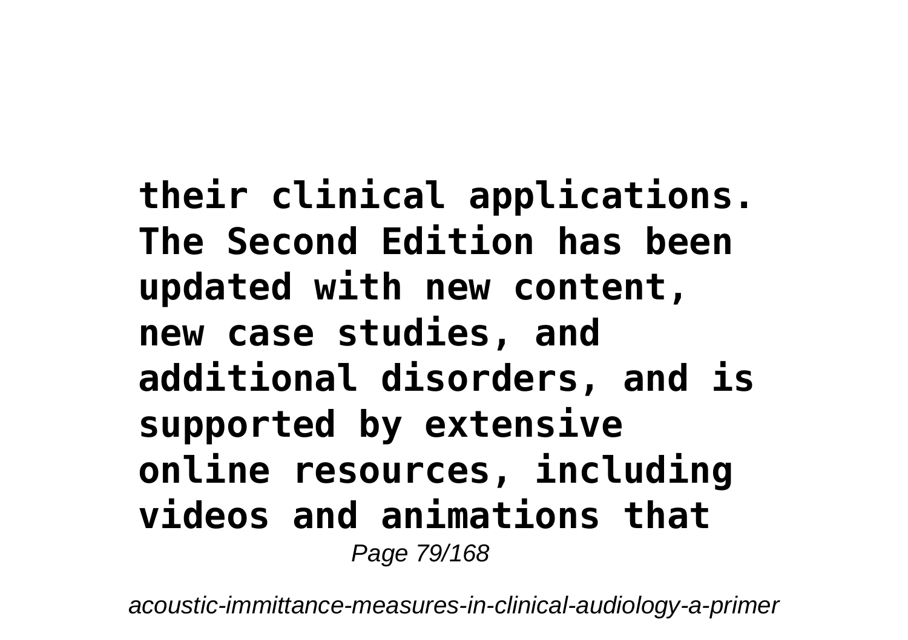**their clinical applications. The Second Edition has been updated with new content, new case studies, and additional disorders, and is supported by extensive online resources, including videos and animations that**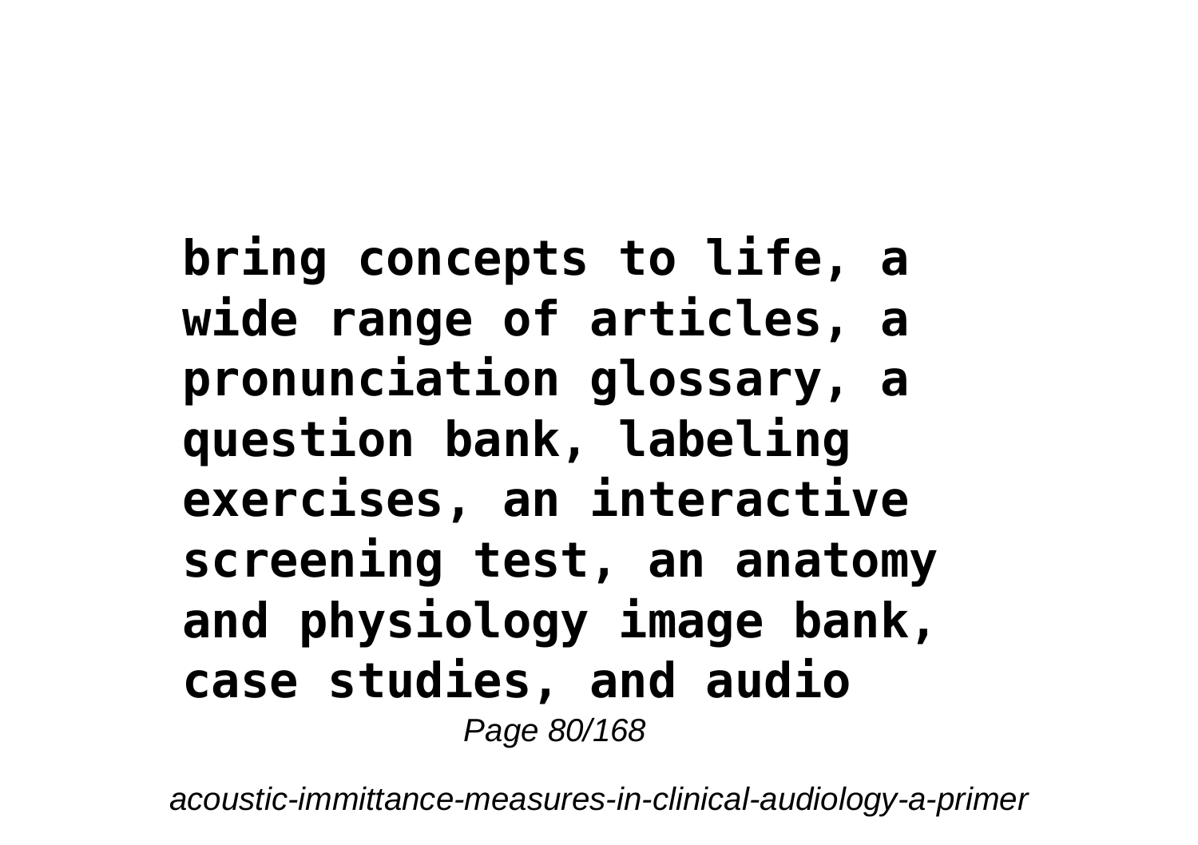**bring concepts to life, a wide range of articles, a pronunciation glossary, a question bank, labeling exercises, an interactive screening test, an anatomy and physiology image bank, case studies, and audio**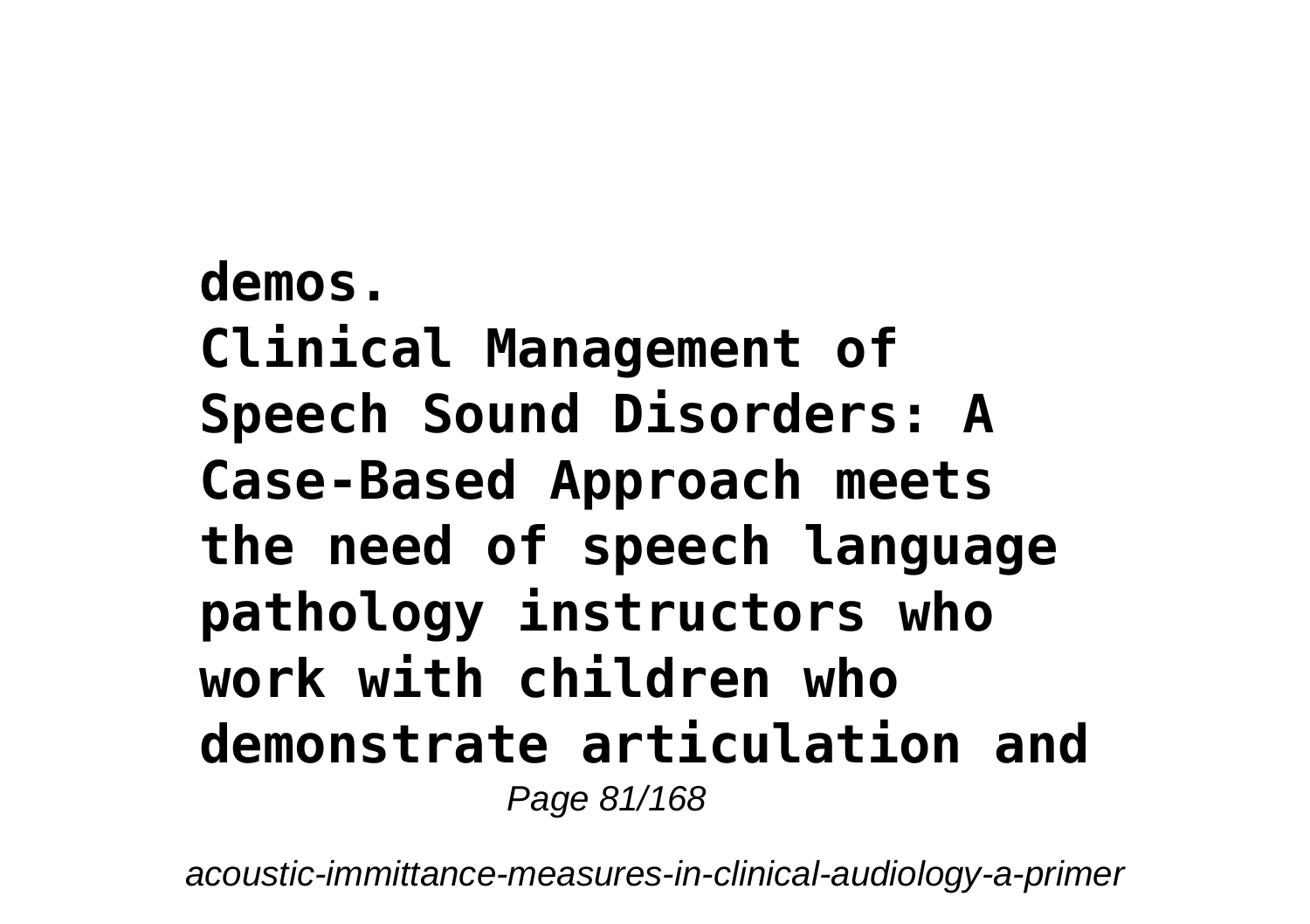**demos.**

**Clinical Management of Speech Sound Disorders: A Case-Based Approach meets the need of speech language pathology instructors who work with children who demonstrate articulation and**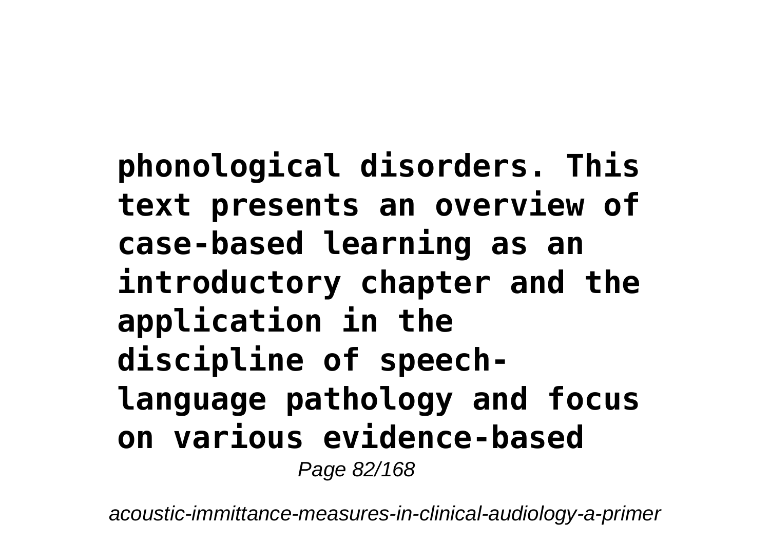**phonological disorders. This text presents an overview of case-based learning as an introductory chapter and the application in the discipline of speech-language pathology and focus on various evidence-based**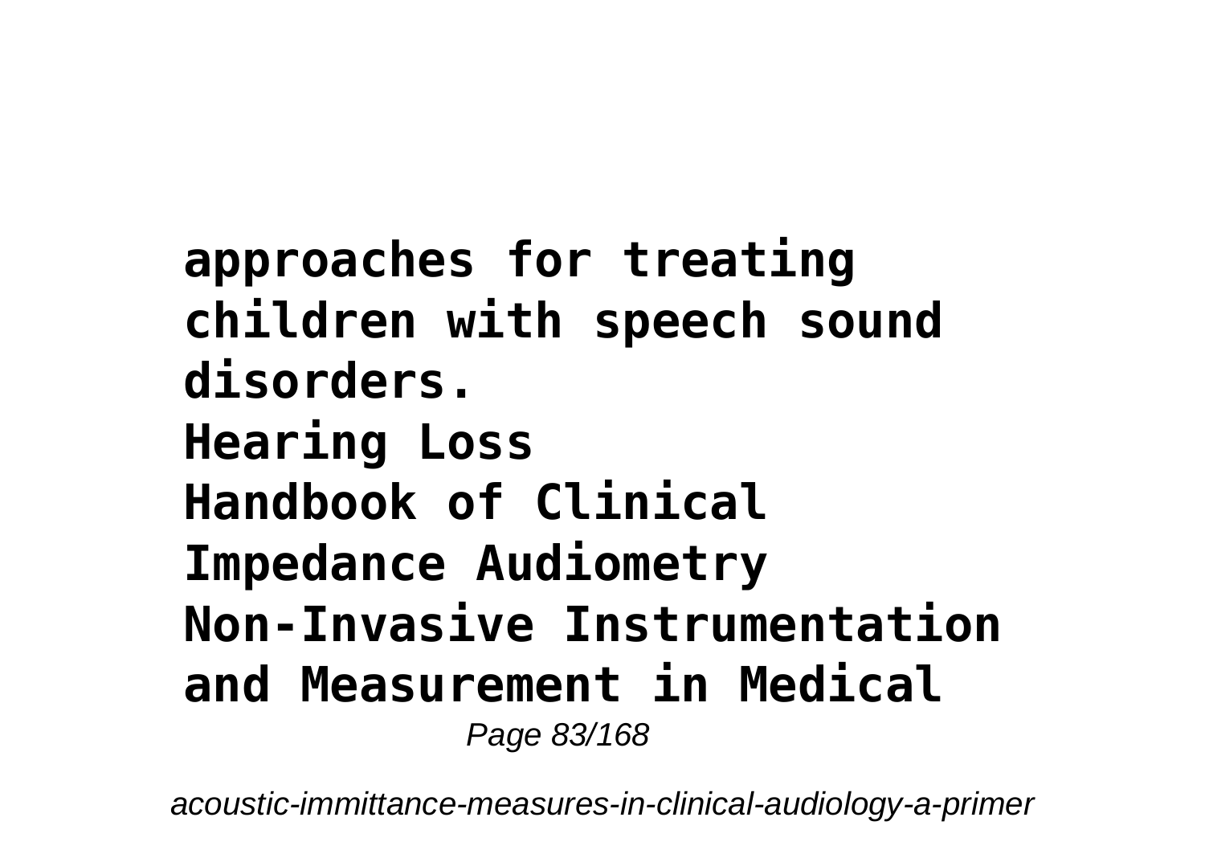**approaches for treating children with speech sound disorders.**

**Hearing Loss**

**Handbook of Clinical Impedance Audiometry**

**Non-Invasive Instrumentation and Measurement in Medical**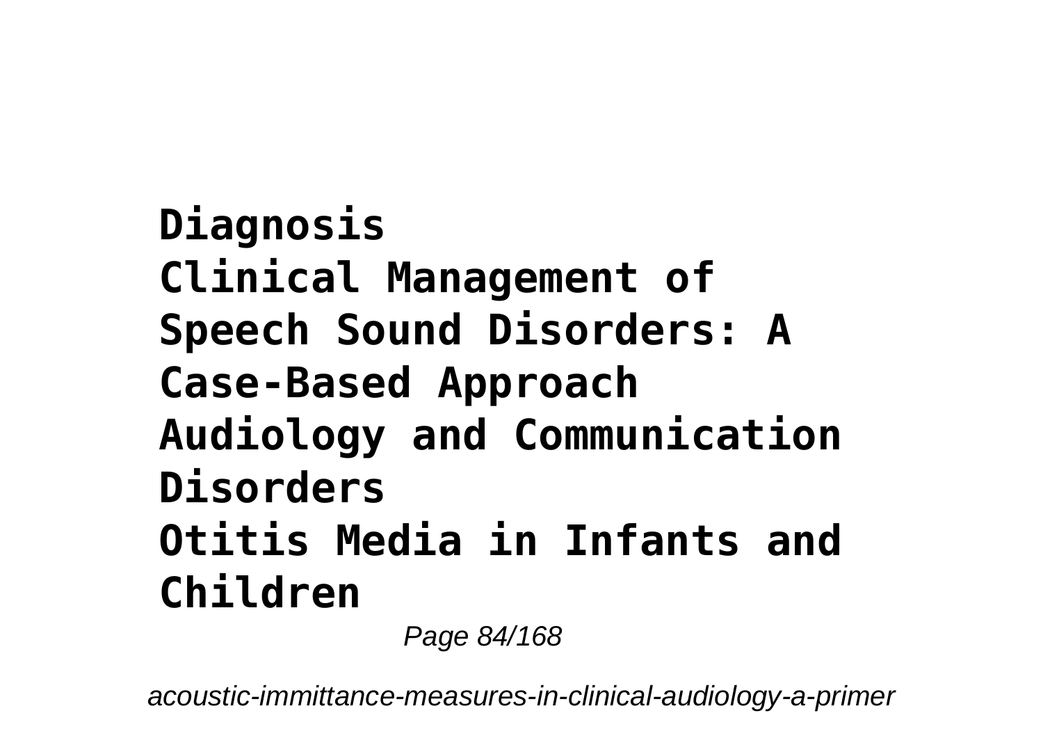**Diagnosis**

**Clinical Management of Speech Sound Disorders: A Case-Based Approach**

**Audiology and Communication Disorders**

**Otitis Media in Infants and Children**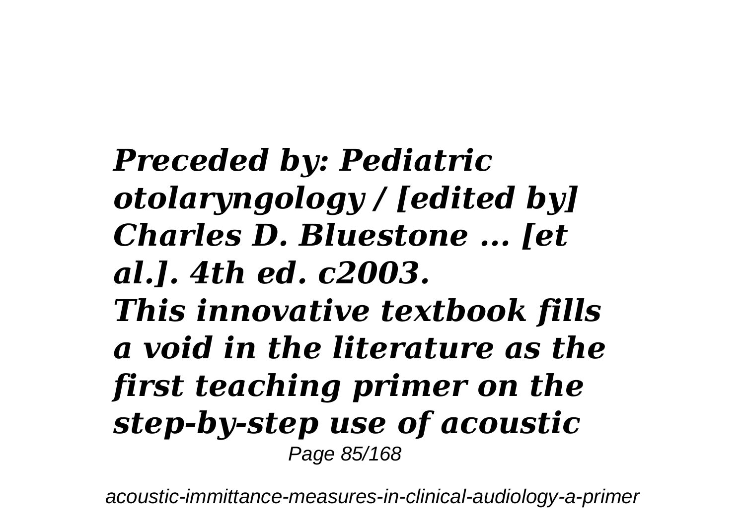***Preceded by: Pediatric otolaryngology / [edited by] Charles D. Bluestone ... [et al.]. 4th ed. c2003.***

***This innovative textbook fills a void in the literature as the first teaching primer on the step-by-step use of acoustic***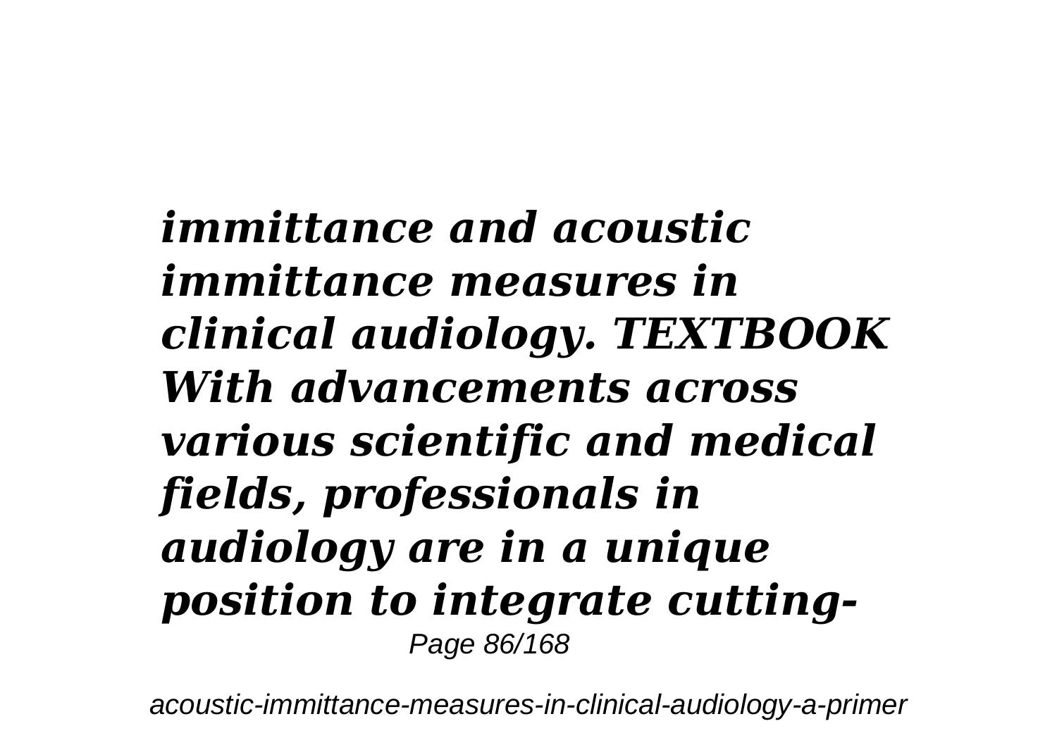***immittance and acoustic immittance measures in clinical audiology. TEXTBOOK With advancements across various scientific and medical fields, professionals in audiology are in a unique position to integrate cutting-***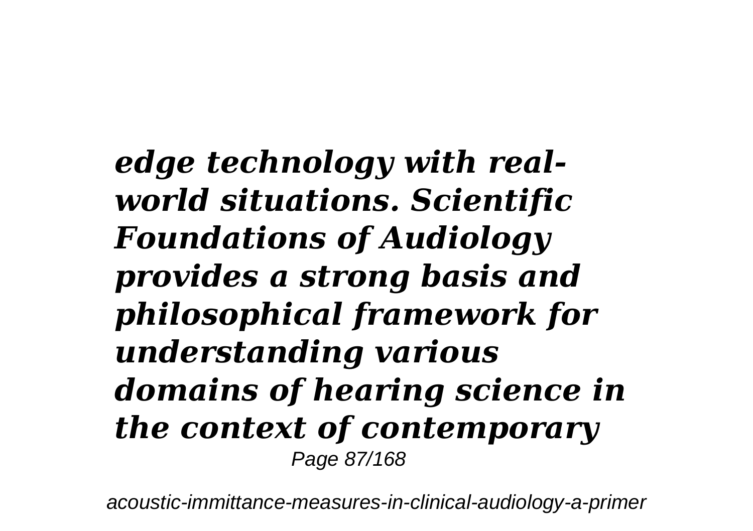***edge technology with real-world situations. Scientific Foundations of Audiology provides a strong basis and philosophical framework for understanding various domains of hearing science in the context of contemporary***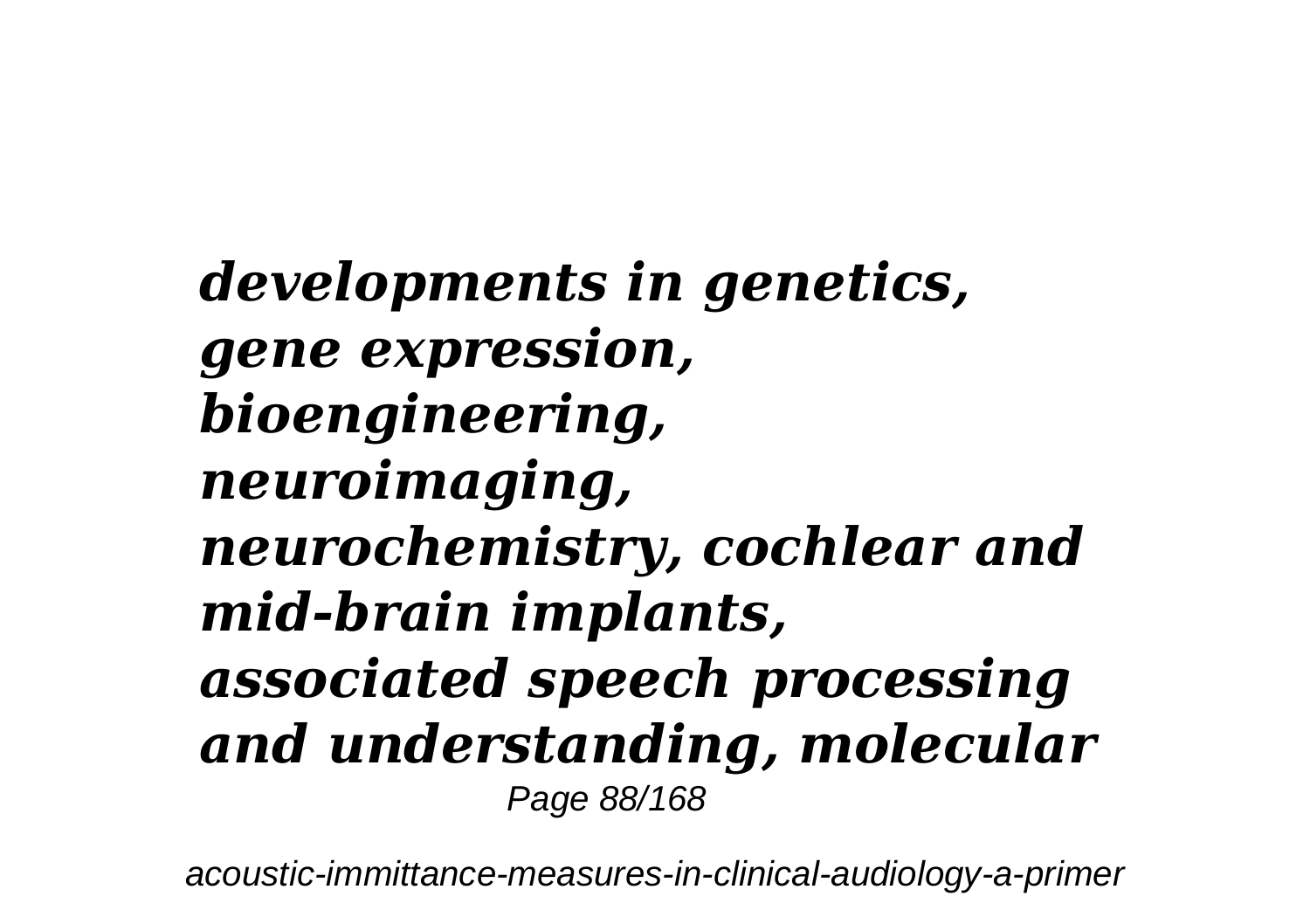***developments in genetics, gene expression, bioengineering, neuroimaging, neurochemistry, cochlear and mid-brain implants, associated speech processing and understanding, molecular***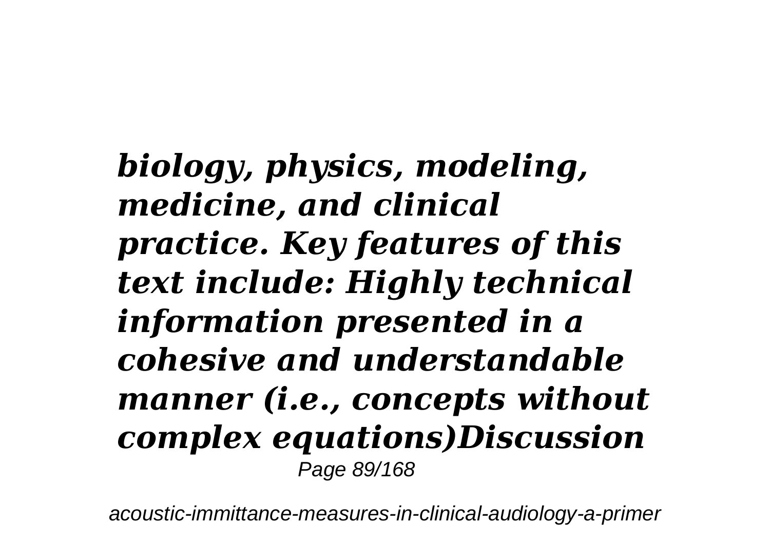***biology, physics, modeling, medicine, and clinical practice. Key features of this text include: Highly technical information presented in a cohesive and understandable manner (i.e., concepts without complex equations)Discussion***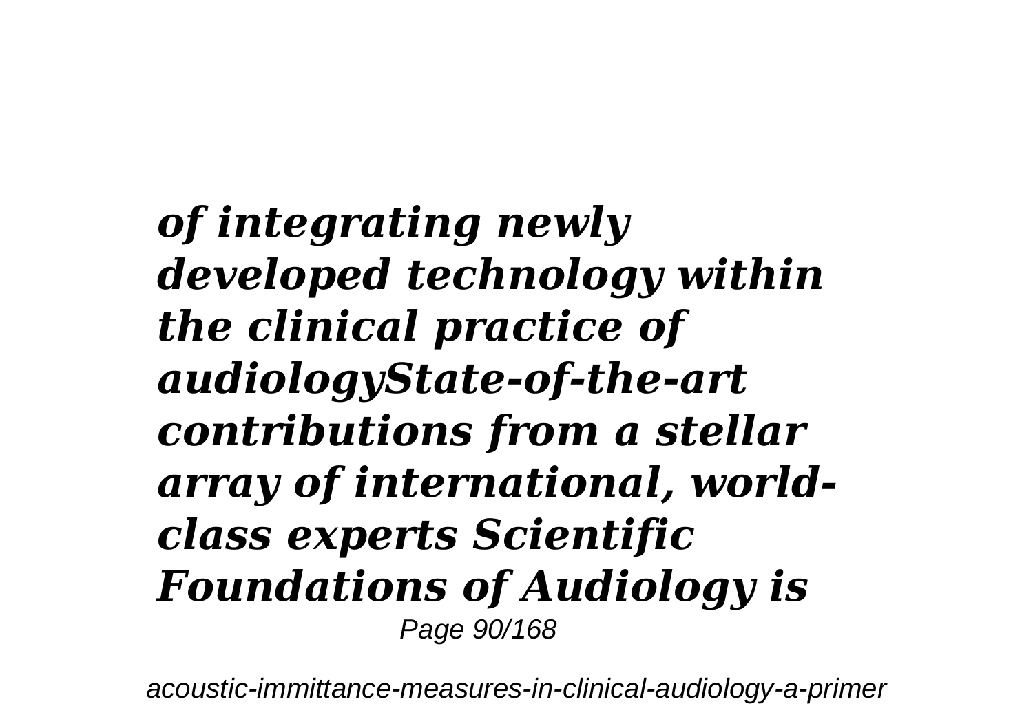***of integrating newly developed technology within the clinical practice of audiologyState-of-the-art contributions from a stellar array of international, world-class experts Scientific Foundations of Audiology is***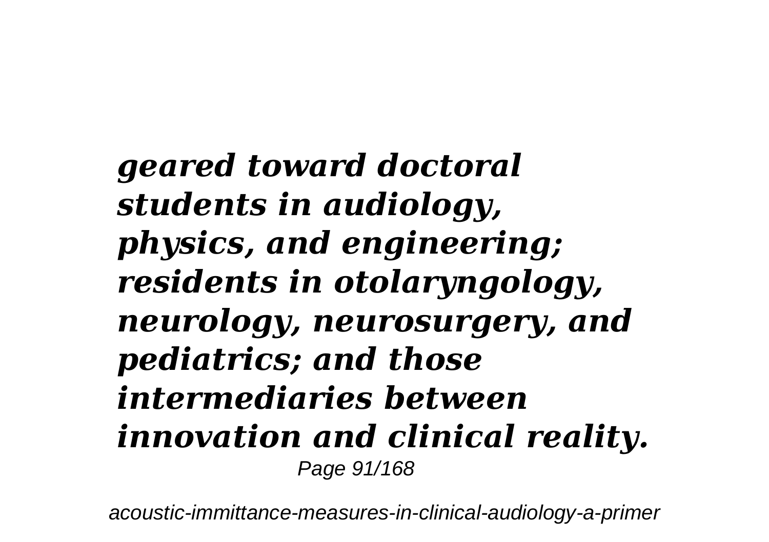***geared toward doctoral students in audiology, physics, and engineering; residents in otolaryngology, neurology, neurosurgery, and pediatrics; and those intermediaries between innovation and clinical reality.***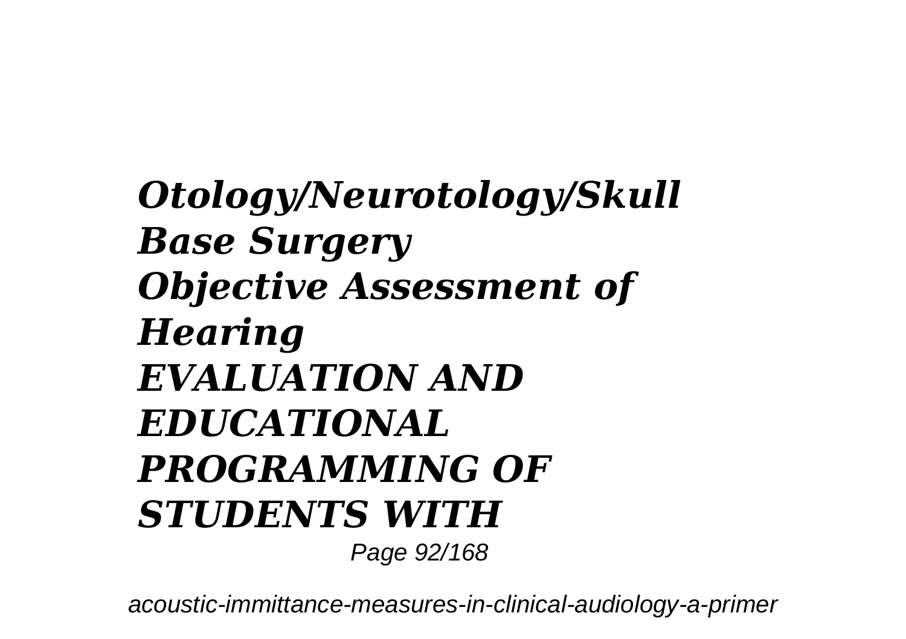***Otology/Neurotology/Skull Base Surgery***
***Objective Assessment of Hearing***
***EVALUATION AND EDUCATIONAL PROGRAMMING OF STUDENTS WITH***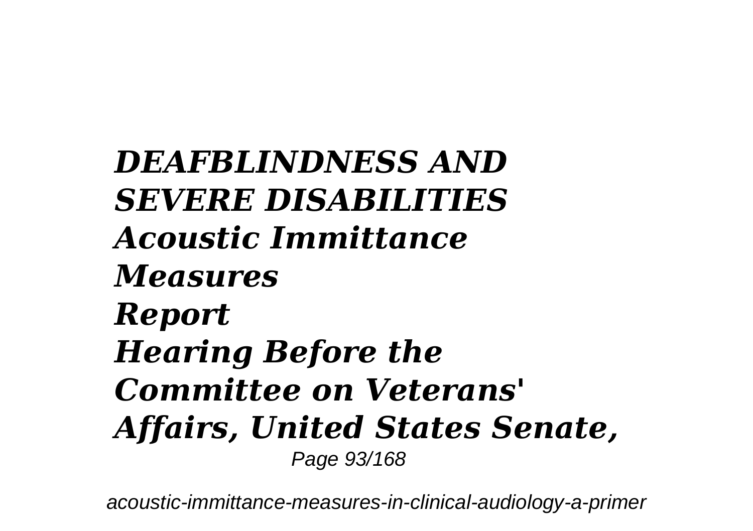***DEAFBLINDNESS AND SEVERE DISABILITIES***
***Acoustic Immittance Measures***
***Report***
***Hearing Before the Committee on Veterans' Affairs, United States Senate,***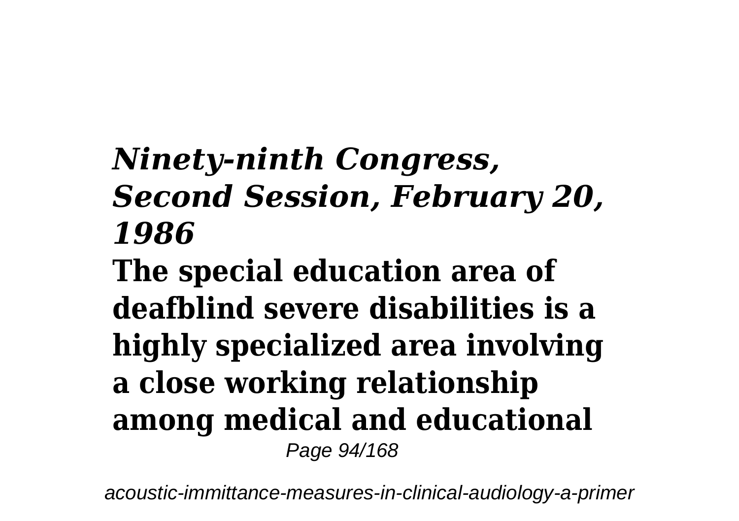***Ninety-ninth Congress, Second Session, February 20, 1986***

**The special education area of deafblind severe disabilities is a highly specialized area involving a close working relationship among medical and educational**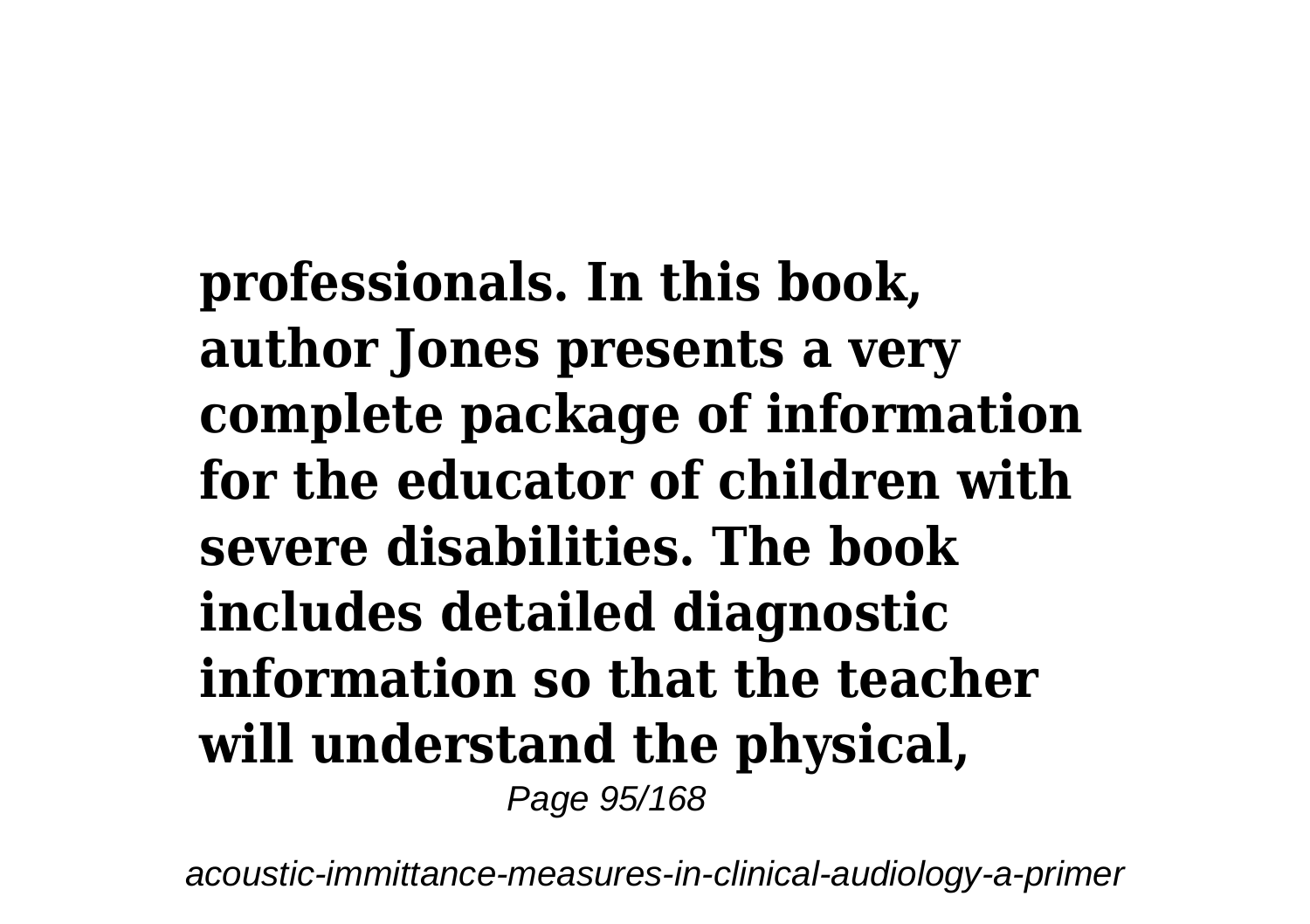**professionals. In this book, author Jones presents a very complete package of information for the educator of children with severe disabilities. The book includes detailed diagnostic information so that the teacher will understand the physical,**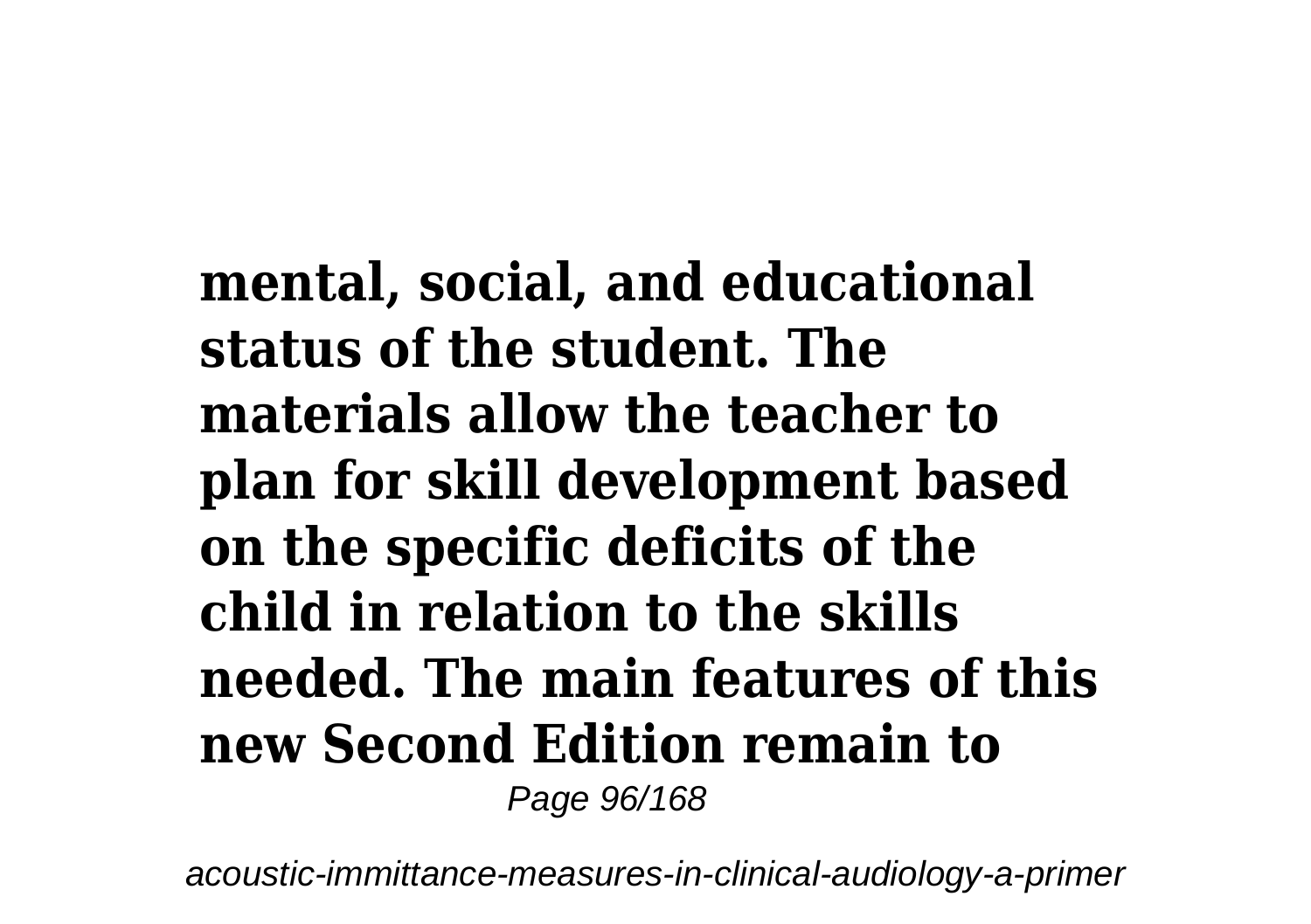**mental, social, and educational status of the student. The materials allow the teacher to plan for skill development based on the specific deficits of the child in relation to the skills needed. The main features of this new Second Edition remain to**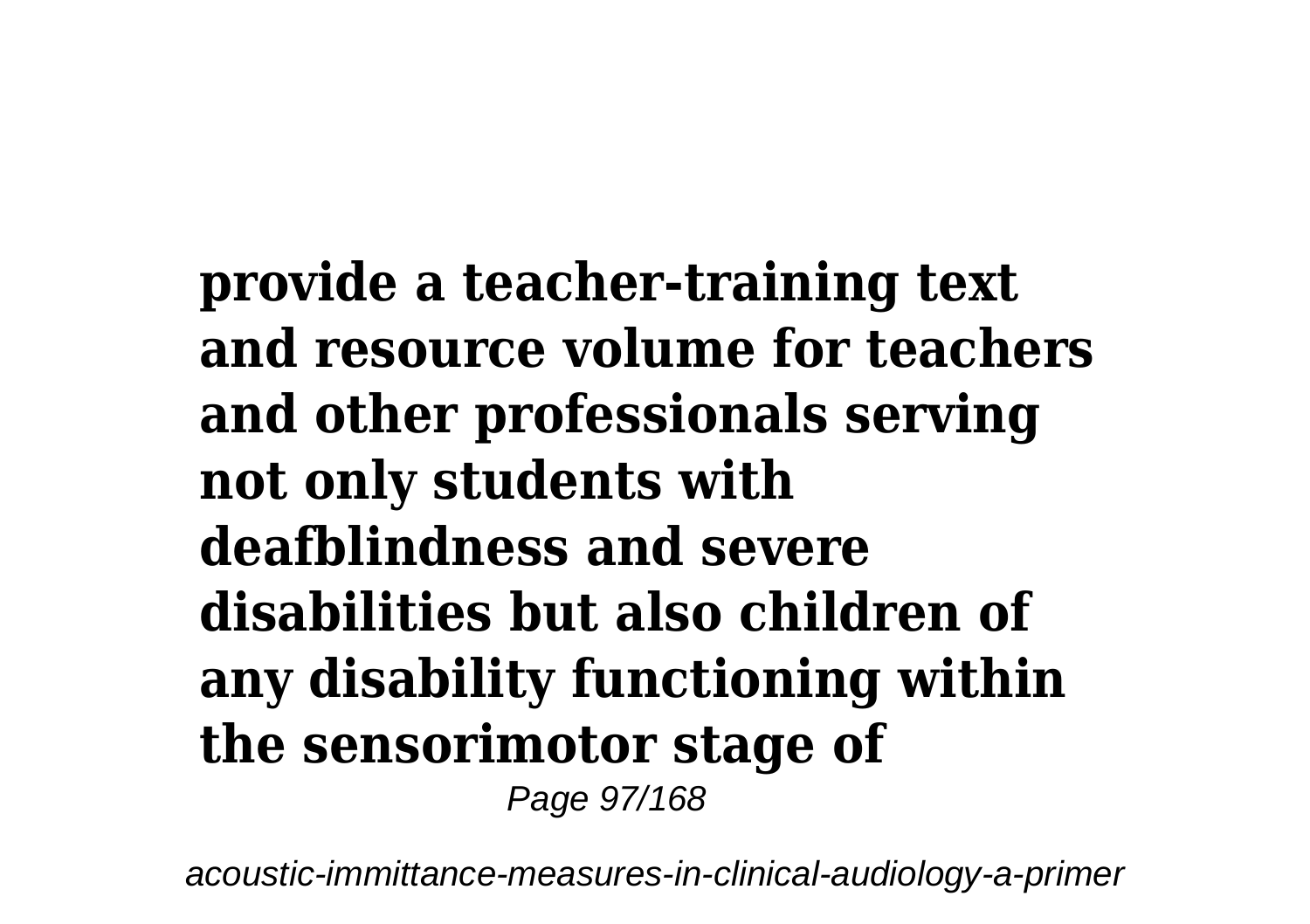**provide a teacher-training text and resource volume for teachers and other professionals serving not only students with deafblindness and severe disabilities but also children of any disability functioning within the sensorimotor stage of**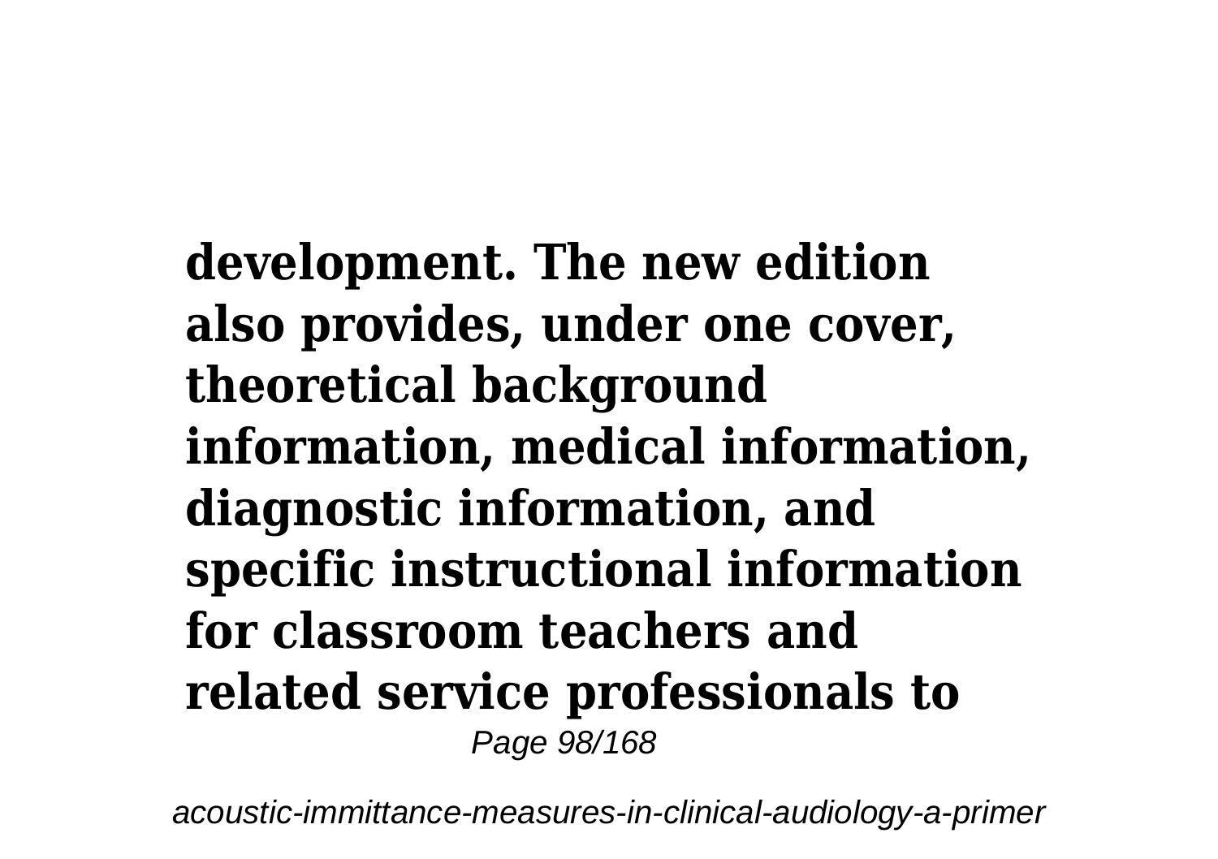**development. The new edition also provides, under one cover, theoretical background information, medical information, diagnostic information, and specific instructional information for classroom teachers and related service professionals to**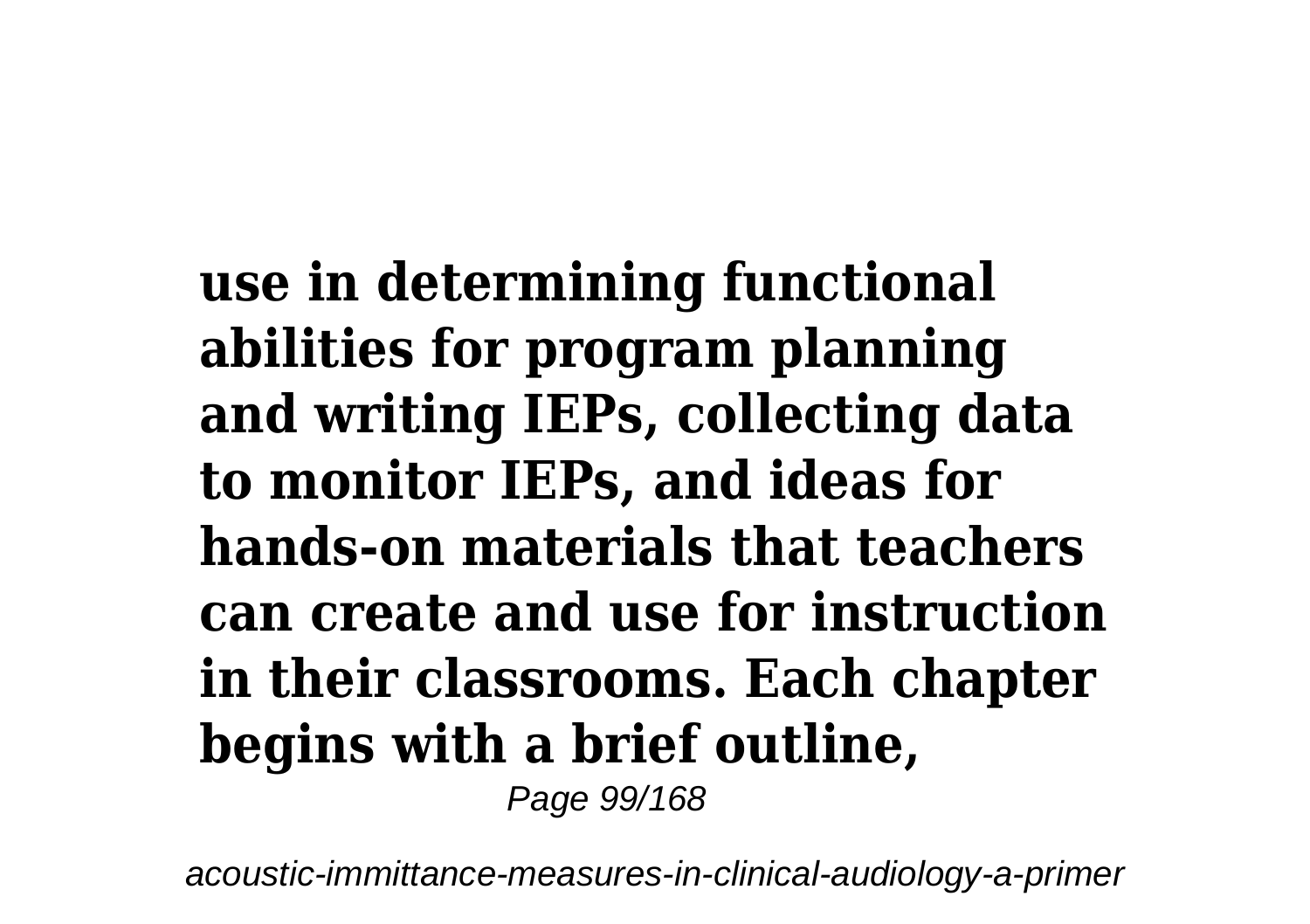**use in determining functional abilities for program planning and writing IEPs, collecting data to monitor IEPs, and ideas for hands-on materials that teachers can create and use for instruction in their classrooms. Each chapter begins with a brief outline,**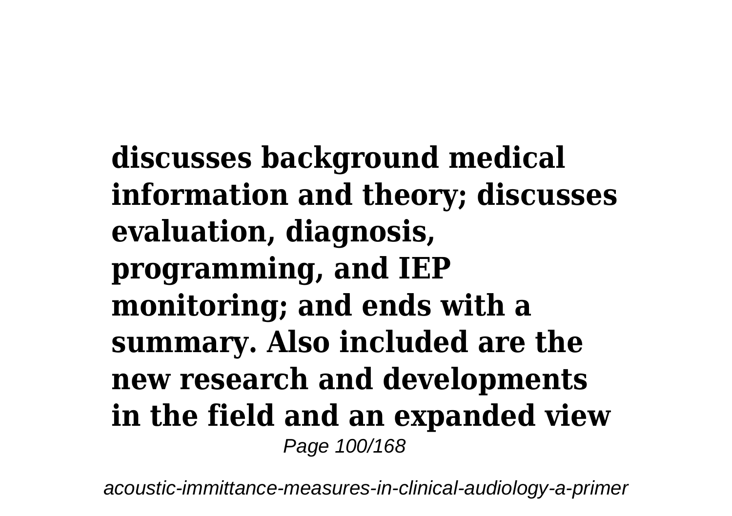**discusses background medical information and theory; discusses evaluation, diagnosis, programming, and IEP monitoring; and ends with a summary. Also included are the new research and developments in the field and an expanded view**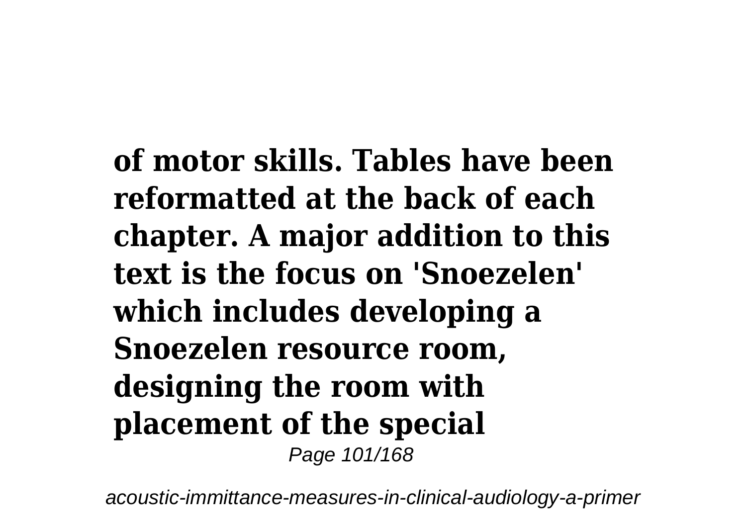**of motor skills. Tables have been reformatted at the back of each chapter. A major addition to this text is the focus on 'Snoezelen' which includes developing a Snoezelen resource room, designing the room with placement of the special**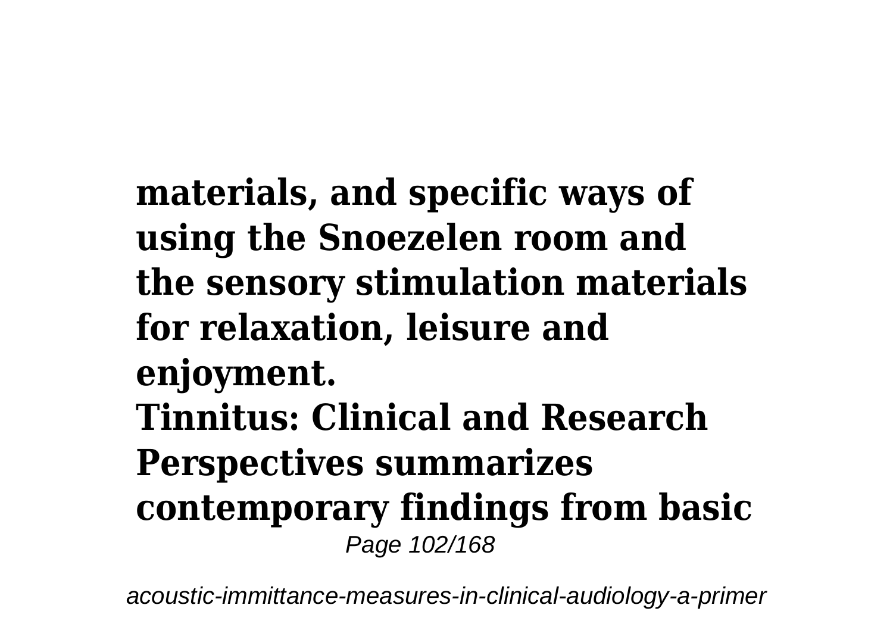**materials, and specific ways of using the Snoezelen room and the sensory stimulation materials for relaxation, leisure and enjoyment.**

**Tinnitus: Clinical and Research Perspectives summarizes contemporary findings from basic**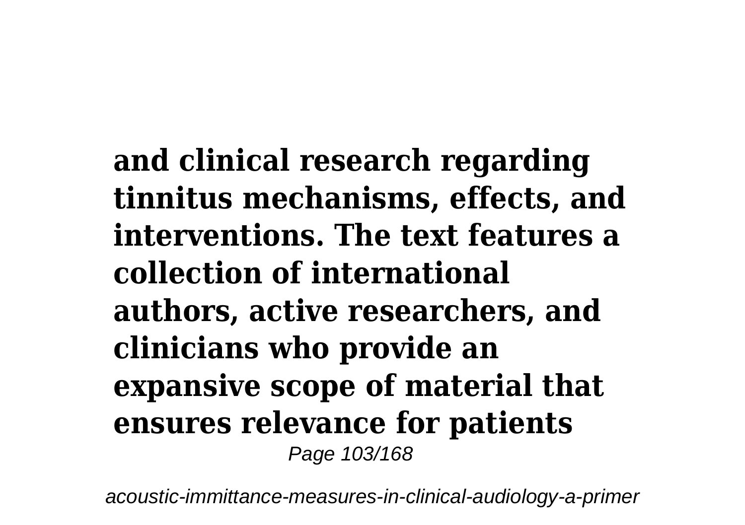**and clinical research regarding tinnitus mechanisms, effects, and interventions. The text features a collection of international authors, active researchers, and clinicians who provide an expansive scope of material that ensures relevance for patients**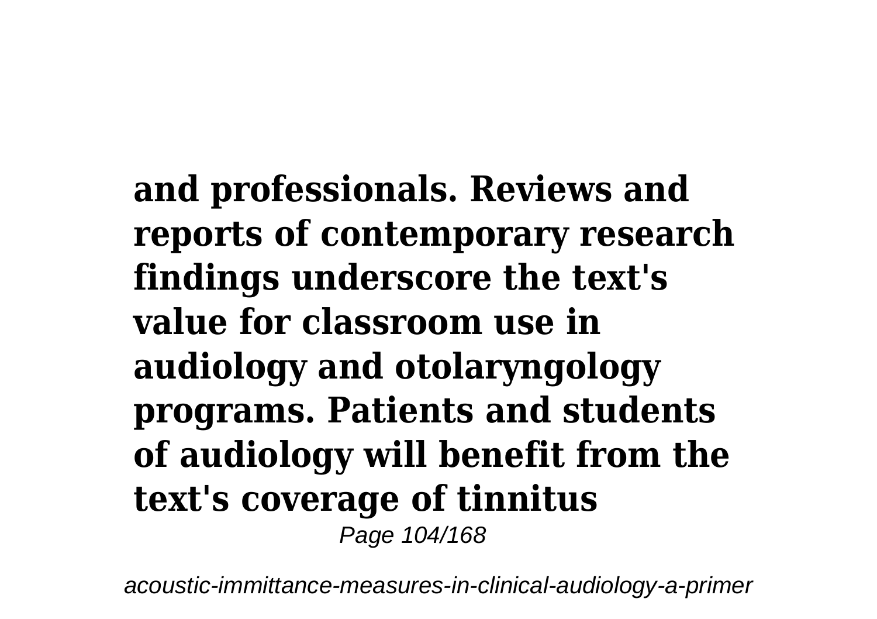**and professionals. Reviews and reports of contemporary research findings underscore the text's value for classroom use in audiology and otolaryngology programs. Patients and students of audiology will benefit from the text's coverage of tinnitus**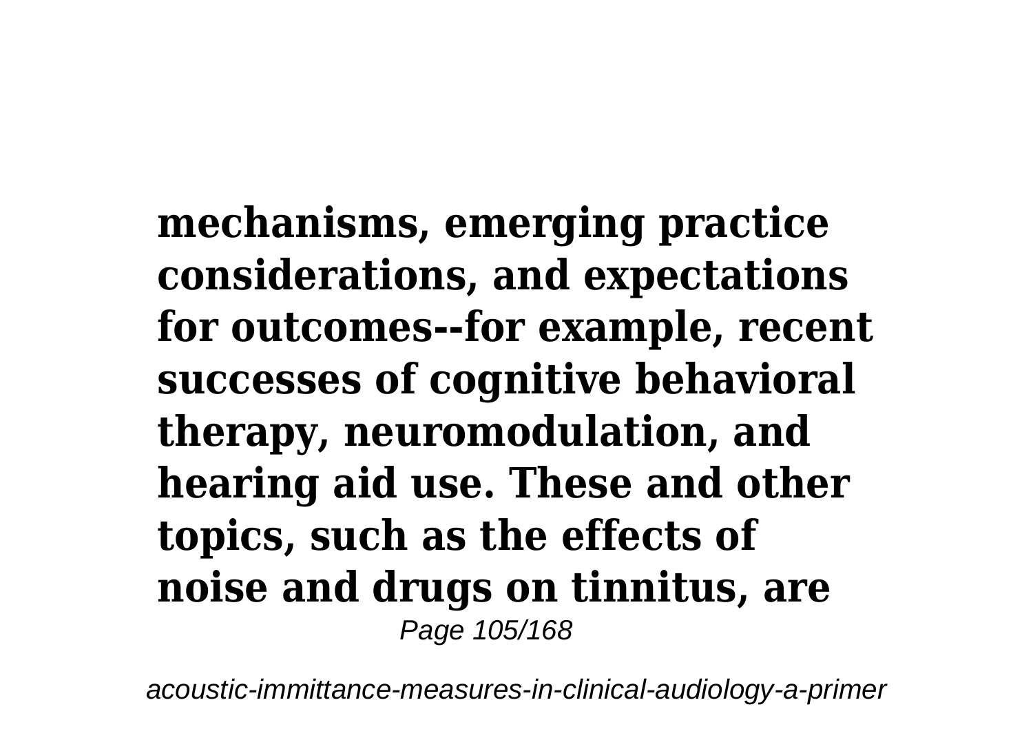**mechanisms, emerging practice considerations, and expectations for outcomes--for example, recent successes of cognitive behavioral therapy, neuromodulation, and hearing aid use. These and other topics, such as the effects of noise and drugs on tinnitus, are**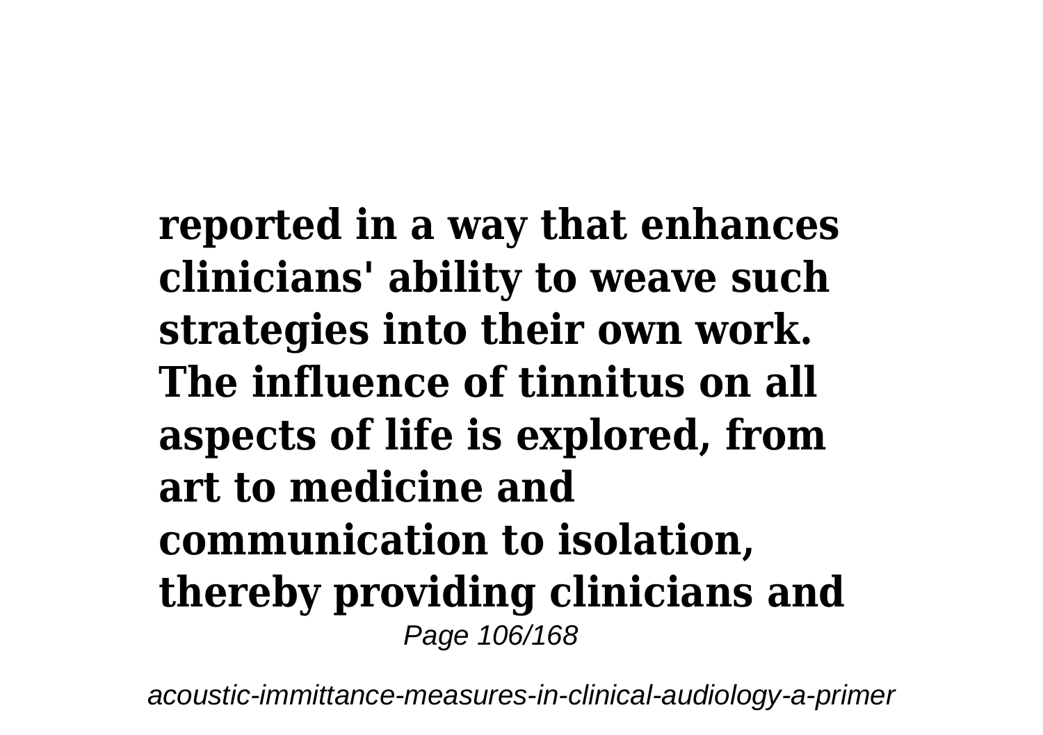**reported in a way that enhances clinicians' ability to weave such strategies into their own work. The influence of tinnitus on all aspects of life is explored, from art to medicine and communication to isolation, thereby providing clinicians and**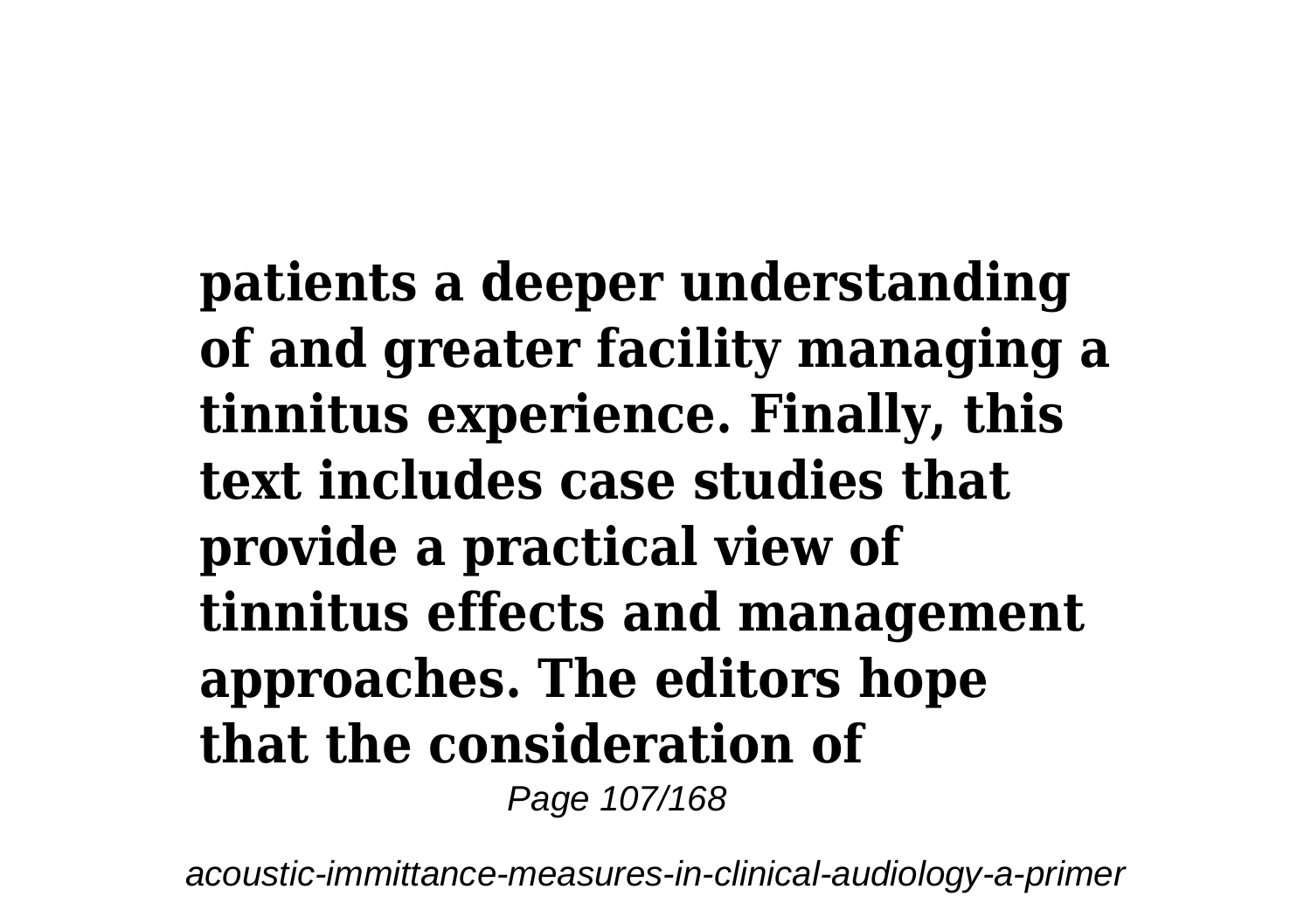**patients a deeper understanding of and greater facility managing a tinnitus experience. Finally, this text includes case studies that provide a practical view of tinnitus effects and management approaches. The editors hope that the consideration of**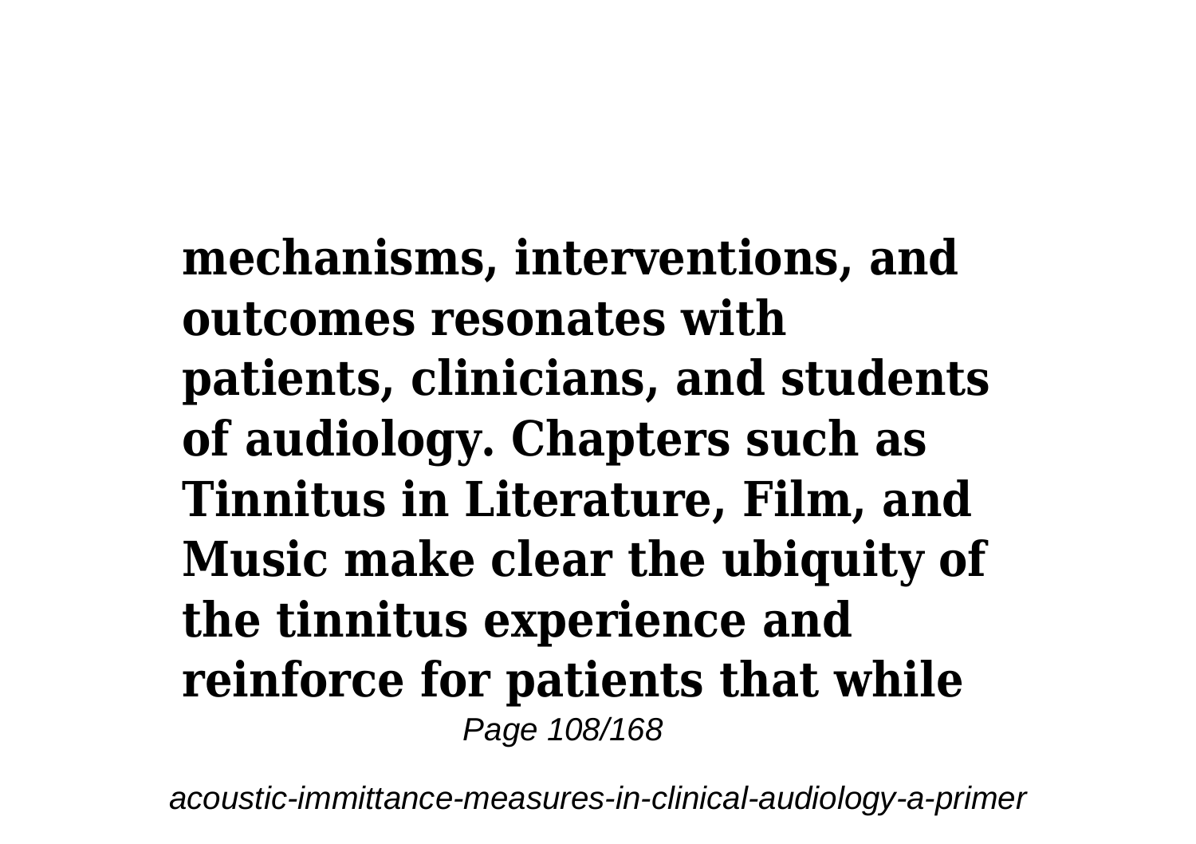**mechanisms, interventions, and outcomes resonates with patients, clinicians, and students of audiology. Chapters such as Tinnitus in Literature, Film, and Music make clear the ubiquity of the tinnitus experience and reinforce for patients that while**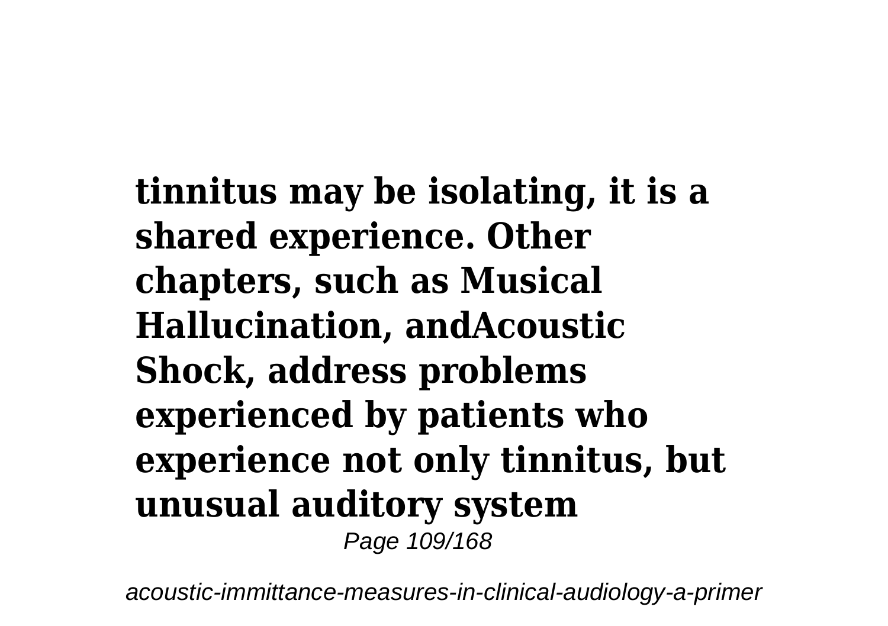**tinnitus may be isolating, it is a shared experience. Other chapters, such as Musical Hallucination, andAcoustic Shock, address problems experienced by patients who experience not only tinnitus, but unusual auditory system**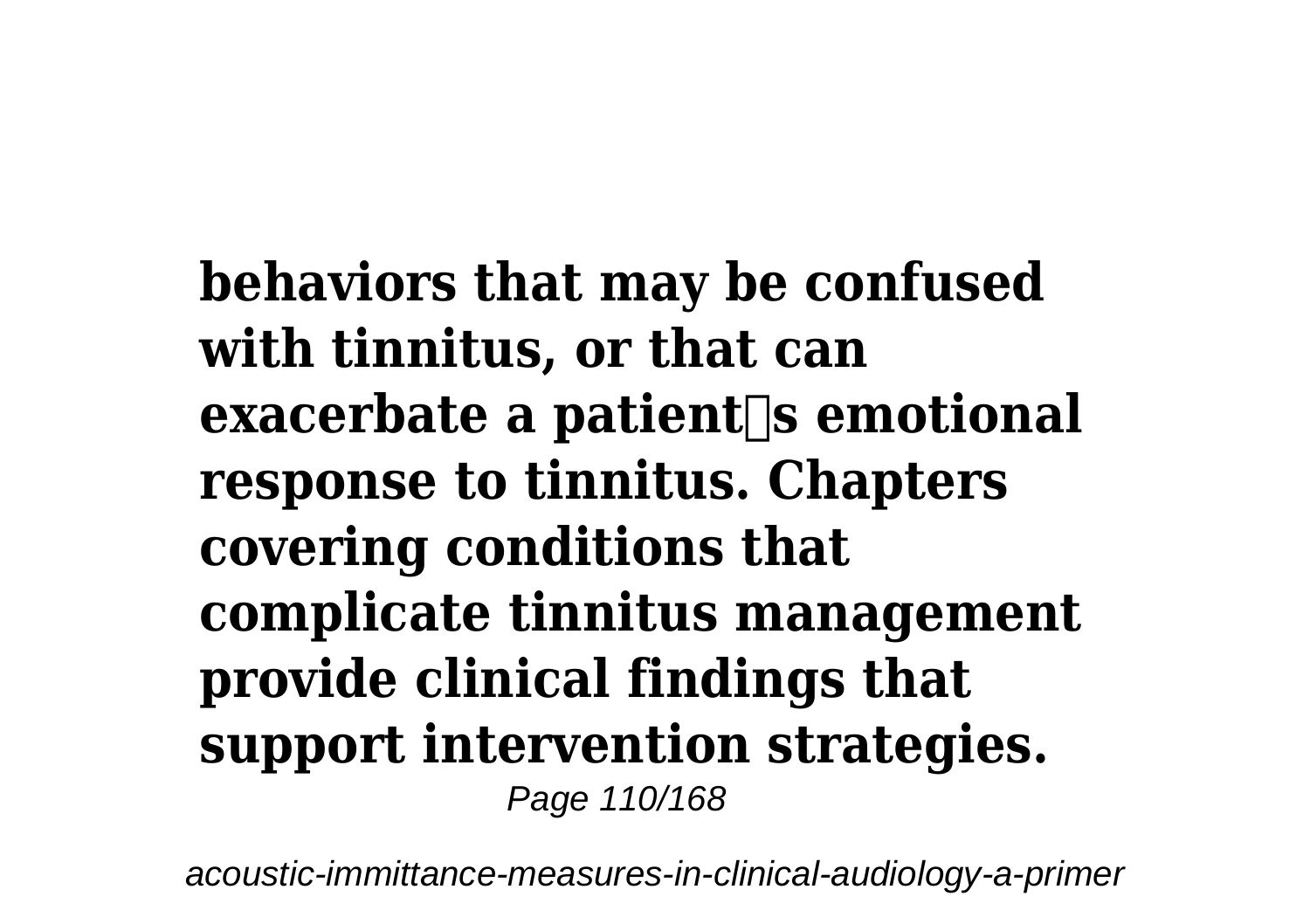**behaviors that may be confused with tinnitus, or that can exacerbate a patients emotional response to tinnitus. Chapters covering conditions that complicate tinnitus management provide clinical findings that support intervention strategies.**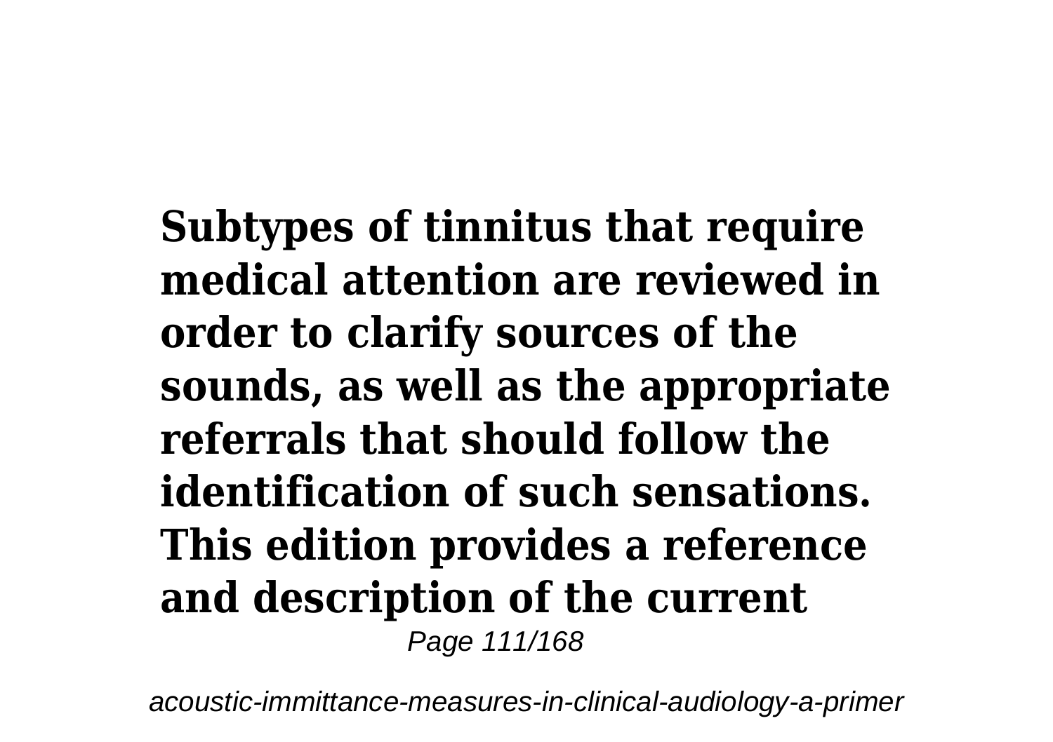**Subtypes of tinnitus that require medical attention are reviewed in order to clarify sources of the sounds, as well as the appropriate referrals that should follow the identification of such sensations. This edition provides a reference and description of the current**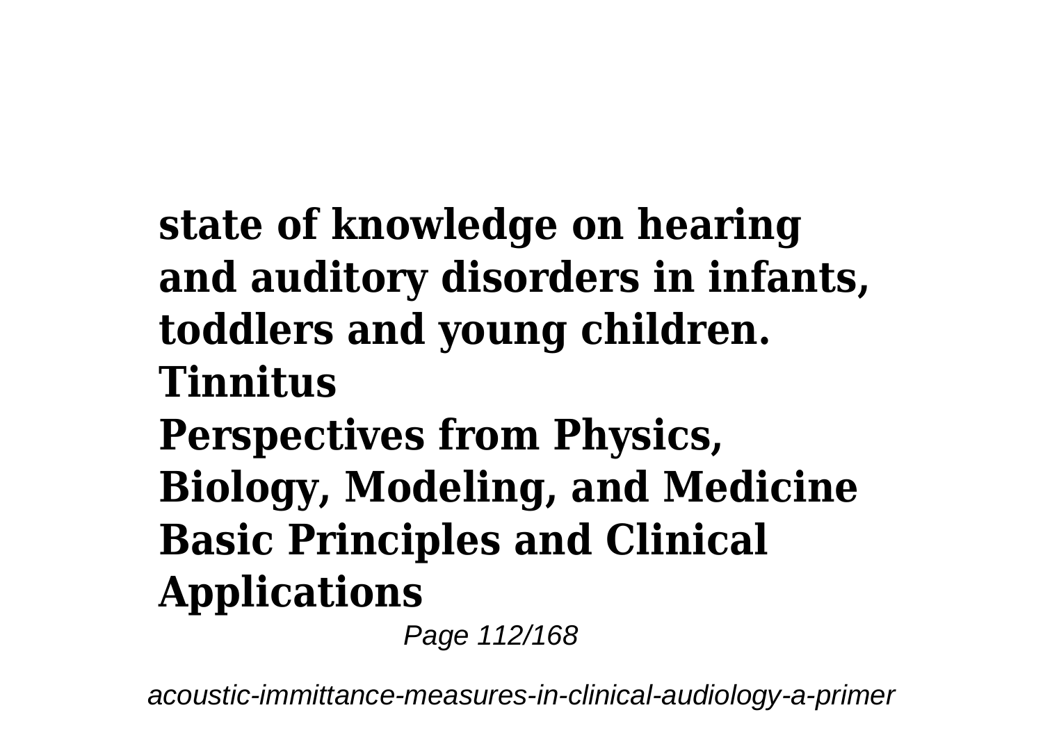**state of knowledge on hearing and auditory disorders in infants, toddlers and young children.**
**Tinnitus**
**Perspectives from Physics, Biology, Modeling, and Medicine**
**Basic Principles and Clinical Applications**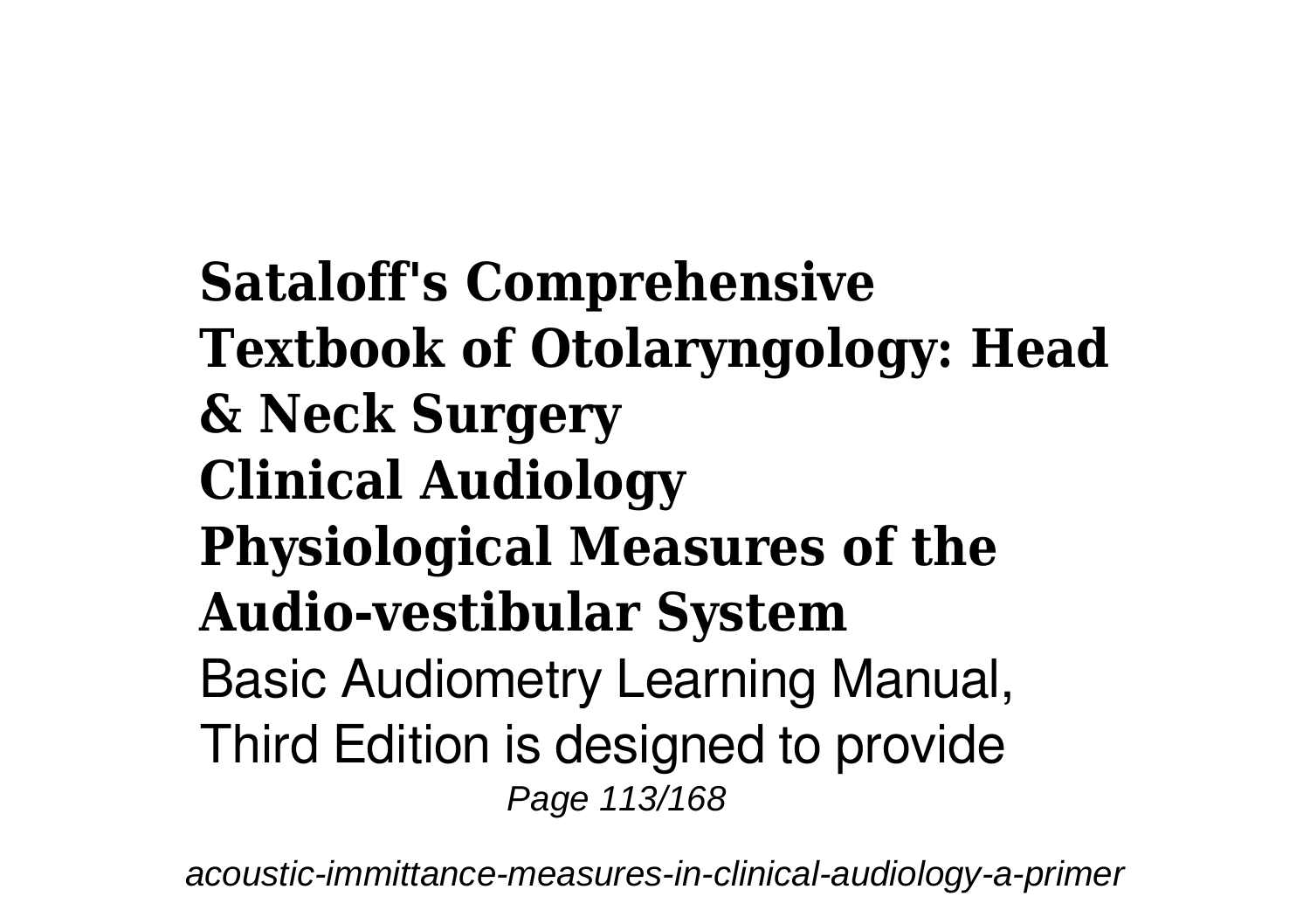**Sataloff's Comprehensive Textbook of Otolaryngology: Head & Neck Surgery**
**Clinical Audiology**
**Physiological Measures of the Audio-vestibular System**

Basic Audiometry Learning Manual, Third Edition is designed to provide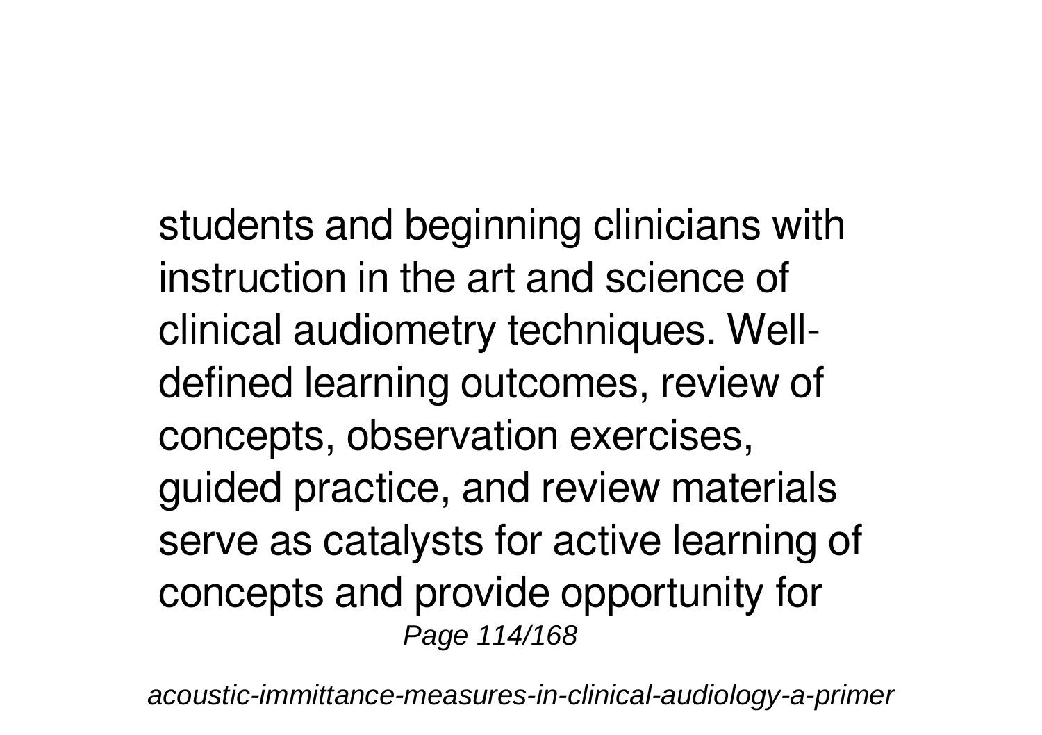students and beginning clinicians with instruction in the art and science of clinical audiometry techniques. Well-defined learning outcomes, review of concepts, observation exercises, guided practice, and review materials serve as catalysts for active learning of concepts and provide opportunity for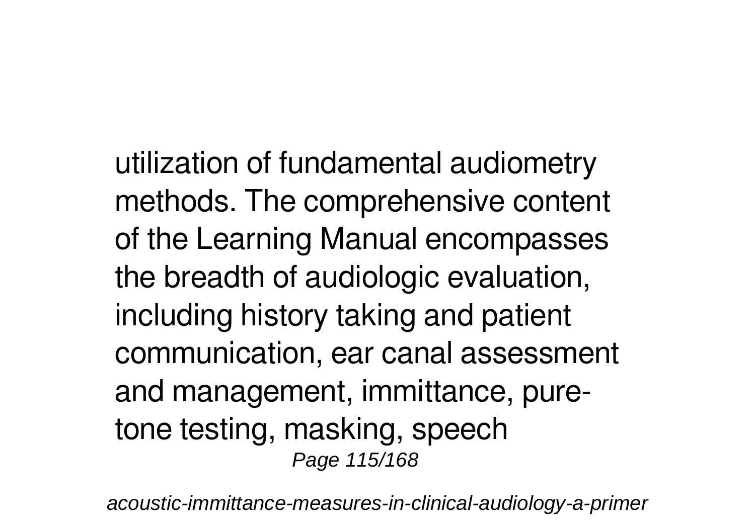utilization of fundamental audiometry methods. The comprehensive content of the Learning Manual encompasses the breadth of audiologic evaluation, including history taking and patient communication, ear canal assessment and management, immittance, pure-tone testing, masking, speech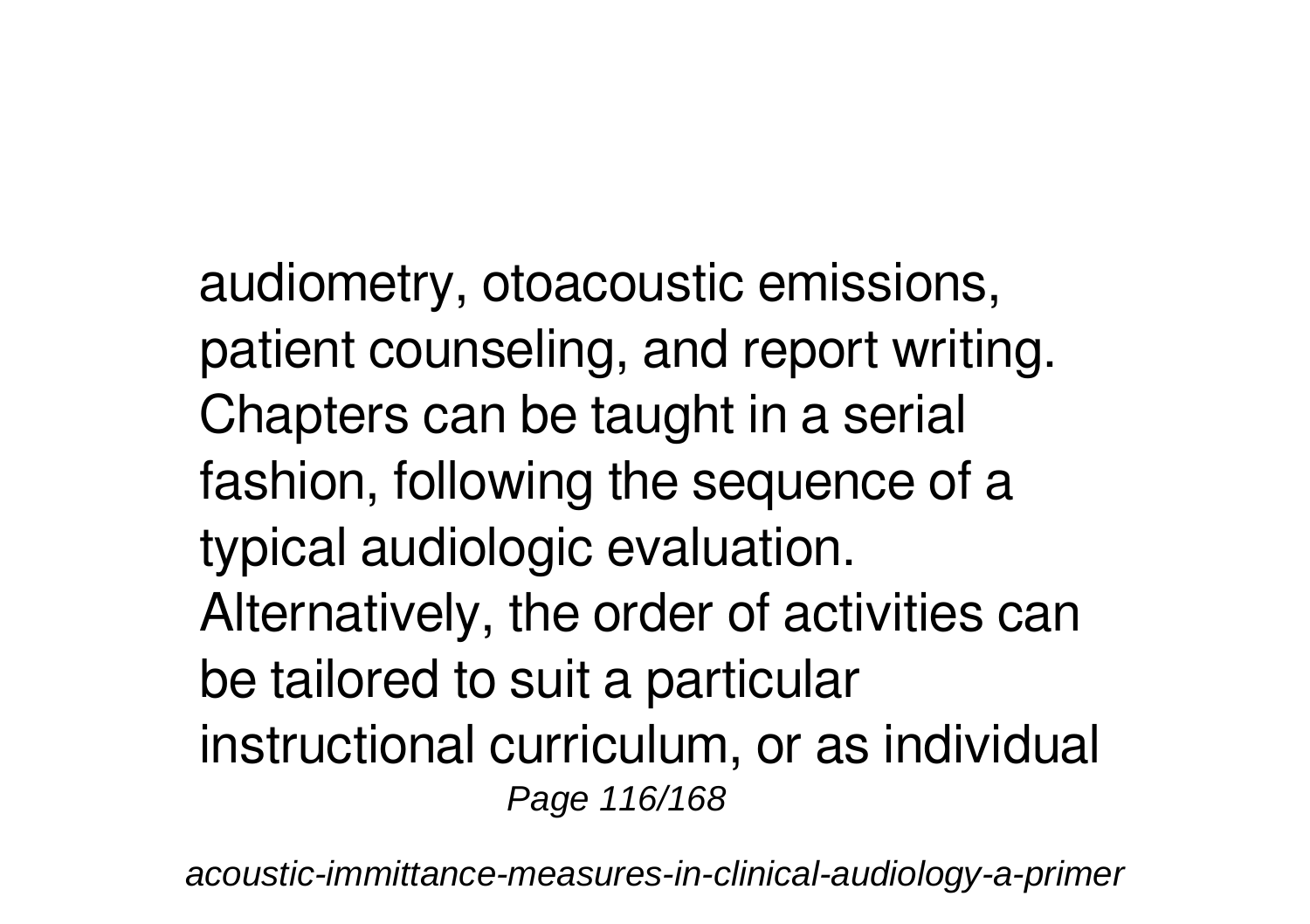audiometry, otoacoustic emissions, patient counseling, and report writing. Chapters can be taught in a serial fashion, following the sequence of a typical audiologic evaluation. Alternatively, the order of activities can be tailored to suit a particular instructional curriculum, or as individual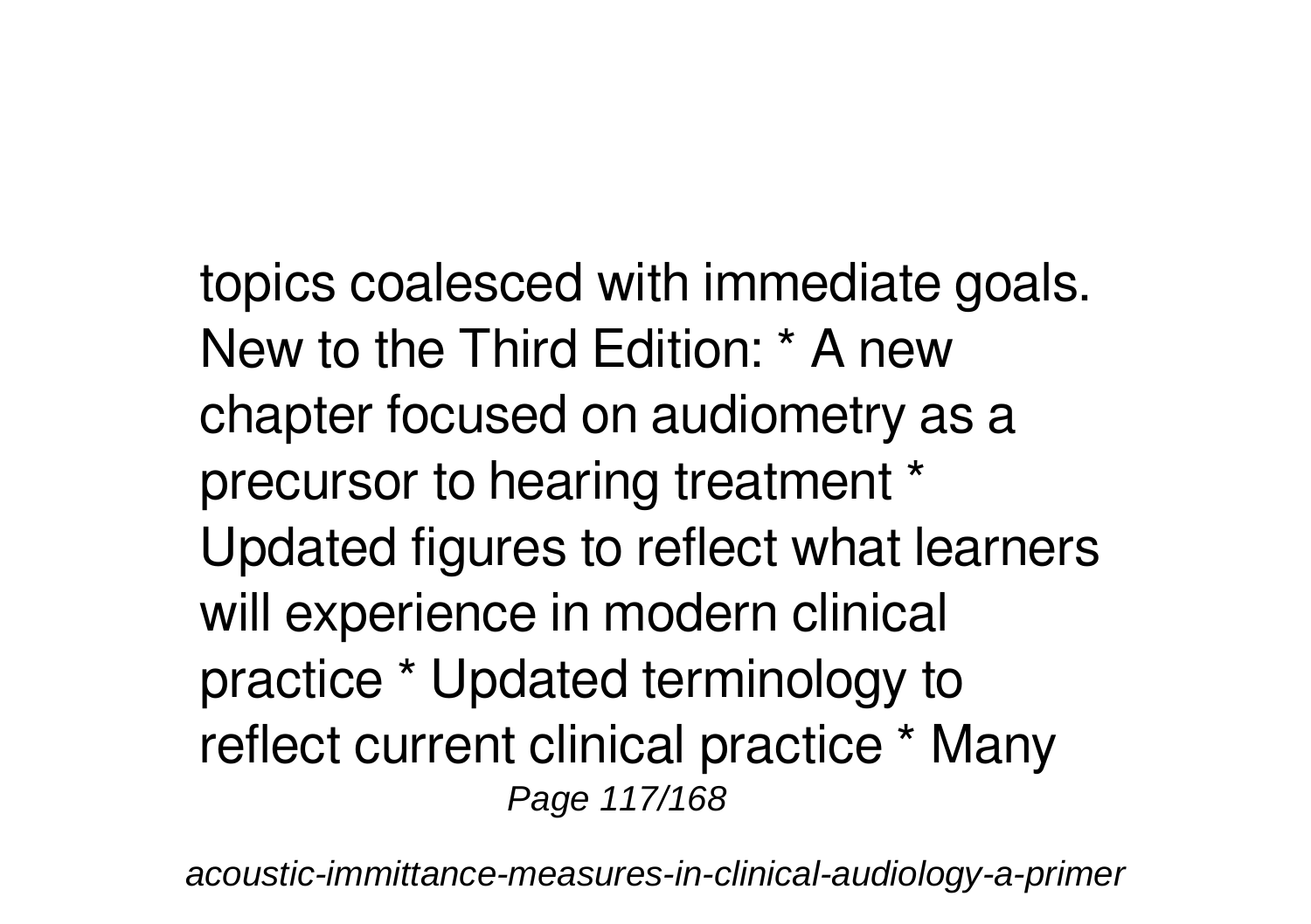topics coalesced with immediate goals. New to the Third Edition: * A new chapter focused on audiometry as a precursor to hearing treatment * Updated figures to reflect what learners will experience in modern clinical practice * Updated terminology to reflect current clinical practice * Many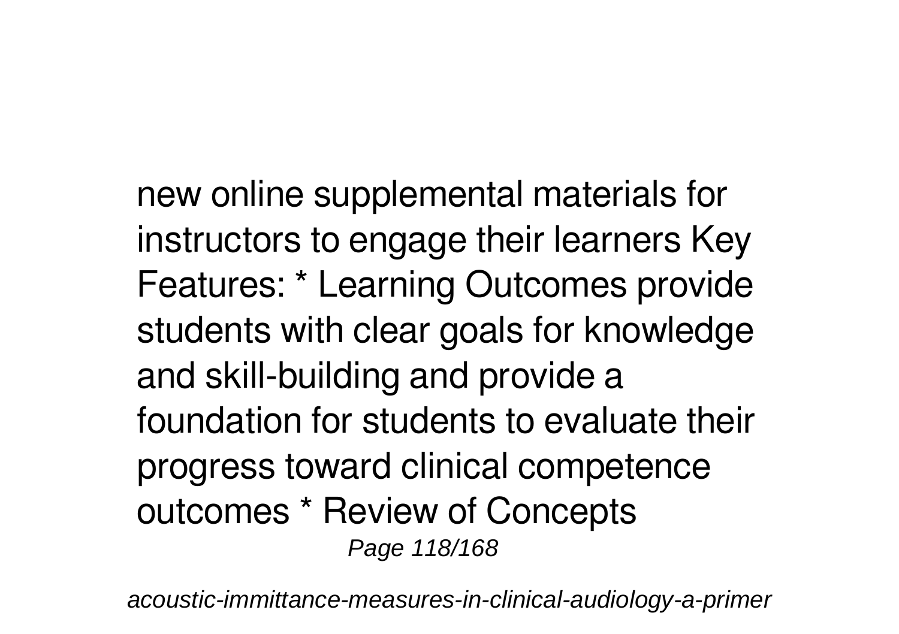new online supplemental materials for instructors to engage their learners Key Features: * Learning Outcomes provide students with clear goals for knowledge and skill-building and provide a foundation for students to evaluate their progress toward clinical competence outcomes * Review of Concepts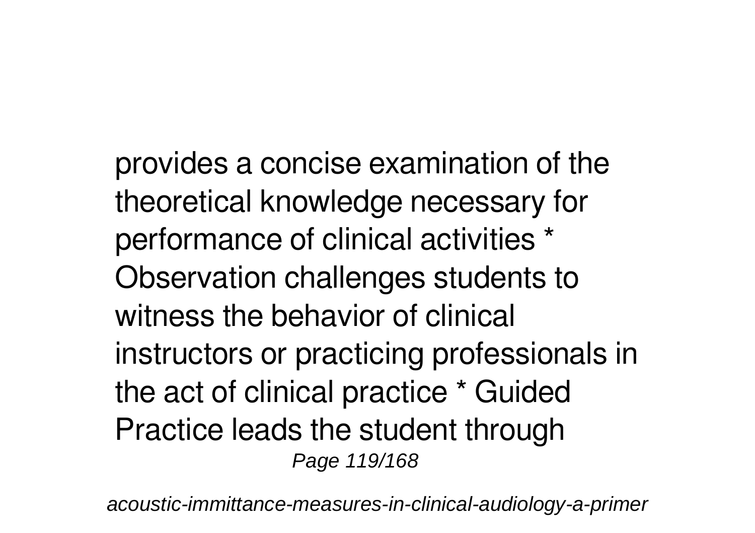provides a concise examination of the theoretical knowledge necessary for performance of clinical activities * Observation challenges students to witness the behavior of clinical instructors or practicing professionals in the act of clinical practice * Guided Practice leads the student through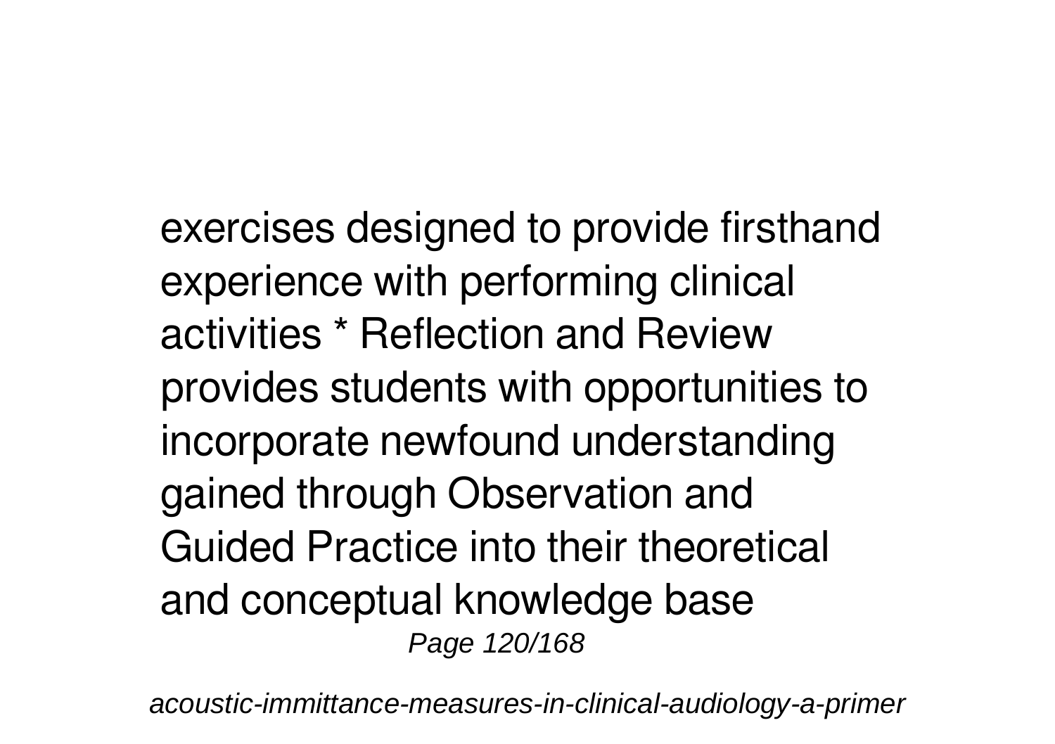exercises designed to provide firsthand experience with performing clinical activities * Reflection and Review provides students with opportunities to incorporate newfound understanding gained through Observation and Guided Practice into their theoretical and conceptual knowledge base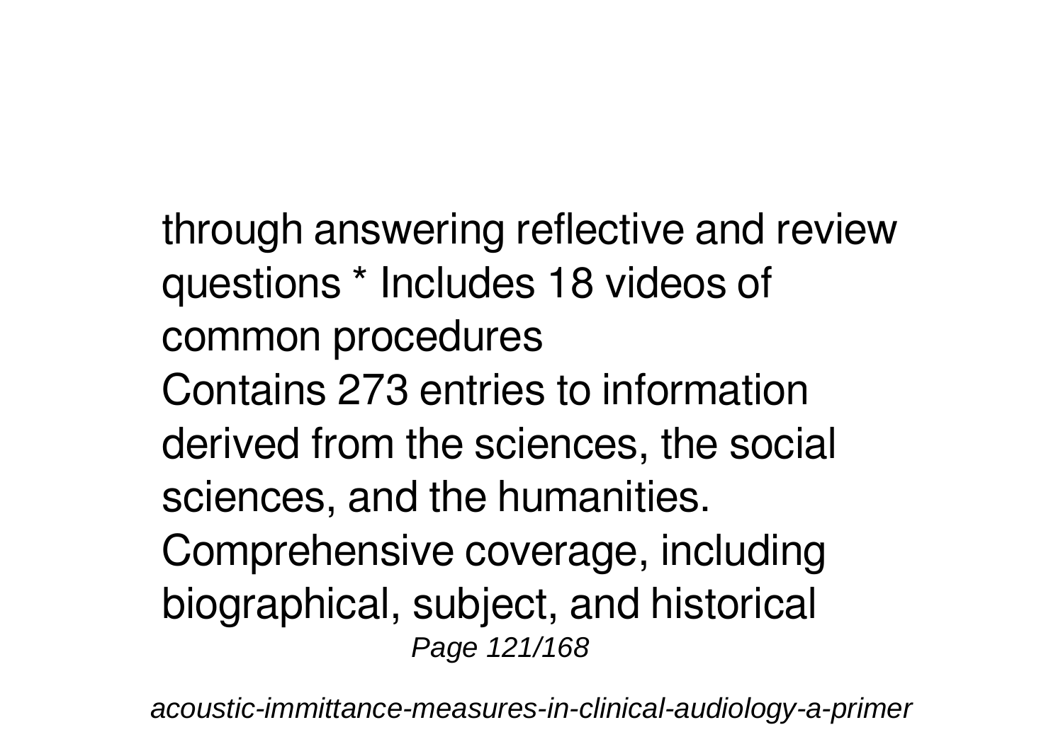through answering reflective and review questions * Includes 18 videos of common procedures

Contains 273 entries to information derived from the sciences, the social sciences, and the humanities.

Comprehensive coverage, including biographical, subject, and historical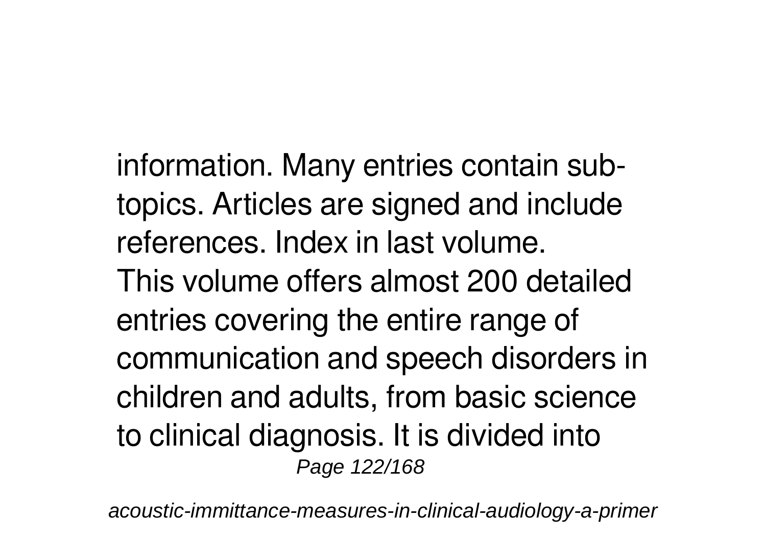information. Many entries contain sub-topics. Articles are signed and include references. Index in last volume.

This volume offers almost 200 detailed entries covering the entire range of communication and speech disorders in children and adults, from basic science to clinical diagnosis. It is divided into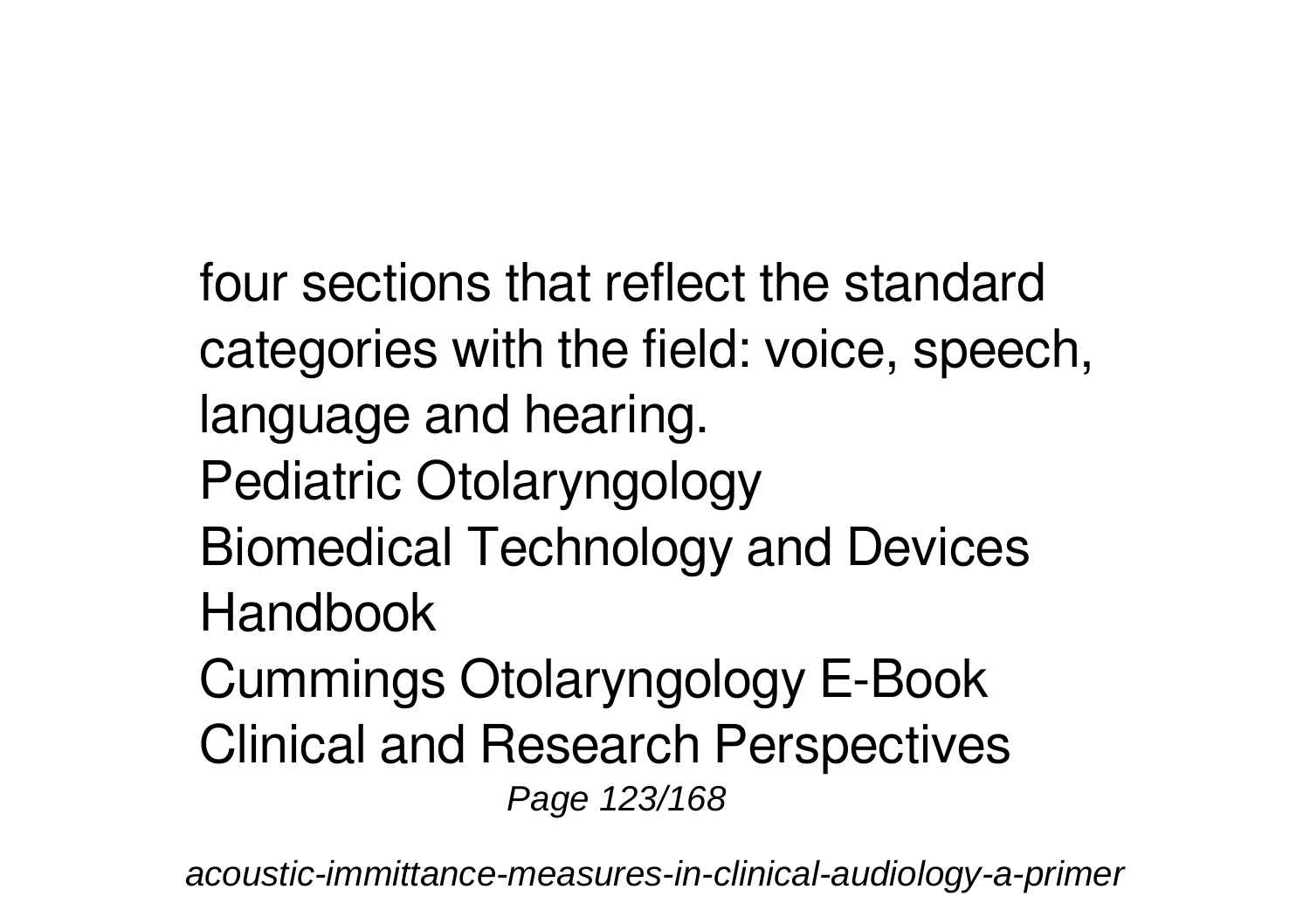four sections that reflect the standard categories with the field: voice, speech, language and hearing.

Pediatric Otolaryngology

Biomedical Technology and Devices Handbook

Cummings Otolaryngology E-Book

Clinical and Research Perspectives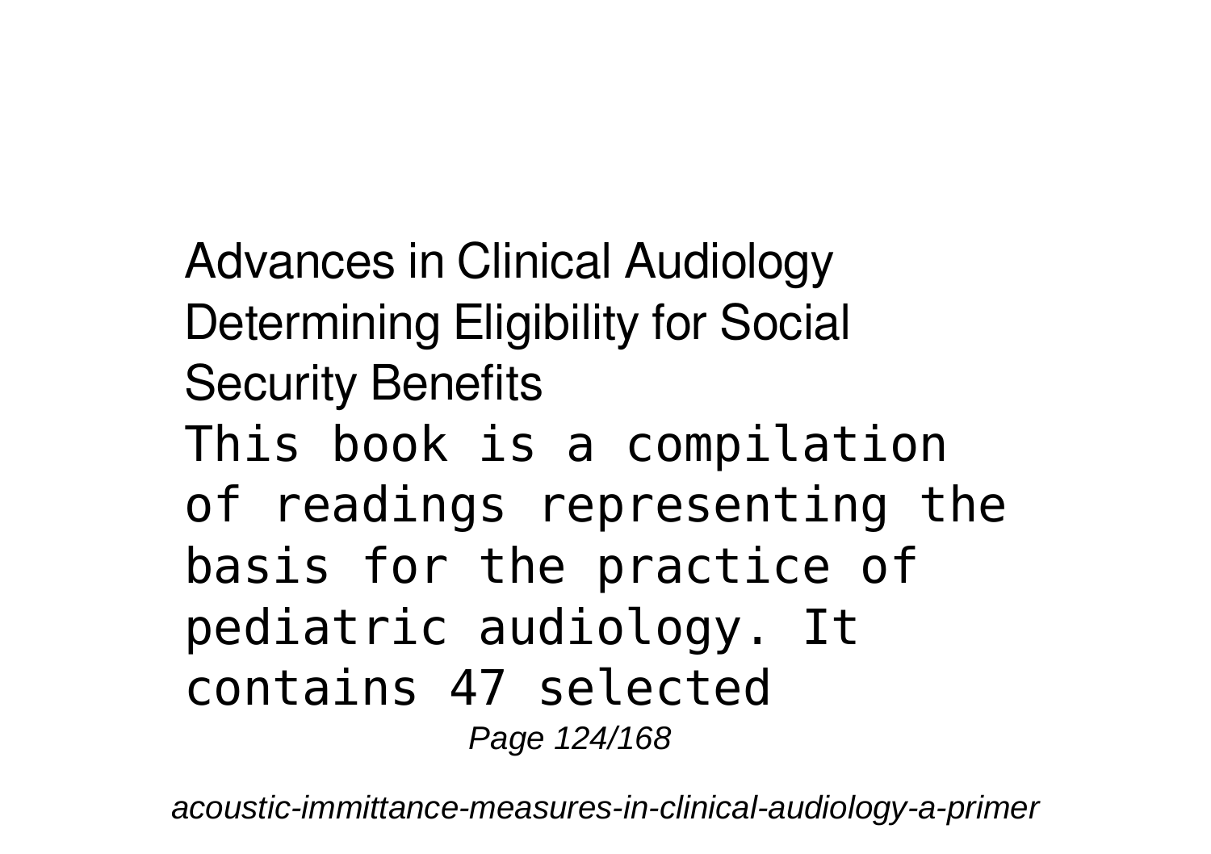Advances in Clinical Audiology

Determining Eligibility for Social Security Benefits

This book is a compilation of readings representing the basis for the practice of pediatric audiology. It contains 47 selected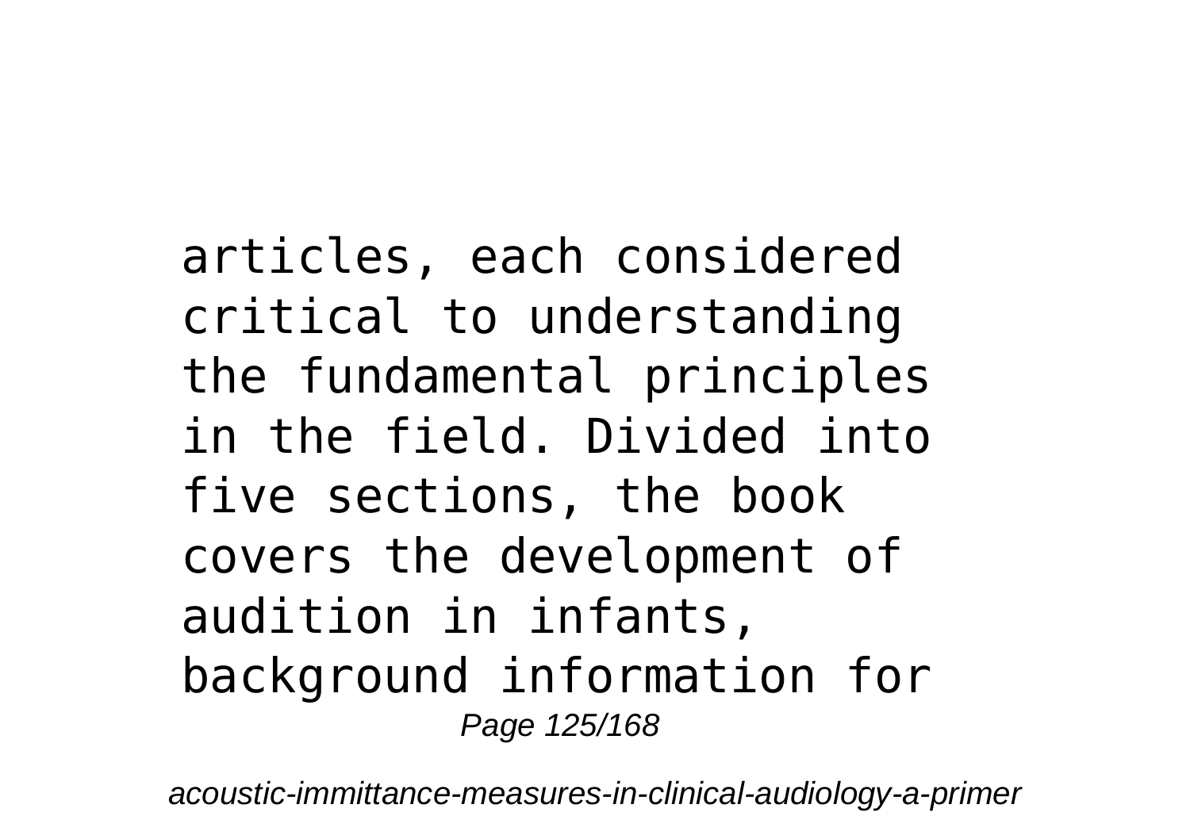articles, each considered critical to understanding the fundamental principles in the field. Divided into five sections, the book covers the development of audition in infants, background information for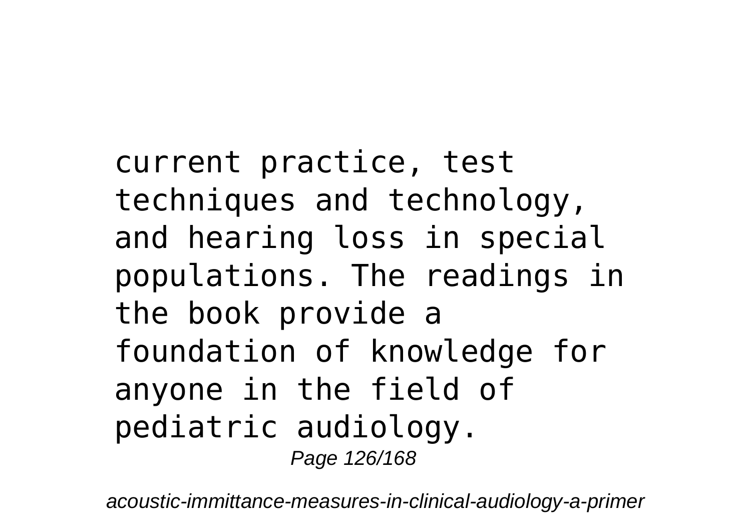current practice, test techniques and technology, and hearing loss in special populations. The readings in the book provide a foundation of knowledge for anyone in the field of pediatric audiology.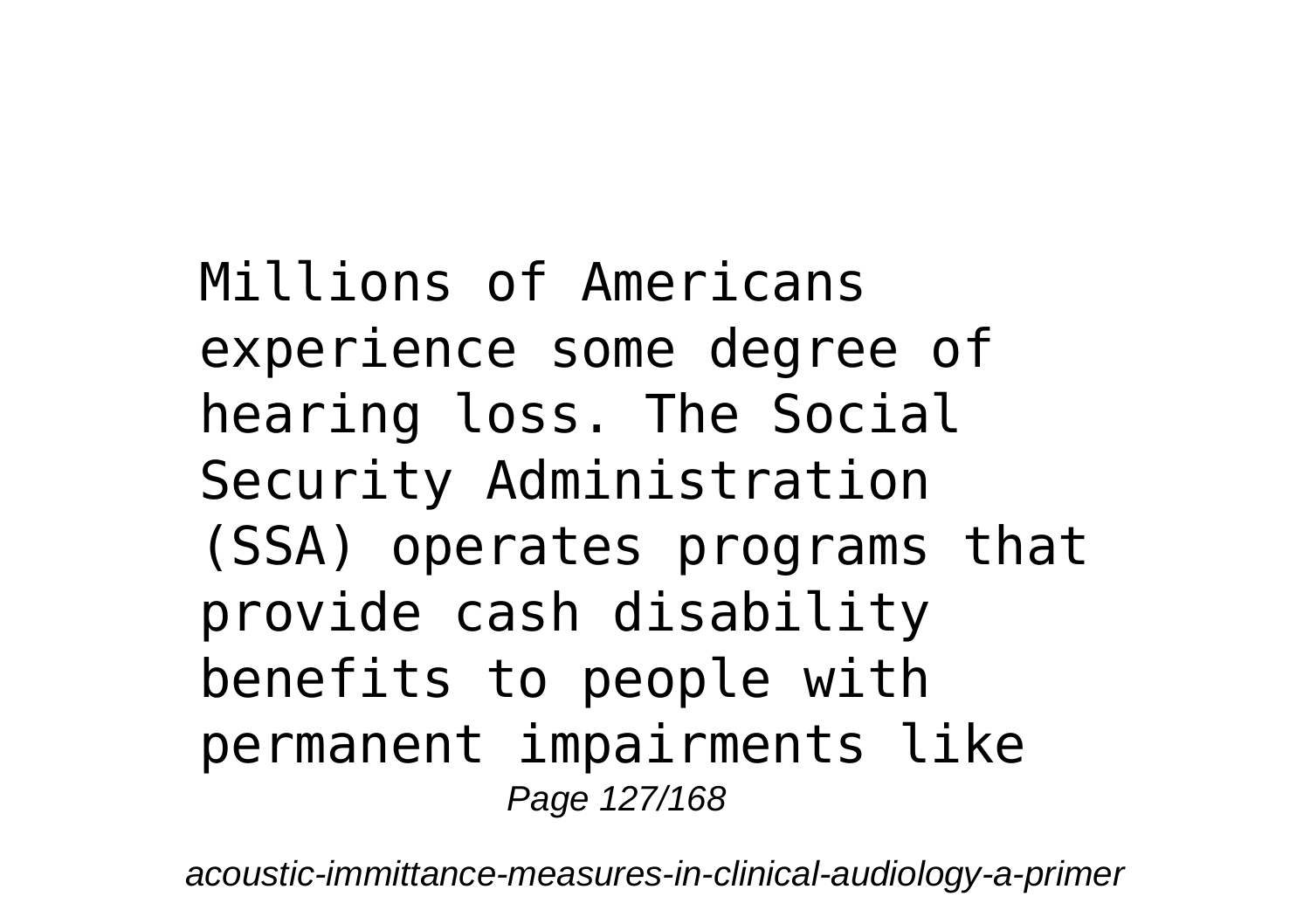Millions of Americans experience some degree of hearing loss. The Social Security Administration (SSA) operates programs that provide cash disability benefits to people with permanent impairments like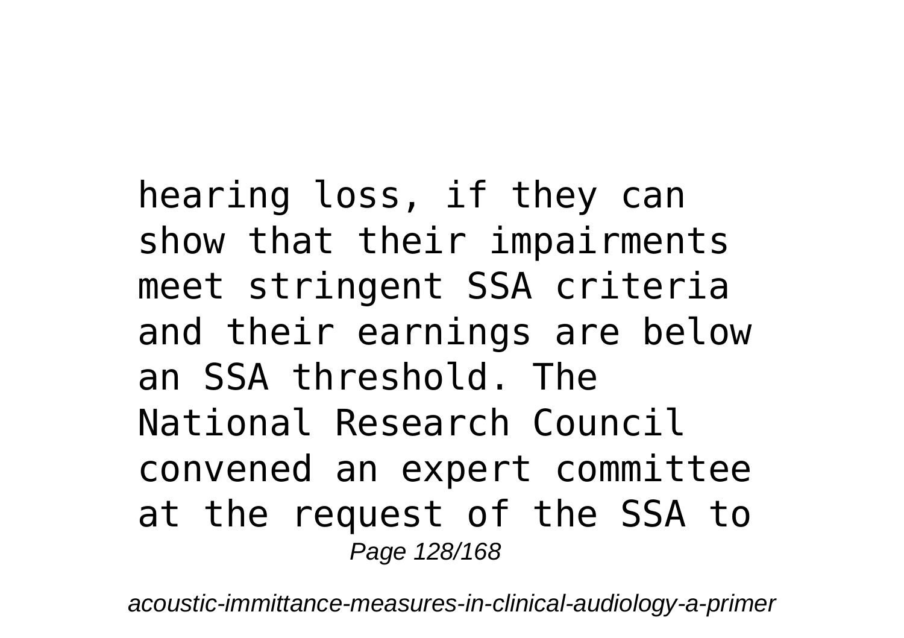hearing loss, if they can show that their impairments meet stringent SSA criteria and their earnings are below an SSA threshold. The National Research Council convened an expert committee at the request of the SSA to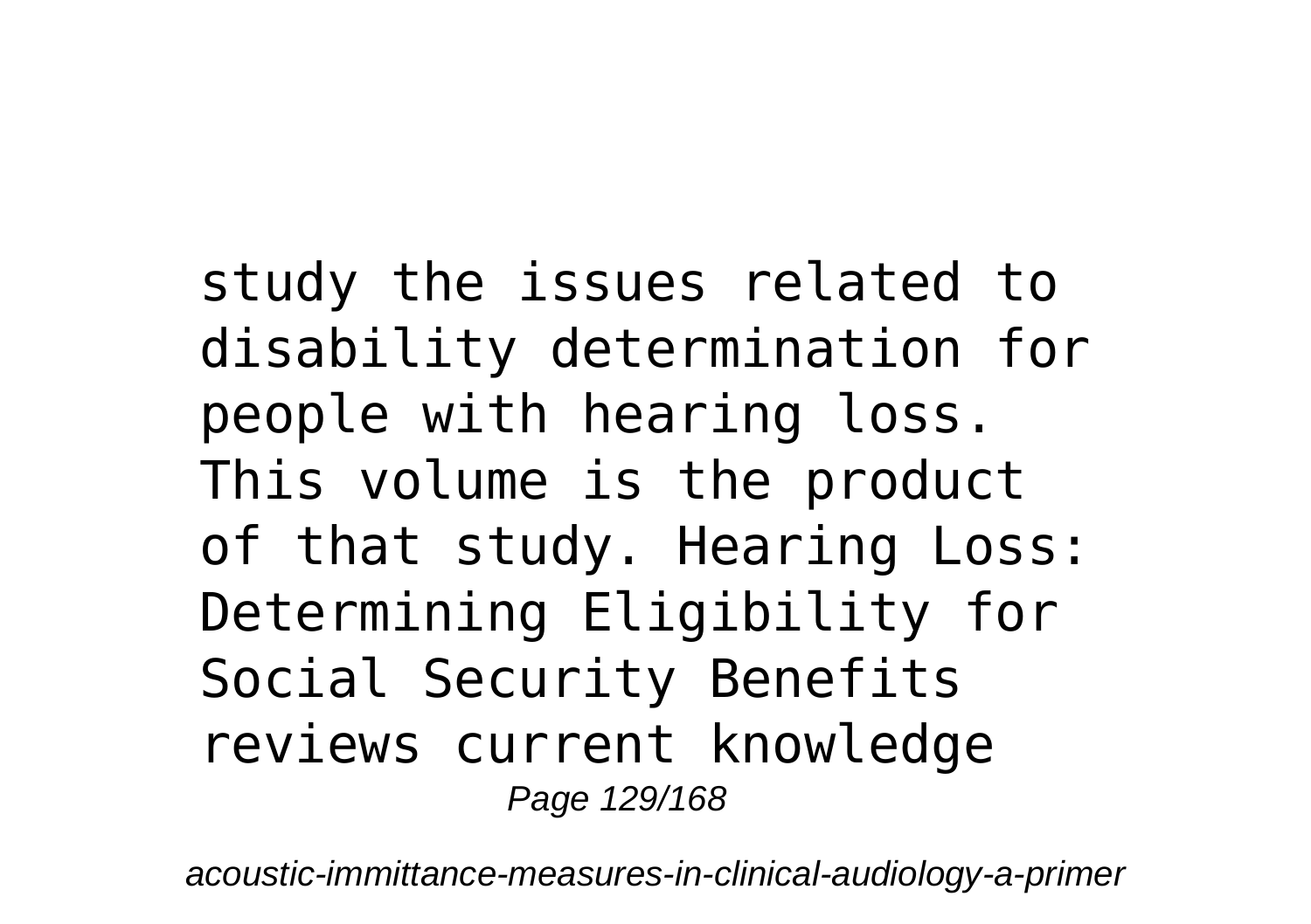study the issues related to disability determination for people with hearing loss. This volume is the product of that study. Hearing Loss: Determining Eligibility for Social Security Benefits reviews current knowledge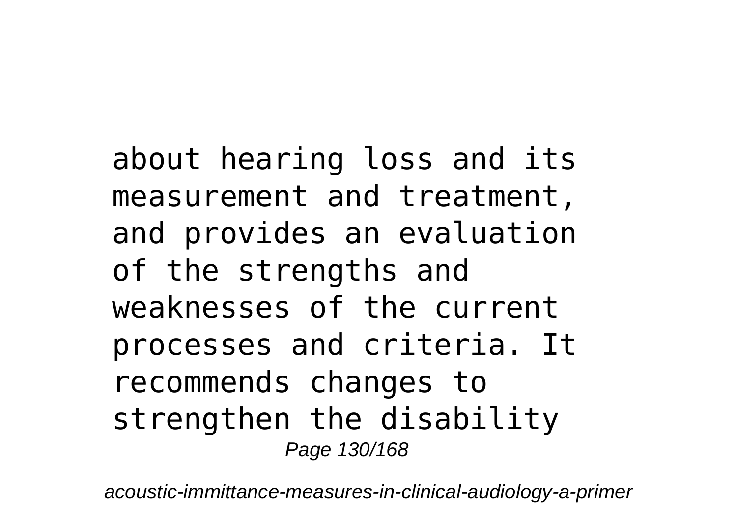about hearing loss and its measurement and treatment, and provides an evaluation of the strengths and weaknesses of the current processes and criteria. It recommends changes to strengthen the disability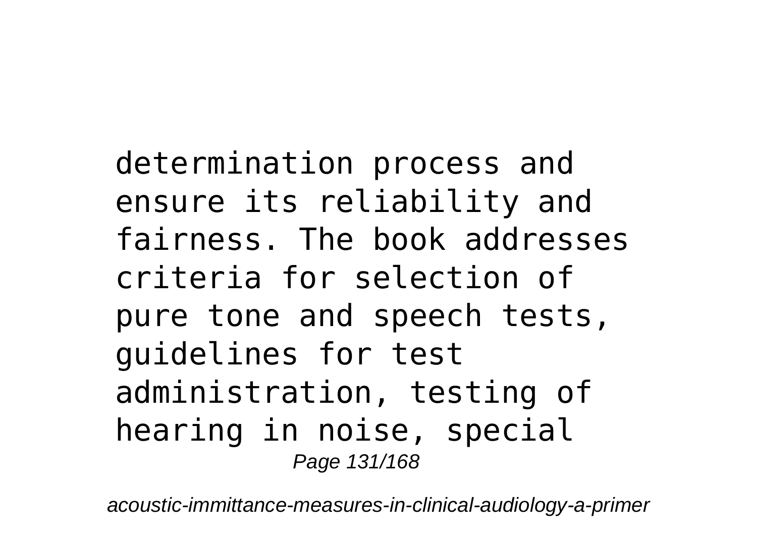determination process and ensure its reliability and fairness. The book addresses criteria for selection of pure tone and speech tests, guidelines for test administration, testing of hearing in noise, special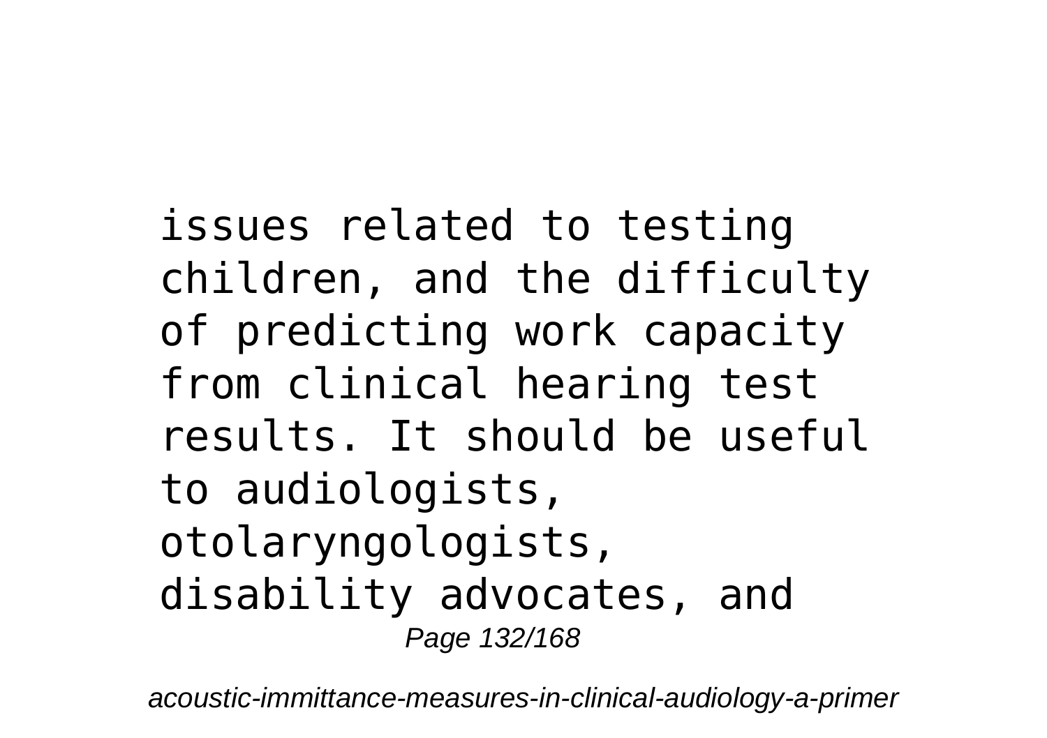issues related to testing children, and the difficulty of predicting work capacity from clinical hearing test results. It should be useful to audiologists, otolaryngologists, disability advocates, and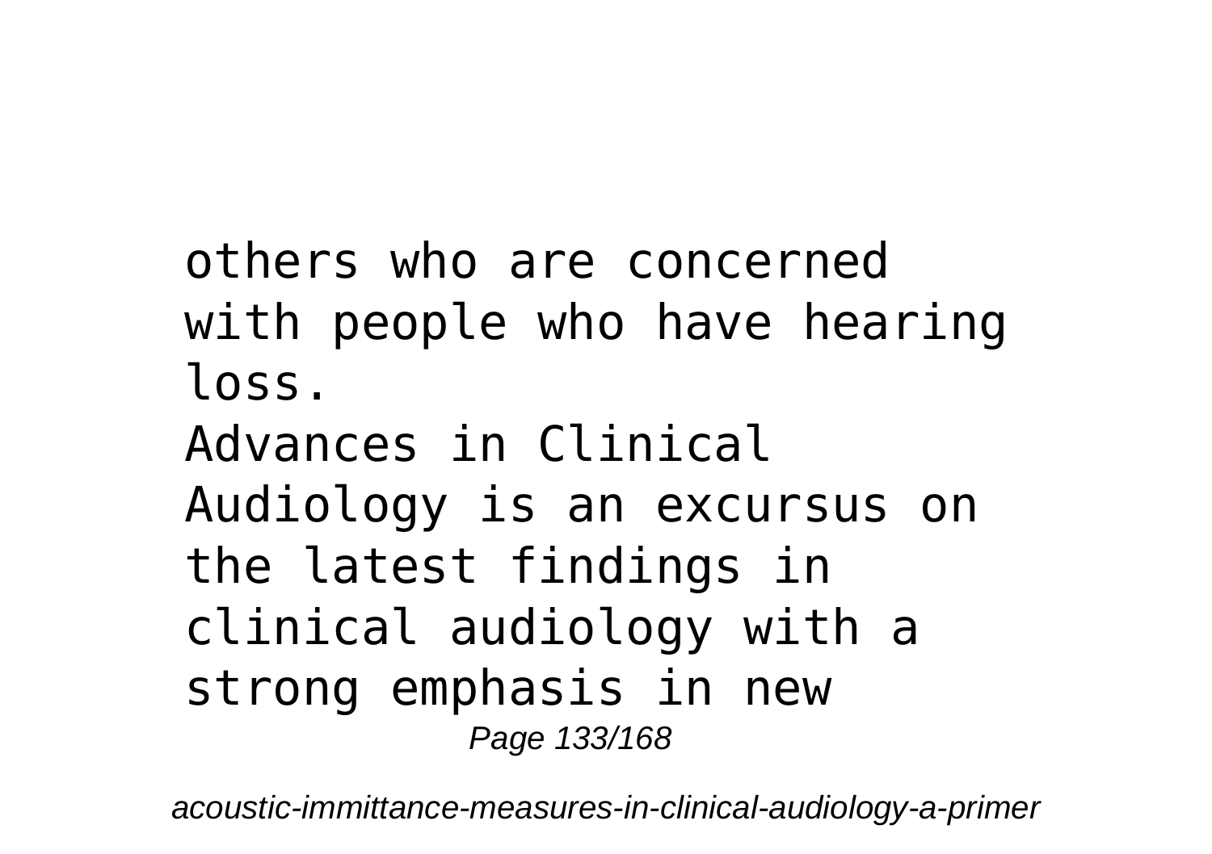others who are concerned with people who have hearing loss.

Advances in Clinical Audiology is an excursus on the latest findings in clinical audiology with a strong emphasis in new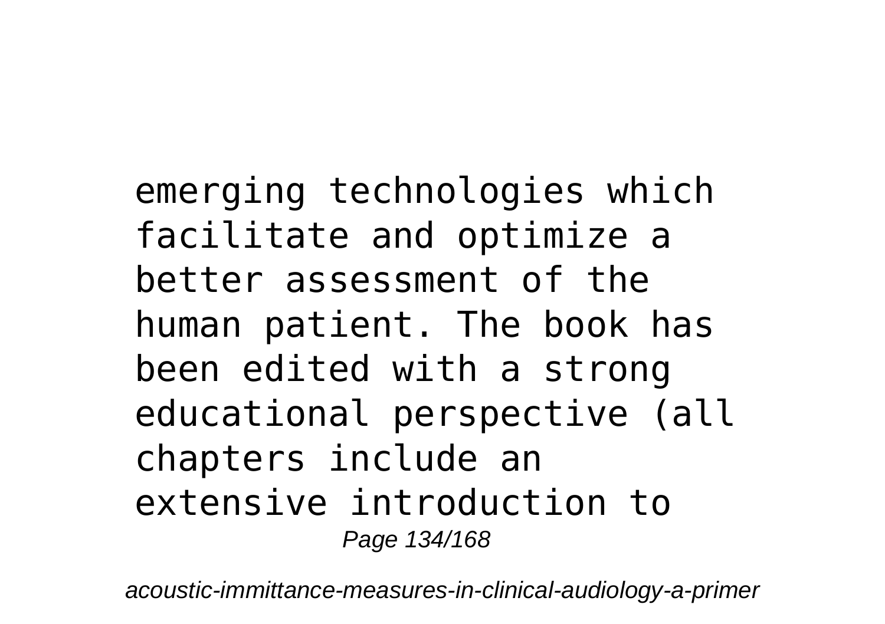emerging technologies which facilitate and optimize a better assessment of the human patient. The book has been edited with a strong educational perspective (all chapters include an extensive introduction to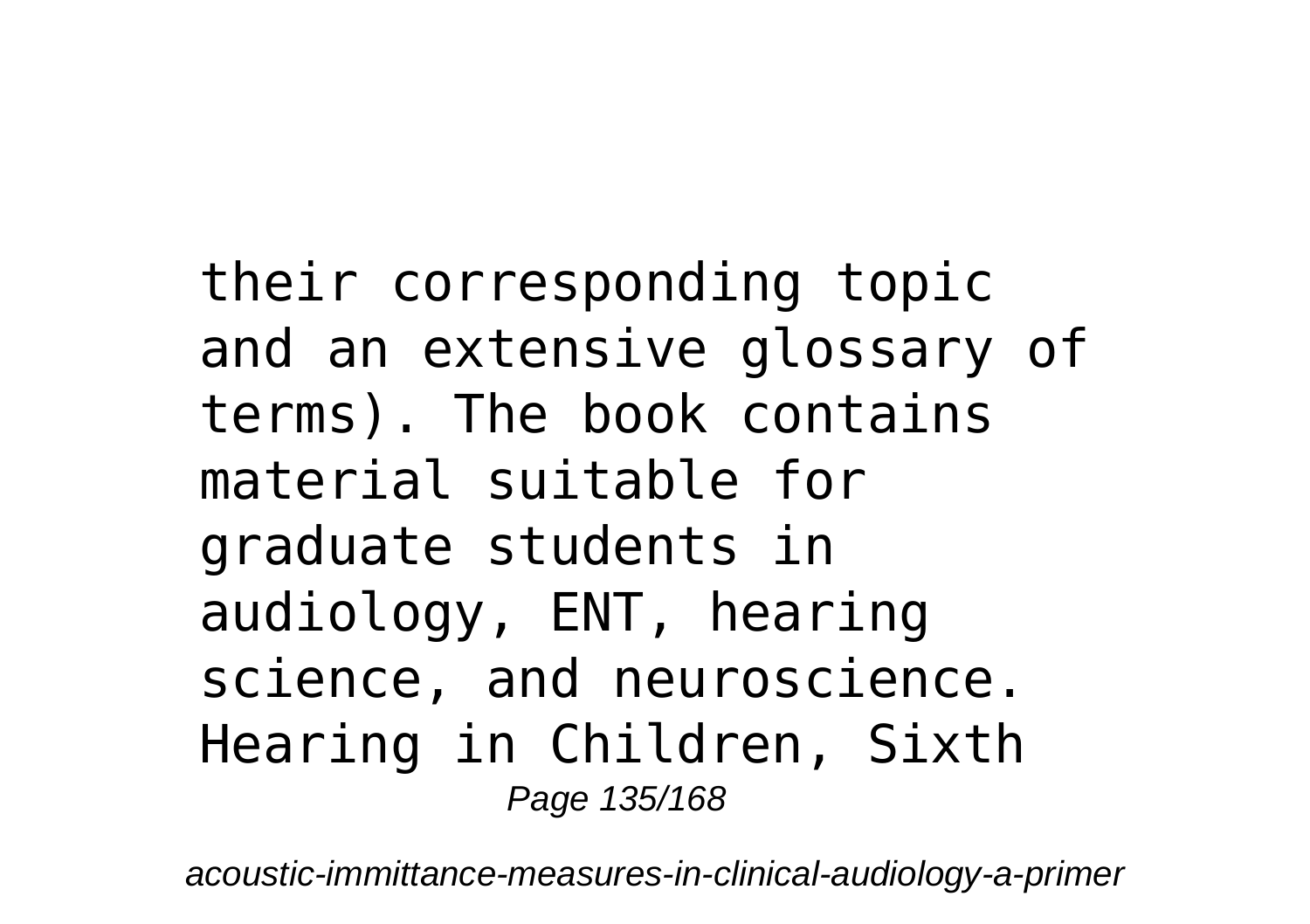their corresponding topic and an extensive glossary of terms). The book contains material suitable for graduate students in audiology, ENT, hearing science, and neuroscience. Hearing in Children, Sixth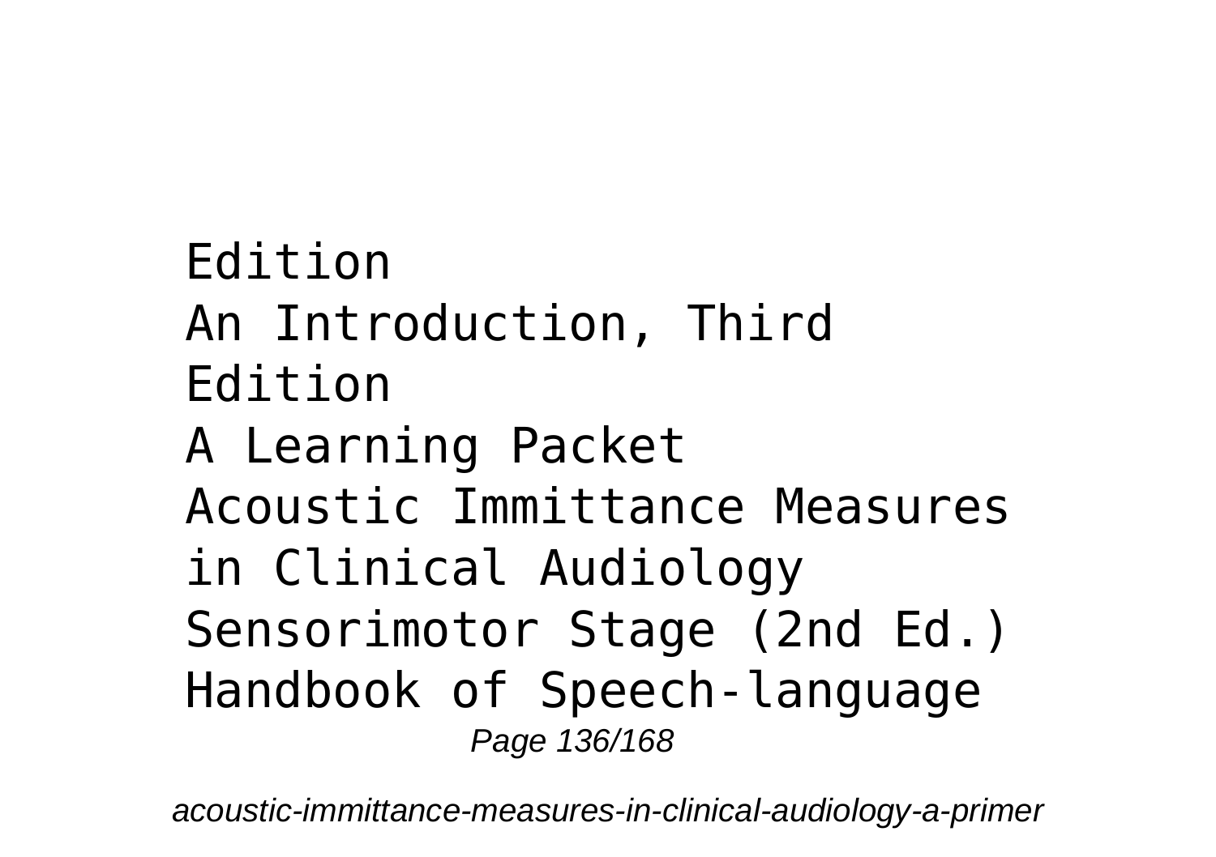Edition
An Introduction, Third
Edition
A Learning Packet
Acoustic Immittance Measures
in Clinical Audiology
Sensorimotor Stage (2nd Ed.)
Handbook of Speech-language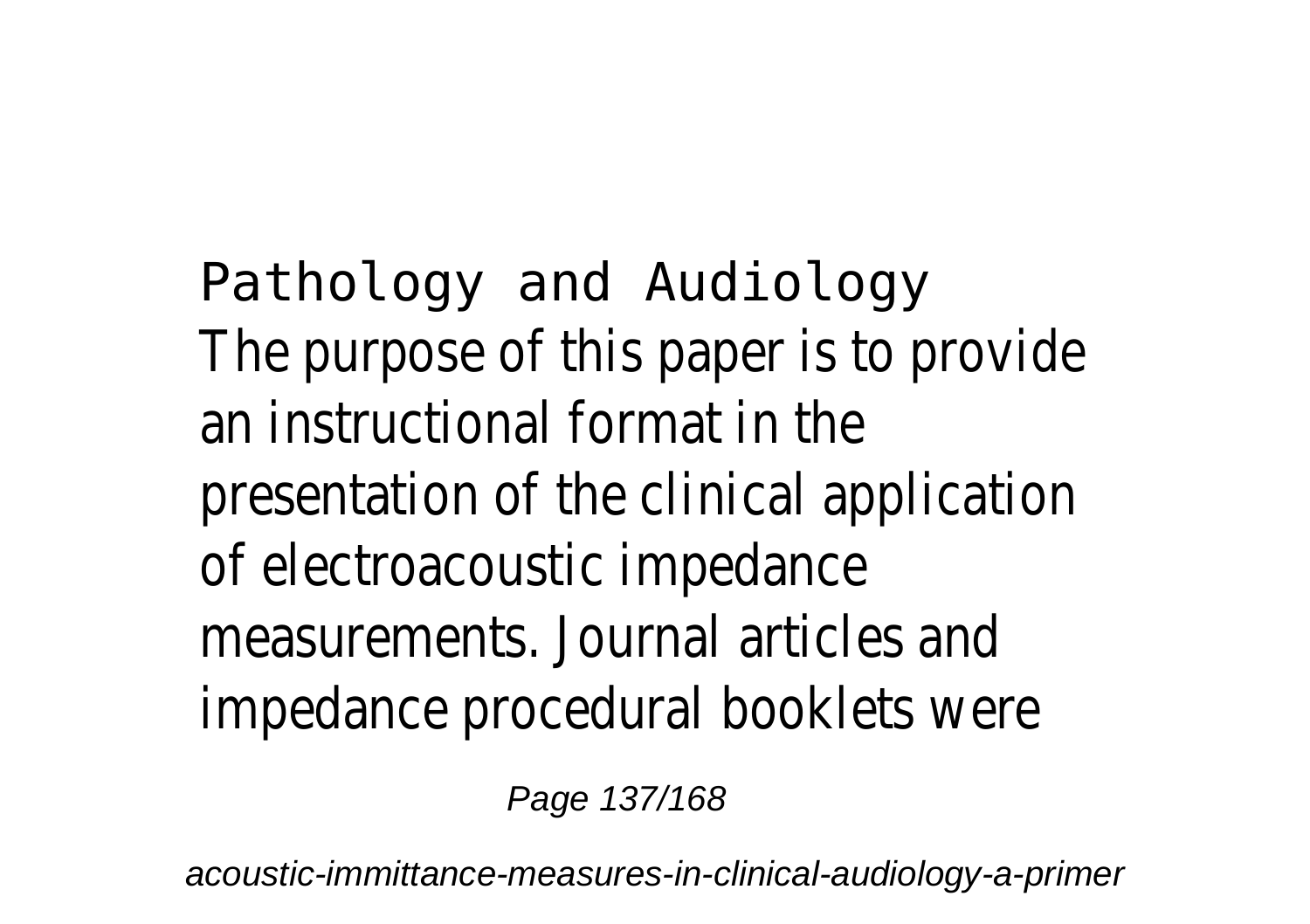Pathology and Audiology

The purpose of this paper is to provide an instructional format in the presentation of the clinical application of electroacoustic impedance measurements. Journal articles and impedance procedural booklets were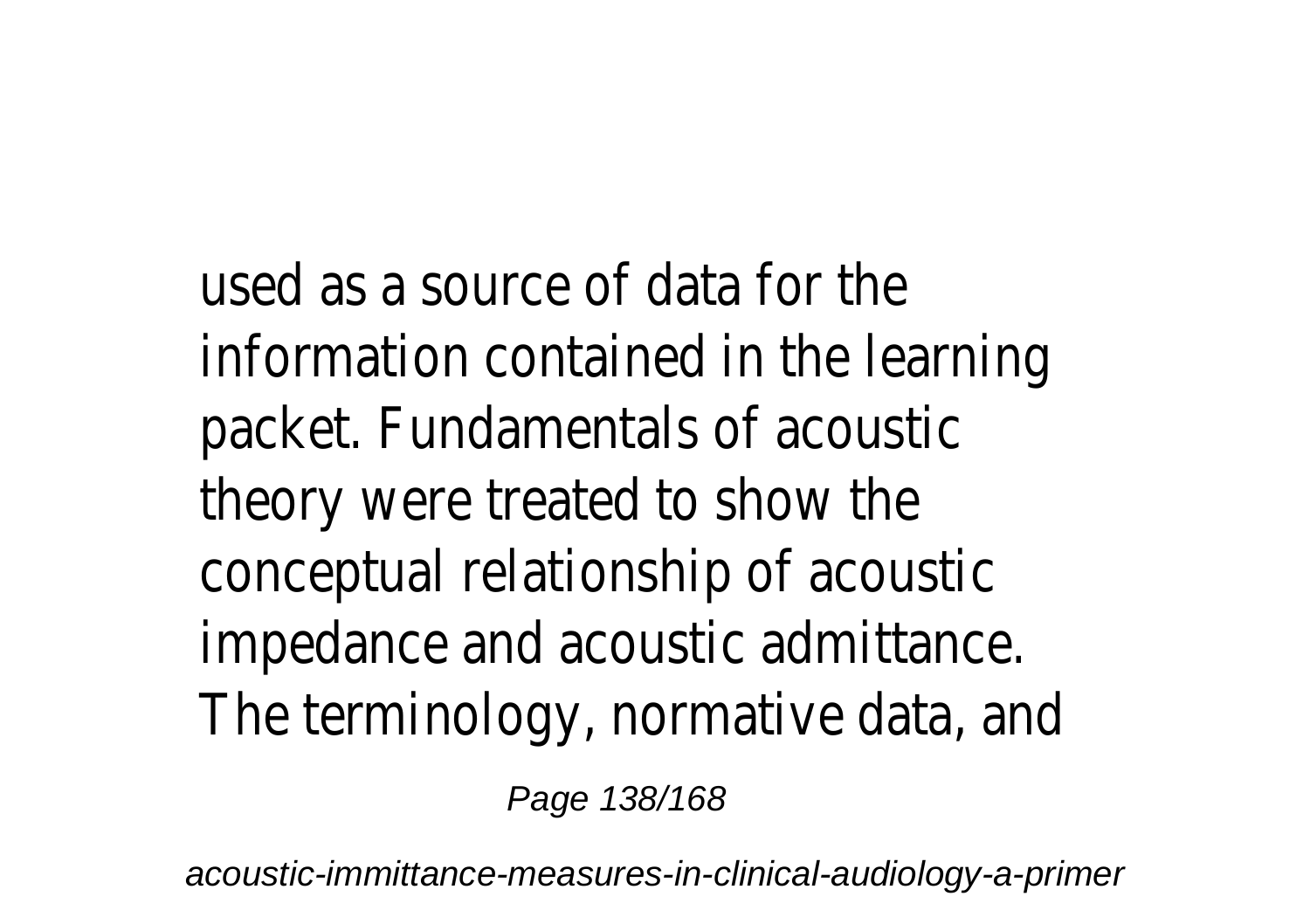used as a source of data for the information contained in the learning packet. Fundamentals of acoustic theory were treated to show the conceptual relationship of acoustic impedance and acoustic admittance. The terminology, normative data, and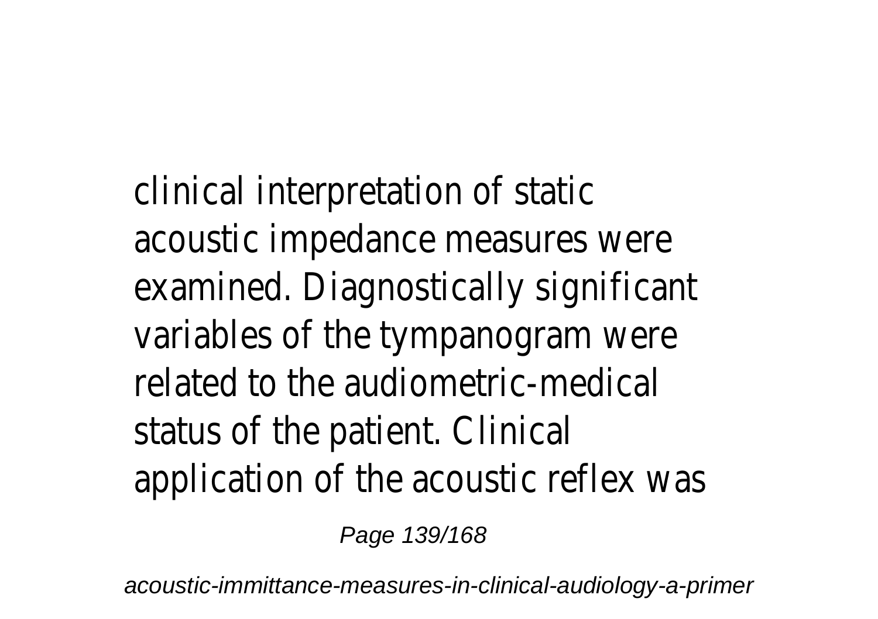clinical interpretation of static acoustic impedance measures were examined. Diagnostically significant variables of the tympanogram were related to the audiometric-medical status of the patient. Clinical application of the acoustic reflex was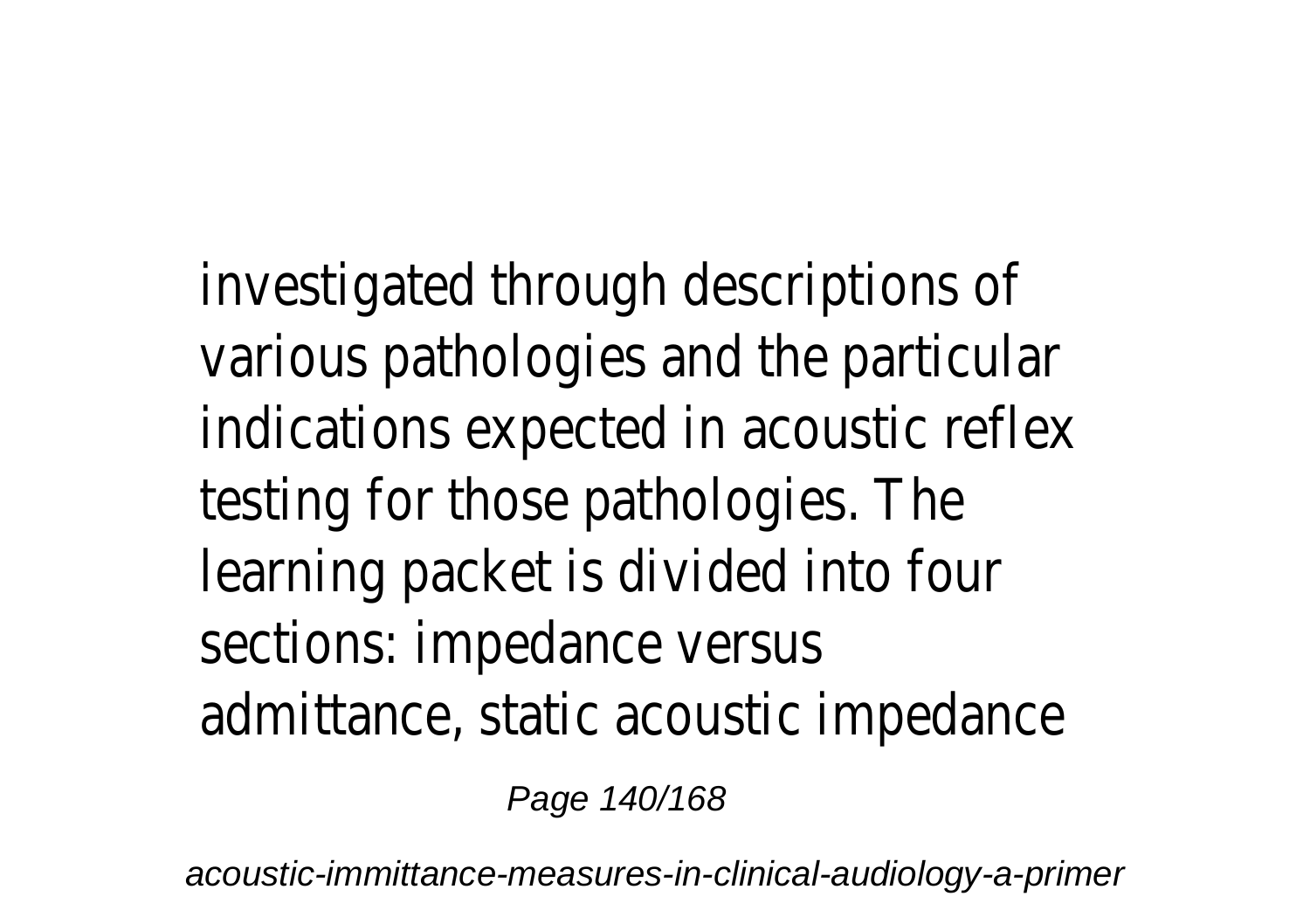investigated through descriptions of various pathologies and the particular indications expected in acoustic reflex testing for those pathologies. The learning packet is divided into four sections: impedance versus admittance, static acoustic impedance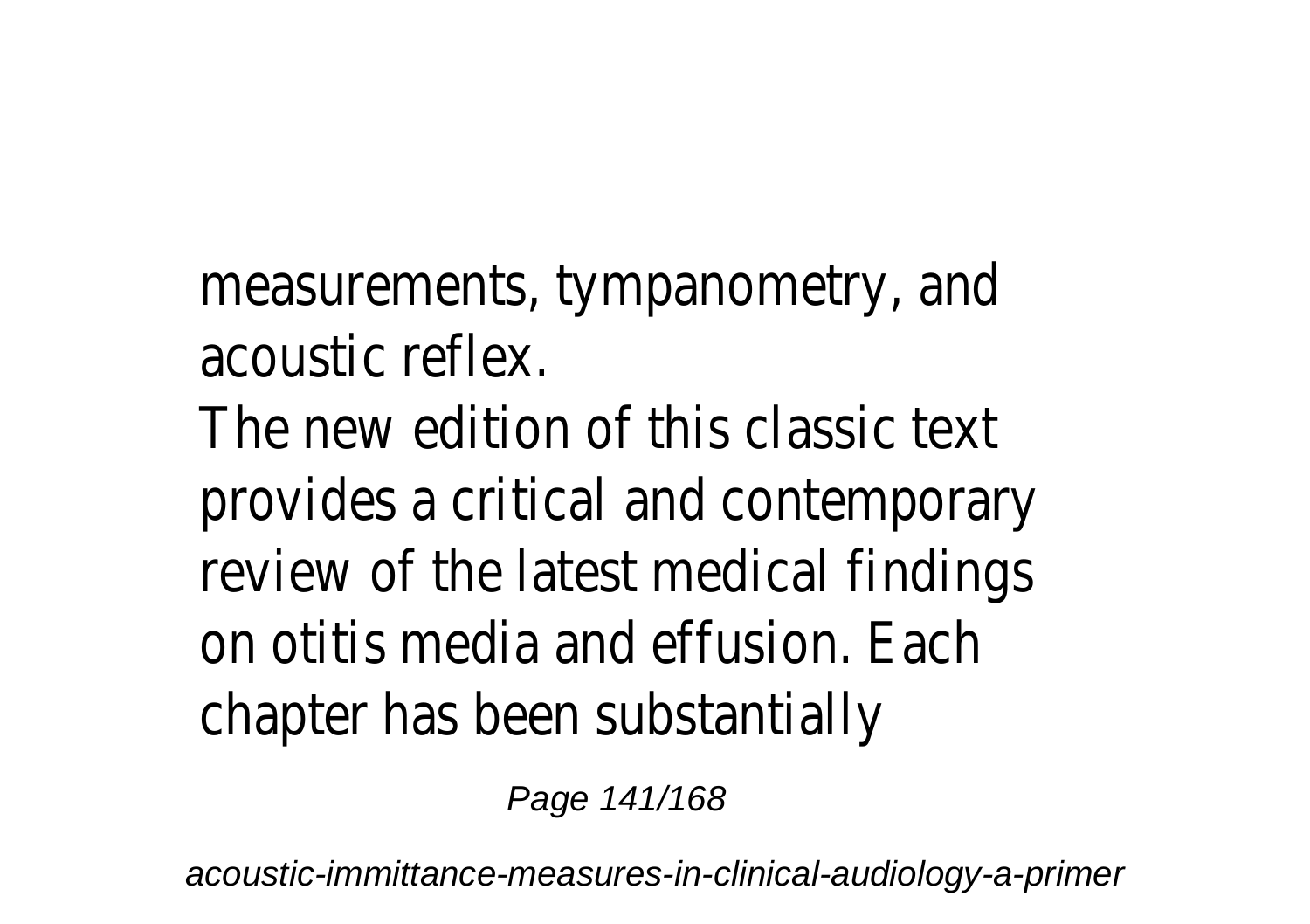measurements, tympanometry, and acoustic reflex.

The new edition of this classic text provides a critical and contemporary review of the latest medical findings on otitis media and effusion. Each chapter has been substantially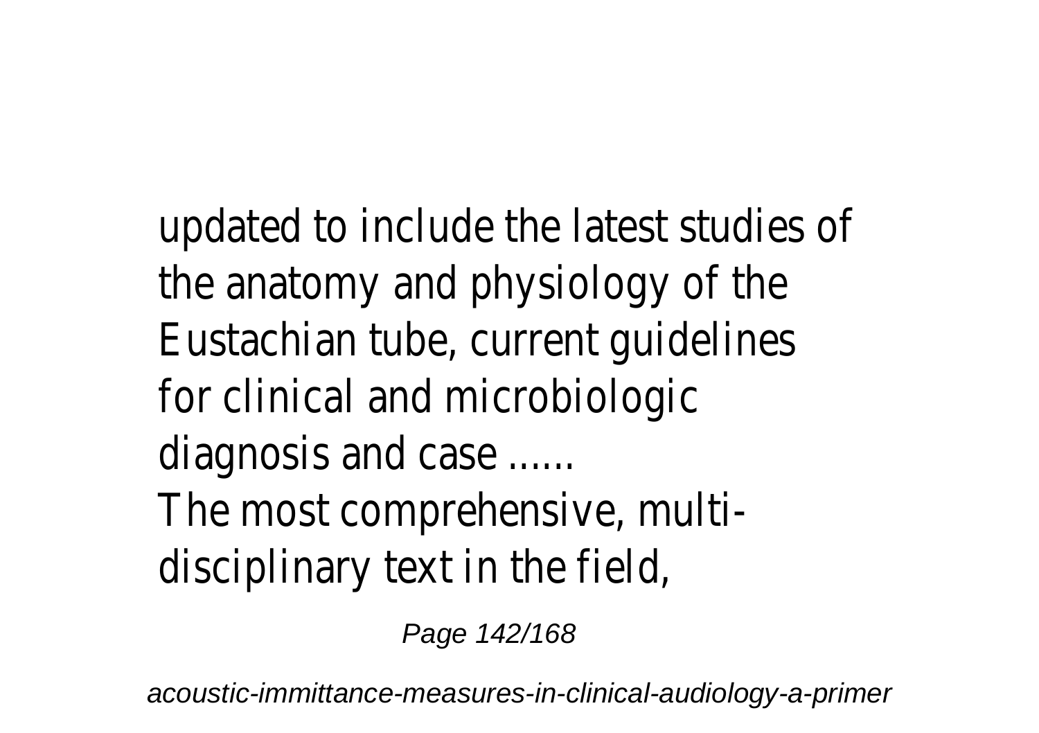updated to include the latest studies of the anatomy and physiology of the Eustachian tube, current guidelines for clinical and microbiologic diagnosis and case ......

The most comprehensive, multi-disciplinary text in the field,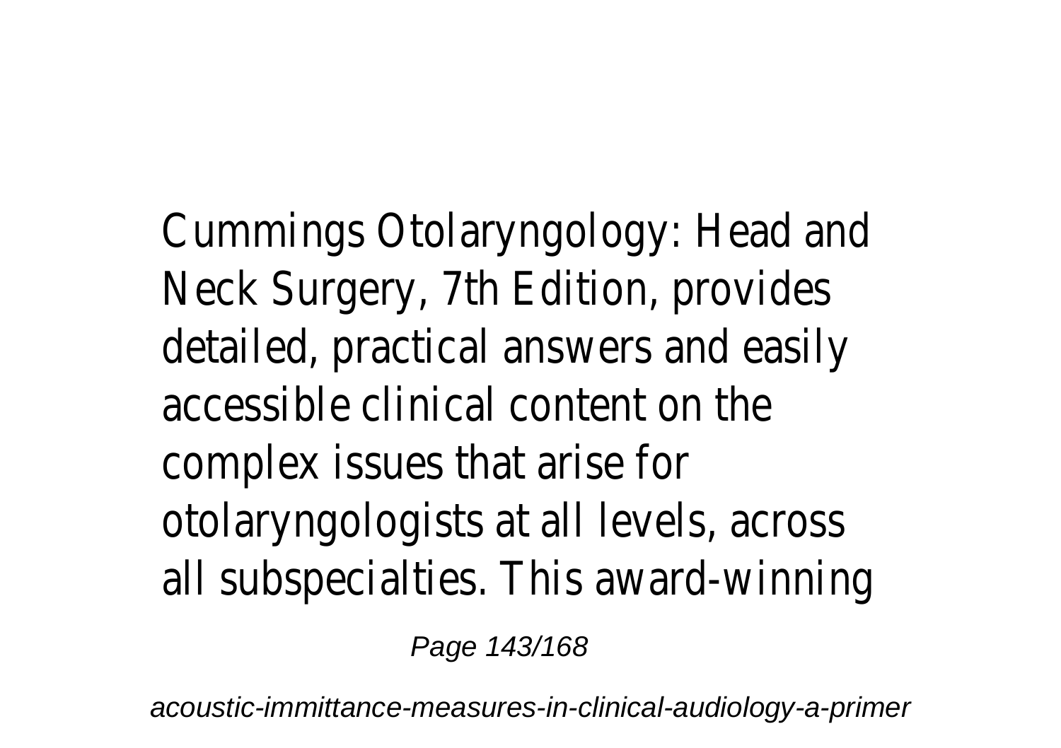Cummings Otolaryngology: Head and Neck Surgery, 7th Edition, provides detailed, practical answers and easily accessible clinical content on the complex issues that arise for otolaryngologists at all levels, across all subspecialties. This award-winning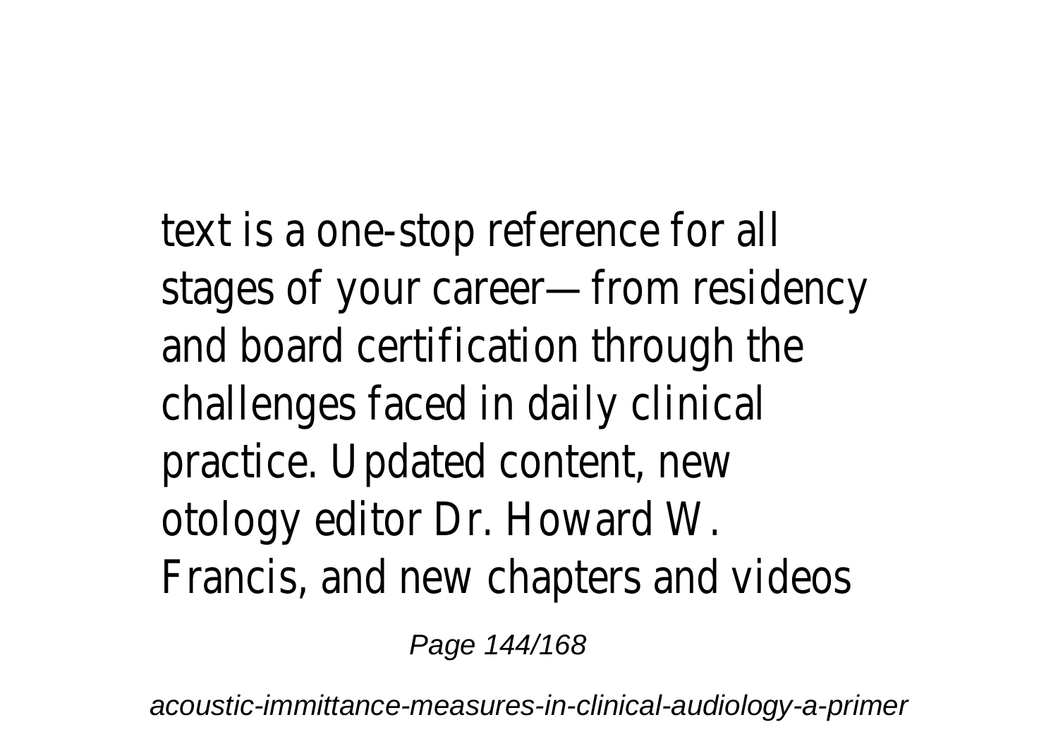text is a one-stop reference for all stages of your career—from residency and board certification through the challenges faced in daily clinical practice. Updated content, new otology editor Dr. Howard W. Francis, and new chapters and videos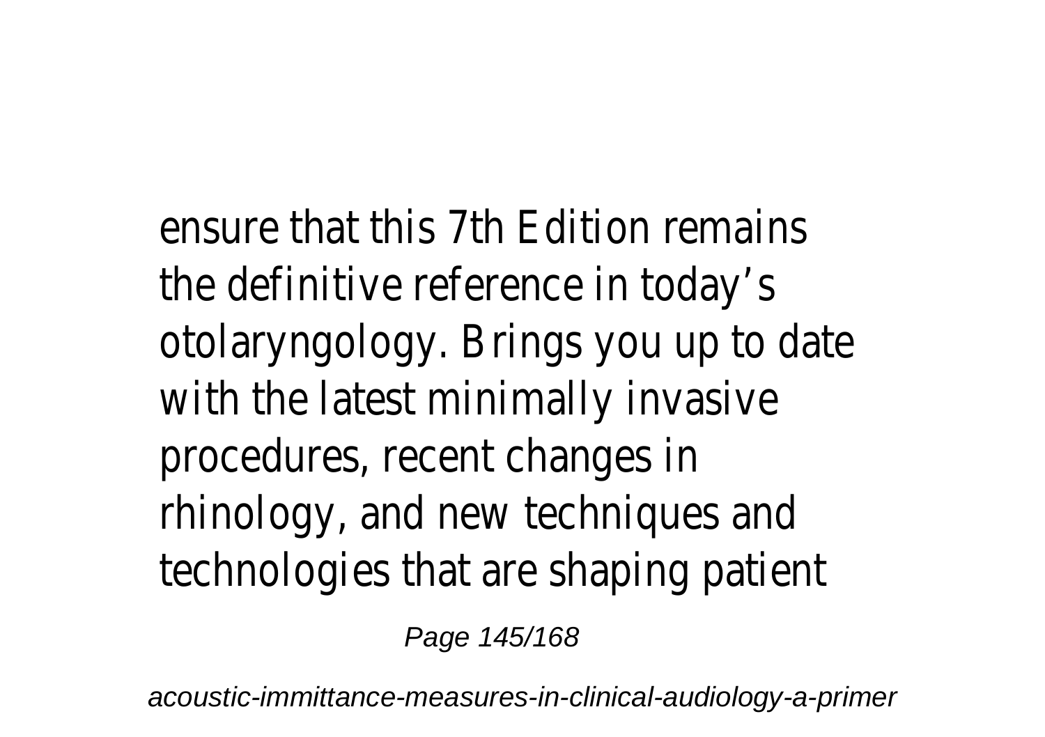ensure that this 7th Edition remains the definitive reference in today's otolaryngology. Brings you up to date with the latest minimally invasive procedures, recent changes in rhinology, and new techniques and technologies that are shaping patient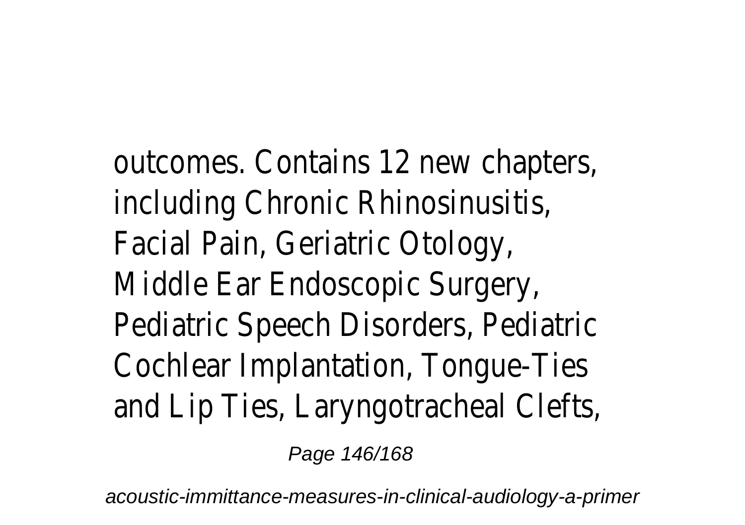outcomes. Contains 12 new chapters, including Chronic Rhinosinusitis, Facial Pain, Geriatric Otology, Middle Ear Endoscopic Surgery, Pediatric Speech Disorders, Pediatric Cochlear Implantation, Tongue-Ties and Lip Ties, Laryngotracheal Clefts,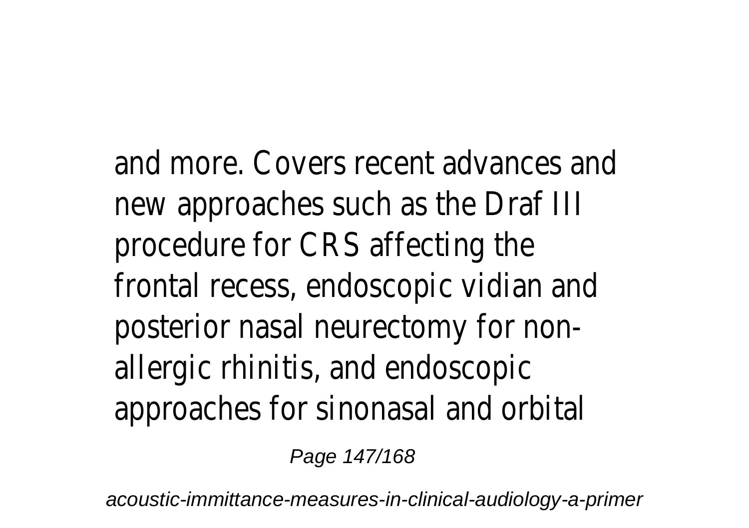and more. Covers recent advances and new approaches such as the Draf III procedure for CRS affecting the frontal recess, endoscopic vidian and posterior nasal neurectomy for non-allergic rhinitis, and endoscopic approaches for sinonasal and orbital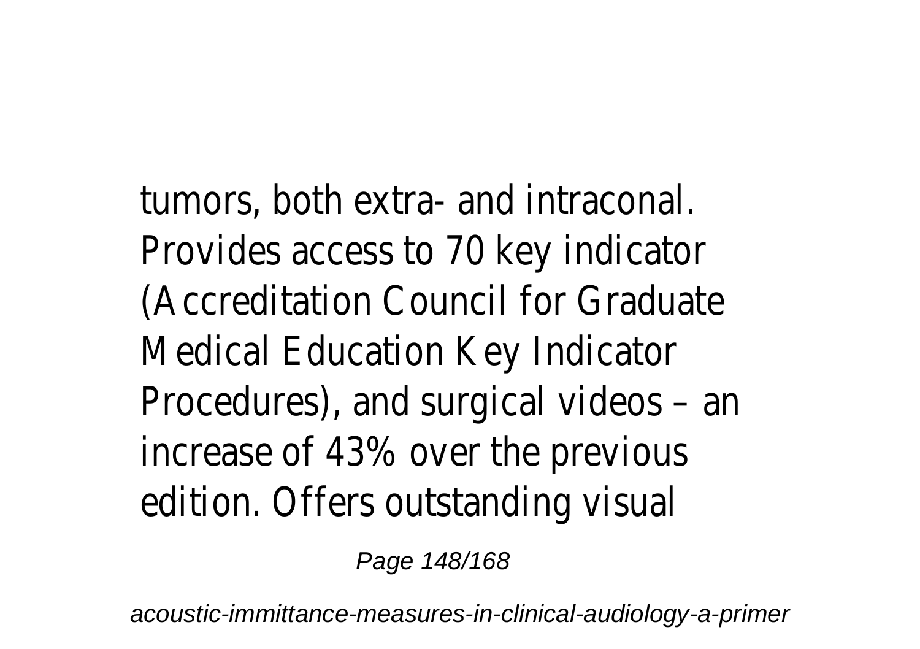tumors, both extra- and intraconal. Provides access to 70 key indicator (Accreditation Council for Graduate Medical Education Key Indicator Procedures), and surgical videos – an increase of 43% over the previous edition. Offers outstanding visual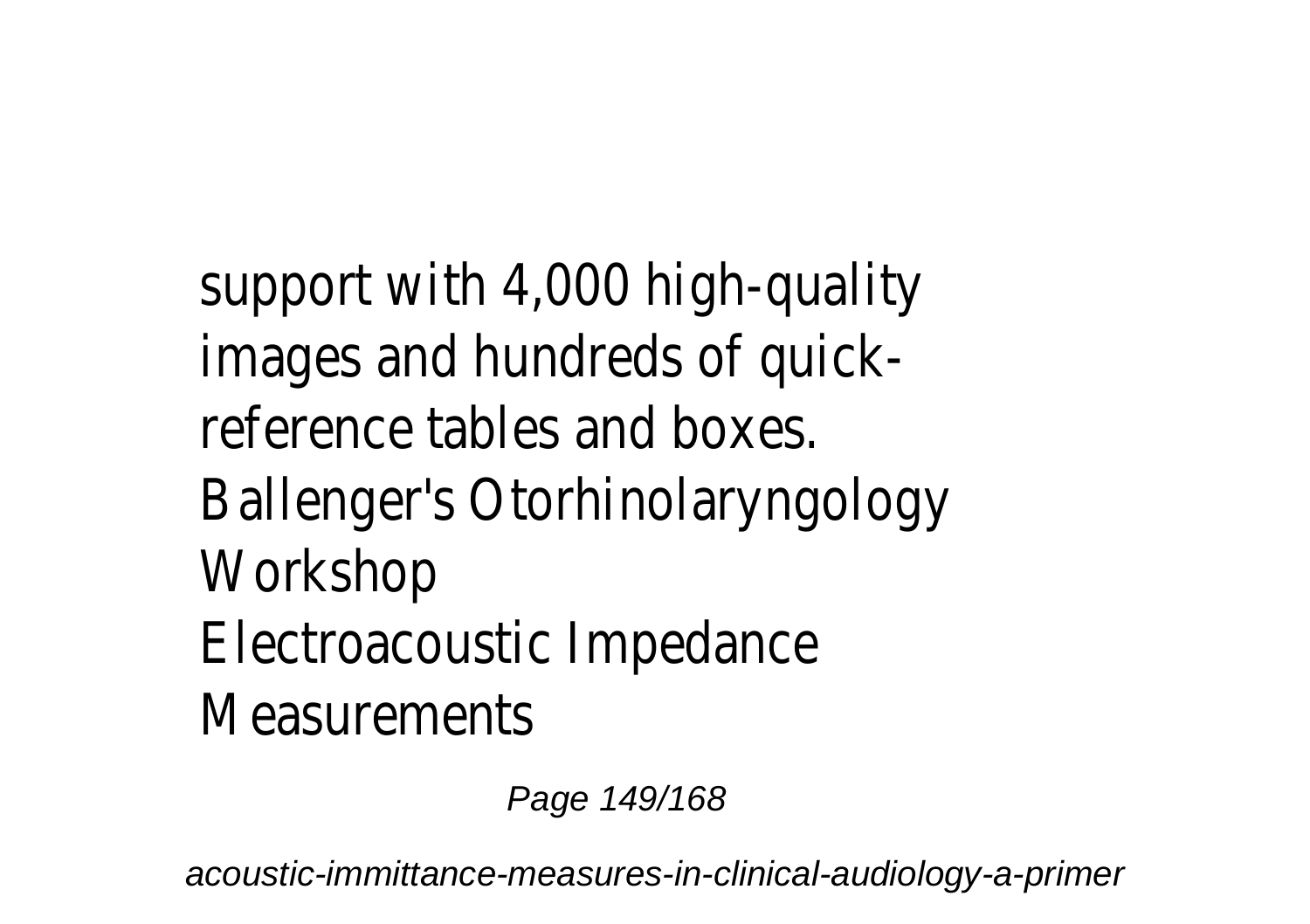support with 4,000 high-quality images and hundreds of quick-reference tables and boxes.

Ballenger's Otorhinolaryngology
Workshop
Electroacoustic Impedance
Measurements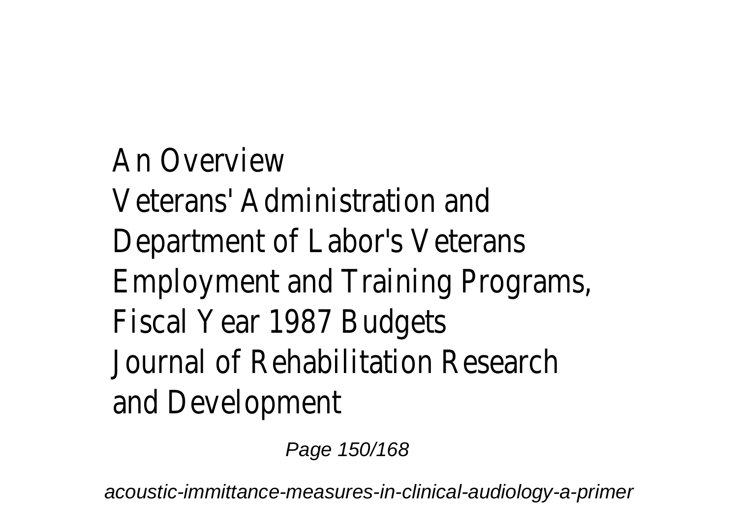An Overview
Veterans' Administration and Department of Labor's Veterans Employment and Training Programs, Fiscal Year 1987 Budgets
Journal of Rehabilitation Research and Development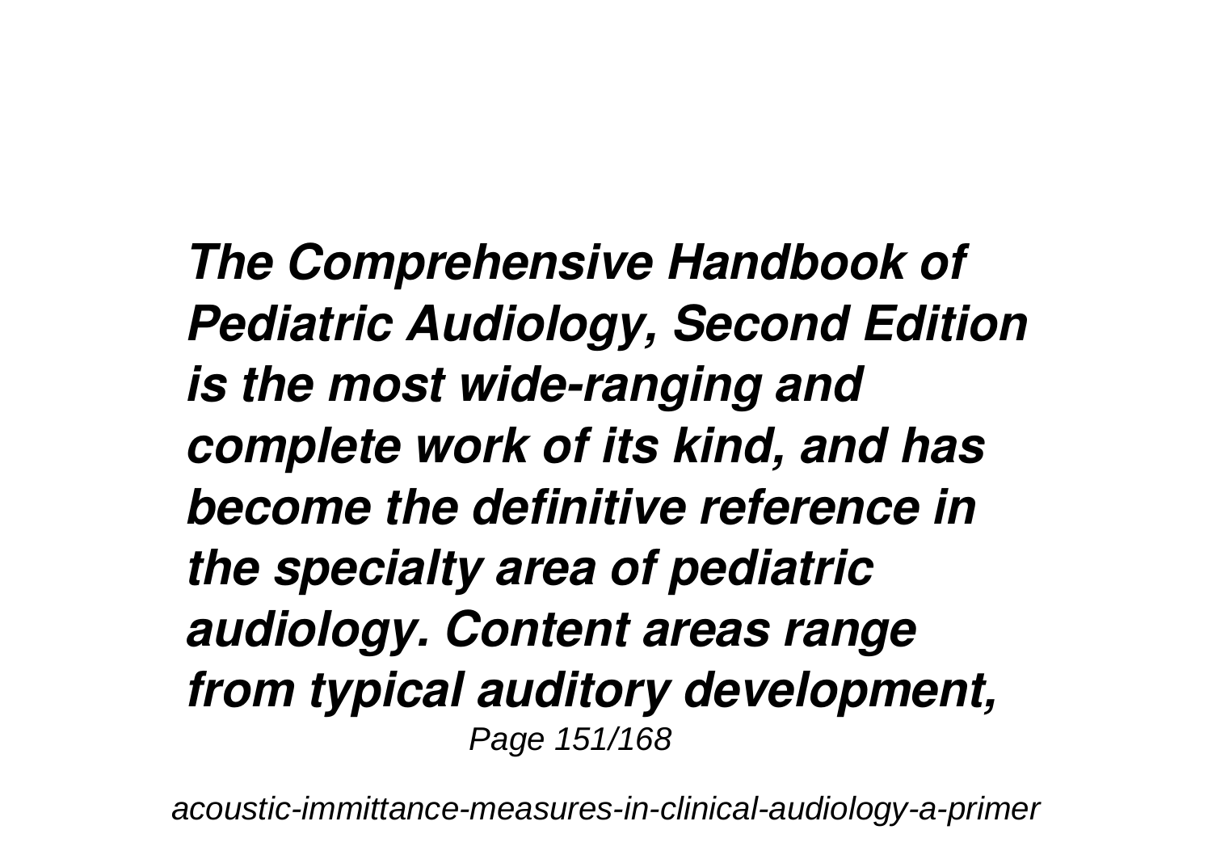*The Comprehensive Handbook of Pediatric Audiology, Second Edition is the most wide-ranging and complete work of its kind, and has become the definitive reference in the specialty area of pediatric audiology. Content areas range from typical auditory development,*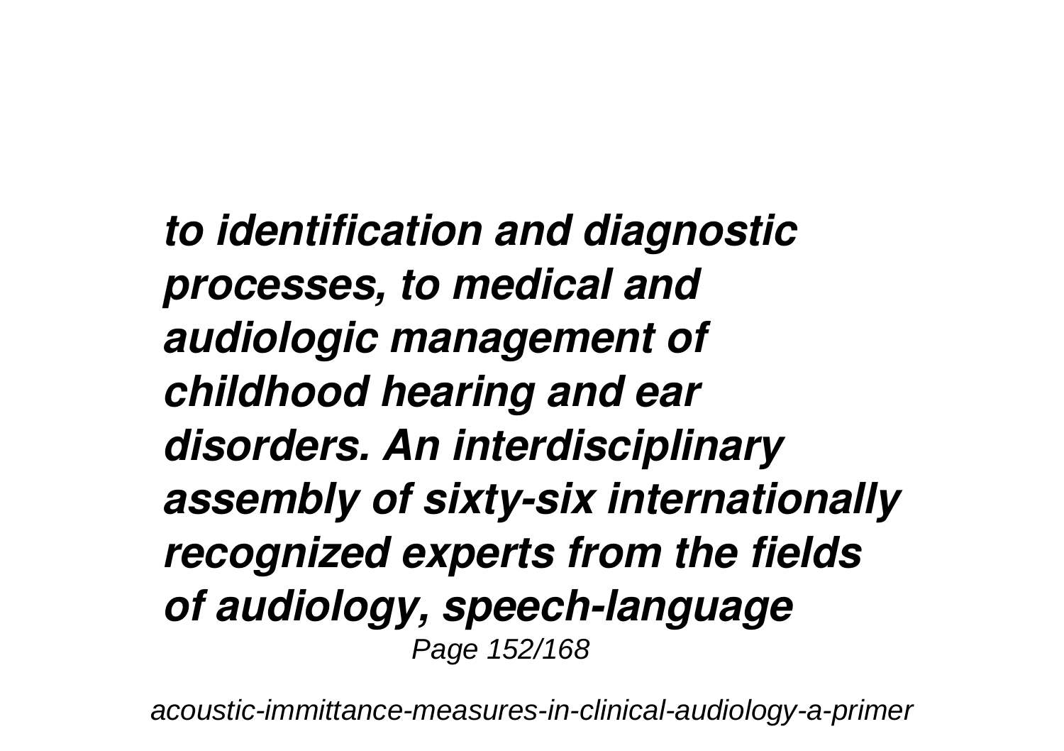*to identification and diagnostic processes, to medical and audiologic management of childhood hearing and ear disorders. An interdisciplinary assembly of sixty-six internationally recognized experts from the fields of audiology, speech-language*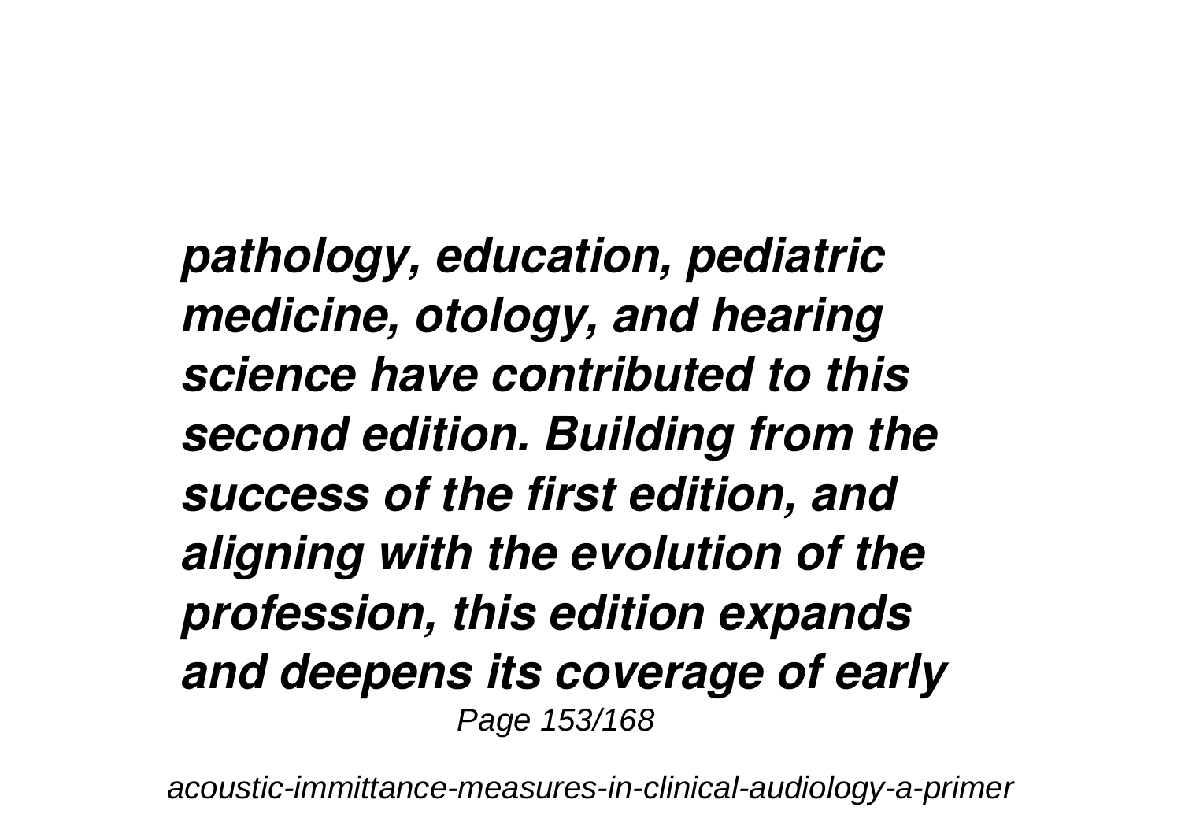***pathology, education, pediatric medicine, otology, and hearing science have contributed to this second edition. Building from the success of the first edition, and aligning with the evolution of the profession, this edition expands and deepens its coverage of early***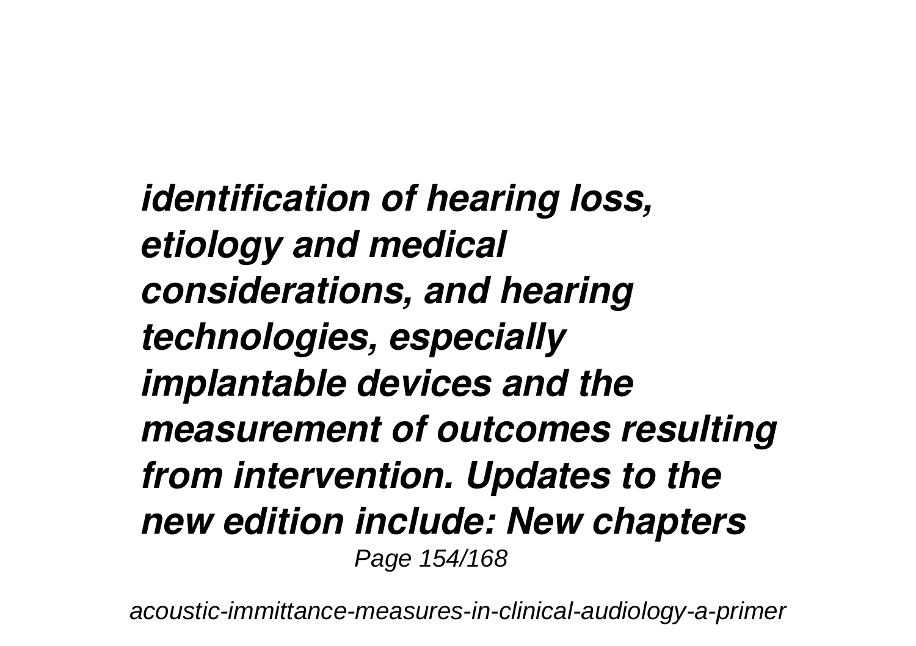*identification of hearing loss, etiology and medical considerations, and hearing technologies, especially implantable devices and the measurement of outcomes resulting from intervention. Updates to the new edition include: New chapters*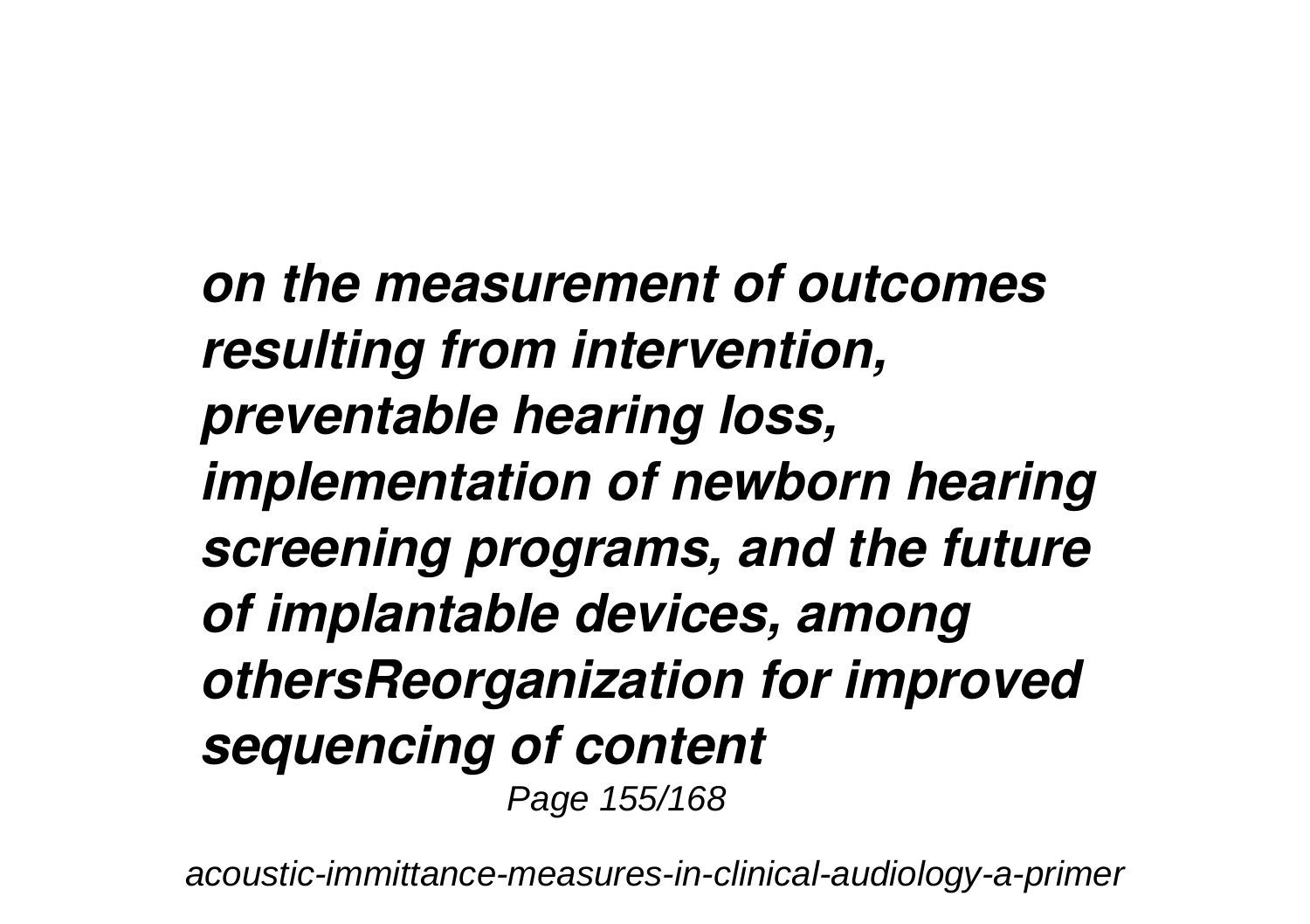*on the measurement of outcomes resulting from intervention, preventable hearing loss, implementation of newborn hearing screening programs, and the future of implantable devices, among othersReorganization for improved sequencing of content*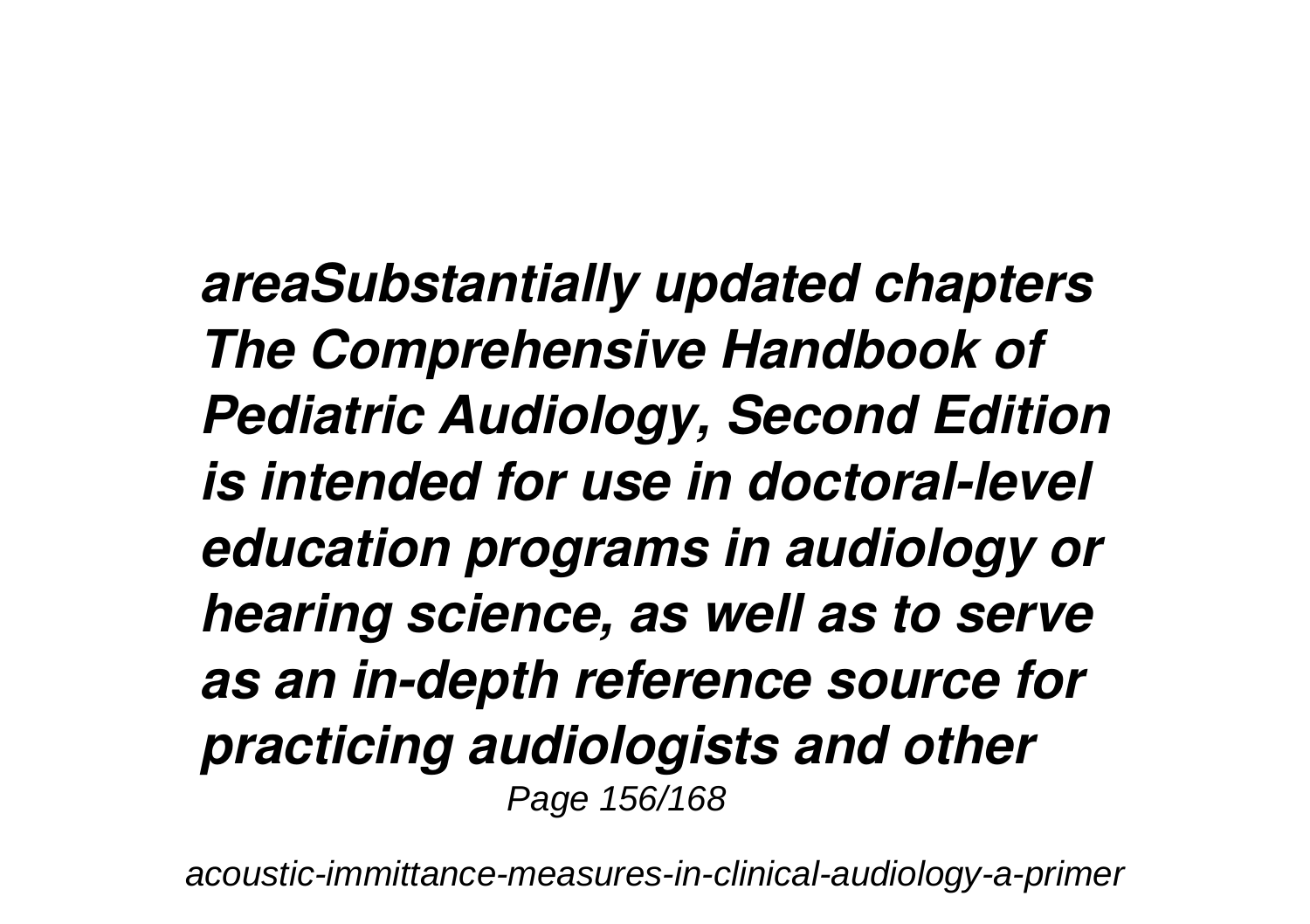*areaSubstantially updated chapters The Comprehensive Handbook of Pediatric Audiology, Second Edition is intended for use in doctoral-level education programs in audiology or hearing science, as well as to serve as an in-depth reference source for practicing audiologists and other*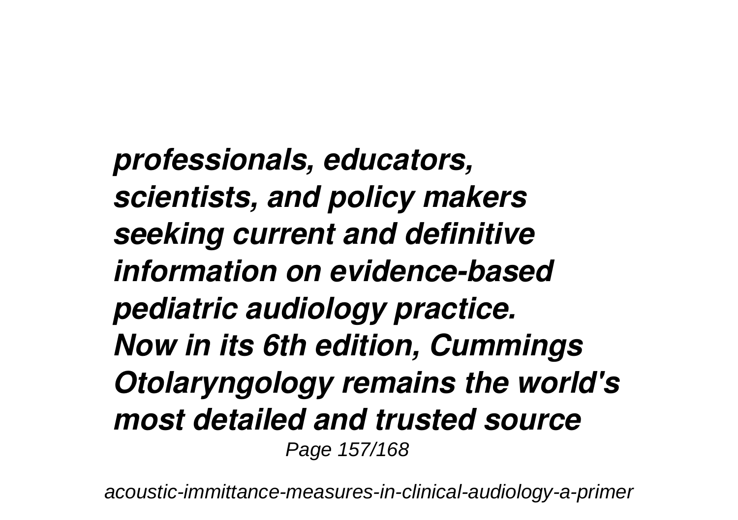*professionals, educators, scientists, and policy makers seeking current and definitive information on evidence-based pediatric audiology practice.*

*Now in its 6th edition, Cummings Otolaryngology remains the world's most detailed and trusted source*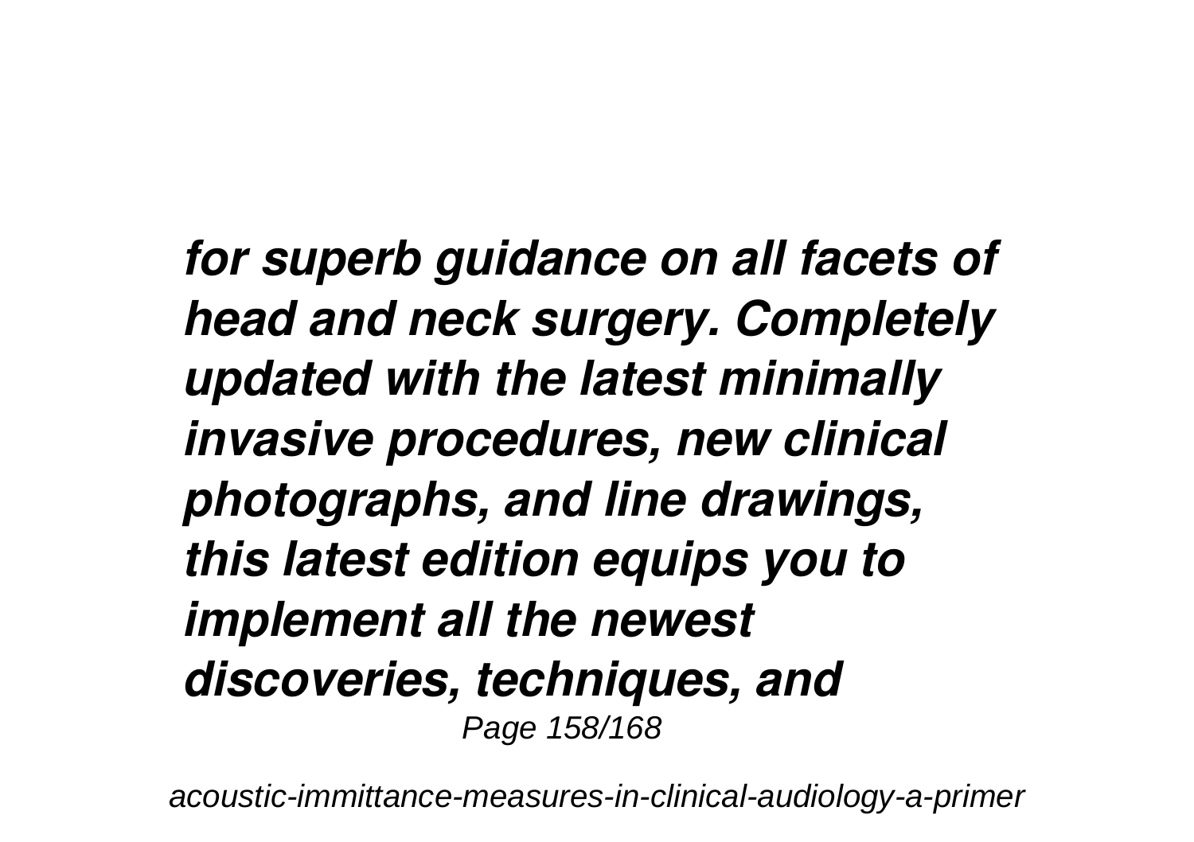*for superb guidance on all facets of head and neck surgery. Completely updated with the latest minimally invasive procedures, new clinical photographs, and line drawings, this latest edition equips you to implement all the newest discoveries, techniques, and*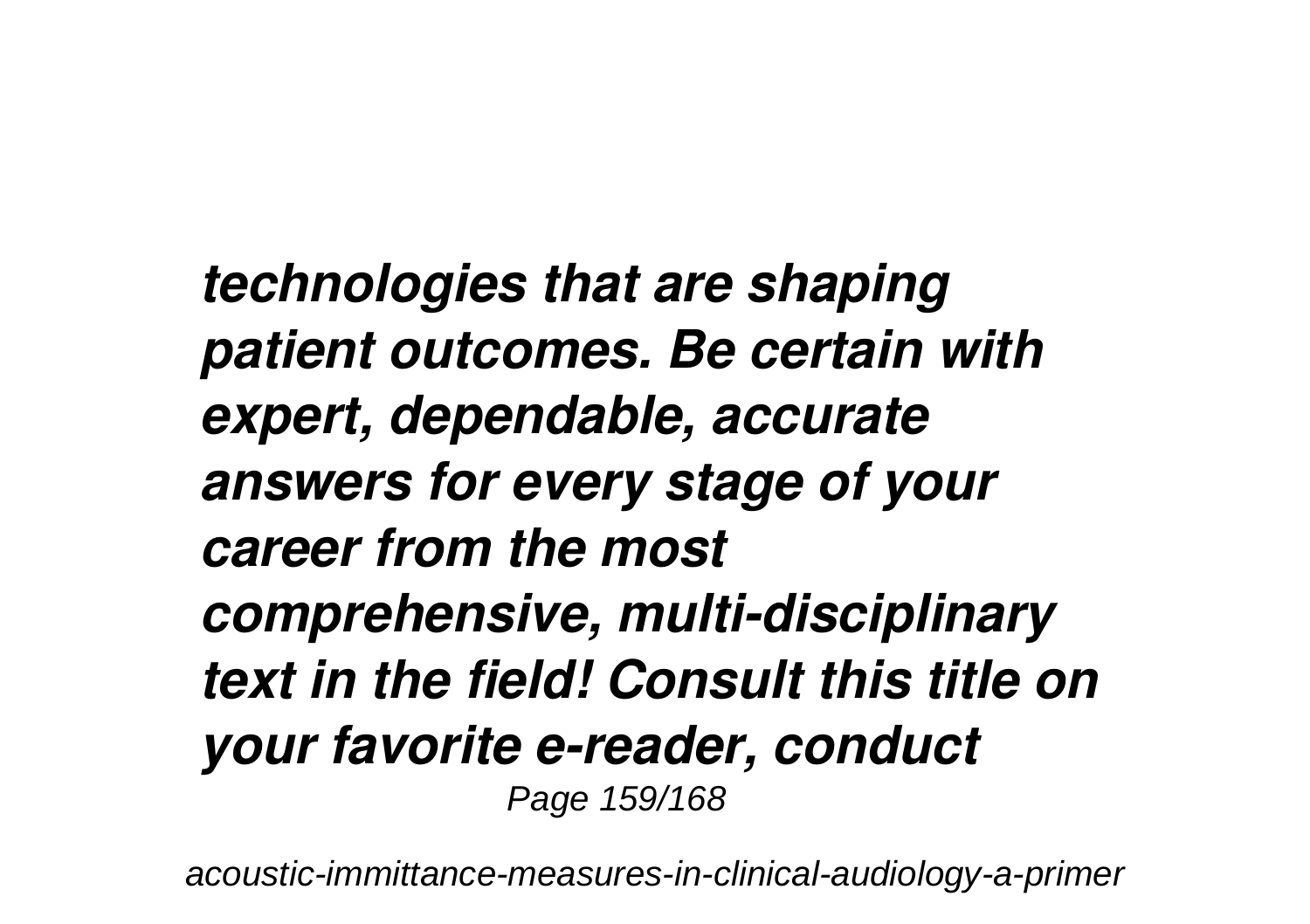***technologies that are shaping patient outcomes. Be certain with expert, dependable, accurate answers for every stage of your career from the most comprehensive, multi-disciplinary text in the field! Consult this title on your favorite e-reader, conduct***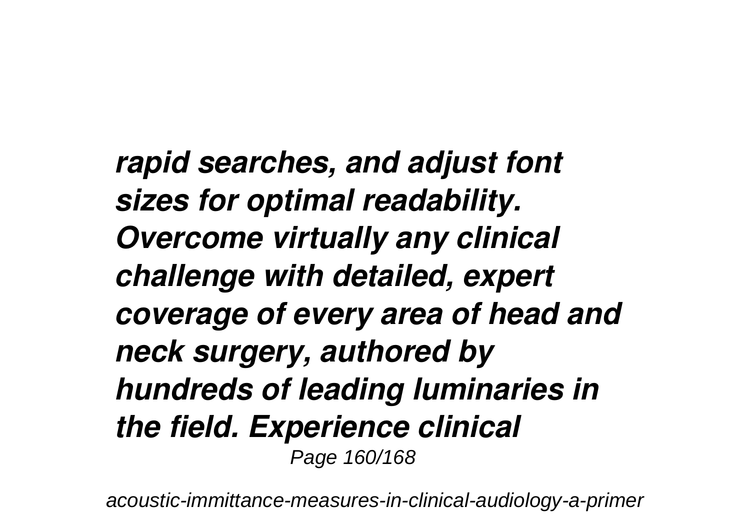*rapid searches, and adjust font sizes for optimal readability. Overcome virtually any clinical challenge with detailed, expert coverage of every area of head and neck surgery, authored by hundreds of leading luminaries in the field. Experience clinical*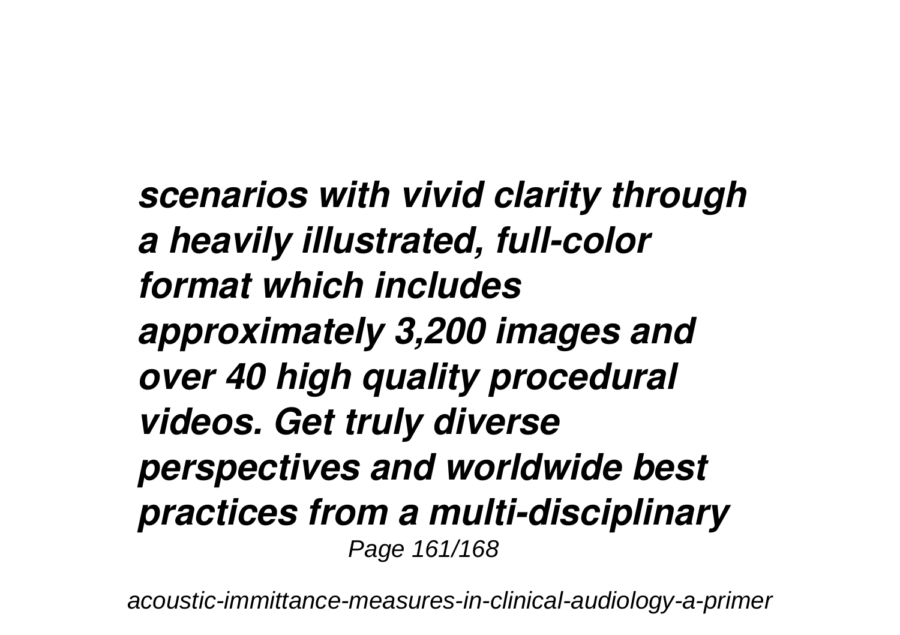*scenarios with vivid clarity through a heavily illustrated, full-color format which includes approximately 3,200 images and over 40 high quality procedural videos. Get truly diverse perspectives and worldwide best practices from a multi-disciplinary*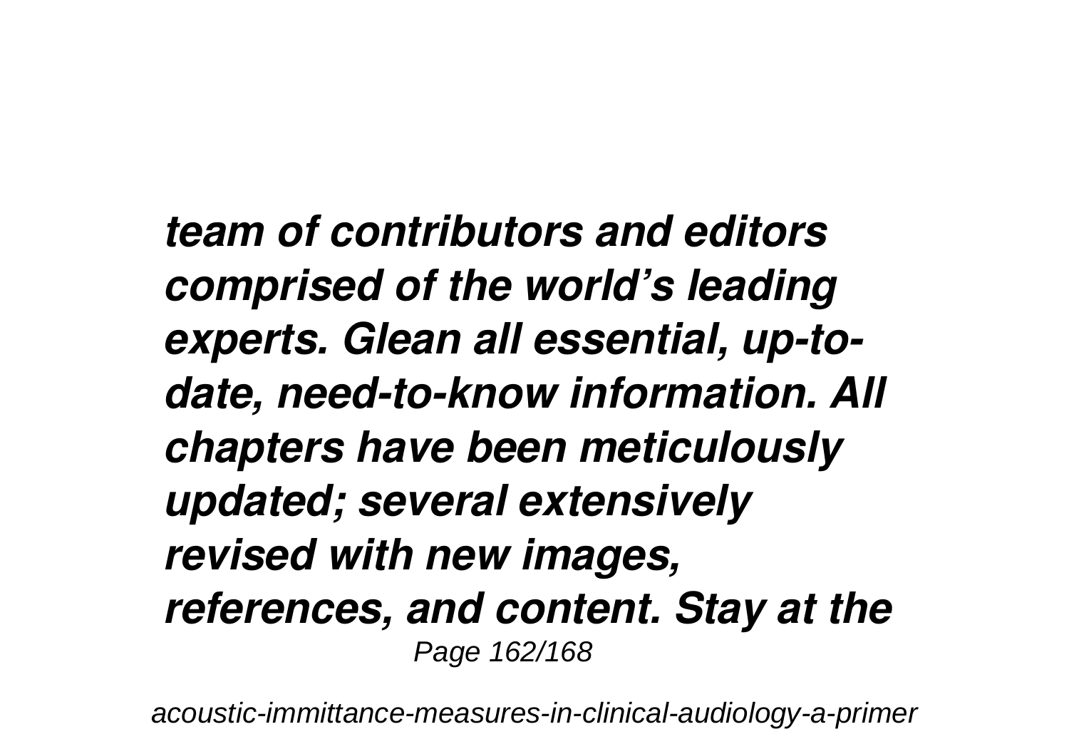*team of contributors and editors comprised of the world's leading experts. Glean all essential, up-to-date, need-to-know information. All chapters have been meticulously updated; several extensively revised with new images, references, and content. Stay at the*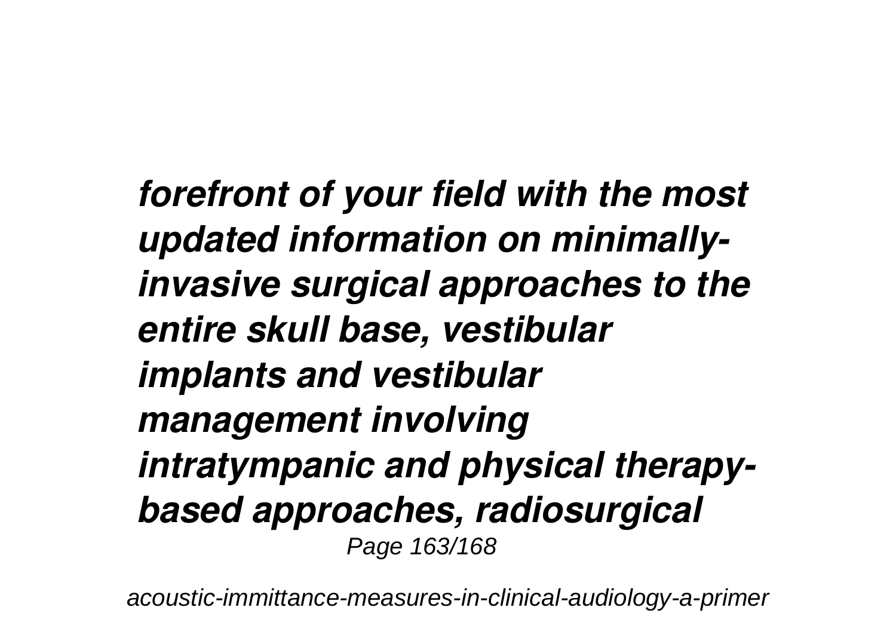*forefront of your field with the most updated information on minimally-invasive surgical approaches to the entire skull base, vestibular implants and vestibular management involving intratympanic and physical therapy-based approaches, radiosurgical*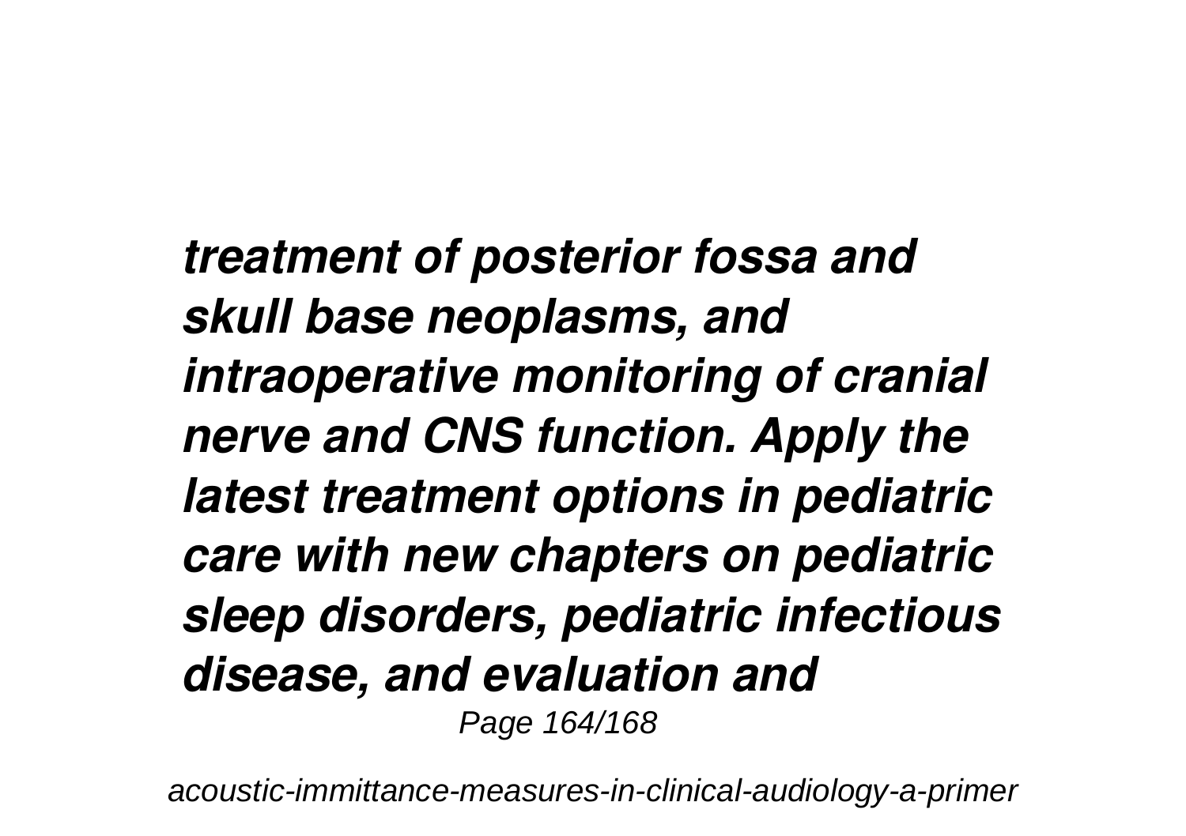*treatment of posterior fossa and skull base neoplasms, and intraoperative monitoring of cranial nerve and CNS function. Apply the latest treatment options in pediatric care with new chapters on pediatric sleep disorders, pediatric infectious disease, and evaluation and*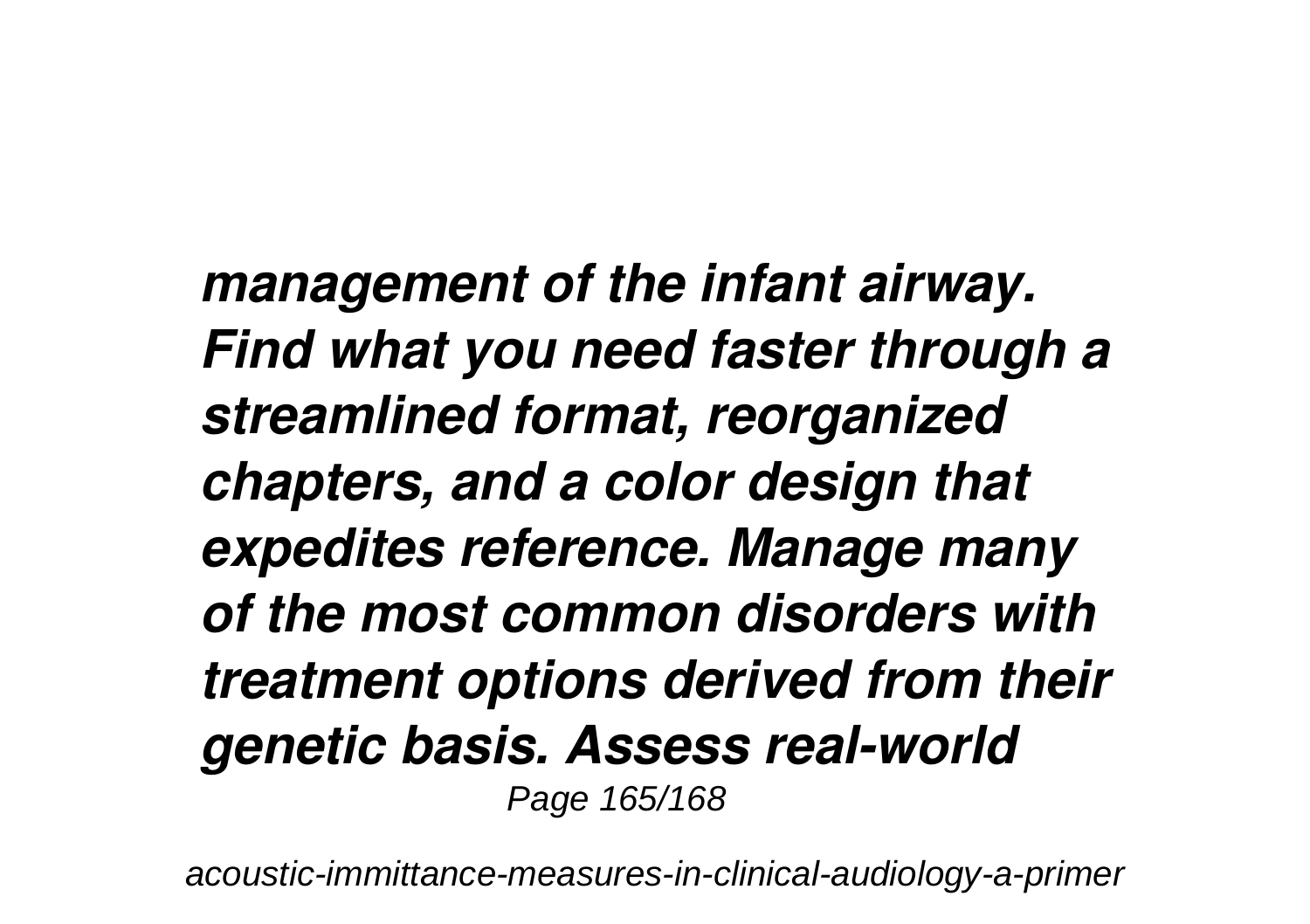*management of the infant airway. Find what you need faster through a streamlined format, reorganized chapters, and a color design that expedites reference. Manage many of the most common disorders with treatment options derived from their genetic basis. Assess real-world*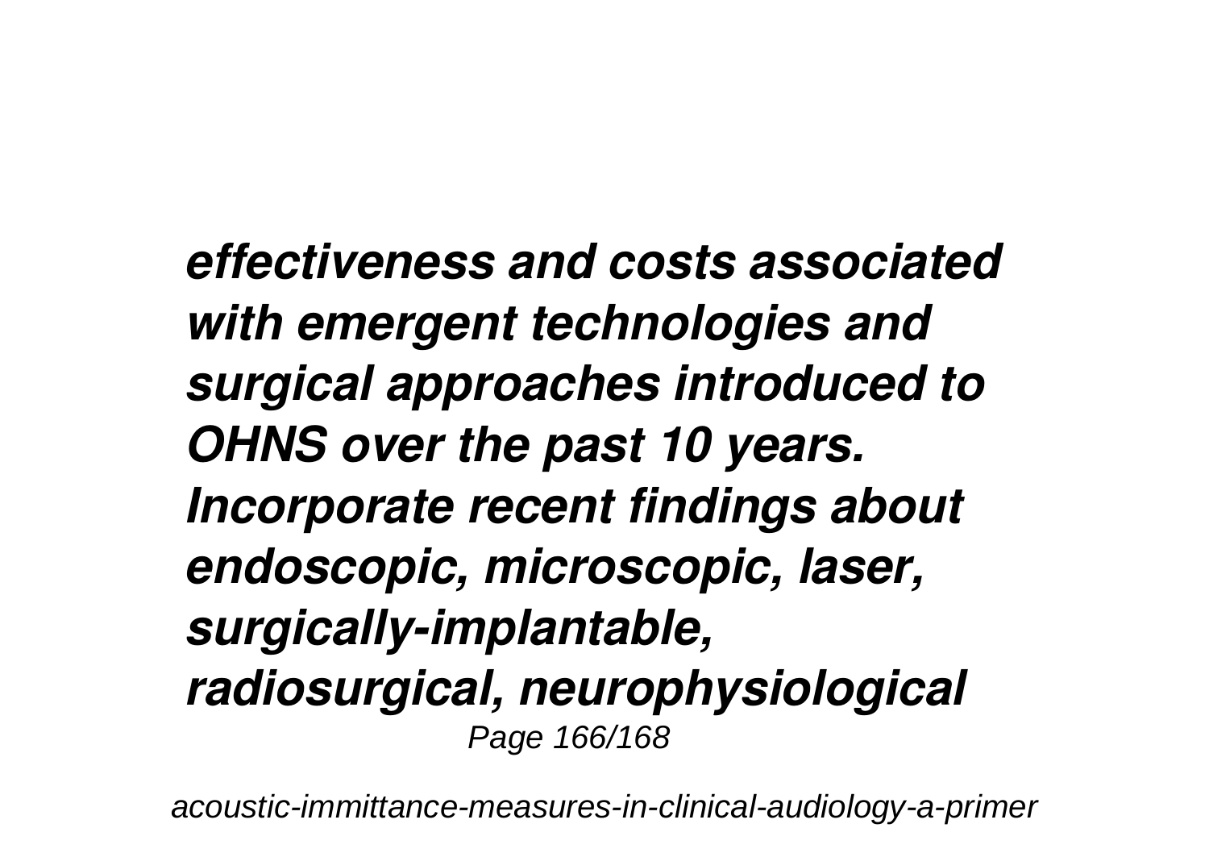*effectiveness and costs associated with emergent technologies and surgical approaches introduced to OHNS over the past 10 years. Incorporate recent findings about endoscopic, microscopic, laser, surgically-implantable, radiosurgical, neurophysiological*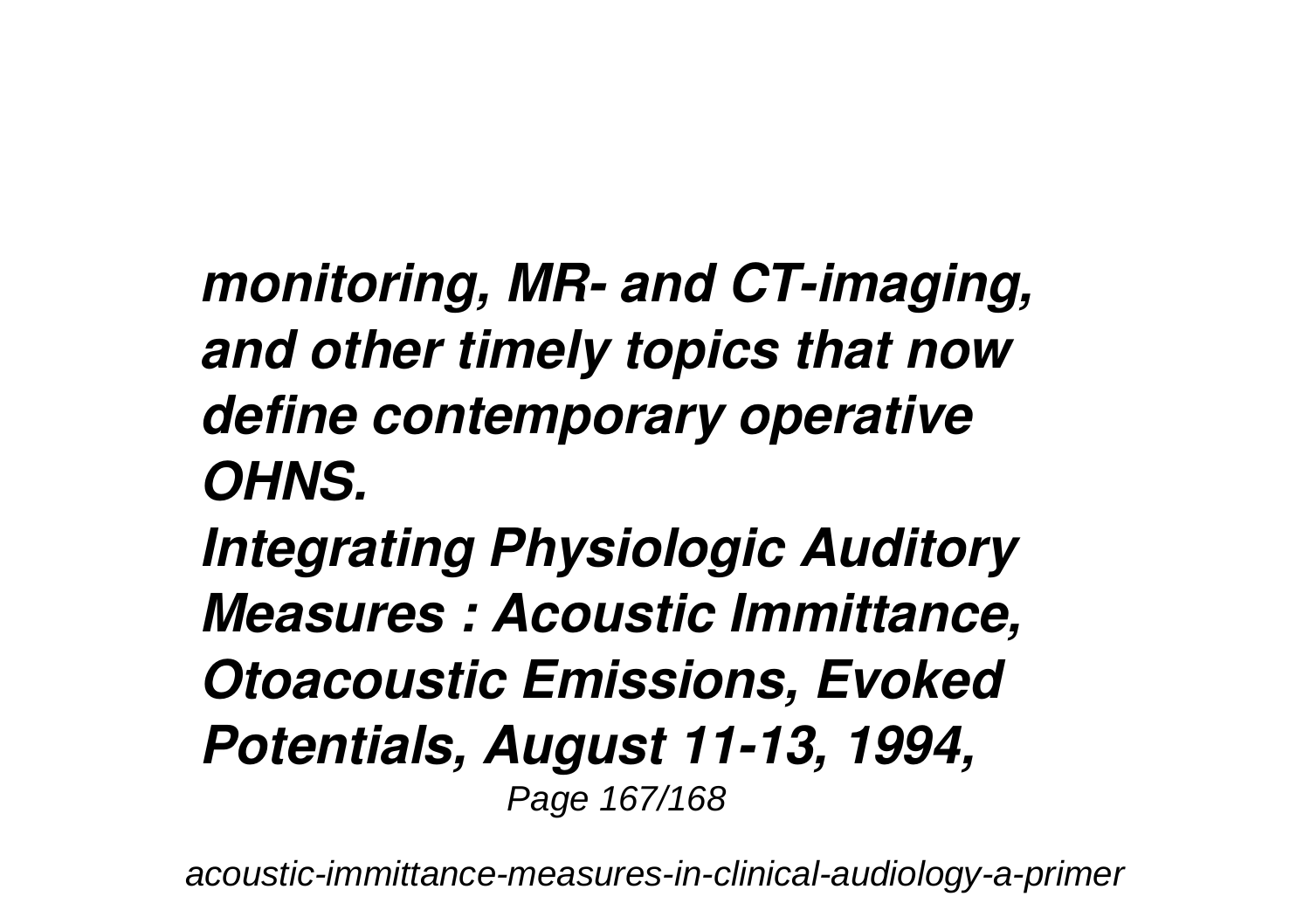*monitoring, MR- and CT-imaging, and other timely topics that now define contemporary operative OHNS.*

***Integrating Physiologic Auditory Measures : Acoustic Immittance, Otoacoustic Emissions, Evoked Potentials, August 11-13, 1994,***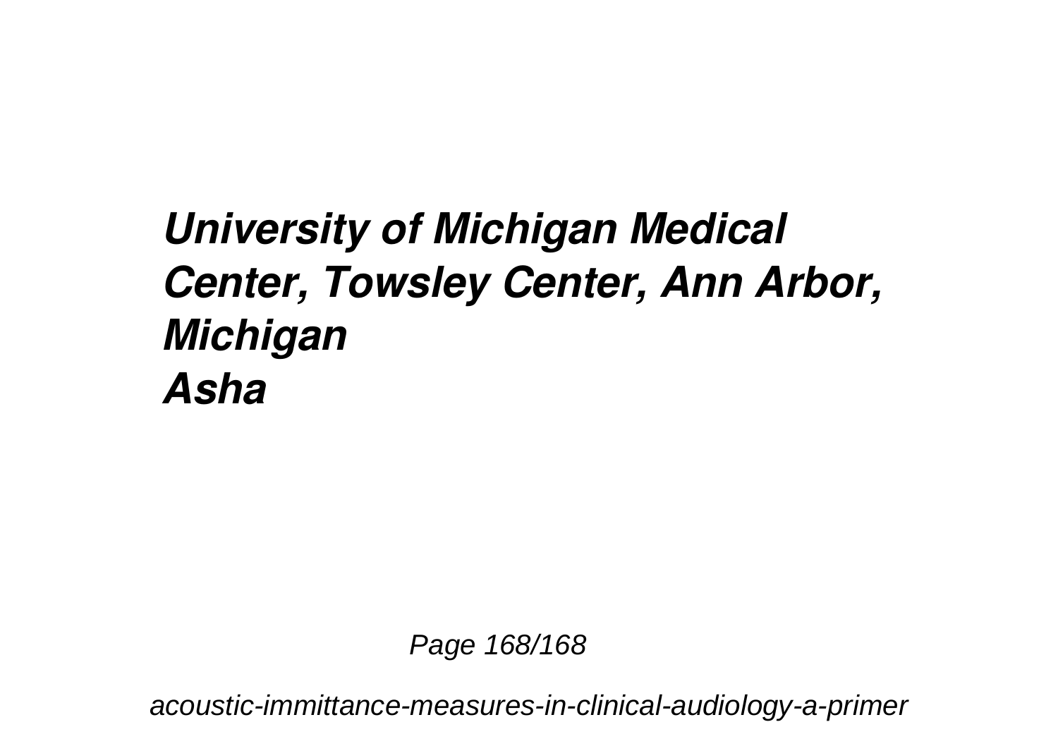***University of Michigan Medical Center, Towsley Center, Ann Arbor, Michigan***
***Asha***